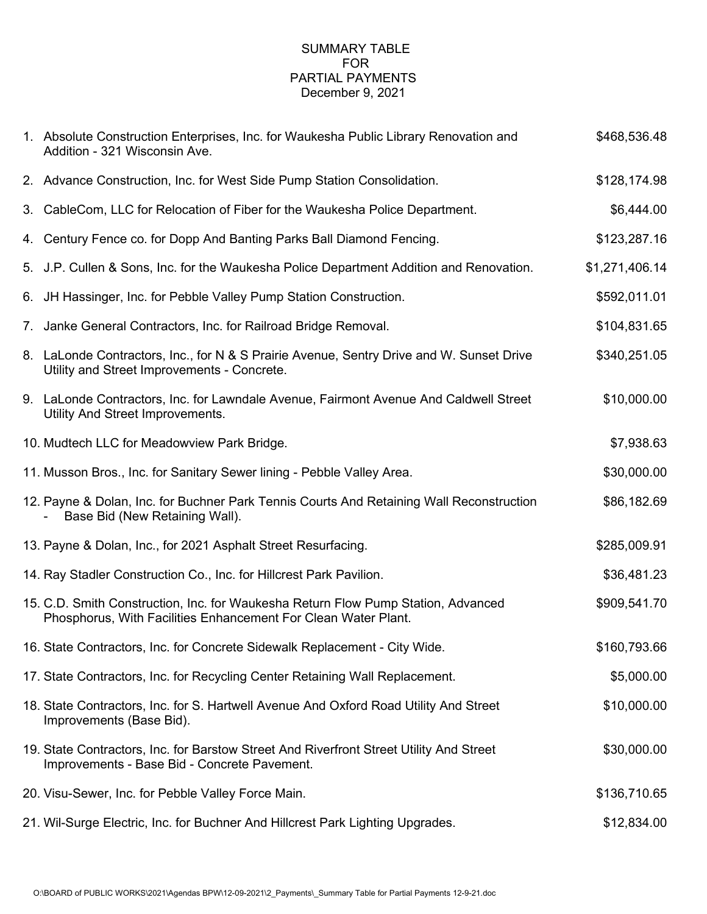# SUMMARY TABLE FOR PARTIAL PAYMENTS

December 9, 2021

| | Description | Amount |
|---|---|---|
| 1. | Absolute Construction Enterprises, Inc. for Waukesha Public Library Renovation and Addition - 321 Wisconsin Ave. | $468,536.48 |
| 2. | Advance Construction, Inc. for West Side Pump Station Consolidation. | $128,174.98 |
| 3. | CableCom, LLC for Relocation of Fiber for the Waukesha Police Department. | $6,444.00 |
| 4. | Century Fence co. for Dopp And Banting Parks Ball Diamond Fencing. | $123,287.16 |
| 5. | J.P. Cullen & Sons, Inc. for the Waukesha Police Department Addition and Renovation. | $1,271,406.14 |
| 6. | JH Hassinger, Inc. for Pebble Valley Pump Station Construction. | $592,011.01 |
| 7. | Janke General Contractors, Inc. for Railroad Bridge Removal. | $104,831.65 |
| 8. | LaLonde Contractors, Inc., for N & S Prairie Avenue, Sentry Drive and W. Sunset Drive Utility and Street Improvements - Concrete. | $340,251.05 |
| 9. | LaLonde Contractors, Inc. for Lawndale Avenue, Fairmont Avenue And Caldwell Street Utility And Street Improvements. | $10,000.00 |
| 10. | Mudtech LLC for Meadowview Park Bridge. | $7,938.63 |
| 11. | Musson Bros., Inc. for Sanitary Sewer lining - Pebble Valley Area. | $30,000.00 |
| 12. | Payne & Dolan, Inc. for Buchner Park Tennis Courts And Retaining Wall Reconstruction - Base Bid (New Retaining Wall). | $86,182.69 |
| 13. | Payne & Dolan, Inc., for 2021 Asphalt Street Resurfacing. | $285,009.91 |
| 14. | Ray Stadler Construction Co., Inc. for Hillcrest Park Pavilion. | $36,481.23 |
| 15. | C.D. Smith Construction, Inc. for Waukesha Return Flow Pump Station, Advanced Phosphorus, With Facilities Enhancement For Clean Water Plant. | $909,541.70 |
| 16. | State Contractors, Inc. for Concrete Sidewalk Replacement - City Wide. | $160,793.66 |
| 17. | State Contractors, Inc. for Recycling Center Retaining Wall Replacement. | $5,000.00 |
| 18. | State Contractors, Inc. for S. Hartwell Avenue And Oxford Road Utility And Street Improvements (Base Bid). | $10,000.00 |
| 19. | State Contractors, Inc. for Barstow Street And Riverfront Street Utility And Street Improvements - Base Bid - Concrete Pavement. | $30,000.00 |
| 20. | Visu-Sewer, Inc. for Pebble Valley Force Main. | $136,710.65 |
| 21. | Wil-Surge Electric, Inc. for Buchner And Hillcrest Park Lighting Upgrades. | $12,834.00 |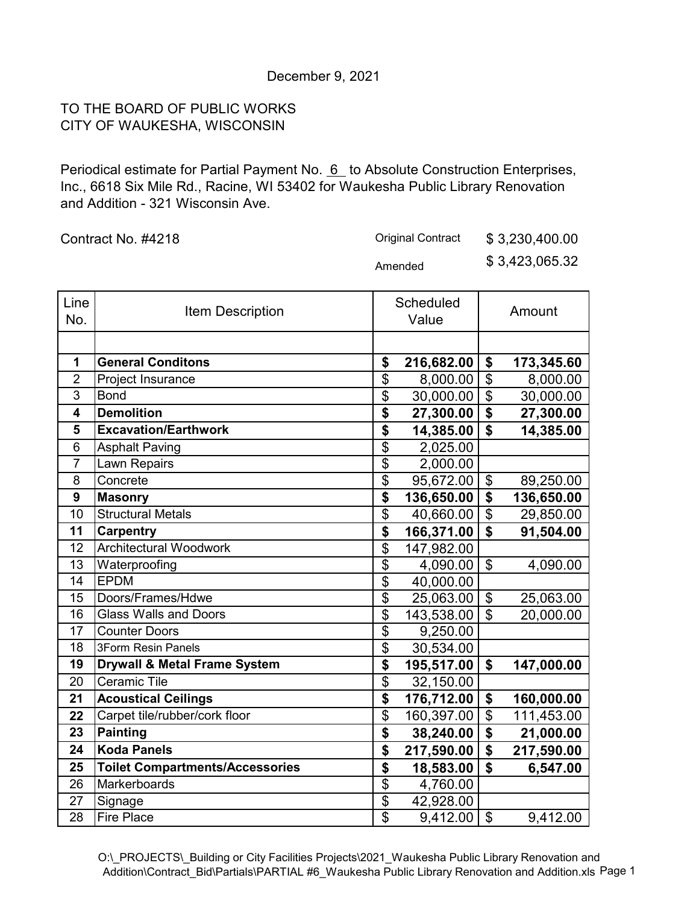December 9, 2021

TO THE BOARD OF PUBLIC WORKS
CITY OF WAUKESHA, WISCONSIN

Periodical estimate for Partial Payment No. 6 to Absolute Construction Enterprises, Inc., 6618 Six Mile Rd., Racine, WI 53402 for Waukesha Public Library Renovation and Addition - 321 Wisconsin Ave.

Contract No. #4218

Original Contract $ 3,230,400.00

Amended $ 3,423,065.32

| Line No. | Item Description | Scheduled Value | Amount |
|---|---|---|---|
| | | | |
| **1** | **General Conditons** | **$ 216,682.00** | **$ 173,345.60** |
| 2 | Project Insurance | $ 8,000.00 | $ 8,000.00 |
| 3 | Bond | $ 30,000.00 | $ 30,000.00 |
| **4** | **Demolition** | **$ 27,300.00** | **$ 27,300.00** |
| **5** | **Excavation/Earthwork** | **$ 14,385.00** | **$ 14,385.00** |
| 6 | Asphalt Paving | $ 2,025.00 | |
| 7 | Lawn Repairs | $ 2,000.00 | |
| 8 | Concrete | $ 95,672.00 | $ 89,250.00 |
| **9** | **Masonry** | **$ 136,650.00** | **$ 136,650.00** |
| 10 | Structural Metals | $ 40,660.00 | $ 29,850.00 |
| **11** | **Carpentry** | **$ 166,371.00** | **$ 91,504.00** |
| 12 | Architectural Woodwork | $ 147,982.00 | |
| 13 | Waterproofing | $ 4,090.00 | $ 4,090.00 |
| 14 | EPDM | $ 40,000.00 | |
| 15 | Doors/Frames/Hdwe | $ 25,063.00 | $ 25,063.00 |
| 16 | Glass Walls and Doors | $ 143,538.00 | $ 20,000.00 |
| 17 | Counter Doors | $ 9,250.00 | |
| 18 | 3Form Resin Panels | $ 30,534.00 | |
| **19** | **Drywall & Metal Frame System** | **$ 195,517.00** | **$ 147,000.00** |
| 20 | Ceramic Tile | $ 32,150.00 | |
| **21** | **Acoustical Ceilings** | **$ 176,712.00** | **$ 160,000.00** |
| **22** | Carpet tile/rubber/cork floor | $ 160,397.00 | $ 111,453.00 |
| **23** | **Painting** | **$ 38,240.00** | **$ 21,000.00** |
| **24** | **Koda Panels** | **$ 217,590.00** | **$ 217,590.00** |
| **25** | **Toilet Compartments/Accessories** | **$ 18,583.00** | **$ 6,547.00** |
| 26 | Markerboards | $ 4,760.00 | |
| 27 | Signage | $ 42,928.00 | |
| 28 | Fire Place | $ 9,412.00 | $ 9,412.00 |

O:\_PROJECTS\_Building or City Facilities Projects\2021_Waukesha Public Library Renovation and Addition\Contract_Bid\Partials\PARTIAL #6_Waukesha Public Library Renovation and Addition.xls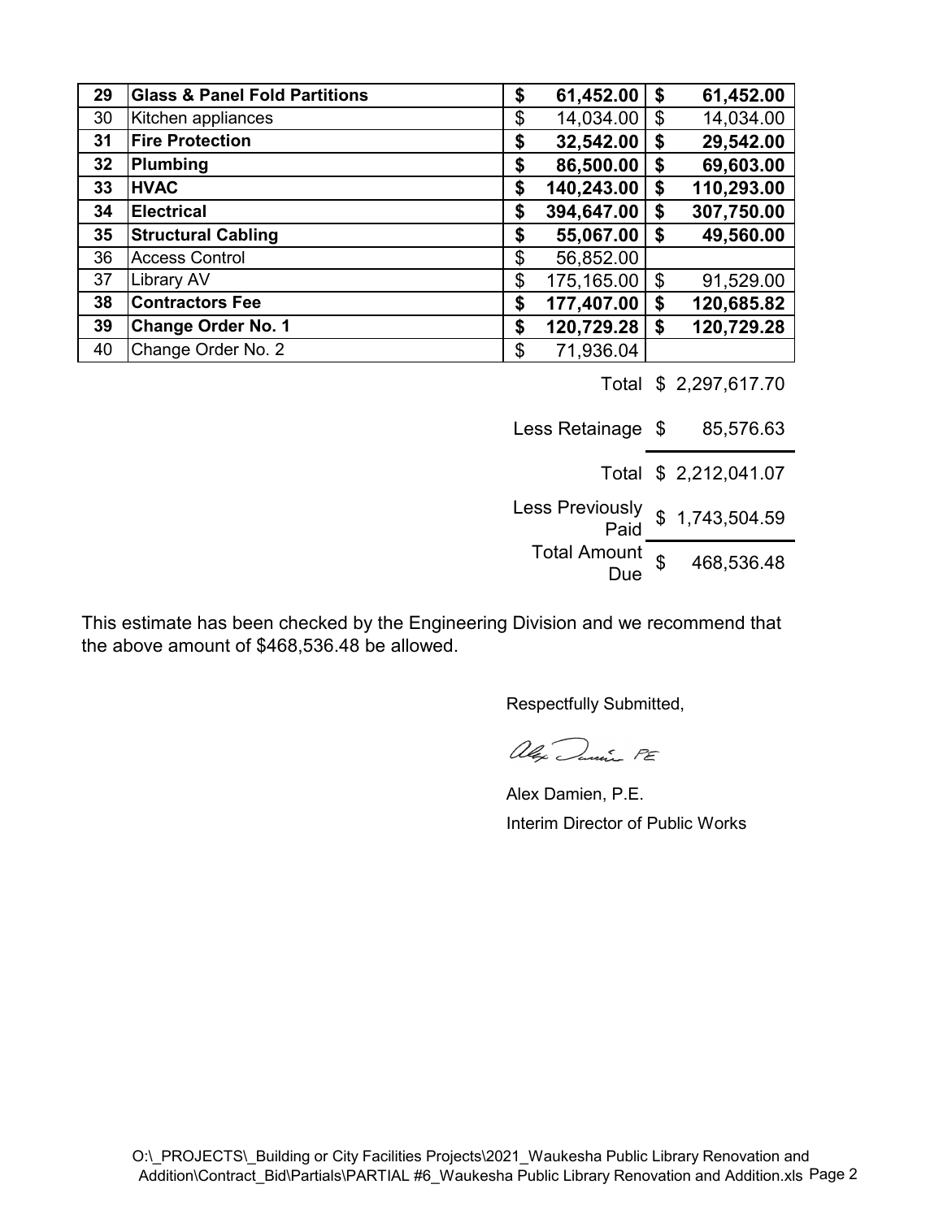| | | | |
|---|---|---|---|
| **29** | **Glass & Panel Fold Partitions** | **$ 61,452.00** | **$ 61,452.00** |
| 30 | Kitchen appliances | $ 14,034.00 | $ 14,034.00 |
| **31** | **Fire Protection** | **$ 32,542.00** | **$ 29,542.00** |
| **32** | **Plumbing** | **$ 86,500.00** | **$ 69,603.00** |
| **33** | **HVAC** | **$ 140,243.00** | **$ 110,293.00** |
| **34** | **Electrical** | **$ 394,647.00** | **$ 307,750.00** |
| **35** | **Structural Cabling** | **$ 55,067.00** | **$ 49,560.00** |
| 36 | Access Control | $ 56,852.00 | |
| 37 | Library AV | $ 175,165.00 | $ 91,529.00 |
| **38** | **Contractors Fee** | **$ 177,407.00** | **$ 120,685.82** |
| **39** | **Change Order No. 1** | **$ 120,729.28** | **$ 120,729.28** |
| 40 | Change Order No. 2 | $ 71,936.04 | |

| | |
|---|---|
| Total | $ 2,297,617.70 |
| Less Retainage | $ 85,576.63 |
| Total | $ 2,212,041.07 |
| Less Previously Paid | $ 1,743,504.59 |
| Total Amount Due | $ 468,536.48 |

This estimate has been checked by the Engineering Division and we recommend that the above amount of $468,536.48 be allowed.

Respectfully Submitted,

Alex Damien PE

Alex Damien, P.E.
Interim Director of Public Works

O:\_PROJECTS\_Building or City Facilities Projects\2021_Waukesha Public Library Renovation and Addition\Contract_Bid\Partials\PARTIAL #6_Waukesha Public Library Renovation and Addition.xls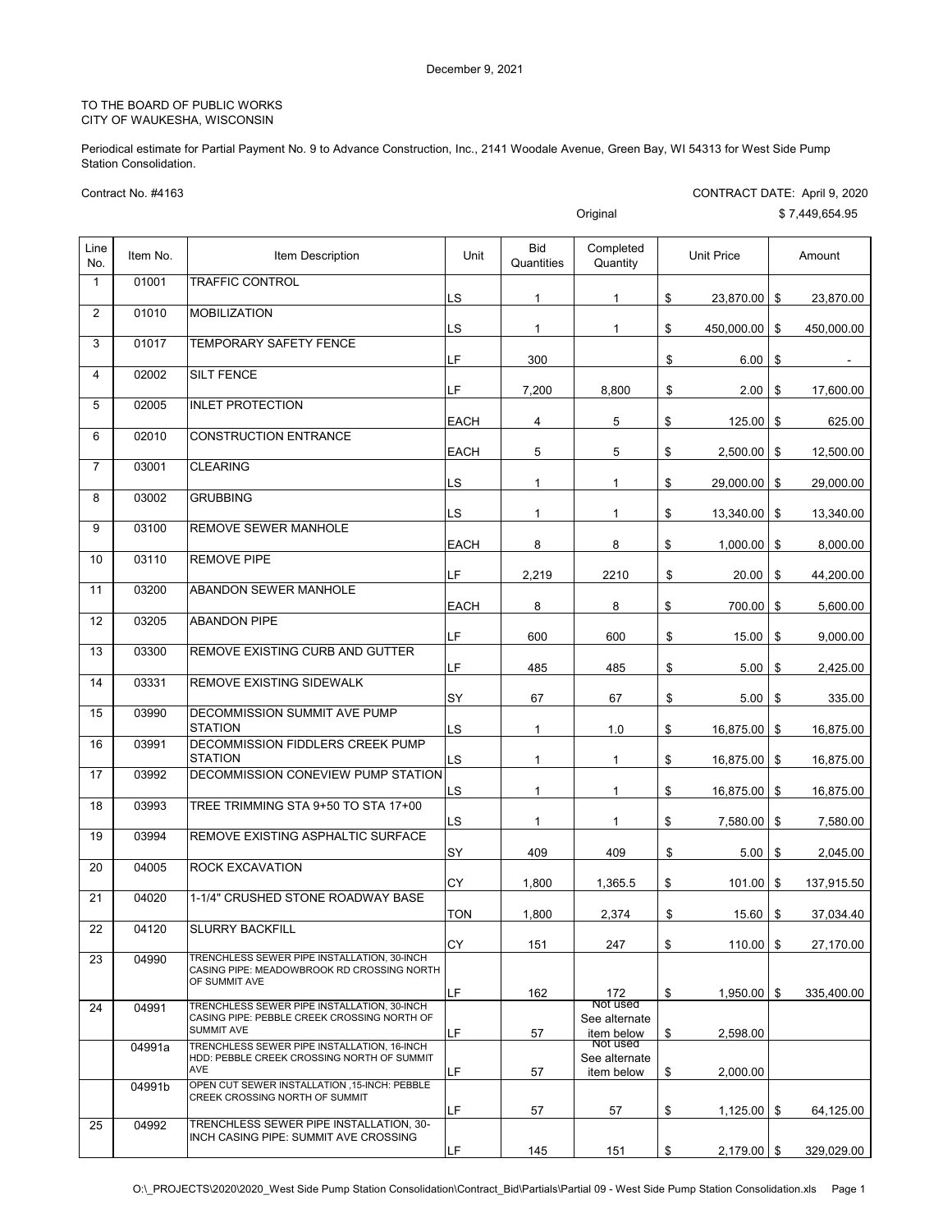December 9, 2021

TO THE BOARD OF PUBLIC WORKS
CITY OF WAUKESHA, WISCONSIN

Periodical estimate for Partial Payment No. 9 to Advance Construction, Inc., 2141 Woodale Avenue, Green Bay, WI 54313 for West Side Pump Station Consolidation.

Contract No. #4163

CONTRACT DATE: April 9, 2020

Original $ 7,449,654.95

| Line No. | Item No. | Item Description | Unit | Bid Quantities | Completed Quantity | Unit Price | Amount |
|---|---|---|---|---|---|---|---|
| 1 | 01001 | TRAFFIC CONTROL | LS | 1 | 1 | $ 23,870.00 | $ 23,870.00 |
| 2 | 01010 | MOBILIZATION | LS | 1 | 1 | $ 450,000.00 | $ 450,000.00 |
| 3 | 01017 | TEMPORARY SAFETY FENCE | LF | 300 | | $ 6.00 | $ - |
| 4 | 02002 | SILT FENCE | LF | 7,200 | 8,800 | $ 2.00 | $ 17,600.00 |
| 5 | 02005 | INLET PROTECTION | EACH | 4 | 5 | $ 125.00 | $ 625.00 |
| 6 | 02010 | CONSTRUCTION ENTRANCE | EACH | 5 | 5 | $ 2,500.00 | $ 12,500.00 |
| 7 | 03001 | CLEARING | LS | 1 | 1 | $ 29,000.00 | $ 29,000.00 |
| 8 | 03002 | GRUBBING | LS | 1 | 1 | $ 13,340.00 | $ 13,340.00 |
| 9 | 03100 | REMOVE SEWER MANHOLE | EACH | 8 | 8 | $ 1,000.00 | $ 8,000.00 |
| 10 | 03110 | REMOVE PIPE | LF | 2,219 | 2210 | $ 20.00 | $ 44,200.00 |
| 11 | 03200 | ABANDON SEWER MANHOLE | EACH | 8 | 8 | $ 700.00 | $ 5,600.00 |
| 12 | 03205 | ABANDON PIPE | LF | 600 | 600 | $ 15.00 | $ 9,000.00 |
| 13 | 03300 | REMOVE EXISTING CURB AND GUTTER | LF | 485 | 485 | $ 5.00 | $ 2,425.00 |
| 14 | 03331 | REMOVE EXISTING SIDEWALK | SY | 67 | 67 | $ 5.00 | $ 335.00 |
| 15 | 03990 | DECOMMISSION SUMMIT AVE PUMP STATION | LS | 1 | 1.0 | $ 16,875.00 | $ 16,875.00 |
| 16 | 03991 | DECOMMISSION FIDDLERS CREEK PUMP STATION | LS | 1 | 1 | $ 16,875.00 | $ 16,875.00 |
| 17 | 03992 | DECOMMISSION CONEVIEW PUMP STATION | LS | 1 | 1 | $ 16,875.00 | $ 16,875.00 |
| 18 | 03993 | TREE TRIMMING STA 9+50 TO STA 17+00 | LS | 1 | 1 | $ 7,580.00 | $ 7,580.00 |
| 19 | 03994 | REMOVE EXISTING ASPHALTIC SURFACE | SY | 409 | 409 | $ 5.00 | $ 2,045.00 |
| 20 | 04005 | ROCK EXCAVATION | CY | 1,800 | 1,365.5 | $ 101.00 | $ 137,915.50 |
| 21 | 04020 | 1-1/4" CRUSHED STONE ROADWAY BASE | TON | 1,800 | 2,374 | $ 15.60 | $ 37,034.40 |
| 22 | 04120 | SLURRY BACKFILL | CY | 151 | 247 | $ 110.00 | $ 27,170.00 |
| 23 | 04990 | TRENCHLESS SEWER PIPE INSTALLATION, 30-INCH CASING PIPE: MEADOWBROOK RD CROSSING NORTH OF SUMMIT AVE | LF | 162 | 172 | $ 1,950.00 | $ 335,400.00 |
| 24 | 04991 | TRENCHLESS SEWER PIPE INSTALLATION, 30-INCH CASING PIPE: PEBBLE CREEK CROSSING NORTH OF SUMMIT AVE | LF | 57 | Not used See alternate item below | $ 2,598.00 | |
| | 04991a | TRENCHLESS SEWER PIPE INSTALLATION, 16-INCH HDD: PEBBLE CREEK CROSSING NORTH OF SUMMIT AVE | LF | 57 | Not used See alternate item below | $ 2,000.00 | |
| | 04991b | OPEN CUT SEWER INSTALLATION ,15-INCH: PEBBLE CREEK CROSSING NORTH OF SUMMIT | LF | 57 | 57 | $ 1,125.00 | $ 64,125.00 |
| 25 | 04992 | TRENCHLESS SEWER PIPE INSTALLATION, 30-INCH CASING PIPE: SUMMIT AVE CROSSING | LF | 145 | 151 | $ 2,179.00 | $ 329,029.00 |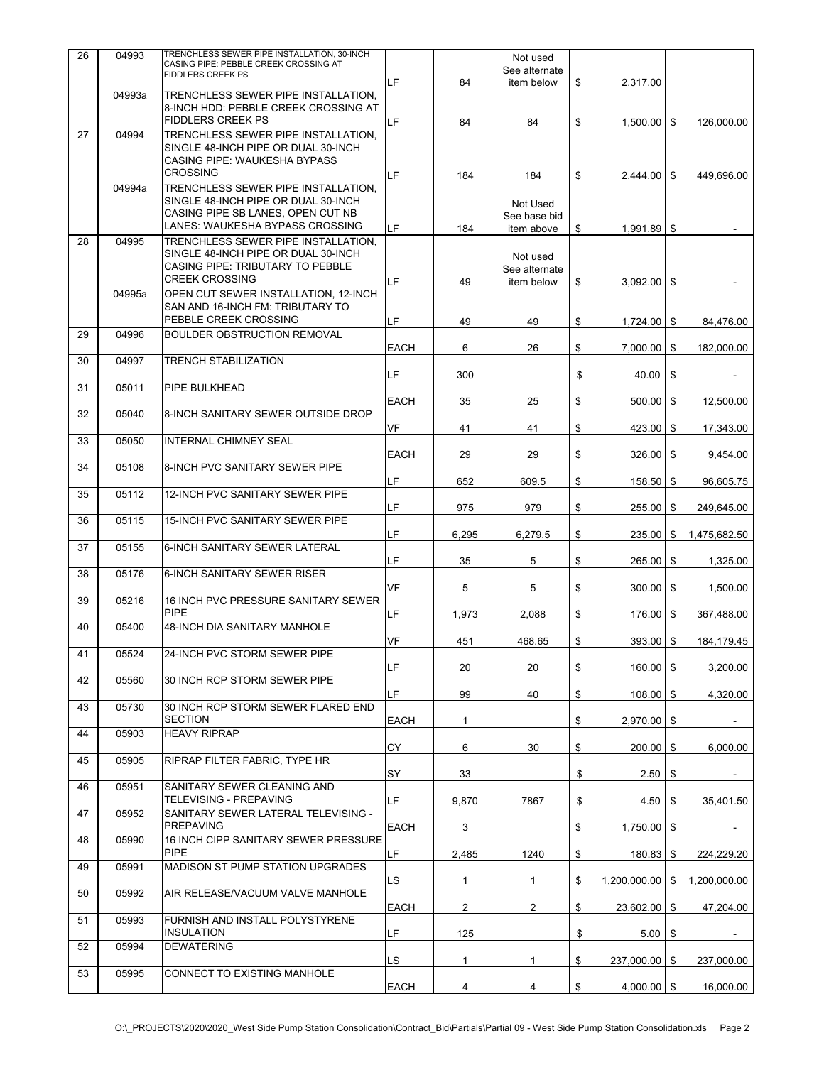| 26 | 04993 | TRENCHLESS SEWER PIPE INSTALLATION, 30-INCH CASING PIPE: PEBBLE CREEK CROSSING AT FIDDLERS CREEK PS | LF | 84 | Not used See alternate item below | $ 2,317.00 | |
|---|---|---|---|---|---|---|---|
| | 04993a | TRENCHLESS SEWER PIPE INSTALLATION, 8-INCH HDD: PEBBLE CREEK CROSSING AT FIDDLERS CREEK PS | LF | 84 | 84 | $ 1,500.00 | $ 126,000.00 |
| 27 | 04994 | TRENCHLESS SEWER PIPE INSTALLATION, SINGLE 48-INCH PIPE OR DUAL 30-INCH CASING PIPE: WAUKESHA BYPASS CROSSING | LF | 184 | 184 | $ 2,444.00 | $ 449,696.00 |
| | 04994a | TRENCHLESS SEWER PIPE INSTALLATION, SINGLE 48-INCH PIPE OR DUAL 30-INCH CASING PIPE SB LANES, OPEN CUT NB LANES: WAUKESHA BYPASS CROSSING | LF | 184 | Not Used See base bid item above | $ 1,991.89 | $ - |
| 28 | 04995 | TRENCHLESS SEWER PIPE INSTALLATION, SINGLE 48-INCH PIPE OR DUAL 30-INCH CASING PIPE: TRIBUTARY TO PEBBLE CREEK CROSSING | LF | 49 | Not used See alternate item below | $ 3,092.00 | $ - |
| | 04995a | OPEN CUT SEWER INSTALLATION, 12-INCH SAN AND 16-INCH FM: TRIBUTARY TO PEBBLE CREEK CROSSING | LF | 49 | 49 | $ 1,724.00 | $ 84,476.00 |
| 29 | 04996 | BOULDER OBSTRUCTION REMOVAL | EACH | 6 | 26 | $ 7,000.00 | $ 182,000.00 |
| 30 | 04997 | TRENCH STABILIZATION | LF | 300 | | $ 40.00 | $ - |
| 31 | 05011 | PIPE BULKHEAD | EACH | 35 | 25 | $ 500.00 | $ 12,500.00 |
| 32 | 05040 | 8-INCH SANITARY SEWER OUTSIDE DROP | VF | 41 | 41 | $ 423.00 | $ 17,343.00 |
| 33 | 05050 | INTERNAL CHIMNEY SEAL | EACH | 29 | 29 | $ 326.00 | $ 9,454.00 |
| 34 | 05108 | 8-INCH PVC SANITARY SEWER PIPE | LF | 652 | 609.5 | $ 158.50 | $ 96,605.75 |
| 35 | 05112 | 12-INCH PVC SANITARY SEWER PIPE | LF | 975 | 979 | $ 255.00 | $ 249,645.00 |
| 36 | 05115 | 15-INCH PVC SANITARY SEWER PIPE | LF | 6,295 | 6,279.5 | $ 235.00 | $ 1,475,682.50 |
| 37 | 05155 | 6-INCH SANITARY SEWER LATERAL | LF | 35 | 5 | $ 265.00 | $ 1,325.00 |
| 38 | 05176 | 6-INCH SANITARY SEWER RISER | VF | 5 | 5 | $ 300.00 | $ 1,500.00 |
| 39 | 05216 | 16 INCH PVC PRESSURE SANITARY SEWER PIPE | LF | 1,973 | 2,088 | $ 176.00 | $ 367,488.00 |
| 40 | 05400 | 48-INCH DIA SANITARY MANHOLE | VF | 451 | 468.65 | $ 393.00 | $ 184,179.45 |
| 41 | 05524 | 24-INCH PVC STORM SEWER PIPE | LF | 20 | 20 | $ 160.00 | $ 3,200.00 |
| 42 | 05560 | 30 INCH RCP STORM SEWER PIPE | LF | 99 | 40 | $ 108.00 | $ 4,320.00 |
| 43 | 05730 | 30 INCH RCP STORM SEWER FLARED END SECTION | EACH | 1 | | $ 2,970.00 | $ - |
| 44 | 05903 | HEAVY RIPRAP | CY | 6 | 30 | $ 200.00 | $ 6,000.00 |
| 45 | 05905 | RIPRAP FILTER FABRIC, TYPE HR | SY | 33 | | $ 2.50 | $ - |
| 46 | 05951 | SANITARY SEWER CLEANING AND TELEVISING - PREPAVING | LF | 9,870 | 7867 | $ 4.50 | $ 35,401.50 |
| 47 | 05952 | SANITARY SEWER LATERAL TELEVISING - PREPAVING | EACH | 3 | | $ 1,750.00 | $ - |
| 48 | 05990 | 16 INCH CIPP SANITARY SEWER PRESSURE PIPE | LF | 2,485 | 1240 | $ 180.83 | $ 224,229.20 |
| 49 | 05991 | MADISON ST PUMP STATION UPGRADES | LS | 1 | 1 | $ 1,200,000.00 | $ 1,200,000.00 |
| 50 | 05992 | AIR RELEASE/VACUUM VALVE MANHOLE | EACH | 2 | 2 | $ 23,602.00 | $ 47,204.00 |
| 51 | 05993 | FURNISH AND INSTALL POLYSTYRENE INSULATION | LF | 125 | | $ 5.00 | $ - |
| 52 | 05994 | DEWATERING | LS | 1 | 1 | $ 237,000.00 | $ 237,000.00 |
| 53 | 05995 | CONNECT TO EXISTING MANHOLE | EACH | 4 | 4 | $ 4,000.00 | $ 16,000.00 |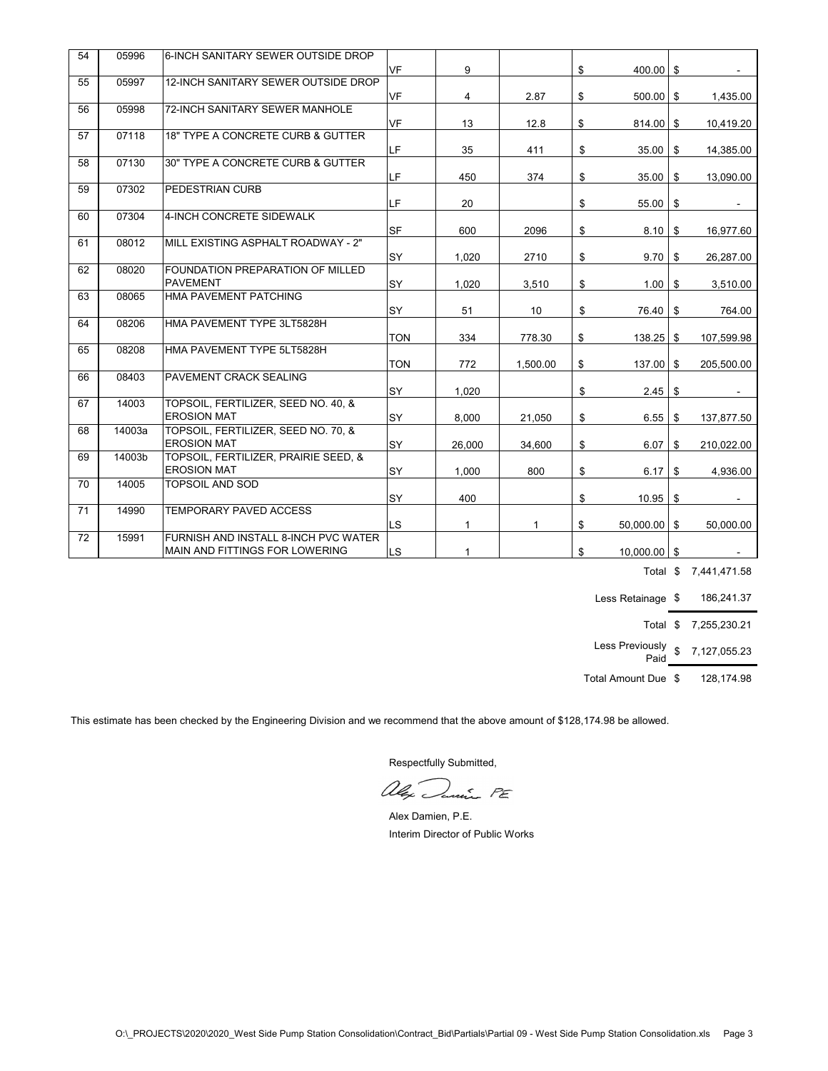| | | | | | | | | |
|---|---|---|---|---|---|---|---|---|
| 54 | 05996 | 6-INCH SANITARY SEWER OUTSIDE DROP | VF | 9 | | $ | 400.00 | $ - |
| 55 | 05997 | 12-INCH SANITARY SEWER OUTSIDE DROP | VF | 4 | 2.87 | $ | 500.00 | $ 1,435.00 |
| 56 | 05998 | 72-INCH SANITARY SEWER MANHOLE | VF | 13 | 12.8 | $ | 814.00 | $ 10,419.20 |
| 57 | 07118 | 18" TYPE A CONCRETE CURB & GUTTER | LF | 35 | 411 | $ | 35.00 | $ 14,385.00 |
| 58 | 07130 | 30" TYPE A CONCRETE CURB & GUTTER | LF | 450 | 374 | $ | 35.00 | $ 13,090.00 |
| 59 | 07302 | PEDESTRIAN CURB | LF | 20 | | $ | 55.00 | $ - |
| 60 | 07304 | 4-INCH CONCRETE SIDEWALK | SF | 600 | 2096 | $ | 8.10 | $ 16,977.60 |
| 61 | 08012 | MILL EXISTING ASPHALT ROADWAY - 2" | SY | 1,020 | 2710 | $ | 9.70 | $ 26,287.00 |
| 62 | 08020 | FOUNDATION PREPARATION OF MILLED PAVEMENT | SY | 1,020 | 3,510 | $ | 1.00 | $ 3,510.00 |
| 63 | 08065 | HMA PAVEMENT PATCHING | SY | 51 | 10 | $ | 76.40 | $ 764.00 |
| 64 | 08206 | HMA PAVEMENT TYPE 3LT5828H | TON | 334 | 778.30 | $ | 138.25 | $ 107,599.98 |
| 65 | 08208 | HMA PAVEMENT TYPE 5LT5828H | TON | 772 | 1,500.00 | $ | 137.00 | $ 205,500.00 |
| 66 | 08403 | PAVEMENT CRACK SEALING | SY | 1,020 | | $ | 2.45 | $ - |
| 67 | 14003 | TOPSOIL, FERTILIZER, SEED NO. 40, & EROSION MAT | SY | 8,000 | 21,050 | $ | 6.55 | $ 137,877.50 |
| 68 | 14003a | TOPSOIL, FERTILIZER, SEED NO. 70, & EROSION MAT | SY | 26,000 | 34,600 | $ | 6.07 | $ 210,022.00 |
| 69 | 14003b | TOPSOIL, FERTILIZER, PRAIRIE SEED, & EROSION MAT | SY | 1,000 | 800 | $ | 6.17 | $ 4,936.00 |
| 70 | 14005 | TOPSOIL AND SOD | SY | 400 | | $ | 10.95 | $ - |
| 71 | 14990 | TEMPORARY PAVED ACCESS | LS | 1 | 1 | $ | 50,000.00 | $ 50,000.00 |
| 72 | 15991 | FURNISH AND INSTALL 8-INCH PVC WATER MAIN AND FITTINGS FOR LOWERING | LS | 1 | | $ | 10,000.00 | $ - |

| | |
|---|---|
| Total | $ 7,441,471.58 |
| Less Retainage | $ 186,241.37 |
| Total | $ 7,255,230.21 |
| Less Previously Paid | $ 7,127,055.23 |
| Total Amount Due | $ 128,174.98 |

This estimate has been checked by the Engineering Division and we recommend that the above amount of $128,174.98 be allowed.

Respectfully Submitted,

Alex Damien, PE

Alex Damien, P.E.
Interim Director of Public Works

O:\_PROJECTS\2020\2020_West Side Pump Station Consolidation\Contract_Bid\Partials\Partial 09 - West Side Pump Station Consolidation.xls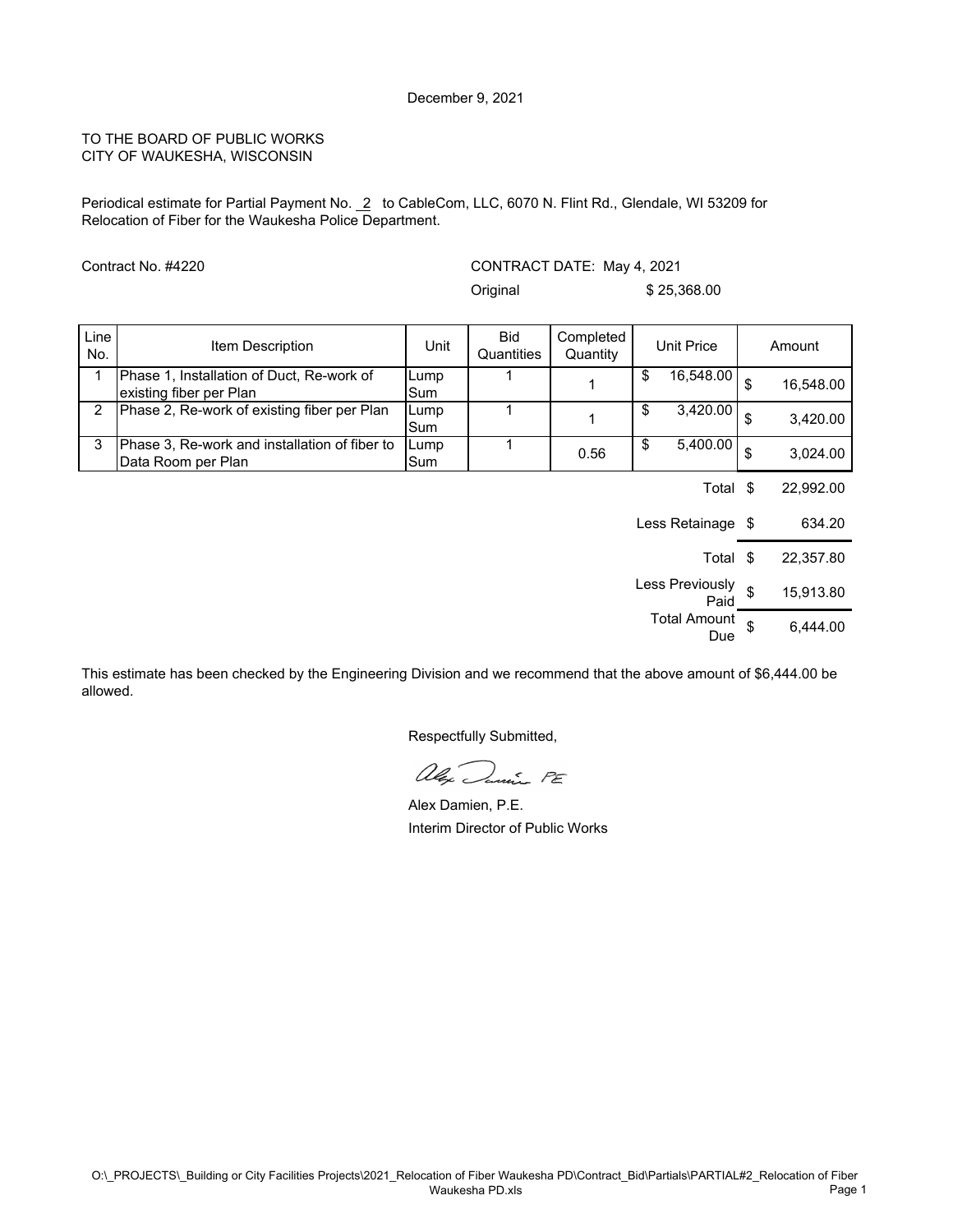December 9, 2021

TO THE BOARD OF PUBLIC WORKS
CITY OF WAUKESHA, WISCONSIN

Periodical estimate for Partial Payment No. 2 to CableCom, LLC, 6070 N. Flint Rd., Glendale, WI 53209 for Relocation of Fiber for the Waukesha Police Department.

Contract No. #4220

CONTRACT DATE: May 4, 2021

Original $ 25,368.00

| Line No. | Item Description | Unit | Bid Quantities | Completed Quantity | Unit Price | Amount |
|---|---|---|---|---|---|---|
| 1 | Phase 1, Installation of Duct, Re-work of existing fiber per Plan | Lump Sum | 1 | 1 | $ 16,548.00 | $ 16,548.00 |
| 2 | Phase 2, Re-work of existing fiber per Plan | Lump Sum | 1 | 1 | $ 3,420.00 | $ 3,420.00 |
| 3 | Phase 3, Re-work and installation of fiber to Data Room per Plan | Lump Sum | 1 | 0.56 | $ 5,400.00 | $ 3,024.00 |
| | | | | | Total | $ 22,992.00 |
| | | | | | Less Retainage | $ 634.20 |
| | | | | | Total | $ 22,357.80 |
| | | | | | Less Previously Paid | $ 15,913.80 |
| | | | | | Total Amount Due | $ 6,444.00 |

This estimate has been checked by the Engineering Division and we recommend that the above amount of $6,444.00 be allowed.

Respectfully Submitted,

Alex Damien, P.E.
Interim Director of Public Works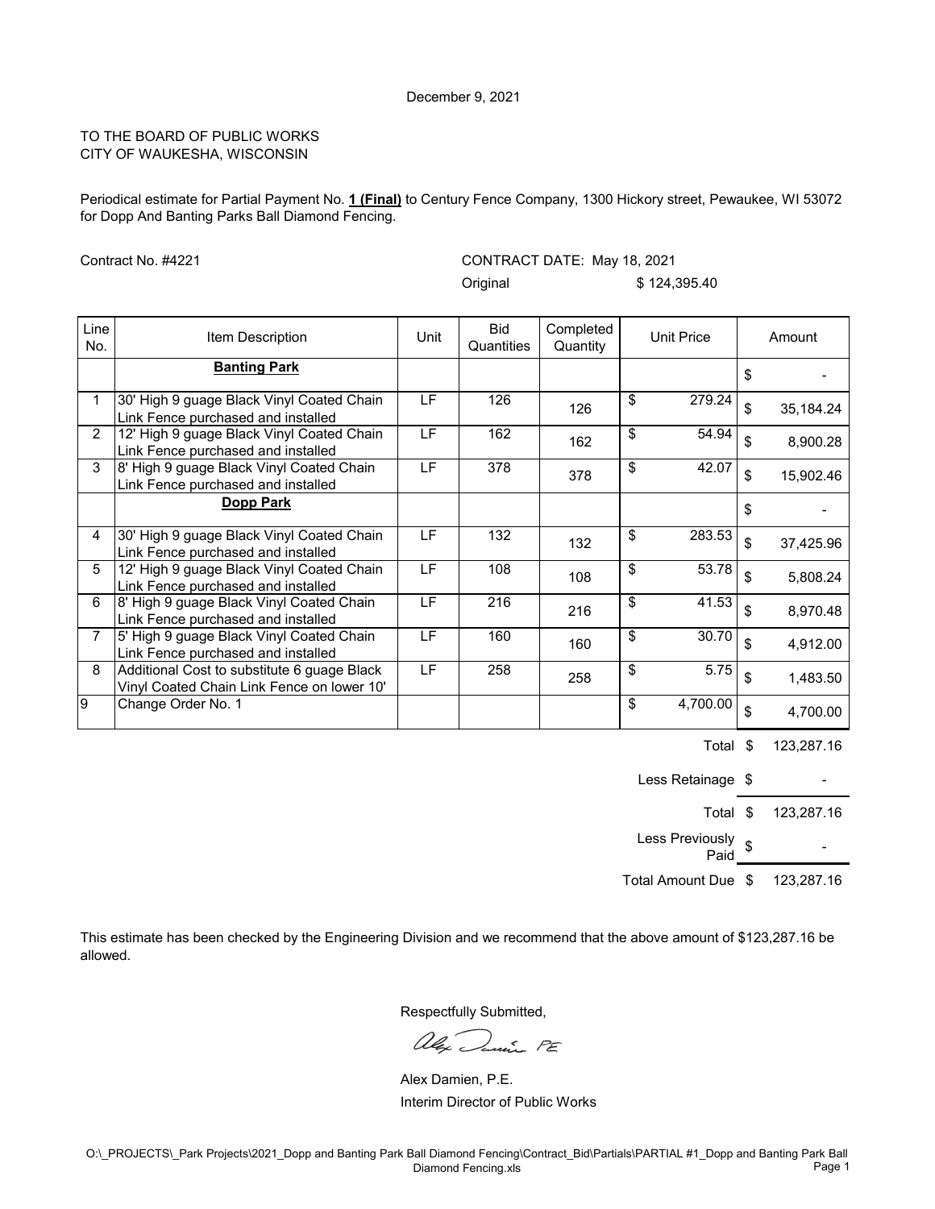December 9, 2021

TO THE BOARD OF PUBLIC WORKS
CITY OF WAUKESHA, WISCONSIN

Periodical estimate for Partial Payment No. **1 (Final)** to Century Fence Company, 1300 Hickory street, Pewaukee, WI 53072 for Dopp And Banting Parks Ball Diamond Fencing.

Contract No. #4221

CONTRACT DATE: May 18, 2021

Original $ 124,395.40

| Line No. | Item Description | Unit | Bid Quantities | Completed Quantity | Unit Price | Amount |
|---|---|---|---|---|---|---|
| | **Banting Park** | | | | | $ - |
| 1 | 30' High 9 guage Black Vinyl Coated Chain Link Fence purchased and installed | LF | 126 | 126 | $ 279.24 | $ 35,184.24 |
| 2 | 12' High 9 guage Black Vinyl Coated Chain Link Fence purchased and installed | LF | 162 | 162 | $ 54.94 | $ 8,900.28 |
| 3 | 8' High 9 guage Black Vinyl Coated Chain Link Fence purchased and installed | LF | 378 | 378 | $ 42.07 | $ 15,902.46 |
| | **Dopp Park** | | | | | $ - |
| 4 | 30' High 9 guage Black Vinyl Coated Chain Link Fence purchased and installed | LF | 132 | 132 | $ 283.53 | $ 37,425.96 |
| 5 | 12' High 9 guage Black Vinyl Coated Chain Link Fence purchased and installed | LF | 108 | 108 | $ 53.78 | $ 5,808.24 |
| 6 | 8' High 9 guage Black Vinyl Coated Chain Link Fence purchased and installed | LF | 216 | 216 | $ 41.53 | $ 8,970.48 |
| 7 | 5' High 9 guage Black Vinyl Coated Chain Link Fence purchased and installed | LF | 160 | 160 | $ 30.70 | $ 4,912.00 |
| 8 | Additional Cost to substitute 6 guage Black Vinyl Coated Chain Link Fence on lower 10' | LF | 258 | 258 | $ 5.75 | $ 1,483.50 |
| 9 | Change Order No. 1 | | | | $ 4,700.00 | $ 4,700.00 |

| | |
|---|---|
| Total | $ 123,287.16 |
| Less Retainage | $ - |
| Total | $ 123,287.16 |
| Less Previously Paid | $ - |
| Total Amount Due | $ 123,287.16 |

This estimate has been checked by the Engineering Division and we recommend that the above amount of $123,287.16 be allowed.

Respectfully Submitted,

Alex Damien, P.E.
Interim Director of Public Works

O:\_PROJECTS\_Park Projects\2021_Dopp and Banting Park Ball Diamond Fencing\Contract_Bid\Partials\PARTIAL #1_Dopp and Banting Park Ball Diamond Fencing.xls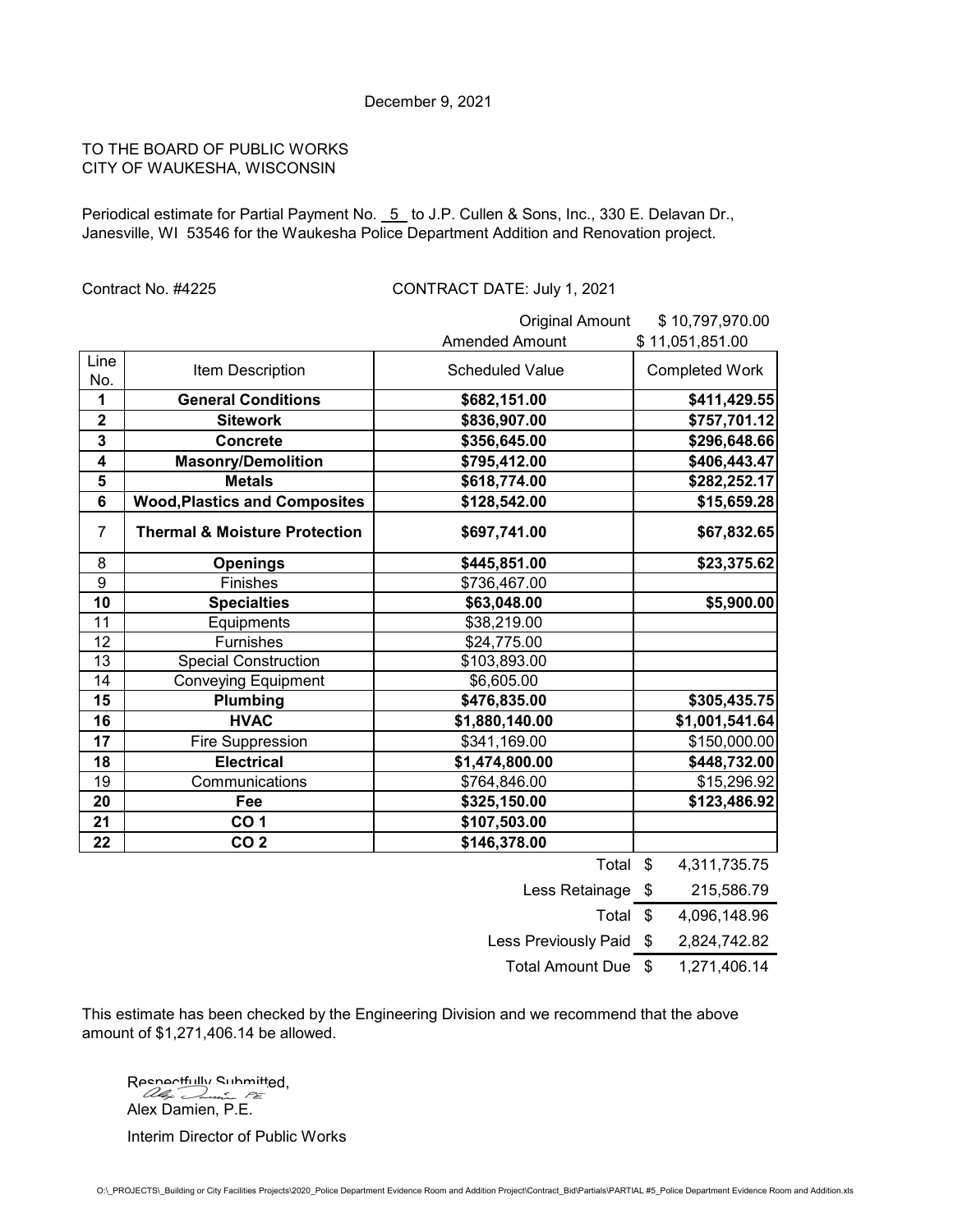December 9, 2021

TO THE BOARD OF PUBLIC WORKS
CITY OF WAUKESHA, WISCONSIN

Periodical estimate for Partial Payment No. 5 to J.P. Cullen & Sons, Inc., 330 E. Delavan Dr., Janesville, WI 53546 for the Waukesha Police Department Addition and Renovation project.

Contract No. #4225 CONTRACT DATE: July 1, 2021

Original Amount $ 10,797,970.00
Amended Amount $ 11,051,851.00

| Line No. | Item Description | Scheduled Value | Completed Work |
|---|---|---|---|
| **1** | **General Conditions** | **$682,151.00** | **$411,429.55** |
| **2** | **Sitework** | **$836,907.00** | **$757,701.12** |
| **3** | **Concrete** | **$356,645.00** | **$296,648.66** |
| **4** | **Masonry/Demolition** | **$795,412.00** | **$406,443.47** |
| **5** | **Metals** | **$618,774.00** | **$282,252.17** |
| **6** | **Wood,Plastics and Composites** | **$128,542.00** | **$15,659.28** |
| 7 | **Thermal & Moisture Protection** | **$697,741.00** | **$67,832.65** |
| 8 | **Openings** | **$445,851.00** | **$23,375.62** |
| 9 | Finishes | $736,467.00 | |
| **10** | **Specialties** | **$63,048.00** | **$5,900.00** |
| 11 | Equipments | $38,219.00 | |
| 12 | Furnishes | $24,775.00 | |
| 13 | Special Construction | $103,893.00 | |
| 14 | Conveying Equipment | $6,605.00 | |
| **15** | **Plumbing** | **$476,835.00** | **$305,435.75** |
| **16** | **HVAC** | **$1,880,140.00** | **$1,001,541.64** |
| 17 | Fire Suppression | $341,169.00 | $150,000.00 |
| **18** | **Electrical** | **$1,474,800.00** | **$448,732.00** |
| 19 | Communications | $764,846.00 | $15,296.92 |
| **20** | **Fee** | **$325,150.00** | **$123,486.92** |
| **21** | **CO 1** | **$107,503.00** | |
| **22** | **CO 2** | **$146,378.00** | |

| | |
|---|---|
| Total | $ 4,311,735.75 |
| Less Retainage | $ 215,586.79 |
| Total | $ 4,096,148.96 |
| Less Previously Paid | $ 2,824,742.82 |
| Total Amount Due | $ 1,271,406.14 |

This estimate has been checked by the Engineering Division and we recommend that the above amount of $1,271,406.14 be allowed.

Respectfully Submitted,

Alex Damien, P.E.

Interim Director of Public Works

O:\_PROJECTS\_Building or City Facilities Projects\2020_Police Department Evidence Room and Addition Project\Contract_Bid\Partials\PARTIAL #5_Police Department Evidence Room and Addition.xls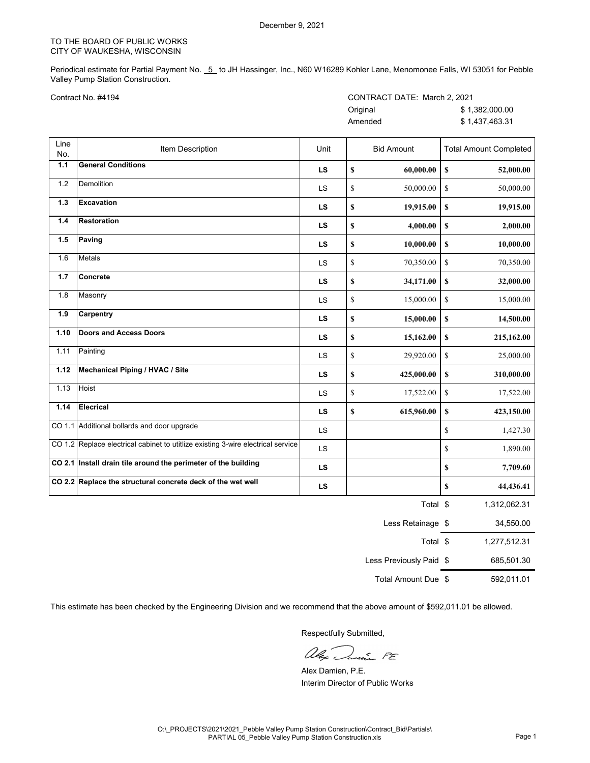December 9, 2021

TO THE BOARD OF PUBLIC WORKS
CITY OF WAUKESHA, WISCONSIN

Periodical estimate for Partial Payment No. 5 to JH Hassinger, Inc., N60 W16289 Kohler Lane, Menomonee Falls, WI 53051 for Pebble Valley Pump Station Construction.

Contract No. #4194

CONTRACT DATE: March 2, 2021
Original $ 1,382,000.00
Amended $ 1,437,463.31

| Line No. | Item Description | Unit | Bid Amount | Total Amount Completed |
|---|---|---|---|---|
| **1.1** | **General Conditions** | **LS** | **$ 60,000.00** | **$ 52,000.00** |
| 1.2 | Demolition | LS | $ 50,000.00 | $ 50,000.00 |
| **1.3** | **Excavation** | **LS** | **$ 19,915.00** | **$ 19,915.00** |
| **1.4** | **Restoration** | **LS** | **$ 4,000.00** | **$ 2,000.00** |
| **1.5** | **Paving** | **LS** | **$ 10,000.00** | **$ 10,000.00** |
| 1.6 | Metals | LS | $ 70,350.00 | $ 70,350.00 |
| **1.7** | **Concrete** | **LS** | **$ 34,171.00** | **$ 32,000.00** |
| 1.8 | Masonry | LS | $ 15,000.00 | $ 15,000.00 |
| **1.9** | **Carpentry** | **LS** | **$ 15,000.00** | **$ 14,500.00** |
| **1.10** | **Doors and Access Doors** | **LS** | **$ 15,162.00** | **$ 215,162.00** |
| 1.11 | Painting | LS | $ 29,920.00 | $ 25,000.00 |
| **1.12** | **Mechanical Piping / HVAC / Site** | **LS** | **$ 425,000.00** | **$ 310,000.00** |
| 1.13 | Hoist | LS | $ 17,522.00 | $ 17,522.00 |
| **1.14** | **Elecrical** | **LS** | **$ 615,960.00** | **$ 423,150.00** |
| CO 1.1 | Additional bollards and door upgrade | LS | | $ 1,427.30 |
| CO 1.2 | Replace electrical cabinet to utitlize existing 3-wire electrical service | LS | | $ 1,890.00 |
| **CO 2.1** | **Install drain tile around the perimeter of the building** | **LS** | | **$ 7,709.60** |
| **CO 2.2** | **Replace the structural concrete deck of the wet well** | **LS** | | **$ 44,436.41** |

| | |
|---|---|
| Total | $ 1,312,062.31 |
| Less Retainage | $ 34,550.00 |
| Total | $ 1,277,512.31 |
| Less Previously Paid | $ 685,501.30 |
| Total Amount Due | $ 592,011.01 |

This estimate has been checked by the Engineering Division and we recommend that the above amount of $592,011.01 be allowed.

Respectfully Submitted,

Alex Damien PE

Alex Damien, P.E.
Interim Director of Public Works

O:\_PROJECTS\2021\2021_Pebble Valley Pump Station Construction\Contract_Bid\Partials\PARTIAL 05_Pebble Valley Pump Station Construction.xls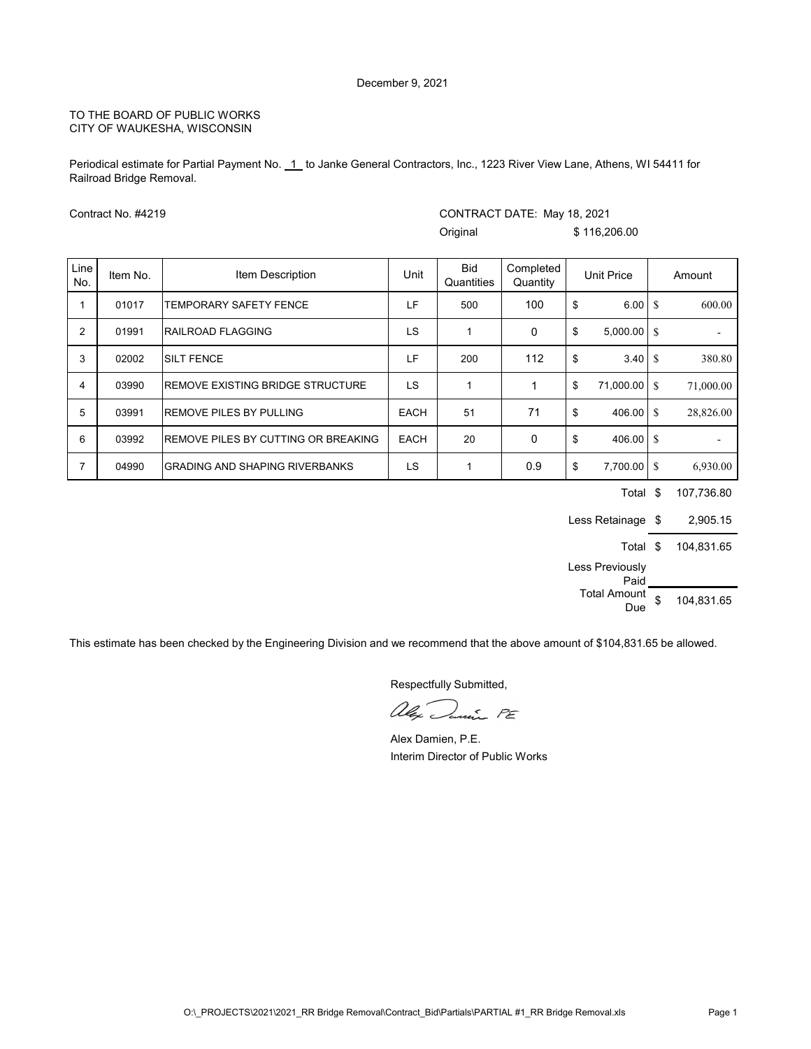December 9, 2021

TO THE BOARD OF PUBLIC WORKS
CITY OF WAUKESHA, WISCONSIN

Periodical estimate for Partial Payment No. 1 to Janke General Contractors, Inc., 1223 River View Lane, Athens, WI 54411 for Railroad Bridge Removal.

Contract No. #4219

CONTRACT DATE: May 18, 2021

Original $ 116,206.00

| Line No. | Item No. | Item Description | Unit | Bid Quantities | Completed Quantity | Unit Price | Amount |
|---|---|---|---|---|---|---|---|
| 1 | 01017 | TEMPORARY SAFETY FENCE | LF | 500 | 100 | $ 6.00 | $ 600.00 |
| 2 | 01991 | RAILROAD FLAGGING | LS | 1 | 0 | $ 5,000.00 | $ - |
| 3 | 02002 | SILT FENCE | LF | 200 | 112 | $ 3.40 | $ 380.80 |
| 4 | 03990 | REMOVE EXISTING BRIDGE STRUCTURE | LS | 1 | 1 | $ 71,000.00 | $ 71,000.00 |
| 5 | 03991 | REMOVE PILES BY PULLING | EACH | 51 | 71 | $ 406.00 | $ 28,826.00 |
| 6 | 03992 | REMOVE PILES BY CUTTING OR BREAKING | EACH | 20 | 0 | $ 406.00 | $ - |
| 7 | 04990 | GRADING AND SHAPING RIVERBANKS | LS | 1 | 0.9 | $ 7,700.00 | $ 6,930.00 |

| | |
|---|---|
| Total | $ 107,736.80 |
| Less Retainage | $ 2,905.15 |
| Total | $ 104,831.65 |
| Less Previously Paid | |
| Total Amount Due | $ 104,831.65 |

This estimate has been checked by the Engineering Division and we recommend that the above amount of $104,831.65 be allowed.

Respectfully Submitted,

Alex Damien PE

Alex Damien, P.E.
Interim Director of Public Works

O:\_PROJECTS\2021\2021_RR Bridge Removal\Contract_Bid\Partials\PARTIAL #1_RR Bridge Removal.xls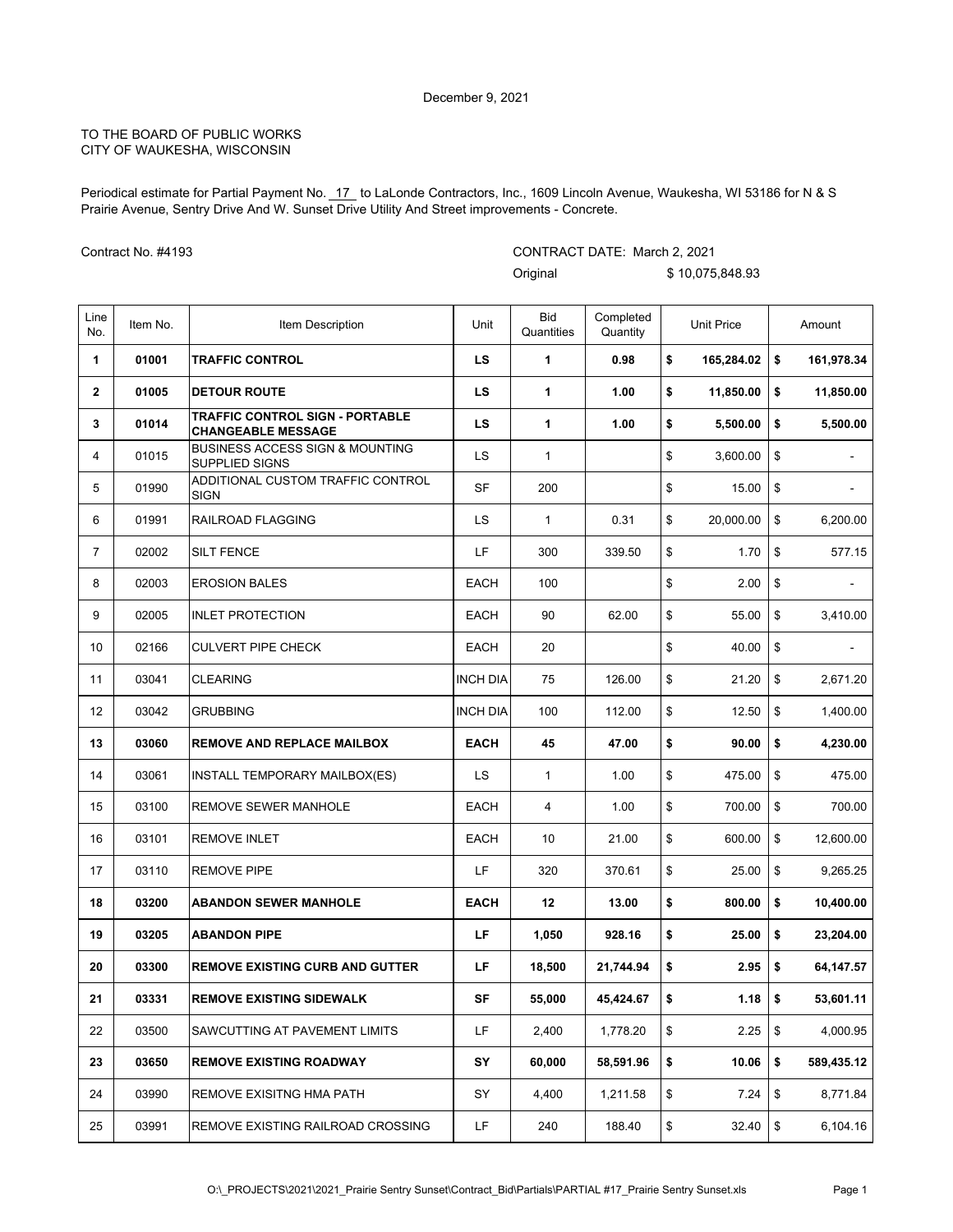December 9, 2021

TO THE BOARD OF PUBLIC WORKS
CITY OF WAUKESHA, WISCONSIN

Periodical estimate for Partial Payment No. 17 to LaLonde Contractors, Inc., 1609 Lincoln Avenue, Waukesha, WI 53186 for N & S Prairie Avenue, Sentry Drive And W. Sunset Drive Utility And Street improvements - Concrete.

Contract No. #4193

CONTRACT DATE: March 2, 2021

Original $ 10,075,848.93

| Line No. | Item No. | Item Description | Unit | Bid Quantities | Completed Quantity | Unit Price | Amount |
|---|---|---|---|---|---|---|---|
| **1** | **01001** | **TRAFFIC CONTROL** | **LS** | **1** | **0.98** | **$ 165,284.02** | **$ 161,978.34** |
| **2** | **01005** | **DETOUR ROUTE** | **LS** | **1** | **1.00** | **$ 11,850.00** | **$ 11,850.00** |
| **3** | **01014** | **TRAFFIC CONTROL SIGN - PORTABLE CHANGEABLE MESSAGE** | **LS** | **1** | **1.00** | **$ 5,500.00** | **$ 5,500.00** |
| 4 | 01015 | BUSINESS ACCESS SIGN & MOUNTING SUPPLIED SIGNS | LS | 1 | | $ 3,600.00 | $ - |
| 5 | 01990 | ADDITIONAL CUSTOM TRAFFIC CONTROL SIGN | SF | 200 | | $ 15.00 | $ - |
| 6 | 01991 | RAILROAD FLAGGING | LS | 1 | 0.31 | $ 20,000.00 | $ 6,200.00 |
| 7 | 02002 | SILT FENCE | LF | 300 | 339.50 | $ 1.70 | $ 577.15 |
| 8 | 02003 | EROSION BALES | EACH | 100 | | $ 2.00 | $ - |
| 9 | 02005 | INLET PROTECTION | EACH | 90 | 62.00 | $ 55.00 | $ 3,410.00 |
| 10 | 02166 | CULVERT PIPE CHECK | EACH | 20 | | $ 40.00 | $ - |
| 11 | 03041 | CLEARING | INCH DIA | 75 | 126.00 | $ 21.20 | $ 2,671.20 |
| 12 | 03042 | GRUBBING | INCH DIA | 100 | 112.00 | $ 12.50 | $ 1,400.00 |
| **13** | **03060** | **REMOVE AND REPLACE MAILBOX** | **EACH** | **45** | **47.00** | **$ 90.00** | **$ 4,230.00** |
| 14 | 03061 | INSTALL TEMPORARY MAILBOX(ES) | LS | 1 | 1.00 | $ 475.00 | $ 475.00 |
| 15 | 03100 | REMOVE SEWER MANHOLE | EACH | 4 | 1.00 | $ 700.00 | $ 700.00 |
| 16 | 03101 | REMOVE INLET | EACH | 10 | 21.00 | $ 600.00 | $ 12,600.00 |
| 17 | 03110 | REMOVE PIPE | LF | 320 | 370.61 | $ 25.00 | $ 9,265.25 |
| **18** | **03200** | **ABANDON SEWER MANHOLE** | **EACH** | **12** | **13.00** | **$ 800.00** | **$ 10,400.00** |
| **19** | **03205** | **ABANDON PIPE** | **LF** | **1,050** | **928.16** | **$ 25.00** | **$ 23,204.00** |
| **20** | **03300** | **REMOVE EXISTING CURB AND GUTTER** | **LF** | **18,500** | **21,744.94** | **$ 2.95** | **$ 64,147.57** |
| **21** | **03331** | **REMOVE EXISTING SIDEWALK** | **SF** | **55,000** | **45,424.67** | **$ 1.18** | **$ 53,601.11** |
| 22 | 03500 | SAWCUTTING AT PAVEMENT LIMITS | LF | 2,400 | 1,778.20 | $ 2.25 | $ 4,000.95 |
| **23** | **03650** | **REMOVE EXISTING ROADWAY** | **SY** | **60,000** | **58,591.96** | **$ 10.06** | **$ 589,435.12** |
| 24 | 03990 | REMOVE EXISITNG HMA PATH | SY | 4,400 | 1,211.58 | $ 7.24 | $ 8,771.84 |
| 25 | 03991 | REMOVE EXISTING RAILROAD CROSSING | LF | 240 | 188.40 | $ 32.40 | $ 6,104.16 |

O:\_PROJECTS\2021\2021_Prairie Sentry Sunset\Contract_Bid\Partials\PARTIAL #17_Prairie Sentry Sunset.xls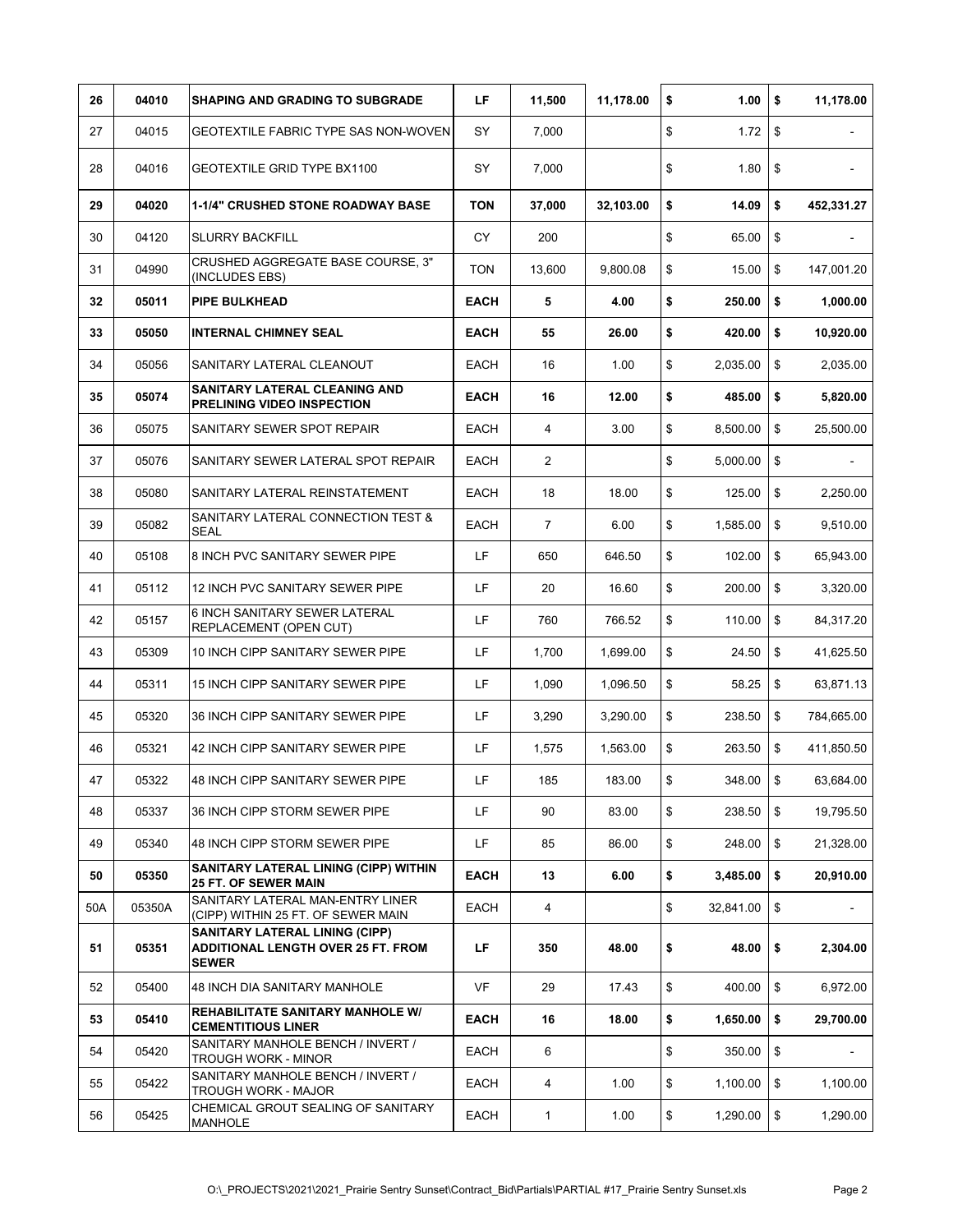| | | | | | | | |
|---|---|---|---|---|---|---|---|
| **26** | **04010** | **SHAPING AND GRADING TO SUBGRADE** | **LF** | **11,500** | **11,178.00** | **$ 1.00** | **$ 11,178.00** |
| 27 | 04015 | GEOTEXTILE FABRIC TYPE SAS NON-WOVEN | SY | 7,000 | | $ 1.72 | $ - |
| 28 | 04016 | GEOTEXTILE GRID TYPE BX1100 | SY | 7,000 | | $ 1.80 | $ - |
| **29** | **04020** | **1-1/4" CRUSHED STONE ROADWAY BASE** | **TON** | **37,000** | **32,103.00** | **$ 14.09** | **$ 452,331.27** |
| 30 | 04120 | SLURRY BACKFILL | CY | 200 | | $ 65.00 | $ - |
| 31 | 04990 | CRUSHED AGGREGATE BASE COURSE, 3" (INCLUDES EBS) | TON | 13,600 | 9,800.08 | $ 15.00 | $ 147,001.20 |
| **32** | **05011** | **PIPE BULKHEAD** | **EACH** | **5** | **4.00** | **$ 250.00** | **$ 1,000.00** |
| **33** | **05050** | **INTERNAL CHIMNEY SEAL** | **EACH** | **55** | **26.00** | **$ 420.00** | **$ 10,920.00** |
| 34 | 05056 | SANITARY LATERAL CLEANOUT | EACH | 16 | 1.00 | $ 2,035.00 | $ 2,035.00 |
| **35** | **05074** | **SANITARY LATERAL CLEANING AND PRELINING VIDEO INSPECTION** | **EACH** | **16** | **12.00** | **$ 485.00** | **$ 5,820.00** |
| 36 | 05075 | SANITARY SEWER SPOT REPAIR | EACH | 4 | 3.00 | $ 8,500.00 | $ 25,500.00 |
| 37 | 05076 | SANITARY SEWER LATERAL SPOT REPAIR | EACH | 2 | | $ 5,000.00 | $ - |
| 38 | 05080 | SANITARY LATERAL REINSTATEMENT | EACH | 18 | 18.00 | $ 125.00 | $ 2,250.00 |
| 39 | 05082 | SANITARY LATERAL CONNECTION TEST & SEAL | EACH | 7 | 6.00 | $ 1,585.00 | $ 9,510.00 |
| 40 | 05108 | 8 INCH PVC SANITARY SEWER PIPE | LF | 650 | 646.50 | $ 102.00 | $ 65,943.00 |
| 41 | 05112 | 12 INCH PVC SANITARY SEWER PIPE | LF | 20 | 16.60 | $ 200.00 | $ 3,320.00 |
| 42 | 05157 | 6 INCH SANITARY SEWER LATERAL REPLACEMENT (OPEN CUT) | LF | 760 | 766.52 | $ 110.00 | $ 84,317.20 |
| 43 | 05309 | 10 INCH CIPP SANITARY SEWER PIPE | LF | 1,700 | 1,699.00 | $ 24.50 | $ 41,625.50 |
| 44 | 05311 | 15 INCH CIPP SANITARY SEWER PIPE | LF | 1,090 | 1,096.50 | $ 58.25 | $ 63,871.13 |
| 45 | 05320 | 36 INCH CIPP SANITARY SEWER PIPE | LF | 3,290 | 3,290.00 | $ 238.50 | $ 784,665.00 |
| 46 | 05321 | 42 INCH CIPP SANITARY SEWER PIPE | LF | 1,575 | 1,563.00 | $ 263.50 | $ 411,850.50 |
| 47 | 05322 | 48 INCH CIPP SANITARY SEWER PIPE | LF | 185 | 183.00 | $ 348.00 | $ 63,684.00 |
| 48 | 05337 | 36 INCH CIPP STORM SEWER PIPE | LF | 90 | 83.00 | $ 238.50 | $ 19,795.50 |
| 49 | 05340 | 48 INCH CIPP STORM SEWER PIPE | LF | 85 | 86.00 | $ 248.00 | $ 21,328.00 |
| **50** | **05350** | **SANITARY LATERAL LINING (CIPP) WITHIN 25 FT. OF SEWER MAIN** | **EACH** | **13** | **6.00** | **$ 3,485.00** | **$ 20,910.00** |
| 50A | 05350A | SANITARY LATERAL MAN-ENTRY LINER (CIPP) WITHIN 25 FT. OF SEWER MAIN | EACH | 4 | | $ 32,841.00 | $ - |
| **51** | **05351** | **SANITARY LATERAL LINING (CIPP) ADDITIONAL LENGTH OVER 25 FT. FROM SEWER** | **LF** | **350** | **48.00** | **$ 48.00** | **$ 2,304.00** |
| 52 | 05400 | 48 INCH DIA SANITARY MANHOLE | VF | 29 | 17.43 | $ 400.00 | $ 6,972.00 |
| **53** | **05410** | **REHABILITATE SANITARY MANHOLE W/ CEMENTITIOUS LINER** | **EACH** | **16** | **18.00** | **$ 1,650.00** | **$ 29,700.00** |
| 54 | 05420 | SANITARY MANHOLE BENCH / INVERT / TROUGH WORK - MINOR | EACH | 6 | | $ 350.00 | $ - |
| 55 | 05422 | SANITARY MANHOLE BENCH / INVERT / TROUGH WORK - MAJOR | EACH | 4 | 1.00 | $ 1,100.00 | $ 1,100.00 |
| 56 | 05425 | CHEMICAL GROUT SEALING OF SANITARY MANHOLE | EACH | 1 | 1.00 | $ 1,290.00 | $ 1,290.00 |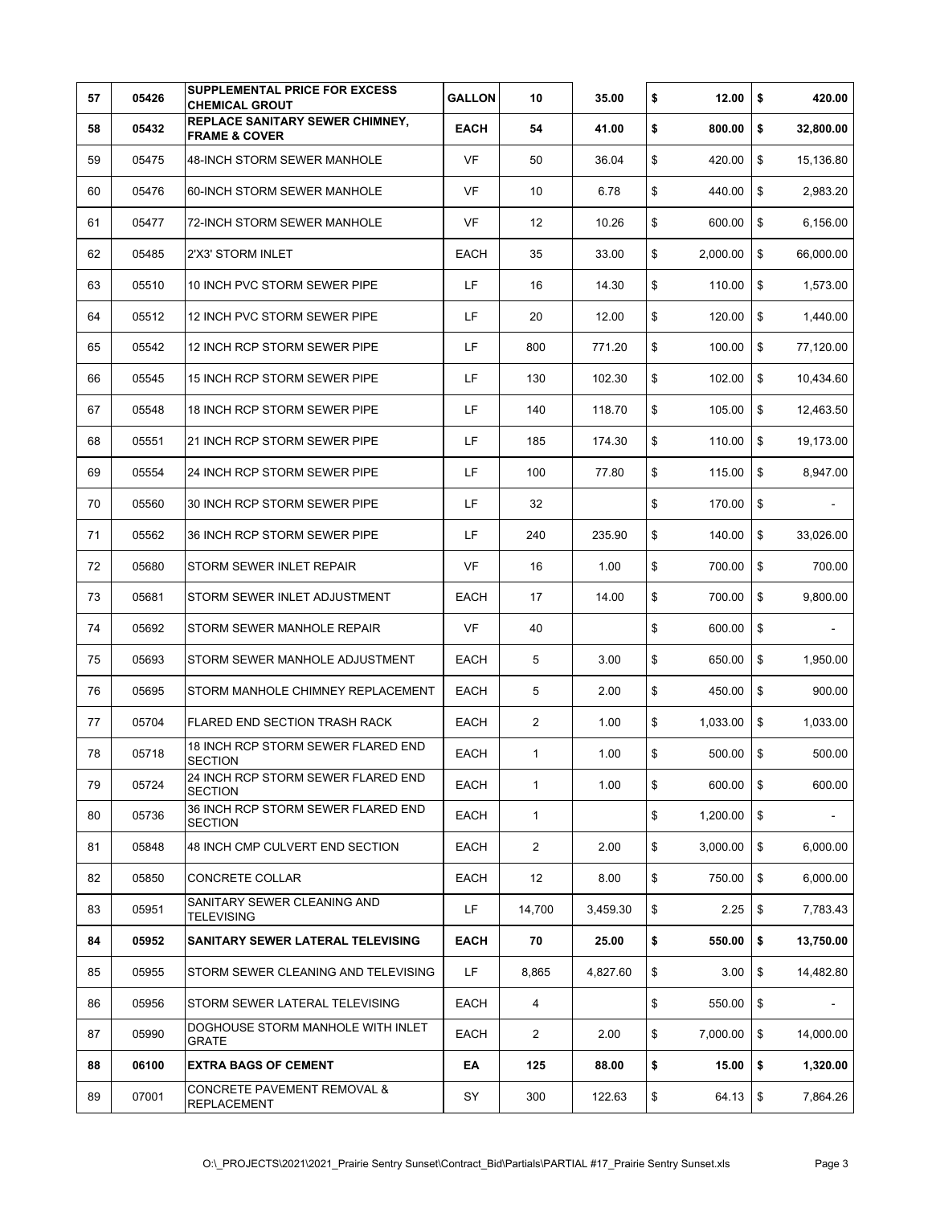| | | | | | | | |
|---|---|---|---|---|---|---|---|
| **57** | **05426** | **SUPPLEMENTAL PRICE FOR EXCESS CHEMICAL GROUT** | **GALLON** | **10** | **35.00** | **$ 12.00** | **$ 420.00** |
| **58** | **05432** | **REPLACE SANITARY SEWER CHIMNEY, FRAME & COVER** | **EACH** | **54** | **41.00** | **$ 800.00** | **$ 32,800.00** |
| 59 | 05475 | 48-INCH STORM SEWER MANHOLE | VF | 50 | 36.04 | $ 420.00 | $ 15,136.80 |
| 60 | 05476 | 60-INCH STORM SEWER MANHOLE | VF | 10 | 6.78 | $ 440.00 | $ 2,983.20 |
| 61 | 05477 | 72-INCH STORM SEWER MANHOLE | VF | 12 | 10.26 | $ 600.00 | $ 6,156.00 |
| 62 | 05485 | 2'X3' STORM INLET | EACH | 35 | 33.00 | $ 2,000.00 | $ 66,000.00 |
| 63 | 05510 | 10 INCH PVC STORM SEWER PIPE | LF | 16 | 14.30 | $ 110.00 | $ 1,573.00 |
| 64 | 05512 | 12 INCH PVC STORM SEWER PIPE | LF | 20 | 12.00 | $ 120.00 | $ 1,440.00 |
| 65 | 05542 | 12 INCH RCP STORM SEWER PIPE | LF | 800 | 771.20 | $ 100.00 | $ 77,120.00 |
| 66 | 05545 | 15 INCH RCP STORM SEWER PIPE | LF | 130 | 102.30 | $ 102.00 | $ 10,434.60 |
| 67 | 05548 | 18 INCH RCP STORM SEWER PIPE | LF | 140 | 118.70 | $ 105.00 | $ 12,463.50 |
| 68 | 05551 | 21 INCH RCP STORM SEWER PIPE | LF | 185 | 174.30 | $ 110.00 | $ 19,173.00 |
| 69 | 05554 | 24 INCH RCP STORM SEWER PIPE | LF | 100 | 77.80 | $ 115.00 | $ 8,947.00 |
| 70 | 05560 | 30 INCH RCP STORM SEWER PIPE | LF | 32 | | $ 170.00 | $ - |
| 71 | 05562 | 36 INCH RCP STORM SEWER PIPE | LF | 240 | 235.90 | $ 140.00 | $ 33,026.00 |
| 72 | 05680 | STORM SEWER INLET REPAIR | VF | 16 | 1.00 | $ 700.00 | $ 700.00 |
| 73 | 05681 | STORM SEWER INLET ADJUSTMENT | EACH | 17 | 14.00 | $ 700.00 | $ 9,800.00 |
| 74 | 05692 | STORM SEWER MANHOLE REPAIR | VF | 40 | | $ 600.00 | $ - |
| 75 | 05693 | STORM SEWER MANHOLE ADJUSTMENT | EACH | 5 | 3.00 | $ 650.00 | $ 1,950.00 |
| 76 | 05695 | STORM MANHOLE CHIMNEY REPLACEMENT | EACH | 5 | 2.00 | $ 450.00 | $ 900.00 |
| 77 | 05704 | FLARED END SECTION TRASH RACK | EACH | 2 | 1.00 | $ 1,033.00 | $ 1,033.00 |
| 78 | 05718 | 18 INCH RCP STORM SEWER FLARED END SECTION | EACH | 1 | 1.00 | $ 500.00 | $ 500.00 |
| 79 | 05724 | 24 INCH RCP STORM SEWER FLARED END SECTION | EACH | 1 | 1.00 | $ 600.00 | $ 600.00 |
| 80 | 05736 | 36 INCH RCP STORM SEWER FLARED END SECTION | EACH | 1 | | $ 1,200.00 | $ - |
| 81 | 05848 | 48 INCH CMP CULVERT END SECTION | EACH | 2 | 2.00 | $ 3,000.00 | $ 6,000.00 |
| 82 | 05850 | CONCRETE COLLAR | EACH | 12 | 8.00 | $ 750.00 | $ 6,000.00 |
| 83 | 05951 | SANITARY SEWER CLEANING AND TELEVISING | LF | 14,700 | 3,459.30 | $ 2.25 | $ 7,783.43 |
| **84** | **05952** | **SANITARY SEWER LATERAL TELEVISING** | **EACH** | **70** | **25.00** | **$ 550.00** | **$ 13,750.00** |
| 85 | 05955 | STORM SEWER CLEANING AND TELEVISING | LF | 8,865 | 4,827.60 | $ 3.00 | $ 14,482.80 |
| 86 | 05956 | STORM SEWER LATERAL TELEVISING | EACH | 4 | | $ 550.00 | $ - |
| 87 | 05990 | DOGHOUSE STORM MANHOLE WITH INLET GRATE | EACH | 2 | 2.00 | $ 7,000.00 | $ 14,000.00 |
| **88** | **06100** | **EXTRA BAGS OF CEMENT** | **EA** | **125** | **88.00** | **$ 15.00** | **$ 1,320.00** |
| 89 | 07001 | CONCRETE PAVEMENT REMOVAL & REPLACEMENT | SY | 300 | 122.63 | $ 64.13 | $ 7,864.26 |

O:\_PROJECTS\2021\2021_Prairie Sentry Sunset\Contract_Bid\Partials\PARTIAL #17_Prairie Sentry Sunset.xls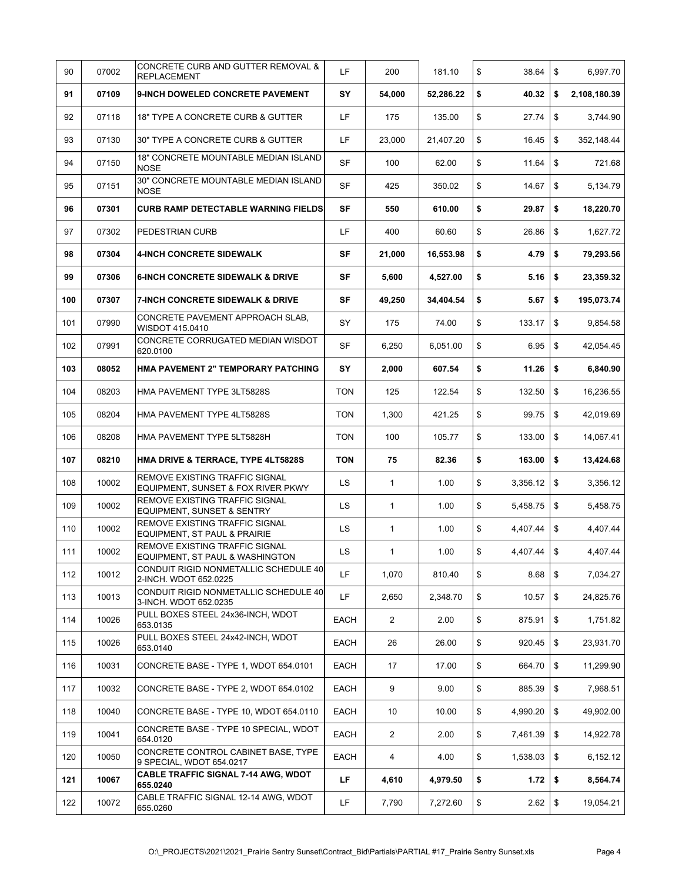| | | | | | | | |
|---|---|---|---|---|---|---|---|
| 90 | 07002 | CONCRETE CURB AND GUTTER REMOVAL & REPLACEMENT | LF | 200 | 181.10 | $ 38.64 | $ 6,997.70 |
| **91** | **07109** | **9-INCH DOWELED CONCRETE PAVEMENT** | **SY** | **54,000** | **52,286.22** | **$ 40.32** | **$ 2,108,180.39** |
| 92 | 07118 | 18" TYPE A CONCRETE CURB & GUTTER | LF | 175 | 135.00 | $ 27.74 | $ 3,744.90 |
| 93 | 07130 | 30" TYPE A CONCRETE CURB & GUTTER | LF | 23,000 | 21,407.20 | $ 16.45 | $ 352,148.44 |
| 94 | 07150 | 18" CONCRETE MOUNTABLE MEDIAN ISLAND NOSE | SF | 100 | 62.00 | $ 11.64 | $ 721.68 |
| 95 | 07151 | 30" CONCRETE MOUNTABLE MEDIAN ISLAND NOSE | SF | 425 | 350.02 | $ 14.67 | $ 5,134.79 |
| **96** | **07301** | **CURB RAMP DETECTABLE WARNING FIELDS** | **SF** | **550** | **610.00** | **$ 29.87** | **$ 18,220.70** |
| 97 | 07302 | PEDESTRIAN CURB | LF | 400 | 60.60 | $ 26.86 | $ 1,627.72 |
| **98** | **07304** | **4-INCH CONCRETE SIDEWALK** | **SF** | **21,000** | **16,553.98** | **$ 4.79** | **$ 79,293.56** |
| **99** | **07306** | **6-INCH CONCRETE SIDEWALK & DRIVE** | **SF** | **5,600** | **4,527.00** | **$ 5.16** | **$ 23,359.32** |
| **100** | **07307** | **7-INCH CONCRETE SIDEWALK & DRIVE** | **SF** | **49,250** | **34,404.54** | **$ 5.67** | **$ 195,073.74** |
| 101 | 07990 | CONCRETE PAVEMENT APPROACH SLAB, WISDOT 415.0410 | SY | 175 | 74.00 | $ 133.17 | $ 9,854.58 |
| 102 | 07991 | CONCRETE CORRUGATED MEDIAN WISDOT 620.0100 | SF | 6,250 | 6,051.00 | $ 6.95 | $ 42,054.45 |
| **103** | **08052** | **HMA PAVEMENT 2" TEMPORARY PATCHING** | **SY** | **2,000** | **607.54** | **$ 11.26** | **$ 6,840.90** |
| 104 | 08203 | HMA PAVEMENT TYPE 3LT5828S | TON | 125 | 122.54 | $ 132.50 | $ 16,236.55 |
| 105 | 08204 | HMA PAVEMENT TYPE 4LT5828S | TON | 1,300 | 421.25 | $ 99.75 | $ 42,019.69 |
| 106 | 08208 | HMA PAVEMENT TYPE 5LT5828H | TON | 100 | 105.77 | $ 133.00 | $ 14,067.41 |
| **107** | **08210** | **HMA DRIVE & TERRACE, TYPE 4LT5828S** | **TON** | **75** | **82.36** | **$ 163.00** | **$ 13,424.68** |
| 108 | 10002 | REMOVE EXISTING TRAFFIC SIGNAL EQUIPMENT, SUNSET & FOX RIVER PKWY | LS | 1 | 1.00 | $ 3,356.12 | $ 3,356.12 |
| 109 | 10002 | REMOVE EXISTING TRAFFIC SIGNAL EQUIPMENT, SUNSET & SENTRY | LS | 1 | 1.00 | $ 5,458.75 | $ 5,458.75 |
| 110 | 10002 | REMOVE EXISTING TRAFFIC SIGNAL EQUIPMENT, ST PAUL & PRAIRIE | LS | 1 | 1.00 | $ 4,407.44 | $ 4,407.44 |
| 111 | 10002 | REMOVE EXISTING TRAFFIC SIGNAL EQUIPMENT, ST PAUL & WASHINGTON | LS | 1 | 1.00 | $ 4,407.44 | $ 4,407.44 |
| 112 | 10012 | CONDUIT RIGID NONMETALLIC SCHEDULE 40 2-INCH. WDOT 652.0225 | LF | 1,070 | 810.40 | $ 8.68 | $ 7,034.27 |
| 113 | 10013 | CONDUIT RIGID NONMETALLIC SCHEDULE 40 3-INCH. WDOT 652.0235 | LF | 2,650 | 2,348.70 | $ 10.57 | $ 24,825.76 |
| 114 | 10026 | PULL BOXES STEEL 24x36-INCH, WDOT 653.0135 | EACH | 2 | 2.00 | $ 875.91 | $ 1,751.82 |
| 115 | 10026 | PULL BOXES STEEL 24x42-INCH, WDOT 653.0140 | EACH | 26 | 26.00 | $ 920.45 | $ 23,931.70 |
| 116 | 10031 | CONCRETE BASE - TYPE 1, WDOT 654.0101 | EACH | 17 | 17.00 | $ 664.70 | $ 11,299.90 |
| 117 | 10032 | CONCRETE BASE - TYPE 2, WDOT 654.0102 | EACH | 9 | 9.00 | $ 885.39 | $ 7,968.51 |
| 118 | 10040 | CONCRETE BASE - TYPE 10, WDOT 654.0110 | EACH | 10 | 10.00 | $ 4,990.20 | $ 49,902.00 |
| 119 | 10041 | CONCRETE BASE - TYPE 10 SPECIAL, WDOT 654.0120 | EACH | 2 | 2.00 | $ 7,461.39 | $ 14,922.78 |
| 120 | 10050 | CONCRETE CONTROL CABINET BASE, TYPE 9 SPECIAL, WDOT 654.0217 | EACH | 4 | 4.00 | $ 1,538.03 | $ 6,152.12 |
| **121** | **10067** | **CABLE TRAFFIC SIGNAL 7-14 AWG, WDOT 655.0240** | **LF** | **4,610** | **4,979.50** | **$ 1.72** | **$ 8,564.74** |
| 122 | 10072 | CABLE TRAFFIC SIGNAL 12-14 AWG, WDOT 655.0260 | LF | 7,790 | 7,272.60 | $ 2.62 | $ 19,054.21 |

O:\_PROJECTS\2021\2021_Prairie Sentry Sunset\Contract_Bid\Partials\PARTIAL #17_Prairie Sentry Sunset.xls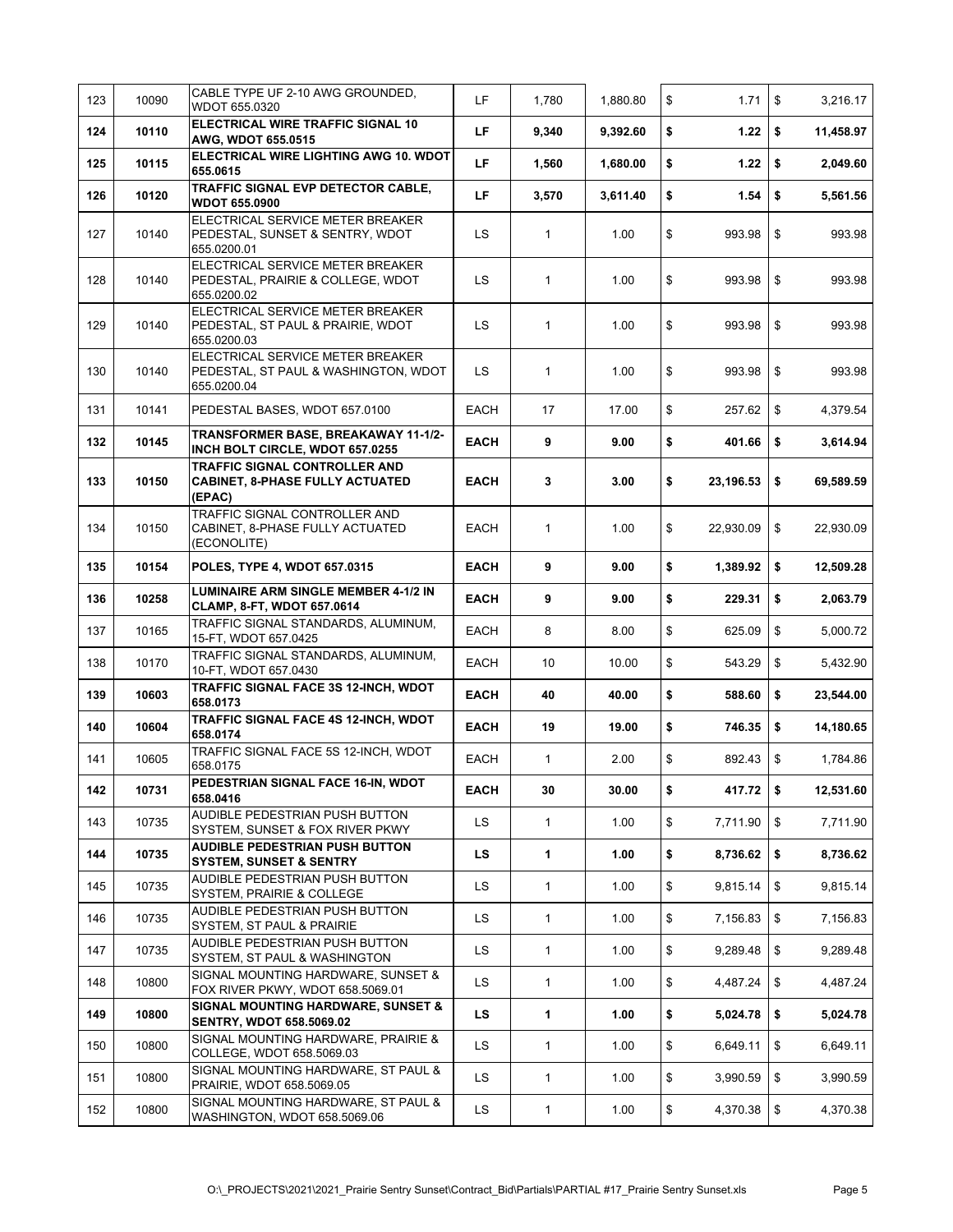| 123 | 10090 | CABLE TYPE UF 2-10 AWG GROUNDED, WDOT 655.0320 | LF | 1,780 | 1,880.80 | $ 1.71 | $ 3,216.17 |
|---|---|---|---|---|---|---|---|
| **124** | **10110** | **ELECTRICAL WIRE TRAFFIC SIGNAL 10 AWG, WDOT 655.0515** | **LF** | **9,340** | **9,392.60** | **$ 1.22** | **$ 11,458.97** |
| **125** | **10115** | **ELECTRICAL WIRE LIGHTING AWG 10. WDOT 655.0615** | **LF** | **1,560** | **1,680.00** | **$ 1.22** | **$ 2,049.60** |
| **126** | **10120** | **TRAFFIC SIGNAL EVP DETECTOR CABLE, WDOT 655.0900** | **LF** | **3,570** | **3,611.40** | **$ 1.54** | **$ 5,561.56** |
| 127 | 10140 | ELECTRICAL SERVICE METER BREAKER PEDESTAL, SUNSET & SENTRY, WDOT 655.0200.01 | LS | 1 | 1.00 | $ 993.98 | $ 993.98 |
| 128 | 10140 | ELECTRICAL SERVICE METER BREAKER PEDESTAL, PRAIRIE & COLLEGE, WDOT 655.0200.02 | LS | 1 | 1.00 | $ 993.98 | $ 993.98 |
| 129 | 10140 | ELECTRICAL SERVICE METER BREAKER PEDESTAL, ST PAUL & PRAIRIE, WDOT 655.0200.03 | LS | 1 | 1.00 | $ 993.98 | $ 993.98 |
| 130 | 10140 | ELECTRICAL SERVICE METER BREAKER PEDESTAL, ST PAUL & WASHINGTON, WDOT 655.0200.04 | LS | 1 | 1.00 | $ 993.98 | $ 993.98 |
| 131 | 10141 | PEDESTAL BASES, WDOT 657.0100 | EACH | 17 | 17.00 | $ 257.62 | $ 4,379.54 |
| **132** | **10145** | **TRANSFORMER BASE, BREAKAWAY 11-1/2-INCH BOLT CIRCLE, WDOT 657.0255** | **EACH** | **9** | **9.00** | **$ 401.66** | **$ 3,614.94** |
| **133** | **10150** | **TRAFFIC SIGNAL CONTROLLER AND CABINET, 8-PHASE FULLY ACTUATED (EPAC)** | **EACH** | **3** | **3.00** | **$ 23,196.53** | **$ 69,589.59** |
| 134 | 10150 | TRAFFIC SIGNAL CONTROLLER AND CABINET, 8-PHASE FULLY ACTUATED (ECONOLITE) | EACH | 1 | 1.00 | $ 22,930.09 | $ 22,930.09 |
| **135** | **10154** | **POLES, TYPE 4, WDOT 657.0315** | **EACH** | **9** | **9.00** | **$ 1,389.92** | **$ 12,509.28** |
| **136** | **10258** | **LUMINAIRE ARM SINGLE MEMBER 4-1/2 IN CLAMP, 8-FT, WDOT 657.0614** | **EACH** | **9** | **9.00** | **$ 229.31** | **$ 2,063.79** |
| 137 | 10165 | TRAFFIC SIGNAL STANDARDS, ALUMINUM, 15-FT, WDOT 657.0425 | EACH | 8 | 8.00 | $ 625.09 | $ 5,000.72 |
| 138 | 10170 | TRAFFIC SIGNAL STANDARDS, ALUMINUM, 10-FT, WDOT 657.0430 | EACH | 10 | 10.00 | $ 543.29 | $ 5,432.90 |
| **139** | **10603** | **TRAFFIC SIGNAL FACE 3S 12-INCH, WDOT 658.0173** | **EACH** | **40** | **40.00** | **$ 588.60** | **$ 23,544.00** |
| **140** | **10604** | **TRAFFIC SIGNAL FACE 4S 12-INCH, WDOT 658.0174** | **EACH** | **19** | **19.00** | **$ 746.35** | **$ 14,180.65** |
| 141 | 10605 | TRAFFIC SIGNAL FACE 5S 12-INCH, WDOT 658.0175 | EACH | 1 | 2.00 | $ 892.43 | $ 1,784.86 |
| **142** | **10731** | **PEDESTRIAN SIGNAL FACE 16-IN, WDOT 658.0416** | **EACH** | **30** | **30.00** | **$ 417.72** | **$ 12,531.60** |
| 143 | 10735 | AUDIBLE PEDESTRIAN PUSH BUTTON SYSTEM, SUNSET & FOX RIVER PKWY | LS | 1 | 1.00 | $ 7,711.90 | $ 7,711.90 |
| **144** | **10735** | **AUDIBLE PEDESTRIAN PUSH BUTTON SYSTEM, SUNSET & SENTRY** | **LS** | **1** | **1.00** | **$ 8,736.62** | **$ 8,736.62** |
| 145 | 10735 | AUDIBLE PEDESTRIAN PUSH BUTTON SYSTEM, PRAIRIE & COLLEGE | LS | 1 | 1.00 | $ 9,815.14 | $ 9,815.14 |
| 146 | 10735 | AUDIBLE PEDESTRIAN PUSH BUTTON SYSTEM, ST PAUL & PRAIRIE | LS | 1 | 1.00 | $ 7,156.83 | $ 7,156.83 |
| 147 | 10735 | AUDIBLE PEDESTRIAN PUSH BUTTON SYSTEM, ST PAUL & WASHINGTON | LS | 1 | 1.00 | $ 9,289.48 | $ 9,289.48 |
| 148 | 10800 | SIGNAL MOUNTING HARDWARE, SUNSET & FOX RIVER PKWY, WDOT 658.5069.01 | LS | 1 | 1.00 | $ 4,487.24 | $ 4,487.24 |
| **149** | **10800** | **SIGNAL MOUNTING HARDWARE, SUNSET & SENTRY, WDOT 658.5069.02** | **LS** | **1** | **1.00** | **$ 5,024.78** | **$ 5,024.78** |
| 150 | 10800 | SIGNAL MOUNTING HARDWARE, PRAIRIE & COLLEGE, WDOT 658.5069.03 | LS | 1 | 1.00 | $ 6,649.11 | $ 6,649.11 |
| 151 | 10800 | SIGNAL MOUNTING HARDWARE, ST PAUL & PRAIRIE, WDOT 658.5069.05 | LS | 1 | 1.00 | $ 3,990.59 | $ 3,990.59 |
| 152 | 10800 | SIGNAL MOUNTING HARDWARE, ST PAUL & WASHINGTON, WDOT 658.5069.06 | LS | 1 | 1.00 | $ 4,370.38 | $ 4,370.38 |

O:\_PROJECTS\2021\2021_Prairie Sentry Sunset\Contract_Bid\Partials\PARTIAL #17_Prairie Sentry Sunset.xls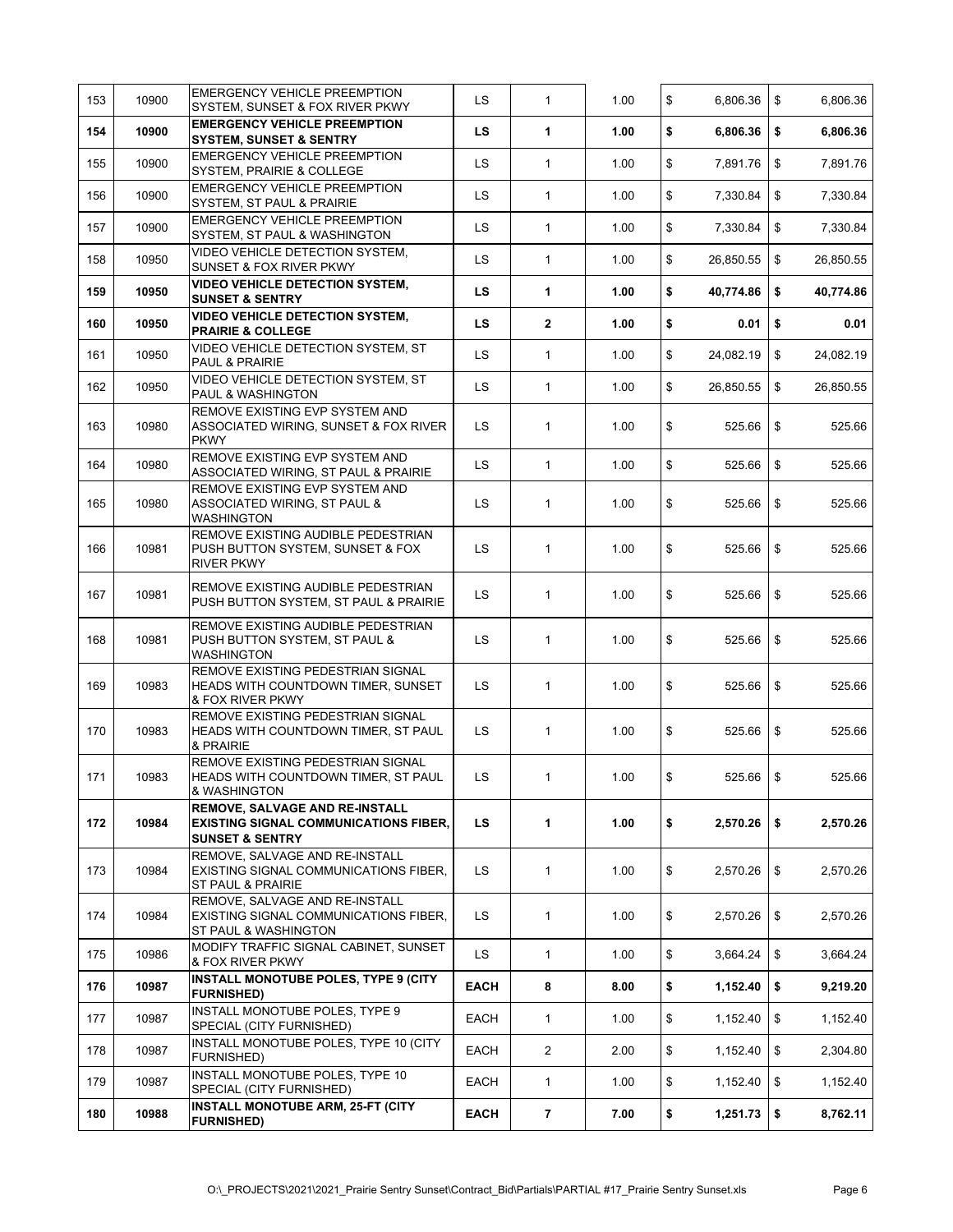| | | | | | | | |
|---|---|---|---|---|---|---|---|
| 153 | 10900 | EMERGENCY VEHICLE PREEMPTION SYSTEM, SUNSET & FOX RIVER PKWY | LS | 1 | 1.00 | $ 6,806.36 | $ 6,806.36 |
| **154** | **10900** | **EMERGENCY VEHICLE PREEMPTION SYSTEM, SUNSET & SENTRY** | **LS** | **1** | **1.00** | **$ 6,806.36** | **$ 6,806.36** |
| 155 | 10900 | EMERGENCY VEHICLE PREEMPTION SYSTEM, PRAIRIE & COLLEGE | LS | 1 | 1.00 | $ 7,891.76 | $ 7,891.76 |
| 156 | 10900 | EMERGENCY VEHICLE PREEMPTION SYSTEM, ST PAUL & PRAIRIE | LS | 1 | 1.00 | $ 7,330.84 | $ 7,330.84 |
| 157 | 10900 | EMERGENCY VEHICLE PREEMPTION SYSTEM, ST PAUL & WASHINGTON | LS | 1 | 1.00 | $ 7,330.84 | $ 7,330.84 |
| 158 | 10950 | VIDEO VEHICLE DETECTION SYSTEM, SUNSET & FOX RIVER PKWY | LS | 1 | 1.00 | $ 26,850.55 | $ 26,850.55 |
| **159** | **10950** | **VIDEO VEHICLE DETECTION SYSTEM, SUNSET & SENTRY** | **LS** | **1** | **1.00** | **$ 40,774.86** | **$ 40,774.86** |
| **160** | **10950** | **VIDEO VEHICLE DETECTION SYSTEM, PRAIRIE & COLLEGE** | **LS** | **2** | **1.00** | **$ 0.01** | **$ 0.01** |
| 161 | 10950 | VIDEO VEHICLE DETECTION SYSTEM, ST PAUL & PRAIRIE | LS | 1 | 1.00 | $ 24,082.19 | $ 24,082.19 |
| 162 | 10950 | VIDEO VEHICLE DETECTION SYSTEM, ST PAUL & WASHINGTON | LS | 1 | 1.00 | $ 26,850.55 | $ 26,850.55 |
| 163 | 10980 | REMOVE EXISTING EVP SYSTEM AND ASSOCIATED WIRING, SUNSET & FOX RIVER PKWY | LS | 1 | 1.00 | $ 525.66 | $ 525.66 |
| 164 | 10980 | REMOVE EXISTING EVP SYSTEM AND ASSOCIATED WIRING, ST PAUL & PRAIRIE | LS | 1 | 1.00 | $ 525.66 | $ 525.66 |
| 165 | 10980 | REMOVE EXISTING EVP SYSTEM AND ASSOCIATED WIRING, ST PAUL & WASHINGTON | LS | 1 | 1.00 | $ 525.66 | $ 525.66 |
| 166 | 10981 | REMOVE EXISTING AUDIBLE PEDESTRIAN PUSH BUTTON SYSTEM, SUNSET & FOX RIVER PKWY | LS | 1 | 1.00 | $ 525.66 | $ 525.66 |
| 167 | 10981 | REMOVE EXISTING AUDIBLE PEDESTRIAN PUSH BUTTON SYSTEM, ST PAUL & PRAIRIE | LS | 1 | 1.00 | $ 525.66 | $ 525.66 |
| 168 | 10981 | REMOVE EXISTING AUDIBLE PEDESTRIAN PUSH BUTTON SYSTEM, ST PAUL & WASHINGTON | LS | 1 | 1.00 | $ 525.66 | $ 525.66 |
| 169 | 10983 | REMOVE EXISTING PEDESTRIAN SIGNAL HEADS WITH COUNTDOWN TIMER, SUNSET & FOX RIVER PKWY | LS | 1 | 1.00 | $ 525.66 | $ 525.66 |
| 170 | 10983 | REMOVE EXISTING PEDESTRIAN SIGNAL HEADS WITH COUNTDOWN TIMER, ST PAUL & PRAIRIE | LS | 1 | 1.00 | $ 525.66 | $ 525.66 |
| 171 | 10983 | REMOVE EXISTING PEDESTRIAN SIGNAL HEADS WITH COUNTDOWN TIMER, ST PAUL & WASHINGTON | LS | 1 | 1.00 | $ 525.66 | $ 525.66 |
| **172** | **10984** | **REMOVE, SALVAGE AND RE-INSTALL EXISTING SIGNAL COMMUNICATIONS FIBER, SUNSET & SENTRY** | **LS** | **1** | **1.00** | **$ 2,570.26** | **$ 2,570.26** |
| 173 | 10984 | REMOVE, SALVAGE AND RE-INSTALL EXISTING SIGNAL COMMUNICATIONS FIBER, ST PAUL & PRAIRIE | LS | 1 | 1.00 | $ 2,570.26 | $ 2,570.26 |
| 174 | 10984 | REMOVE, SALVAGE AND RE-INSTALL EXISTING SIGNAL COMMUNICATIONS FIBER, ST PAUL & WASHINGTON | LS | 1 | 1.00 | $ 2,570.26 | $ 2,570.26 |
| 175 | 10986 | MODIFY TRAFFIC SIGNAL CABINET, SUNSET & FOX RIVER PKWY | LS | 1 | 1.00 | $ 3,664.24 | $ 3,664.24 |
| **176** | **10987** | **INSTALL MONOTUBE POLES, TYPE 9 (CITY FURNISHED)** | **EACH** | **8** | **8.00** | **$ 1,152.40** | **$ 9,219.20** |
| 177 | 10987 | INSTALL MONOTUBE POLES, TYPE 9 SPECIAL (CITY FURNISHED) | EACH | 1 | 1.00 | $ 1,152.40 | $ 1,152.40 |
| 178 | 10987 | INSTALL MONOTUBE POLES, TYPE 10 (CITY FURNISHED) | EACH | 2 | 2.00 | $ 1,152.40 | $ 2,304.80 |
| 179 | 10987 | INSTALL MONOTUBE POLES, TYPE 10 SPECIAL (CITY FURNISHED) | EACH | 1 | 1.00 | $ 1,152.40 | $ 1,152.40 |
| **180** | **10988** | **INSTALL MONOTUBE ARM, 25-FT (CITY FURNISHED)** | **EACH** | **7** | **7.00** | **$ 1,251.73** | **$ 8,762.11** |

O:\_PROJECTS\2021\2021_Prairie Sentry Sunset\Contract_Bid\Partials\PARTIAL #17_Prairie Sentry Sunset.xls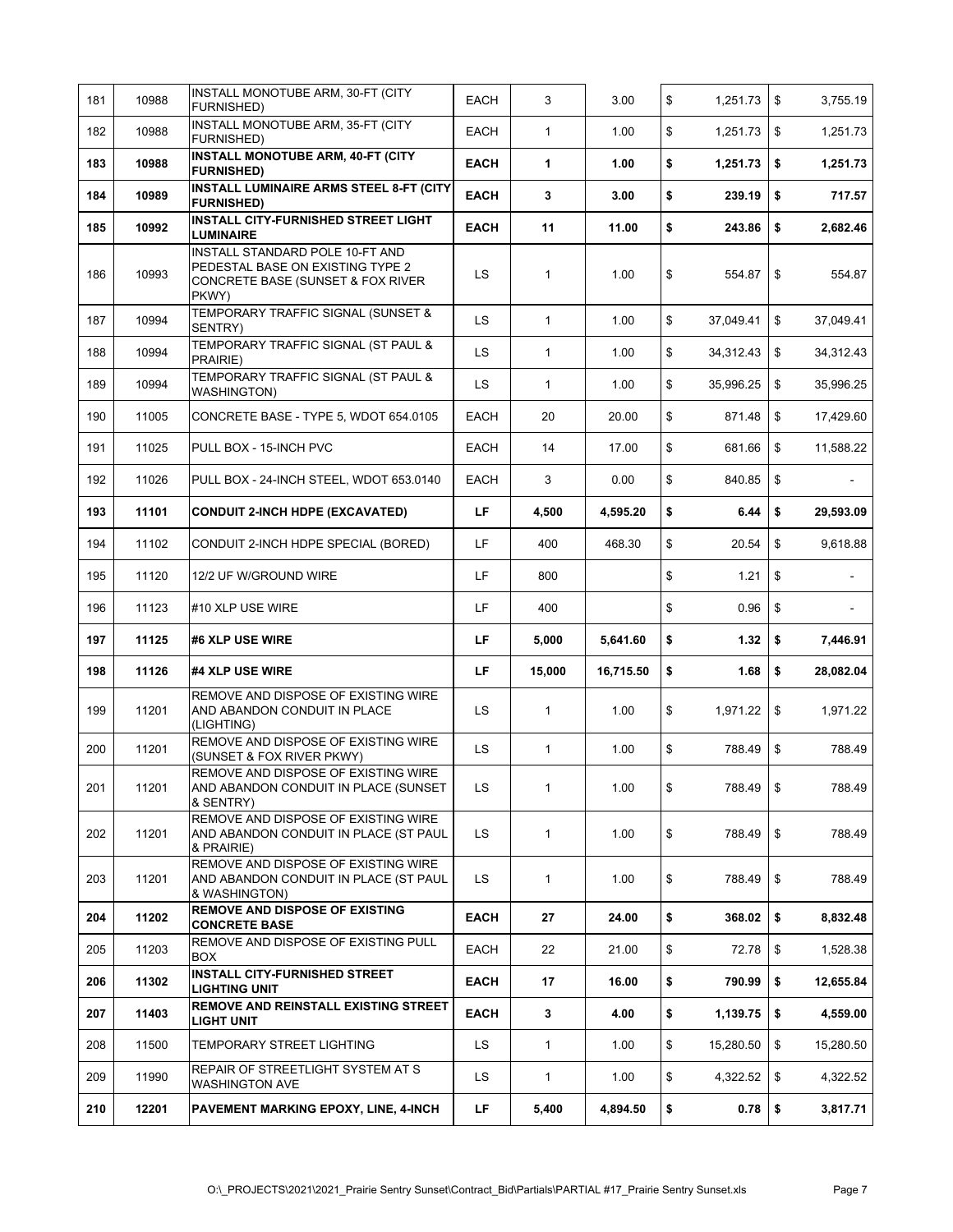| 181 | 10988 | INSTALL MONOTUBE ARM, 30-FT (CITY FURNISHED) | EACH | 3 | 3.00 | $ 1,251.73 | $ 3,755.19 |
|---|---|---|---|---|---|---|---|
| 182 | 10988 | INSTALL MONOTUBE ARM, 35-FT (CITY FURNISHED) | EACH | 1 | 1.00 | $ 1,251.73 | $ 1,251.73 |
| **183** | **10988** | **INSTALL MONOTUBE ARM, 40-FT (CITY FURNISHED)** | **EACH** | **1** | **1.00** | **$ 1,251.73** | **$ 1,251.73** |
| **184** | **10989** | **INSTALL LUMINAIRE ARMS STEEL 8-FT (CITY FURNISHED)** | **EACH** | **3** | **3.00** | **$ 239.19** | **$ 717.57** |
| **185** | **10992** | **INSTALL CITY-FURNISHED STREET LIGHT LUMINAIRE** | **EACH** | **11** | **11.00** | **$ 243.86** | **$ 2,682.46** |
| 186 | 10993 | INSTALL STANDARD POLE 10-FT AND PEDESTAL BASE ON EXISTING TYPE 2 CONCRETE BASE (SUNSET & FOX RIVER PKWY) | LS | 1 | 1.00 | $ 554.87 | $ 554.87 |
| 187 | 10994 | TEMPORARY TRAFFIC SIGNAL (SUNSET & SENTRY) | LS | 1 | 1.00 | $ 37,049.41 | $ 37,049.41 |
| 188 | 10994 | TEMPORARY TRAFFIC SIGNAL (ST PAUL & PRAIRIE) | LS | 1 | 1.00 | $ 34,312.43 | $ 34,312.43 |
| 189 | 10994 | TEMPORARY TRAFFIC SIGNAL (ST PAUL & WASHINGTON) | LS | 1 | 1.00 | $ 35,996.25 | $ 35,996.25 |
| 190 | 11005 | CONCRETE BASE - TYPE 5, WDOT 654.0105 | EACH | 20 | 20.00 | $ 871.48 | $ 17,429.60 |
| 191 | 11025 | PULL BOX - 15-INCH PVC | EACH | 14 | 17.00 | $ 681.66 | $ 11,588.22 |
| 192 | 11026 | PULL BOX - 24-INCH STEEL, WDOT 653.0140 | EACH | 3 | 0.00 | $ 840.85 | $ - |
| **193** | **11101** | **CONDUIT 2-INCH HDPE (EXCAVATED)** | **LF** | **4,500** | **4,595.20** | **$ 6.44** | **$ 29,593.09** |
| 194 | 11102 | CONDUIT 2-INCH HDPE SPECIAL (BORED) | LF | 400 | 468.30 | $ 20.54 | $ 9,618.88 |
| 195 | 11120 | 12/2 UF W/GROUND WIRE | LF | 800 | | $ 1.21 | $ - |
| 196 | 11123 | #10 XLP USE WIRE | LF | 400 | | $ 0.96 | $ - |
| **197** | **11125** | **#6 XLP USE WIRE** | **LF** | **5,000** | **5,641.60** | **$ 1.32** | **$ 7,446.91** |
| **198** | **11126** | **#4 XLP USE WIRE** | **LF** | **15,000** | **16,715.50** | **$ 1.68** | **$ 28,082.04** |
| 199 | 11201 | REMOVE AND DISPOSE OF EXISTING WIRE AND ABANDON CONDUIT IN PLACE (LIGHTING) | LS | 1 | 1.00 | $ 1,971.22 | $ 1,971.22 |
| 200 | 11201 | REMOVE AND DISPOSE OF EXISTING WIRE (SUNSET & FOX RIVER PKWY) | LS | 1 | 1.00 | $ 788.49 | $ 788.49 |
| 201 | 11201 | REMOVE AND DISPOSE OF EXISTING WIRE AND ABANDON CONDUIT IN PLACE (SUNSET & SENTRY) | LS | 1 | 1.00 | $ 788.49 | $ 788.49 |
| 202 | 11201 | REMOVE AND DISPOSE OF EXISTING WIRE AND ABANDON CONDUIT IN PLACE (ST PAUL & PRAIRIE) | LS | 1 | 1.00 | $ 788.49 | $ 788.49 |
| 203 | 11201 | REMOVE AND DISPOSE OF EXISTING WIRE AND ABANDON CONDUIT IN PLACE (ST PAUL & WASHINGTON) | LS | 1 | 1.00 | $ 788.49 | $ 788.49 |
| **204** | **11202** | **REMOVE AND DISPOSE OF EXISTING CONCRETE BASE** | **EACH** | **27** | **24.00** | **$ 368.02** | **$ 8,832.48** |
| 205 | 11203 | REMOVE AND DISPOSE OF EXISTING PULL BOX | EACH | 22 | 21.00 | $ 72.78 | $ 1,528.38 |
| **206** | **11302** | **INSTALL CITY-FURNISHED STREET LIGHTING UNIT** | **EACH** | **17** | **16.00** | **$ 790.99** | **$ 12,655.84** |
| **207** | **11403** | **REMOVE AND REINSTALL EXISTING STREET LIGHT UNIT** | **EACH** | **3** | **4.00** | **$ 1,139.75** | **$ 4,559.00** |
| 208 | 11500 | TEMPORARY STREET LIGHTING | LS | 1 | 1.00 | $ 15,280.50 | $ 15,280.50 |
| 209 | 11990 | REPAIR OF STREETLIGHT SYSTEM AT S WASHINGTON AVE | LS | 1 | 1.00 | $ 4,322.52 | $ 4,322.52 |
| **210** | **12201** | **PAVEMENT MARKING EPOXY, LINE, 4-INCH** | **LF** | **5,400** | **4,894.50** | **$ 0.78** | **$ 3,817.71** |

O:\_PROJECTS\2021\2021_Prairie Sentry Sunset\Contract_Bid\Partials\PARTIAL #17_Prairie Sentry Sunset.xls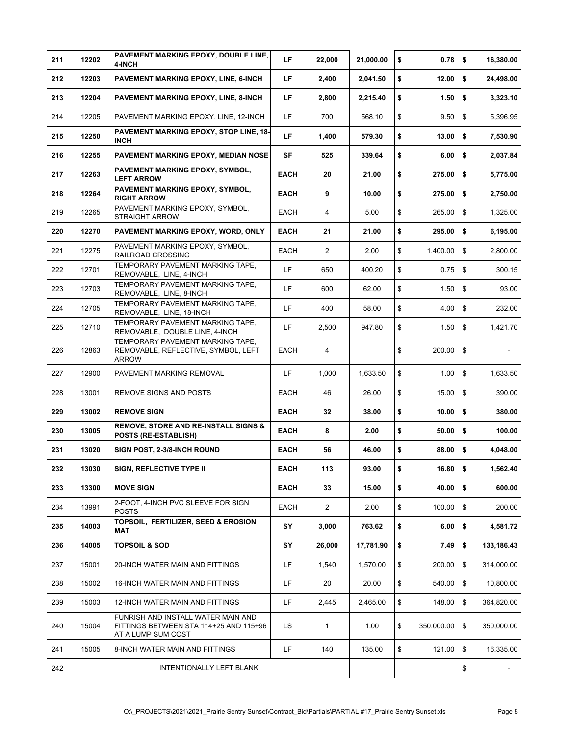| 211 | 12202 | **PAVEMENT MARKING EPOXY, DOUBLE LINE, 4-INCH** | **LF** | **22,000** | **21,000.00** | **$ 0.78** | **$ 16,380.00** |
|---|---|---|---|---|---|---|---|
| **212** | **12203** | **PAVEMENT MARKING EPOXY, LINE, 6-INCH** | **LF** | **2,400** | **2,041.50** | **$ 12.00** | **$ 24,498.00** |
| **213** | **12204** | **PAVEMENT MARKING EPOXY, LINE, 8-INCH** | **LF** | **2,800** | **2,215.40** | **$ 1.50** | **$ 3,323.10** |
| 214 | 12205 | PAVEMENT MARKING EPOXY, LINE, 12-INCH | LF | 700 | 568.10 | $ 9.50 | $ 5,396.95 |
| **215** | **12250** | **PAVEMENT MARKING EPOXY, STOP LINE, 18-INCH** | **LF** | **1,400** | **579.30** | **$ 13.00** | **$ 7,530.90** |
| **216** | **12255** | **PAVEMENT MARKING EPOXY, MEDIAN NOSE** | **SF** | **525** | **339.64** | **$ 6.00** | **$ 2,037.84** |
| **217** | **12263** | **PAVEMENT MARKING EPOXY, SYMBOL, LEFT ARROW** | **EACH** | **20** | **21.00** | **$ 275.00** | **$ 5,775.00** |
| **218** | **12264** | **PAVEMENT MARKING EPOXY, SYMBOL, RIGHT ARROW** | **EACH** | **9** | **10.00** | **$ 275.00** | **$ 2,750.00** |
| 219 | 12265 | PAVEMENT MARKING EPOXY, SYMBOL, STRAIGHT ARROW | EACH | 4 | 5.00 | $ 265.00 | $ 1,325.00 |
| **220** | **12270** | **PAVEMENT MARKING EPOXY, WORD, ONLY** | **EACH** | **21** | **21.00** | **$ 295.00** | **$ 6,195.00** |
| 221 | 12275 | PAVEMENT MARKING EPOXY, SYMBOL, RAILROAD CROSSING | EACH | 2 | 2.00 | $ 1,400.00 | $ 2,800.00 |
| 222 | 12701 | TEMPORARY PAVEMENT MARKING TAPE, REMOVABLE, LINE, 4-INCH | LF | 650 | 400.20 | $ 0.75 | $ 300.15 |
| 223 | 12703 | TEMPORARY PAVEMENT MARKING TAPE, REMOVABLE, LINE, 8-INCH | LF | 600 | 62.00 | $ 1.50 | $ 93.00 |
| 224 | 12705 | TEMPORARY PAVEMENT MARKING TAPE, REMOVABLE, LINE, 18-INCH | LF | 400 | 58.00 | $ 4.00 | $ 232.00 |
| 225 | 12710 | TEMPORARY PAVEMENT MARKING TAPE, REMOVABLE, DOUBLE LINE, 4-INCH | LF | 2,500 | 947.80 | $ 1.50 | $ 1,421.70 |
| 226 | 12863 | TEMPORARY PAVEMENT MARKING TAPE, REMOVABLE, REFLECTIVE, SYMBOL, LEFT ARROW | EACH | 4 | | $ 200.00 | $ - |
| 227 | 12900 | PAVEMENT MARKING REMOVAL | LF | 1,000 | 1,633.50 | $ 1.00 | $ 1,633.50 |
| 228 | 13001 | REMOVE SIGNS AND POSTS | EACH | 46 | 26.00 | $ 15.00 | $ 390.00 |
| **229** | **13002** | **REMOVE SIGN** | **EACH** | **32** | **38.00** | **$ 10.00** | **$ 380.00** |
| **230** | **13005** | **REMOVE, STORE AND RE-INSTALL SIGNS & POSTS (RE-ESTABLISH)** | **EACH** | **8** | **2.00** | **$ 50.00** | **$ 100.00** |
| **231** | **13020** | **SIGN POST, 2-3/8-INCH ROUND** | **EACH** | **56** | **46.00** | **$ 88.00** | **$ 4,048.00** |
| **232** | **13030** | **SIGN, REFLECTIVE TYPE II** | **EACH** | **113** | **93.00** | **$ 16.80** | **$ 1,562.40** |
| **233** | **13300** | **MOVE SIGN** | **EACH** | **33** | **15.00** | **$ 40.00** | **$ 600.00** |
| 234 | 13991 | 2-FOOT, 4-INCH PVC SLEEVE FOR SIGN POSTS | EACH | 2 | 2.00 | $ 100.00 | $ 200.00 |
| **235** | **14003** | **TOPSOIL, FERTILIZER, SEED & EROSION MAT** | **SY** | **3,000** | **763.62** | **$ 6.00** | **$ 4,581.72** |
| **236** | **14005** | **TOPSOIL & SOD** | **SY** | **26,000** | **17,781.90** | **$ 7.49** | **$ 133,186.43** |
| 237 | 15001 | 20-INCH WATER MAIN AND FITTINGS | LF | 1,540 | 1,570.00 | $ 200.00 | $ 314,000.00 |
| 238 | 15002 | 16-INCH WATER MAIN AND FITTINGS | LF | 20 | 20.00 | $ 540.00 | $ 10,800.00 |
| 239 | 15003 | 12-INCH WATER MAIN AND FITTINGS | LF | 2,445 | 2,465.00 | $ 148.00 | $ 364,820.00 |
| 240 | 15004 | FUNRISH AND INSTALL WATER MAIN AND FITTINGS BETWEEN STA 114+25 AND 115+96 AT A LUMP SUM COST | LS | 1 | 1.00 | $ 350,000.00 | $ 350,000.00 |
| 241 | 15005 | 8-INCH WATER MAIN AND FITTINGS | LF | 140 | 135.00 | $ 121.00 | $ 16,335.00 |
| 242 | | INTENTIONALLY LEFT BLANK | | | | | $ - |

O:\_PROJECTS\2021\2021_Prairie Sentry Sunset\Contract_Bid\Partials\PARTIAL #17_Prairie Sentry Sunset.xls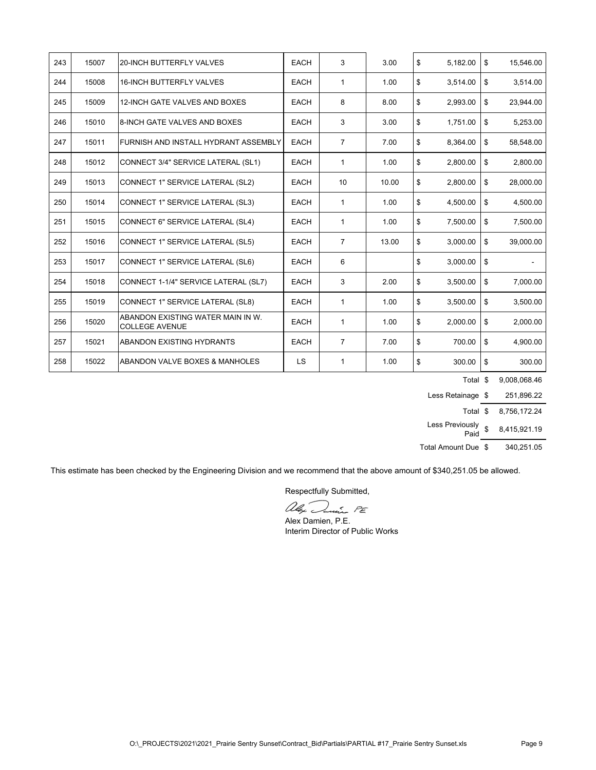| | | | | | | | |
|---|---|---|---|---|---|---|---|
| 243 | 15007 | 20-INCH BUTTERFLY VALVES | EACH | 3 | 3.00 | $ 5,182.00 | $ 15,546.00 |
| 244 | 15008 | 16-INCH BUTTERFLY VALVES | EACH | 1 | 1.00 | $ 3,514.00 | $ 3,514.00 |
| 245 | 15009 | 12-INCH GATE VALVES AND BOXES | EACH | 8 | 8.00 | $ 2,993.00 | $ 23,944.00 |
| 246 | 15010 | 8-INCH GATE VALVES AND BOXES | EACH | 3 | 3.00 | $ 1,751.00 | $ 5,253.00 |
| 247 | 15011 | FURNISH AND INSTALL HYDRANT ASSEMBLY | EACH | 7 | 7.00 | $ 8,364.00 | $ 58,548.00 |
| 248 | 15012 | CONNECT 3/4" SERVICE LATERAL (SL1) | EACH | 1 | 1.00 | $ 2,800.00 | $ 2,800.00 |
| 249 | 15013 | CONNECT 1" SERVICE LATERAL (SL2) | EACH | 10 | 10.00 | $ 2,800.00 | $ 28,000.00 |
| 250 | 15014 | CONNECT 1" SERVICE LATERAL (SL3) | EACH | 1 | 1.00 | $ 4,500.00 | $ 4,500.00 |
| 251 | 15015 | CONNECT 6" SERVICE LATERAL (SL4) | EACH | 1 | 1.00 | $ 7,500.00 | $ 7,500.00 |
| 252 | 15016 | CONNECT 1" SERVICE LATERAL (SL5) | EACH | 7 | 13.00 | $ 3,000.00 | $ 39,000.00 |
| 253 | 15017 | CONNECT 1" SERVICE LATERAL (SL6) | EACH | 6 | | $ 3,000.00 | $ - |
| 254 | 15018 | CONNECT 1-1/4" SERVICE LATERAL (SL7) | EACH | 3 | 2.00 | $ 3,500.00 | $ 7,000.00 |
| 255 | 15019 | CONNECT 1" SERVICE LATERAL (SL8) | EACH | 1 | 1.00 | $ 3,500.00 | $ 3,500.00 |
| 256 | 15020 | ABANDON EXISTING WATER MAIN IN W. COLLEGE AVENUE | EACH | 1 | 1.00 | $ 2,000.00 | $ 2,000.00 |
| 257 | 15021 | ABANDON EXISTING HYDRANTS | EACH | 7 | 7.00 | $ 700.00 | $ 4,900.00 |
| 258 | 15022 | ABANDON VALVE BOXES & MANHOLES | LS | 1 | 1.00 | $ 300.00 | $ 300.00 |

| | |
|---|---|
| Total | $ 9,008,068.46 |
| Less Retainage | $ 251,896.22 |
| Total | $ 8,756,172.24 |
| Less Previously Paid | $ 8,415,921.19 |
| Total Amount Due | $ 340,251.05 |

This estimate has been checked by the Engineering Division and we recommend that the above amount of $340,251.05 be allowed.

Respectfully Submitted,

Alex Damien, P.E.
Interim Director of Public Works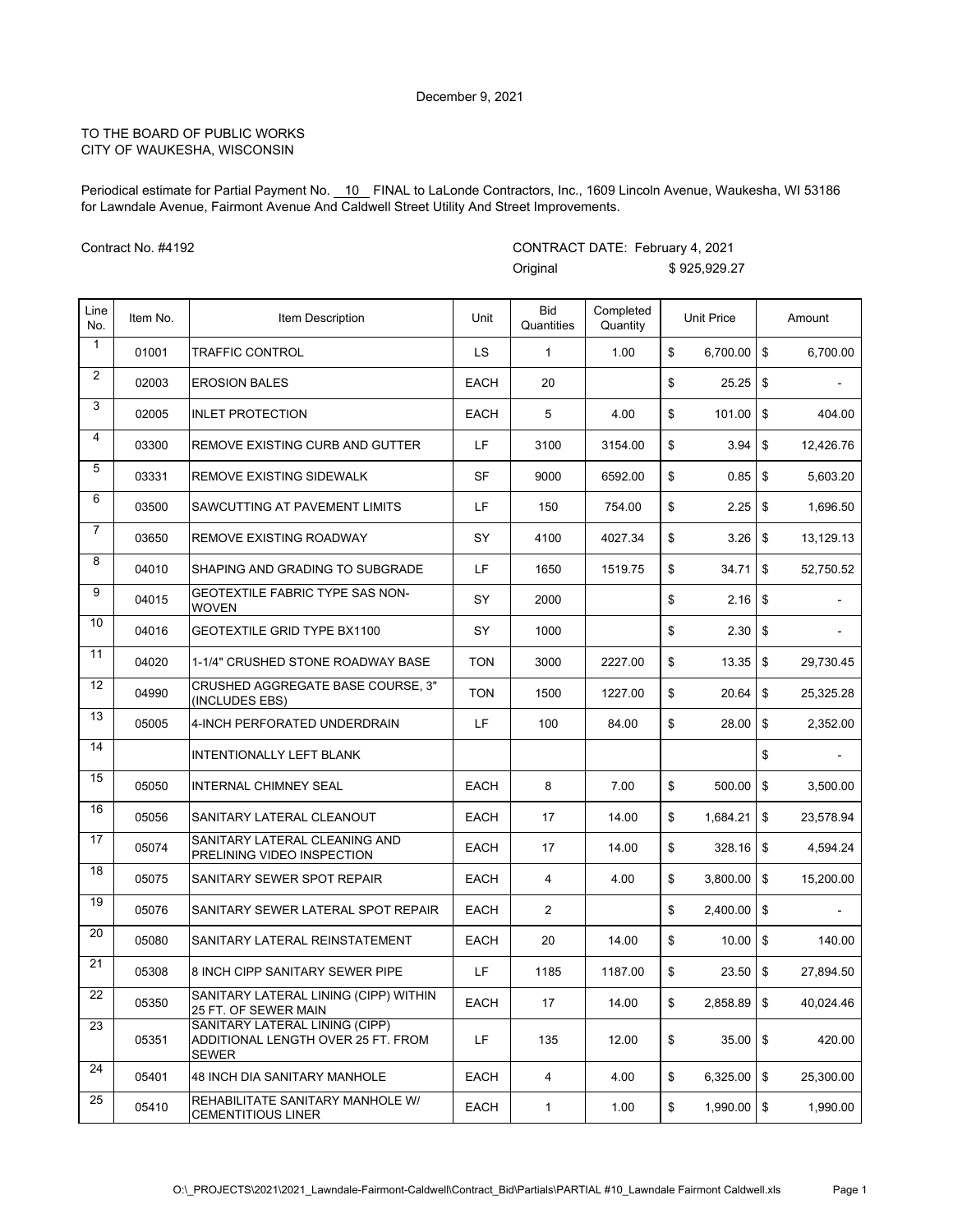December 9, 2021

TO THE BOARD OF PUBLIC WORKS
CITY OF WAUKESHA, WISCONSIN

Periodical estimate for Partial Payment No. __10__ FINAL to LaLonde Contractors, Inc., 1609 Lincoln Avenue, Waukesha, WI 53186 for Lawndale Avenue, Fairmont Avenue And Caldwell Street Utility And Street Improvements.

Contract No. #4192

CONTRACT DATE: February 4, 2021

Original $ 925,929.27

| Line No. | Item No. | Item Description | Unit | Bid Quantities | Completed Quantity | Unit Price | Amount |
|---|---|---|---|---|---|---|---|
| 1 | 01001 | TRAFFIC CONTROL | LS | 1 | 1.00 | $ 6,700.00 | $ 6,700.00 |
| 2 | 02003 | EROSION BALES | EACH | 20 | | $ 25.25 | $ - |
| 3 | 02005 | INLET PROTECTION | EACH | 5 | 4.00 | $ 101.00 | $ 404.00 |
| 4 | 03300 | REMOVE EXISTING CURB AND GUTTER | LF | 3100 | 3154.00 | $ 3.94 | $ 12,426.76 |
| 5 | 03331 | REMOVE EXISTING SIDEWALK | SF | 9000 | 6592.00 | $ 0.85 | $ 5,603.20 |
| 6 | 03500 | SAWCUTTING AT PAVEMENT LIMITS | LF | 150 | 754.00 | $ 2.25 | $ 1,696.50 |
| 7 | 03650 | REMOVE EXISTING ROADWAY | SY | 4100 | 4027.34 | $ 3.26 | $ 13,129.13 |
| 8 | 04010 | SHAPING AND GRADING TO SUBGRADE | LF | 1650 | 1519.75 | $ 34.71 | $ 52,750.52 |
| 9 | 04015 | GEOTEXTILE FABRIC TYPE SAS NON-WOVEN | SY | 2000 | | $ 2.16 | $ - |
| 10 | 04016 | GEOTEXTILE GRID TYPE BX1100 | SY | 1000 | | $ 2.30 | $ - |
| 11 | 04020 | 1-1/4" CRUSHED STONE ROADWAY BASE | TON | 3000 | 2227.00 | $ 13.35 | $ 29,730.45 |
| 12 | 04990 | CRUSHED AGGREGATE BASE COURSE, 3" (INCLUDES EBS) | TON | 1500 | 1227.00 | $ 20.64 | $ 25,325.28 |
| 13 | 05005 | 4-INCH PERFORATED UNDERDRAIN | LF | 100 | 84.00 | $ 28.00 | $ 2,352.00 |
| 14 | | INTENTIONALLY LEFT BLANK | | | | | $ - |
| 15 | 05050 | INTERNAL CHIMNEY SEAL | EACH | 8 | 7.00 | $ 500.00 | $ 3,500.00 |
| 16 | 05056 | SANITARY LATERAL CLEANOUT | EACH | 17 | 14.00 | $ 1,684.21 | $ 23,578.94 |
| 17 | 05074 | SANITARY LATERAL CLEANING AND PRELINING VIDEO INSPECTION | EACH | 17 | 14.00 | $ 328.16 | $ 4,594.24 |
| 18 | 05075 | SANITARY SEWER SPOT REPAIR | EACH | 4 | 4.00 | $ 3,800.00 | $ 15,200.00 |
| 19 | 05076 | SANITARY SEWER LATERAL SPOT REPAIR | EACH | 2 | | $ 2,400.00 | $ - |
| 20 | 05080 | SANITARY LATERAL REINSTATEMENT | EACH | 20 | 14.00 | $ 10.00 | $ 140.00 |
| 21 | 05308 | 8 INCH CIPP SANITARY SEWER PIPE | LF | 1185 | 1187.00 | $ 23.50 | $ 27,894.50 |
| 22 | 05350 | SANITARY LATERAL LINING (CIPP) WITHIN 25 FT. OF SEWER MAIN | EACH | 17 | 14.00 | $ 2,858.89 | $ 40,024.46 |
| 23 | 05351 | SANITARY LATERAL LINING (CIPP) ADDITIONAL LENGTH OVER 25 FT. FROM SEWER | LF | 135 | 12.00 | $ 35.00 | $ 420.00 |
| 24 | 05401 | 48 INCH DIA SANITARY MANHOLE | EACH | 4 | 4.00 | $ 6,325.00 | $ 25,300.00 |
| 25 | 05410 | REHABILITATE SANITARY MANHOLE W/ CEMENTITIOUS LINER | EACH | 1 | 1.00 | $ 1,990.00 | $ 1,990.00 |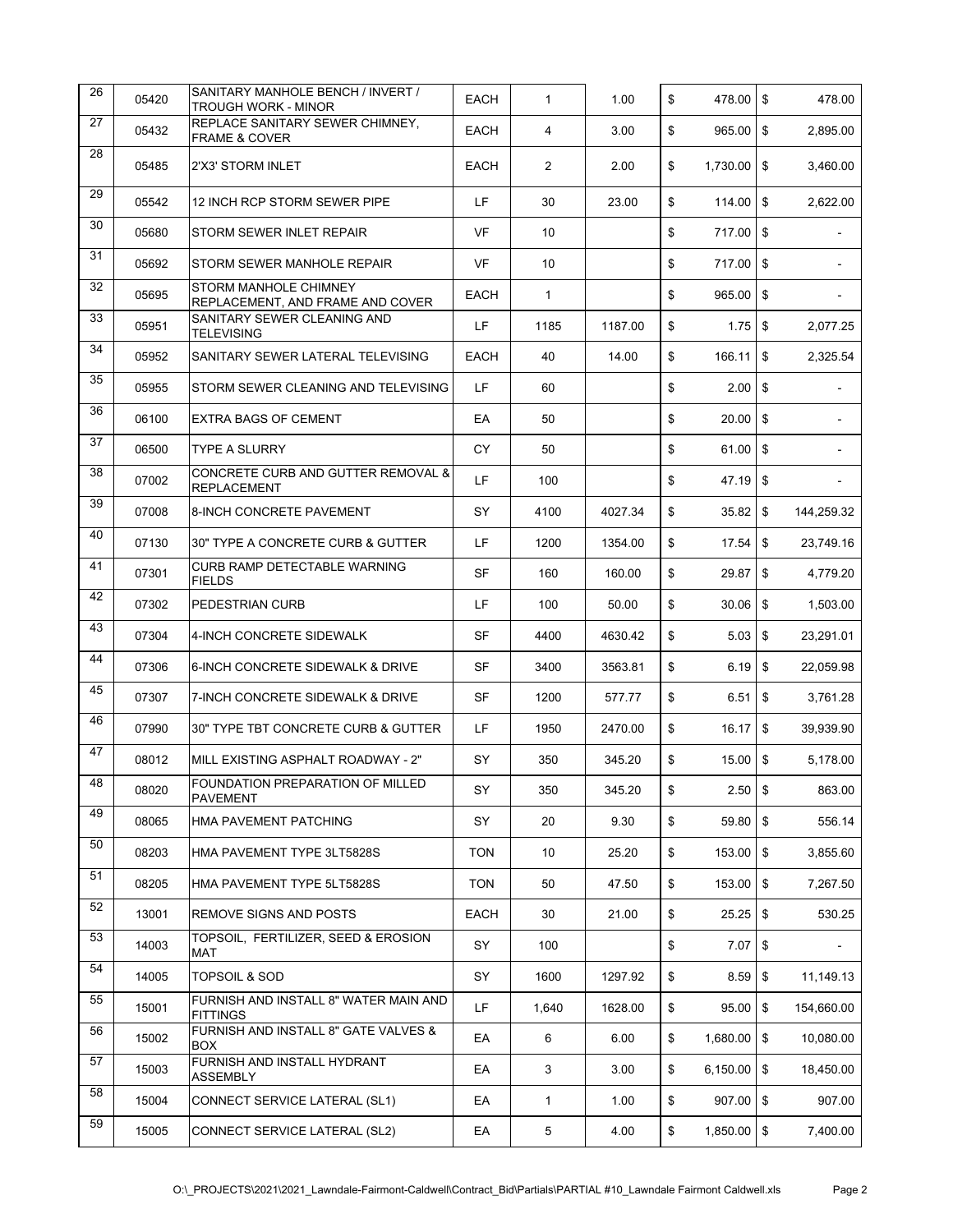| 26 | 05420 | SANITARY MANHOLE BENCH / INVERT / TROUGH WORK - MINOR | EACH | 1 | 1.00 | $ | 478.00 | $ | 478.00 |
|---|---|---|---|---|---|---|---|---|---|
| 27 | 05432 | REPLACE SANITARY SEWER CHIMNEY, FRAME & COVER | EACH | 4 | 3.00 | $ | 965.00 | $ | 2,895.00 |
| 28 | 05485 | 2'X3' STORM INLET | EACH | 2 | 2.00 | $ | 1,730.00 | $ | 3,460.00 |
| 29 | 05542 | 12 INCH RCP STORM SEWER PIPE | LF | 30 | 23.00 | $ | 114.00 | $ | 2,622.00 |
| 30 | 05680 | STORM SEWER INLET REPAIR | VF | 10 | | $ | 717.00 | $ | - |
| 31 | 05692 | STORM SEWER MANHOLE REPAIR | VF | 10 | | $ | 717.00 | $ | - |
| 32 | 05695 | STORM MANHOLE CHIMNEY REPLACEMENT, AND FRAME AND COVER | EACH | 1 | | $ | 965.00 | $ | - |
| 33 | 05951 | SANITARY SEWER CLEANING AND TELEVISING | LF | 1185 | 1187.00 | $ | 1.75 | $ | 2,077.25 |
| 34 | 05952 | SANITARY SEWER LATERAL TELEVISING | EACH | 40 | 14.00 | $ | 166.11 | $ | 2,325.54 |
| 35 | 05955 | STORM SEWER CLEANING AND TELEVISING | LF | 60 | | $ | 2.00 | $ | - |
| 36 | 06100 | EXTRA BAGS OF CEMENT | EA | 50 | | $ | 20.00 | $ | - |
| 37 | 06500 | TYPE A SLURRY | CY | 50 | | $ | 61.00 | $ | - |
| 38 | 07002 | CONCRETE CURB AND GUTTER REMOVAL & REPLACEMENT | LF | 100 | | $ | 47.19 | $ | - |
| 39 | 07008 | 8-INCH CONCRETE PAVEMENT | SY | 4100 | 4027.34 | $ | 35.82 | $ | 144,259.32 |
| 40 | 07130 | 30" TYPE A CONCRETE CURB & GUTTER | LF | 1200 | 1354.00 | $ | 17.54 | $ | 23,749.16 |
| 41 | 07301 | CURB RAMP DETECTABLE WARNING FIELDS | SF | 160 | 160.00 | $ | 29.87 | $ | 4,779.20 |
| 42 | 07302 | PEDESTRIAN CURB | LF | 100 | 50.00 | $ | 30.06 | $ | 1,503.00 |
| 43 | 07304 | 4-INCH CONCRETE SIDEWALK | SF | 4400 | 4630.42 | $ | 5.03 | $ | 23,291.01 |
| 44 | 07306 | 6-INCH CONCRETE SIDEWALK & DRIVE | SF | 3400 | 3563.81 | $ | 6.19 | $ | 22,059.98 |
| 45 | 07307 | 7-INCH CONCRETE SIDEWALK & DRIVE | SF | 1200 | 577.77 | $ | 6.51 | $ | 3,761.28 |
| 46 | 07990 | 30" TYPE TBT CONCRETE CURB & GUTTER | LF | 1950 | 2470.00 | $ | 16.17 | $ | 39,939.90 |
| 47 | 08012 | MILL EXISTING ASPHALT ROADWAY - 2" | SY | 350 | 345.20 | $ | 15.00 | $ | 5,178.00 |
| 48 | 08020 | FOUNDATION PREPARATION OF MILLED PAVEMENT | SY | 350 | 345.20 | $ | 2.50 | $ | 863.00 |
| 49 | 08065 | HMA PAVEMENT PATCHING | SY | 20 | 9.30 | $ | 59.80 | $ | 556.14 |
| 50 | 08203 | HMA PAVEMENT TYPE 3LT5828S | TON | 10 | 25.20 | $ | 153.00 | $ | 3,855.60 |
| 51 | 08205 | HMA PAVEMENT TYPE 5LT5828S | TON | 50 | 47.50 | $ | 153.00 | $ | 7,267.50 |
| 52 | 13001 | REMOVE SIGNS AND POSTS | EACH | 30 | 21.00 | $ | 25.25 | $ | 530.25 |
| 53 | 14003 | TOPSOIL, FERTILIZER, SEED & EROSION MAT | SY | 100 | | $ | 7.07 | $ | - |
| 54 | 14005 | TOPSOIL & SOD | SY | 1600 | 1297.92 | $ | 8.59 | $ | 11,149.13 |
| 55 | 15001 | FURNISH AND INSTALL 8" WATER MAIN AND FITTINGS | LF | 1,640 | 1628.00 | $ | 95.00 | $ | 154,660.00 |
| 56 | 15002 | FURNISH AND INSTALL 8" GATE VALVES & BOX | EA | 6 | 6.00 | $ | 1,680.00 | $ | 10,080.00 |
| 57 | 15003 | FURNISH AND INSTALL HYDRANT ASSEMBLY | EA | 3 | 3.00 | $ | 6,150.00 | $ | 18,450.00 |
| 58 | 15004 | CONNECT SERVICE LATERAL (SL1) | EA | 1 | 1.00 | $ | 907.00 | $ | 907.00 |
| 59 | 15005 | CONNECT SERVICE LATERAL (SL2) | EA | 5 | 4.00 | $ | 1,850.00 | $ | 7,400.00 |

O:\_PROJECTS\2021\2021_Lawndale-Fairmont-Caldwell\Contract_Bid\Partials\PARTIAL #10_Lawndale Fairmont Caldwell.xls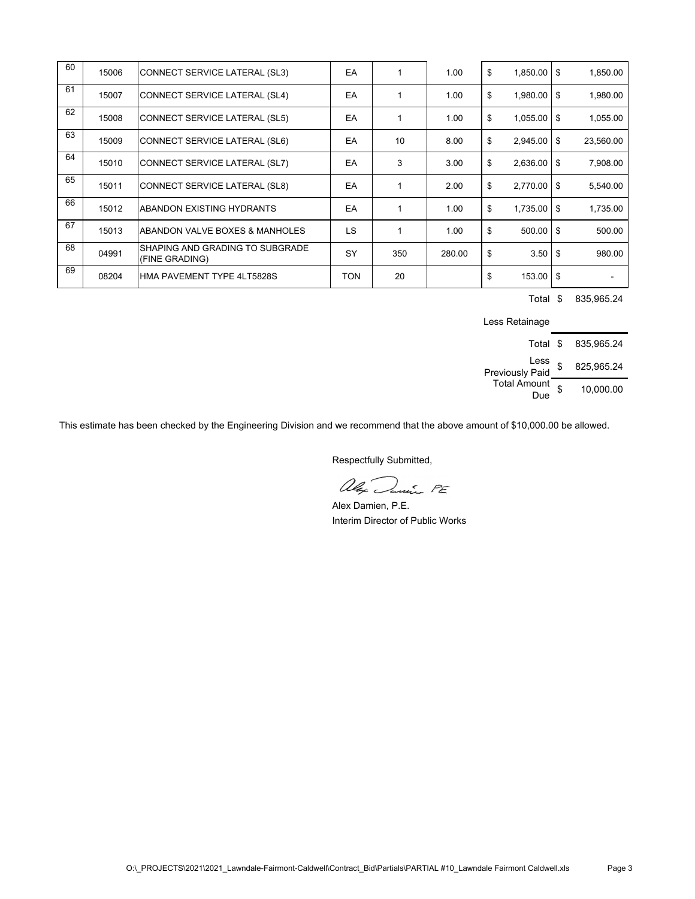| | | | | | | | |
|---|---|---|---|---|---|---|---|
| 60 | 15006 | CONNECT SERVICE LATERAL (SL3) | EA | 1 | 1.00 | $ 1,850.00 | $ 1,850.00 |
| 61 | 15007 | CONNECT SERVICE LATERAL (SL4) | EA | 1 | 1.00 | $ 1,980.00 | $ 1,980.00 |
| 62 | 15008 | CONNECT SERVICE LATERAL (SL5) | EA | 1 | 1.00 | $ 1,055.00 | $ 1,055.00 |
| 63 | 15009 | CONNECT SERVICE LATERAL (SL6) | EA | 10 | 8.00 | $ 2,945.00 | $ 23,560.00 |
| 64 | 15010 | CONNECT SERVICE LATERAL (SL7) | EA | 3 | 3.00 | $ 2,636.00 | $ 7,908.00 |
| 65 | 15011 | CONNECT SERVICE LATERAL (SL8) | EA | 1 | 2.00 | $ 2,770.00 | $ 5,540.00 |
| 66 | 15012 | ABANDON EXISTING HYDRANTS | EA | 1 | 1.00 | $ 1,735.00 | $ 1,735.00 |
| 67 | 15013 | ABANDON VALVE BOXES & MANHOLES | LS | 1 | 1.00 | $ 500.00 | $ 500.00 |
| 68 | 04991 | SHAPING AND GRADING TO SUBGRADE (FINE GRADING) | SY | 350 | 280.00 | $ 3.50 | $ 980.00 |
| 69 | 08204 | HMA PAVEMENT TYPE 4LT5828S | TON | 20 | | $ 153.00 | $ - |

| | |
|---|---|
| Total | $ 835,965.24 |
| Less Retainage | |
| Total | $ 835,965.24 |
| Less Previously Paid | $ 825,965.24 |
| Total Amount Due | $ 10,000.00 |

This estimate has been checked by the Engineering Division and we recommend that the above amount of $10,000.00 be allowed.

Respectfully Submitted,

Alex Damien, P.E.
Interim Director of Public Works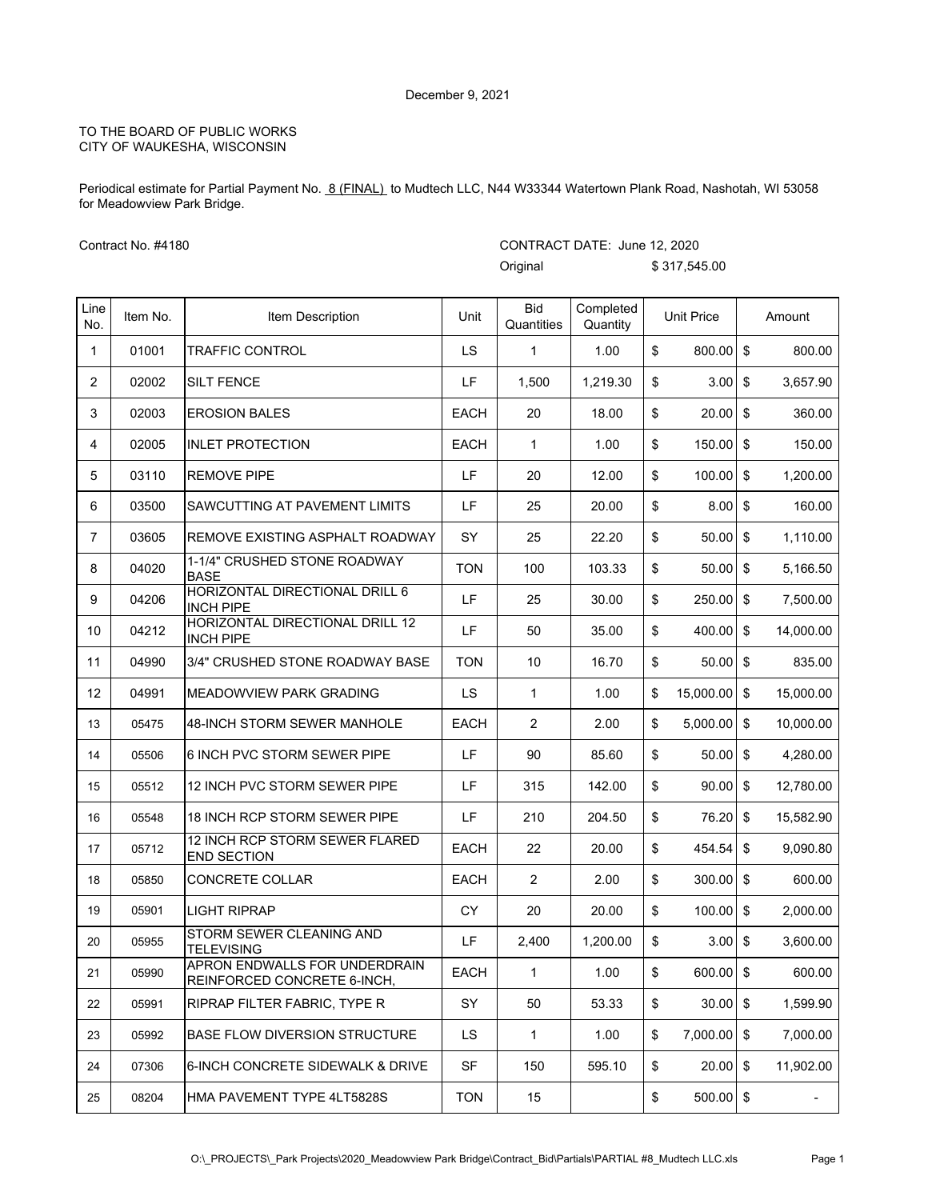December 9, 2021

TO THE BOARD OF PUBLIC WORKS
CITY OF WAUKESHA, WISCONSIN

Periodical estimate for Partial Payment No. 8 (FINAL) to Mudtech LLC, N44 W33344 Watertown Plank Road, Nashotah, WI 53058 for Meadowview Park Bridge.

Contract No. #4180

CONTRACT DATE: June 12, 2020

Original $ 317,545.00

| Line No. | Item No. | Item Description | Unit | Bid Quantities | Completed Quantity | Unit Price | Amount |
|---|---|---|---|---|---|---|---|
| 1 | 01001 | TRAFFIC CONTROL | LS | 1 | 1.00 | $ 800.00 | $ 800.00 |
| 2 | 02002 | SILT FENCE | LF | 1,500 | 1,219.30 | $ 3.00 | $ 3,657.90 |
| 3 | 02003 | EROSION BALES | EACH | 20 | 18.00 | $ 20.00 | $ 360.00 |
| 4 | 02005 | INLET PROTECTION | EACH | 1 | 1.00 | $ 150.00 | $ 150.00 |
| 5 | 03110 | REMOVE PIPE | LF | 20 | 12.00 | $ 100.00 | $ 1,200.00 |
| 6 | 03500 | SAWCUTTING AT PAVEMENT LIMITS | LF | 25 | 20.00 | $ 8.00 | $ 160.00 |
| 7 | 03605 | REMOVE EXISTING ASPHALT ROADWAY | SY | 25 | 22.20 | $ 50.00 | $ 1,110.00 |
| 8 | 04020 | 1-1/4" CRUSHED STONE ROADWAY BASE | TON | 100 | 103.33 | $ 50.00 | $ 5,166.50 |
| 9 | 04206 | HORIZONTAL DIRECTIONAL DRILL 6 INCH PIPE | LF | 25 | 30.00 | $ 250.00 | $ 7,500.00 |
| 10 | 04212 | HORIZONTAL DIRECTIONAL DRILL 12 INCH PIPE | LF | 50 | 35.00 | $ 400.00 | $ 14,000.00 |
| 11 | 04990 | 3/4" CRUSHED STONE ROADWAY BASE | TON | 10 | 16.70 | $ 50.00 | $ 835.00 |
| 12 | 04991 | MEADOWVIEW PARK GRADING | LS | 1 | 1.00 | $ 15,000.00 | $ 15,000.00 |
| 13 | 05475 | 48-INCH STORM SEWER MANHOLE | EACH | 2 | 2.00 | $ 5,000.00 | $ 10,000.00 |
| 14 | 05506 | 6 INCH PVC STORM SEWER PIPE | LF | 90 | 85.60 | $ 50.00 | $ 4,280.00 |
| 15 | 05512 | 12 INCH PVC STORM SEWER PIPE | LF | 315 | 142.00 | $ 90.00 | $ 12,780.00 |
| 16 | 05548 | 18 INCH RCP STORM SEWER PIPE | LF | 210 | 204.50 | $ 76.20 | $ 15,582.90 |
| 17 | 05712 | 12 INCH RCP STORM SEWER FLARED END SECTION | EACH | 22 | 20.00 | $ 454.54 | $ 9,090.80 |
| 18 | 05850 | CONCRETE COLLAR | EACH | 2 | 2.00 | $ 300.00 | $ 600.00 |
| 19 | 05901 | LIGHT RIPRAP | CY | 20 | 20.00 | $ 100.00 | $ 2,000.00 |
| 20 | 05955 | STORM SEWER CLEANING AND TELEVISING | LF | 2,400 | 1,200.00 | $ 3.00 | $ 3,600.00 |
| 21 | 05990 | APRON ENDWALLS FOR UNDERDRAIN REINFORCED CONCRETE 6-INCH, | EACH | 1 | 1.00 | $ 600.00 | $ 600.00 |
| 22 | 05991 | RIPRAP FILTER FABRIC, TYPE R | SY | 50 | 53.33 | $ 30.00 | $ 1,599.90 |
| 23 | 05992 | BASE FLOW DIVERSION STRUCTURE | LS | 1 | 1.00 | $ 7,000.00 | $ 7,000.00 |
| 24 | 07306 | 6-INCH CONCRETE SIDEWALK & DRIVE | SF | 150 | 595.10 | $ 20.00 | $ 11,902.00 |
| 25 | 08204 | HMA PAVEMENT TYPE 4LT5828S | TON | 15 | | $ 500.00 | $ - |

O:\_PROJECTS\_Park Projects\2020_Meadowview Park Bridge\Contract_Bid\Partials\PARTIAL #8_Mudtech LLC.xls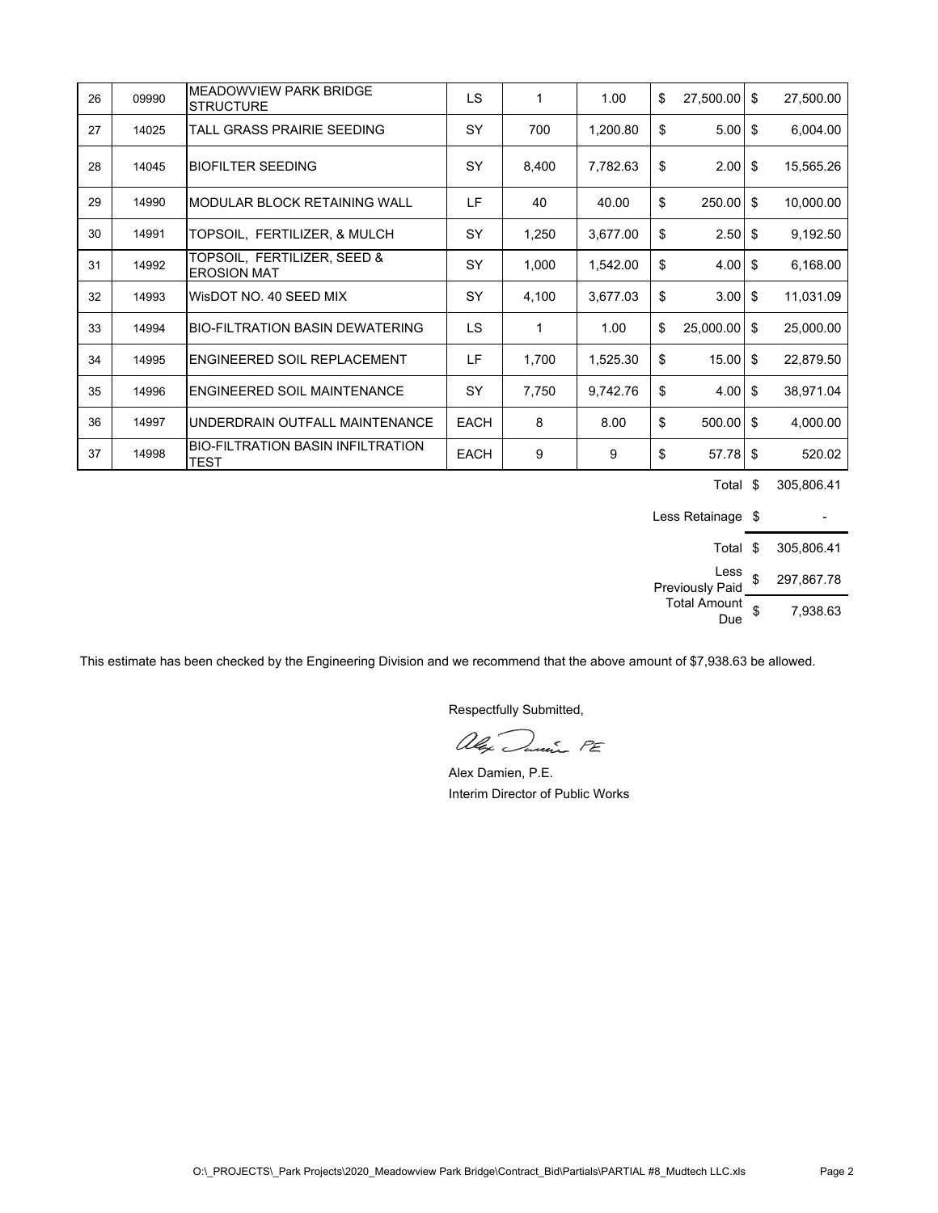| 26 | 09990 | MEADOWVIEW PARK BRIDGE STRUCTURE | LS | 1 | 1.00 | $ | 27,500.00 | $ | 27,500.00 |
|---|---|---|---|---|---|---|---|---|---|
| 27 | 14025 | TALL GRASS PRAIRIE SEEDING | SY | 700 | 1,200.80 | $ | 5.00 | $ | 6,004.00 |
| 28 | 14045 | BIOFILTER SEEDING | SY | 8,400 | 7,782.63 | $ | 2.00 | $ | 15,565.26 |
| 29 | 14990 | MODULAR BLOCK RETAINING WALL | LF | 40 | 40.00 | $ | 250.00 | $ | 10,000.00 |
| 30 | 14991 | TOPSOIL, FERTILIZER, & MULCH | SY | 1,250 | 3,677.00 | $ | 2.50 | $ | 9,192.50 |
| 31 | 14992 | TOPSOIL, FERTILIZER, SEED & EROSION MAT | SY | 1,000 | 1,542.00 | $ | 4.00 | $ | 6,168.00 |
| 32 | 14993 | WisDOT NO. 40 SEED MIX | SY | 4,100 | 3,677.03 | $ | 3.00 | $ | 11,031.09 |
| 33 | 14994 | BIO-FILTRATION BASIN DEWATERING | LS | 1 | 1.00 | $ | 25,000.00 | $ | 25,000.00 |
| 34 | 14995 | ENGINEERED SOIL REPLACEMENT | LF | 1,700 | 1,525.30 | $ | 15.00 | $ | 22,879.50 |
| 35 | 14996 | ENGINEERED SOIL MAINTENANCE | SY | 7,750 | 9,742.76 | $ | 4.00 | $ | 38,971.04 |
| 36 | 14997 | UNDERDRAIN OUTFALL MAINTENANCE | EACH | 8 | 8.00 | $ | 500.00 | $ | 4,000.00 |
| 37 | 14998 | BIO-FILTRATION BASIN INFILTRATION TEST | EACH | 9 | 9 | $ | 57.78 | $ | 520.02 |

| | | |
|---|---|---|
| Total | $ | 305,806.41 |
| Less Retainage | $ | - |
| Total | $ | 305,806.41 |
| Less Previously Paid | $ | 297,867.78 |
| Total Amount Due | $ | 7,938.63 |

This estimate has been checked by the Engineering Division and we recommend that the above amount of $7,938.63 be allowed.

Respectfully Submitted,

Alex Damien PE

Alex Damien, P.E.
Interim Director of Public Works

O:\_PROJECTS\_Park Projects\2020_Meadowview Park Bridge\Contract_Bid\Partials\PARTIAL #8_Mudtech LLC.xls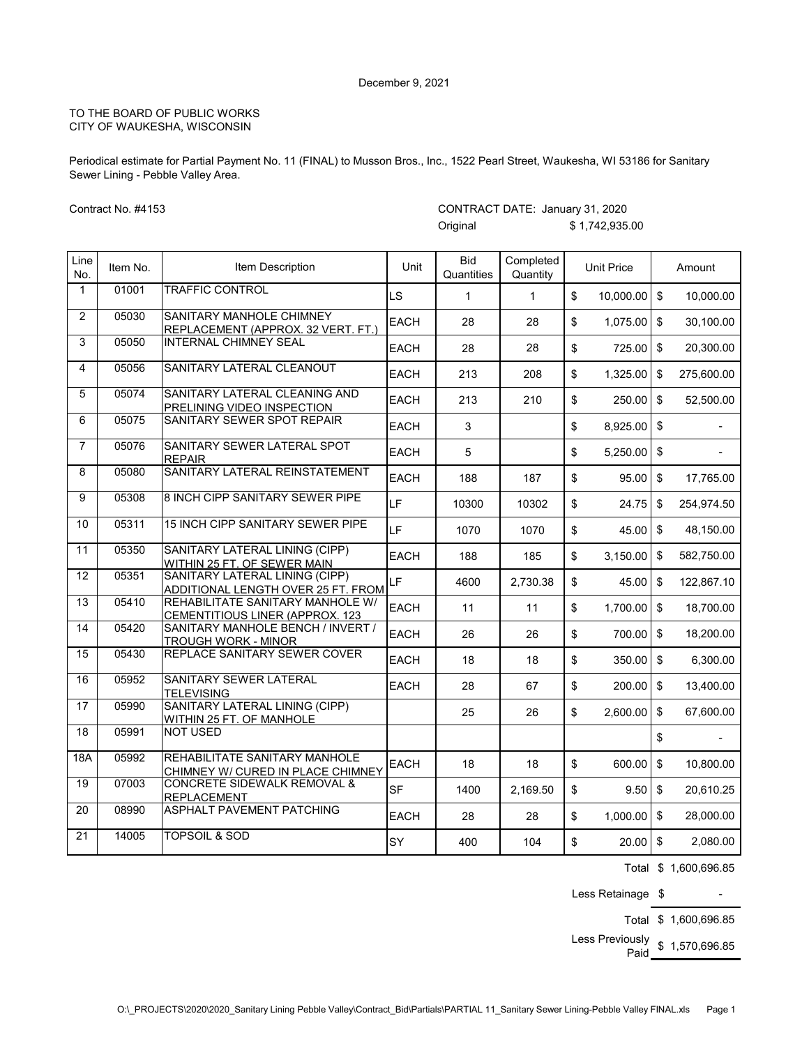December 9, 2021

TO THE BOARD OF PUBLIC WORKS
CITY OF WAUKESHA, WISCONSIN

Periodical estimate for Partial Payment No. 11 (FINAL) to Musson Bros., Inc., 1522 Pearl Street, Waukesha, WI 53186 for Sanitary Sewer Lining - Pebble Valley Area.

Contract No. #4153

CONTRACT DATE: January 31, 2020
Original $ 1,742,935.00

| Line No. | Item No. | Item Description | Unit | Bid Quantities | Completed Quantity | Unit Price | Amount |
|---|---|---|---|---|---|---|---|
| 1 | 01001 | TRAFFIC CONTROL | LS | 1 | 1 | $ 10,000.00 | $ 10,000.00 |
| 2 | 05030 | SANITARY MANHOLE CHIMNEY REPLACEMENT (APPROX. 32 VERT. FT.) | EACH | 28 | 28 | $ 1,075.00 | $ 30,100.00 |
| 3 | 05050 | INTERNAL CHIMNEY SEAL | EACH | 28 | 28 | $ 725.00 | $ 20,300.00 |
| 4 | 05056 | SANITARY LATERAL CLEANOUT | EACH | 213 | 208 | $ 1,325.00 | $ 275,600.00 |
| 5 | 05074 | SANITARY LATERAL CLEANING AND PRELINING VIDEO INSPECTION | EACH | 213 | 210 | $ 250.00 | $ 52,500.00 |
| 6 | 05075 | SANITARY SEWER SPOT REPAIR | EACH | 3 | | $ 8,925.00 | $ - |
| 7 | 05076 | SANITARY SEWER LATERAL SPOT REPAIR | EACH | 5 | | $ 5,250.00 | $ - |
| 8 | 05080 | SANITARY LATERAL REINSTATEMENT | EACH | 188 | 187 | $ 95.00 | $ 17,765.00 |
| 9 | 05308 | 8 INCH CIPP SANITARY SEWER PIPE | LF | 10300 | 10302 | $ 24.75 | $ 254,974.50 |
| 10 | 05311 | 15 INCH CIPP SANITARY SEWER PIPE | LF | 1070 | 1070 | $ 45.00 | $ 48,150.00 |
| 11 | 05350 | SANITARY LATERAL LINING (CIPP) WITHIN 25 FT. OF SEWER MAIN | EACH | 188 | 185 | $ 3,150.00 | $ 582,750.00 |
| 12 | 05351 | SANITARY LATERAL LINING (CIPP) ADDITIONAL LENGTH OVER 25 FT. FROM | LF | 4600 | 2,730.38 | $ 45.00 | $ 122,867.10 |
| 13 | 05410 | REHABILITATE SANITARY MANHOLE W/ CEMENTITIOUS LINER (APPROX. 123 | EACH | 11 | 11 | $ 1,700.00 | $ 18,700.00 |
| 14 | 05420 | SANITARY MANHOLE BENCH / INVERT / TROUGH WORK - MINOR | EACH | 26 | 26 | $ 700.00 | $ 18,200.00 |
| 15 | 05430 | REPLACE SANITARY SEWER COVER | EACH | 18 | 18 | $ 350.00 | $ 6,300.00 |
| 16 | 05952 | SANITARY SEWER LATERAL TELEVISING | EACH | 28 | 67 | $ 200.00 | $ 13,400.00 |
| 17 | 05990 | SANITARY LATERAL LINING (CIPP) WITHIN 25 FT. OF MANHOLE | | 25 | 26 | $ 2,600.00 | $ 67,600.00 |
| 18 | 05991 | NOT USED | | | | | $ - |
| 18A | 05992 | REHABILITATE SANITARY MANHOLE CHIMNEY W/ CURED IN PLACE CHIMNEY | EACH | 18 | 18 | $ 600.00 | $ 10,800.00 |
| 19 | 07003 | CONCRETE SIDEWALK REMOVAL & REPLACEMENT | SF | 1400 | 2,169.50 | $ 9.50 | $ 20,610.25 |
| 20 | 08990 | ASPHALT PAVEMENT PATCHING | EACH | 28 | 28 | $ 1,000.00 | $ 28,000.00 |
| 21 | 14005 | TOPSOIL & SOD | SY | 400 | 104 | $ 20.00 | $ 2,080.00 |

| | |
|---|---|
| Total | $ 1,600,696.85 |
| Less Retainage | $ - |
| Total | $ 1,600,696.85 |
| Less Previously Paid | $ 1,570,696.85 |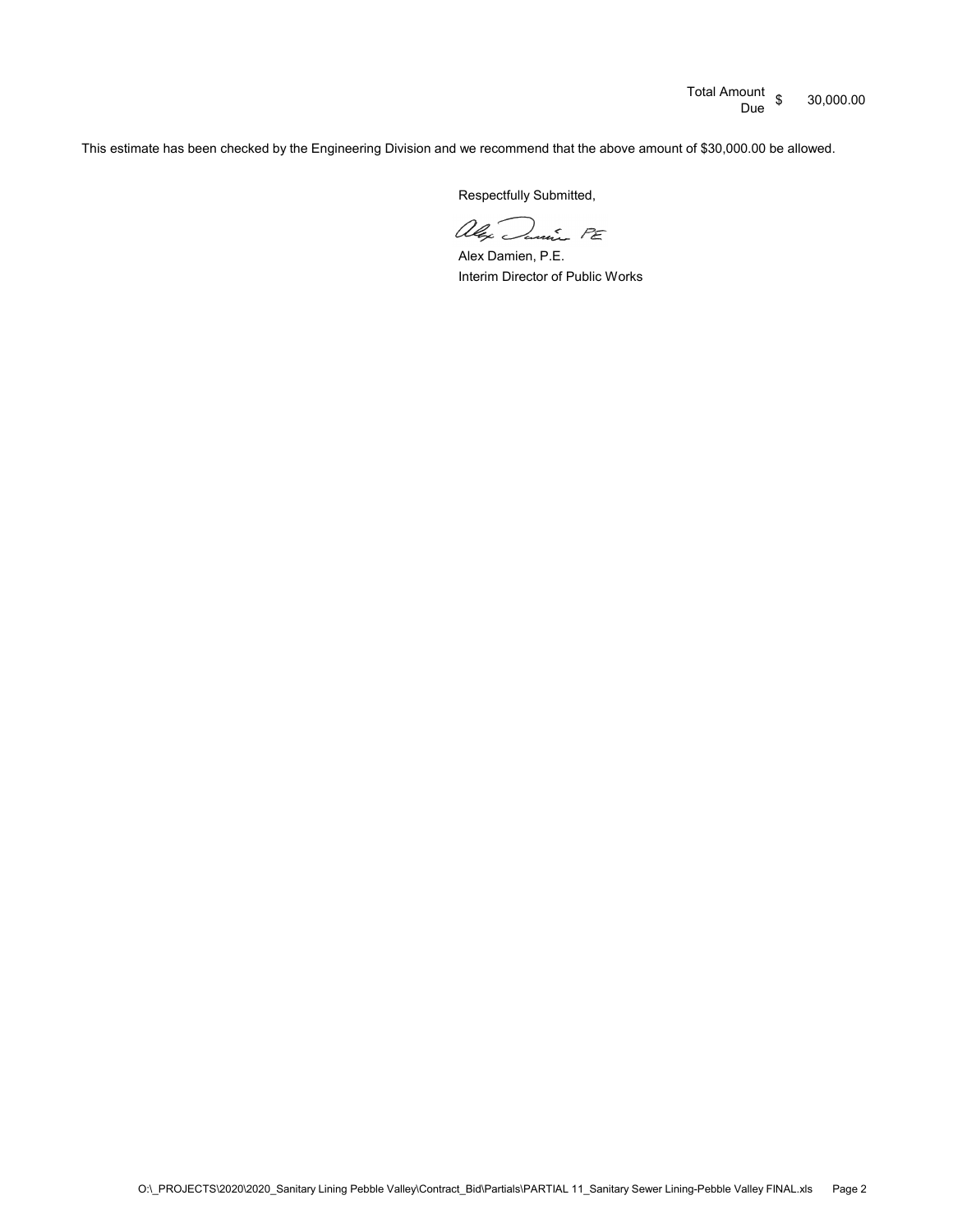| Total Amount Due | $ | 30,000.00 |
| --- | --- | --- |

This estimate has been checked by the Engineering Division and we recommend that the above amount of $30,000.00 be allowed.

Respectfully Submitted,

Alex Damien, PE

Alex Damien, P.E.
Interim Director of Public Works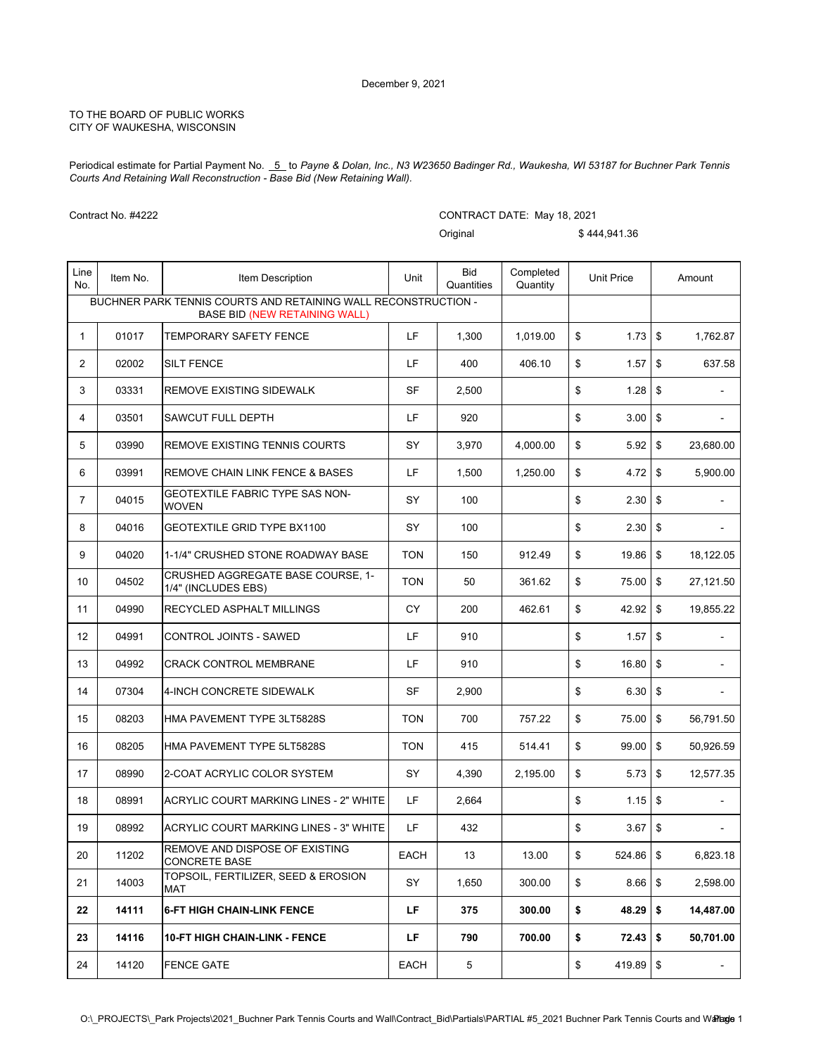December 9, 2021

TO THE BOARD OF PUBLIC WORKS
CITY OF WAUKESHA, WISCONSIN

Periodical estimate for Partial Payment No. 5 to *Payne & Dolan, Inc., N3 W23650 Badinger Rd., Waukesha, WI 53187 for Buchner Park Tennis Courts And Retaining Wall Reconstruction - Base Bid (New Retaining Wall).*

Contract No. #4222

CONTRACT DATE: May 18, 2021

Original $ 444,941.36

| Line No. | Item No. | Item Description | Unit | Bid Quantities | Completed Quantity | Unit Price | Amount |
|---|---|---|---|---|---|---|---|
| | | BUCHNER PARK TENNIS COURTS AND RETAINING WALL RECONSTRUCTION - BASE BID (NEW RETAINING WALL) | | | | | |
| 1 | 01017 | TEMPORARY SAFETY FENCE | LF | 1,300 | 1,019.00 | $ 1.73 | $ 1,762.87 |
| 2 | 02002 | SILT FENCE | LF | 400 | 406.10 | $ 1.57 | $ 637.58 |
| 3 | 03331 | REMOVE EXISTING SIDEWALK | SF | 2,500 | | $ 1.28 | $ - |
| 4 | 03501 | SAWCUT FULL DEPTH | LF | 920 | | $ 3.00 | $ - |
| 5 | 03990 | REMOVE EXISTING TENNIS COURTS | SY | 3,970 | 4,000.00 | $ 5.92 | $ 23,680.00 |
| 6 | 03991 | REMOVE CHAIN LINK FENCE & BASES | LF | 1,500 | 1,250.00 | $ 4.72 | $ 5,900.00 |
| 7 | 04015 | GEOTEXTILE FABRIC TYPE SAS NON-WOVEN | SY | 100 | | $ 2.30 | $ - |
| 8 | 04016 | GEOTEXTILE GRID TYPE BX1100 | SY | 100 | | $ 2.30 | $ - |
| 9 | 04020 | 1-1/4" CRUSHED STONE ROADWAY BASE | TON | 150 | 912.49 | $ 19.86 | $ 18,122.05 |
| 10 | 04502 | CRUSHED AGGREGATE BASE COURSE, 1-1/4" (INCLUDES EBS) | TON | 50 | 361.62 | $ 75.00 | $ 27,121.50 |
| 11 | 04990 | RECYCLED ASPHALT MILLINGS | CY | 200 | 462.61 | $ 42.92 | $ 19,855.22 |
| 12 | 04991 | CONTROL JOINTS - SAWED | LF | 910 | | $ 1.57 | $ - |
| 13 | 04992 | CRACK CONTROL MEMBRANE | LF | 910 | | $ 16.80 | $ - |
| 14 | 07304 | 4-INCH CONCRETE SIDEWALK | SF | 2,900 | | $ 6.30 | $ - |
| 15 | 08203 | HMA PAVEMENT TYPE 3LT5828S | TON | 700 | 757.22 | $ 75.00 | $ 56,791.50 |
| 16 | 08205 | HMA PAVEMENT TYPE 5LT5828S | TON | 415 | 514.41 | $ 99.00 | $ 50,926.59 |
| 17 | 08990 | 2-COAT ACRYLIC COLOR SYSTEM | SY | 4,390 | 2,195.00 | $ 5.73 | $ 12,577.35 |
| 18 | 08991 | ACRYLIC COURT MARKING LINES - 2" WHITE | LF | 2,664 | | $ 1.15 | $ - |
| 19 | 08992 | ACRYLIC COURT MARKING LINES - 3" WHITE | LF | 432 | | $ 3.67 | $ - |
| 20 | 11202 | REMOVE AND DISPOSE OF EXISTING CONCRETE BASE | EACH | 13 | 13.00 | $ 524.86 | $ 6,823.18 |
| 21 | 14003 | TOPSOIL, FERTILIZER, SEED & EROSION MAT | SY | 1,650 | 300.00 | $ 8.66 | $ 2,598.00 |
| **22** | **14111** | **6-FT HIGH CHAIN-LINK FENCE** | **LF** | **375** | **300.00** | **$ 48.29** | **$ 14,487.00** |
| **23** | **14116** | **10-FT HIGH CHAIN-LINK - FENCE** | **LF** | **790** | **700.00** | **$ 72.43** | **$ 50,701.00** |
| 24 | 14120 | FENCE GATE | EACH | 5 | | $ 419.89 | $ - |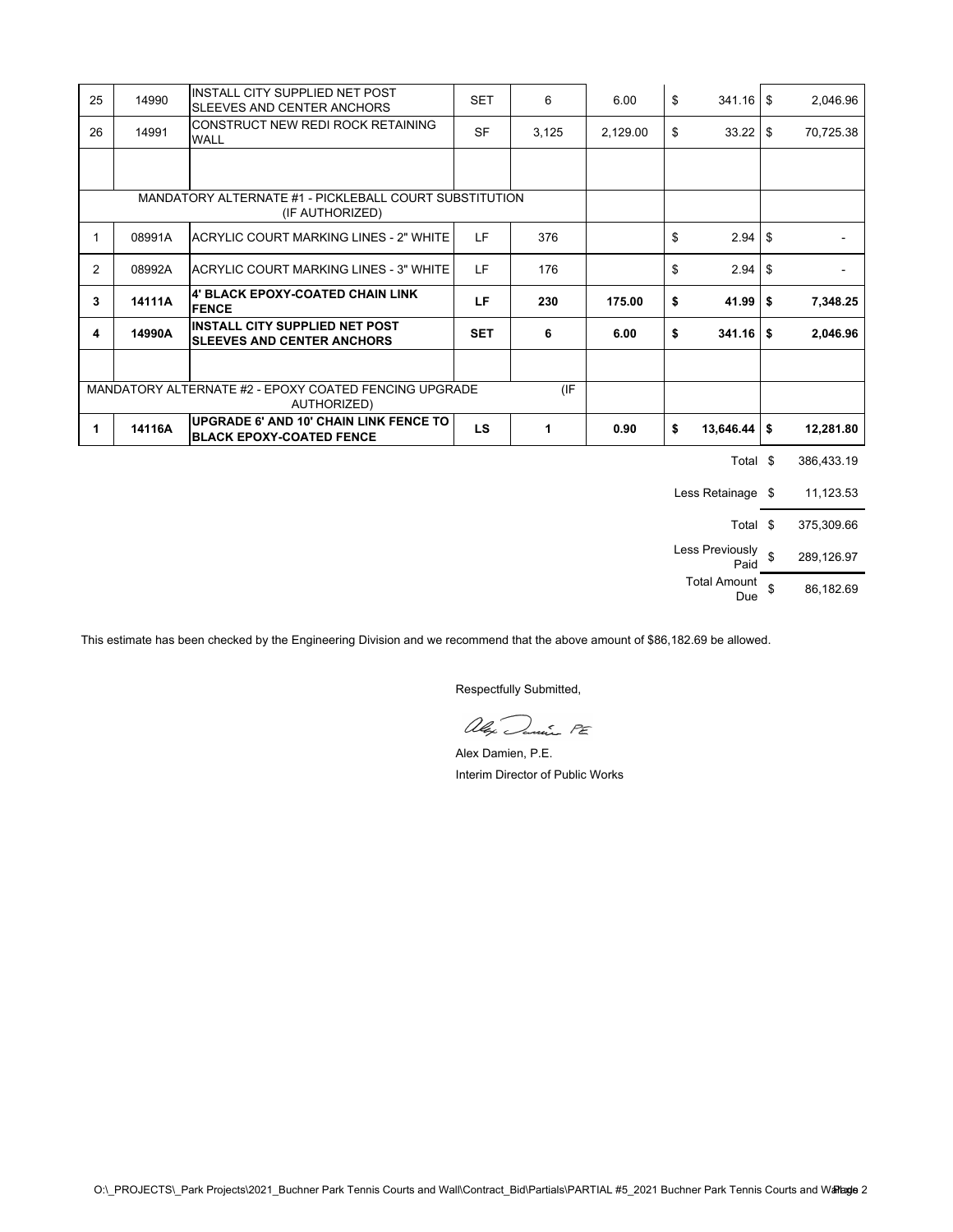| | | | | | | | |
|---|---|---|---|---|---|---|---|
| 25 | 14990 | INSTALL CITY SUPPLIED NET POST SLEEVES AND CENTER ANCHORS | SET | 6 | 6.00 | $ 341.16 | $ 2,046.96 |
| 26 | 14991 | CONSTRUCT NEW REDI ROCK RETAINING WALL | SF | 3,125 | 2,129.00 | $ 33.22 | $ 70,725.38 |
| | | | | | | | |
| MANDATORY ALTERNATE #1 - PICKLEBALL COURT SUBSTITUTION (IF AUTHORIZED) | | | | | | | |
| 1 | 08991A | ACRYLIC COURT MARKING LINES - 2" WHITE | LF | 376 | | $ 2.94 | $ - |
| 2 | 08992A | ACRYLIC COURT MARKING LINES - 3" WHITE | LF | 176 | | $ 2.94 | $ - |
| **3** | **14111A** | **4' BLACK EPOXY-COATED CHAIN LINK FENCE** | **LF** | **230** | **175.00** | **$ 41.99** | **$ 7,348.25** |
| **4** | **14990A** | **INSTALL CITY SUPPLIED NET POST SLEEVES AND CENTER ANCHORS** | **SET** | **6** | **6.00** | **$ 341.16** | **$ 2,046.96** |
| | | | | | | | |
| MANDATORY ALTERNATE #2 - EPOXY COATED FENCING UPGRADE (IF AUTHORIZED) | | | | | | | |
| **1** | **14116A** | **UPGRADE 6' AND 10' CHAIN LINK FENCE TO BLACK EPOXY-COATED FENCE** | **LS** | **1** | **0.90** | **$ 13,646.44** | **$ 12,281.80** |

| | |
|---|---|
| Total | $ 386,433.19 |
| Less Retainage | $ 11,123.53 |
| Total | $ 375,309.66 |
| Less Previously Paid | $ 289,126.97 |
| Total Amount Due | $ 86,182.69 |

This estimate has been checked by the Engineering Division and we recommend that the above amount of $86,182.69 be allowed.

Respectfully Submitted,

Alex Damien PE

Alex Damien, P.E.
Interim Director of Public Works

O:\_PROJECTS\_Park Projects\2021_Buchner Park Tennis Courts and Wall\Contract_Bid\Partials\PARTIAL #5_2021 Buchner Park Tennis Courts and Wall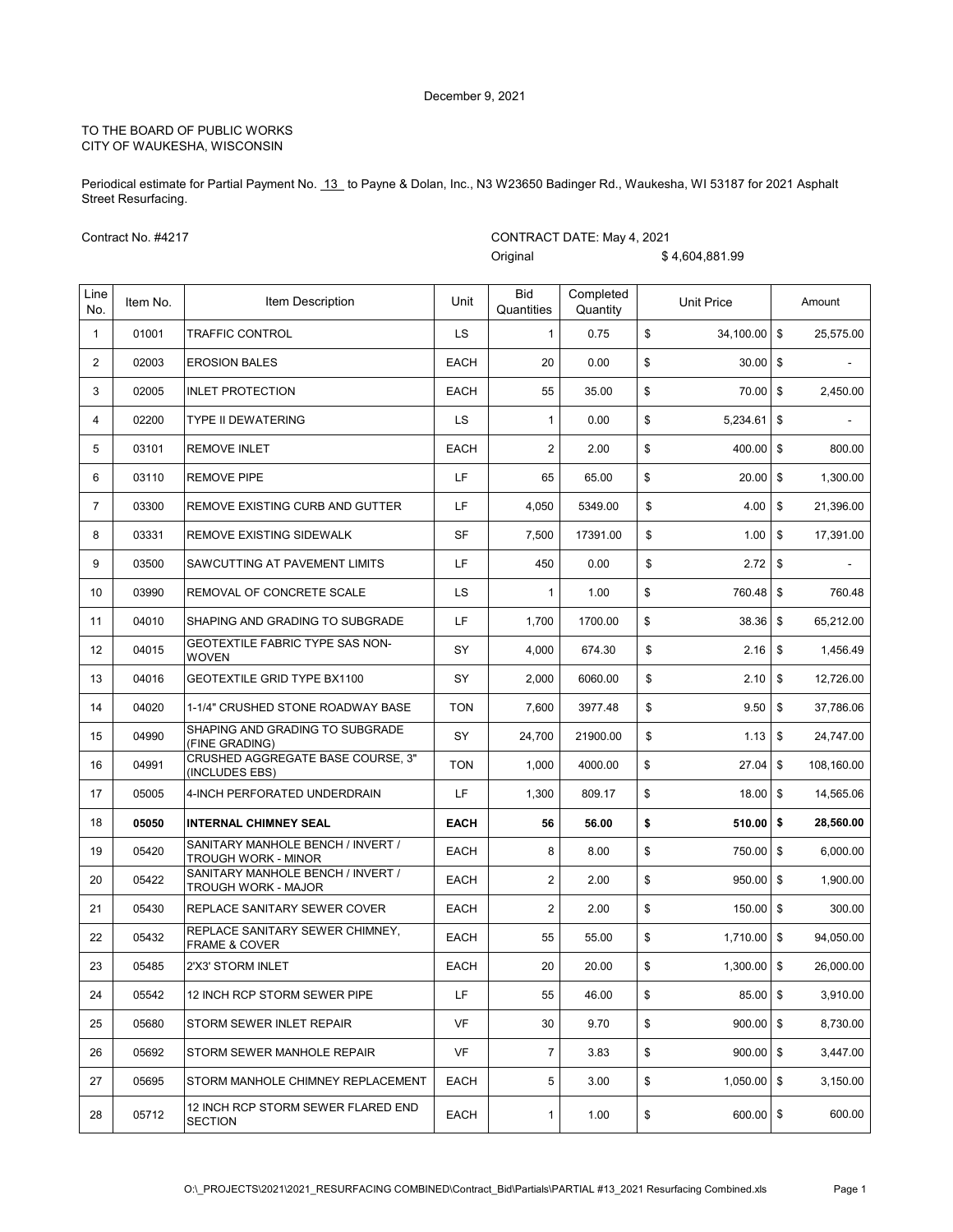December 9, 2021

TO THE BOARD OF PUBLIC WORKS
CITY OF WAUKESHA, WISCONSIN

Periodical estimate for Partial Payment No. 13 to Payne & Dolan, Inc., N3 W23650 Badinger Rd., Waukesha, WI 53187 for 2021 Asphalt Street Resurfacing.

Contract No. #4217

CONTRACT DATE: May 4, 2021
Original $ 4,604,881.99

| Line No. | Item No. | Item Description | Unit | Bid Quantities | Completed Quantity | Unit Price | Amount |
|---|---|---|---|---|---|---|---|
| 1 | 01001 | TRAFFIC CONTROL | LS | 1 | 0.75 | $ 34,100.00 | $ 25,575.00 |
| 2 | 02003 | EROSION BALES | EACH | 20 | 0.00 | $ 30.00 | $ - |
| 3 | 02005 | INLET PROTECTION | EACH | 55 | 35.00 | $ 70.00 | $ 2,450.00 |
| 4 | 02200 | TYPE II DEWATERING | LS | 1 | 0.00 | $ 5,234.61 | $ - |
| 5 | 03101 | REMOVE INLET | EACH | 2 | 2.00 | $ 400.00 | $ 800.00 |
| 6 | 03110 | REMOVE PIPE | LF | 65 | 65.00 | $ 20.00 | $ 1,300.00 |
| 7 | 03300 | REMOVE EXISTING CURB AND GUTTER | LF | 4,050 | 5349.00 | $ 4.00 | $ 21,396.00 |
| 8 | 03331 | REMOVE EXISTING SIDEWALK | SF | 7,500 | 17391.00 | $ 1.00 | $ 17,391.00 |
| 9 | 03500 | SAWCUTTING AT PAVEMENT LIMITS | LF | 450 | 0.00 | $ 2.72 | $ - |
| 10 | 03990 | REMOVAL OF CONCRETE SCALE | LS | 1 | 1.00 | $ 760.48 | $ 760.48 |
| 11 | 04010 | SHAPING AND GRADING TO SUBGRADE | LF | 1,700 | 1700.00 | $ 38.36 | $ 65,212.00 |
| 12 | 04015 | GEOTEXTILE FABRIC TYPE SAS NON-WOVEN | SY | 4,000 | 674.30 | $ 2.16 | $ 1,456.49 |
| 13 | 04016 | GEOTEXTILE GRID TYPE BX1100 | SY | 2,000 | 6060.00 | $ 2.10 | $ 12,726.00 |
| 14 | 04020 | 1-1/4" CRUSHED STONE ROADWAY BASE | TON | 7,600 | 3977.48 | $ 9.50 | $ 37,786.06 |
| 15 | 04990 | SHAPING AND GRADING TO SUBGRADE (FINE GRADING) | SY | 24,700 | 21900.00 | $ 1.13 | $ 24,747.00 |
| 16 | 04991 | CRUSHED AGGREGATE BASE COURSE, 3" (INCLUDES EBS) | TON | 1,000 | 4000.00 | $ 27.04 | $ 108,160.00 |
| 17 | 05005 | 4-INCH PERFORATED UNDERDRAIN | LF | 1,300 | 809.17 | $ 18.00 | $ 14,565.06 |
| **18** | **05050** | **INTERNAL CHIMNEY SEAL** | **EACH** | **56** | **56.00** | **$ 510.00** | **$ 28,560.00** |
| 19 | 05420 | SANITARY MANHOLE BENCH / INVERT / TROUGH WORK - MINOR | EACH | 8 | 8.00 | $ 750.00 | $ 6,000.00 |
| 20 | 05422 | SANITARY MANHOLE BENCH / INVERT / TROUGH WORK - MAJOR | EACH | 2 | 2.00 | $ 950.00 | $ 1,900.00 |
| 21 | 05430 | REPLACE SANITARY SEWER COVER | EACH | 2 | 2.00 | $ 150.00 | $ 300.00 |
| 22 | 05432 | REPLACE SANITARY SEWER CHIMNEY, FRAME & COVER | EACH | 55 | 55.00 | $ 1,710.00 | $ 94,050.00 |
| 23 | 05485 | 2'X3' STORM INLET | EACH | 20 | 20.00 | $ 1,300.00 | $ 26,000.00 |
| 24 | 05542 | 12 INCH RCP STORM SEWER PIPE | LF | 55 | 46.00 | $ 85.00 | $ 3,910.00 |
| 25 | 05680 | STORM SEWER INLET REPAIR | VF | 30 | 9.70 | $ 900.00 | $ 8,730.00 |
| 26 | 05692 | STORM SEWER MANHOLE REPAIR | VF | 7 | 3.83 | $ 900.00 | $ 3,447.00 |
| 27 | 05695 | STORM MANHOLE CHIMNEY REPLACEMENT | EACH | 5 | 3.00 | $ 1,050.00 | $ 3,150.00 |
| 28 | 05712 | 12 INCH RCP STORM SEWER FLARED END SECTION | EACH | 1 | 1.00 | $ 600.00 | $ 600.00 |

O:\_PROJECTS\2021\2021_RESURFACING COMBINED\Contract_Bid\Partials\PARTIAL #13_2021 Resurfacing Combined.xls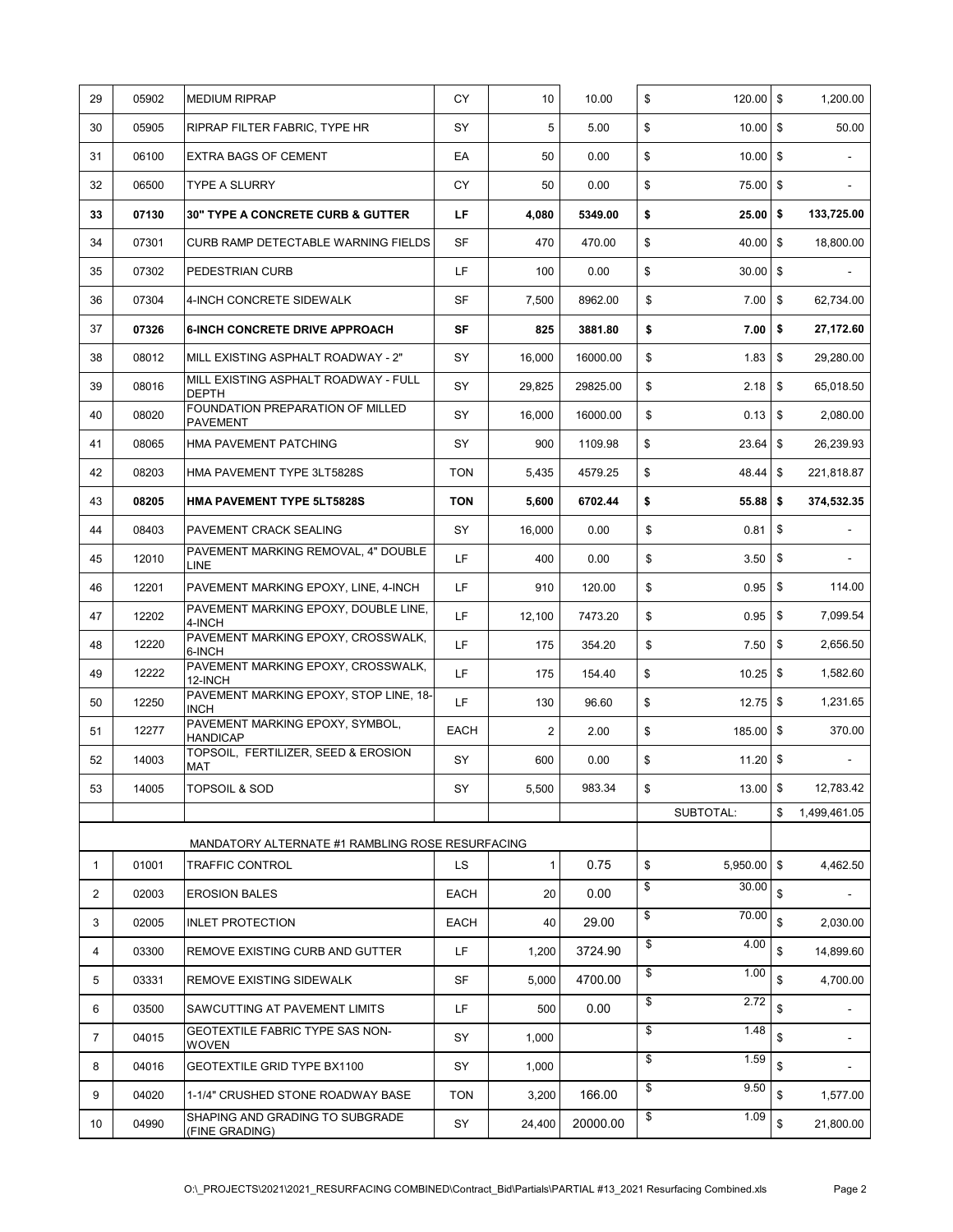| | | | | | | | |
|---|---|---|---|---|---|---|---|
| 29 | 05902 | MEDIUM RIPRAP | CY | 10 | 10.00 | $ 120.00 | $ 1,200.00 |
| 30 | 05905 | RIPRAP FILTER FABRIC, TYPE HR | SY | 5 | 5.00 | $ 10.00 | $ 50.00 |
| 31 | 06100 | EXTRA BAGS OF CEMENT | EA | 50 | 0.00 | $ 10.00 | $ - |
| 32 | 06500 | TYPE A SLURRY | CY | 50 | 0.00 | $ 75.00 | $ - |
| **33** | **07130** | **30" TYPE A CONCRETE CURB & GUTTER** | **LF** | **4,080** | **5349.00** | **$ 25.00** | **$ 133,725.00** |
| 34 | 07301 | CURB RAMP DETECTABLE WARNING FIELDS | SF | 470 | 470.00 | $ 40.00 | $ 18,800.00 |
| 35 | 07302 | PEDESTRIAN CURB | LF | 100 | 0.00 | $ 30.00 | $ - |
| 36 | 07304 | 4-INCH CONCRETE SIDEWALK | SF | 7,500 | 8962.00 | $ 7.00 | $ 62,734.00 |
| **37** | **07326** | **6-INCH CONCRETE DRIVE APPROACH** | **SF** | **825** | **3881.80** | **$ 7.00** | **$ 27,172.60** |
| 38 | 08012 | MILL EXISTING ASPHALT ROADWAY - 2" | SY | 16,000 | 16000.00 | $ 1.83 | $ 29,280.00 |
| 39 | 08016 | MILL EXISTING ASPHALT ROADWAY - FULL DEPTH | SY | 29,825 | 29825.00 | $ 2.18 | $ 65,018.50 |
| 40 | 08020 | FOUNDATION PREPARATION OF MILLED PAVEMENT | SY | 16,000 | 16000.00 | $ 0.13 | $ 2,080.00 |
| 41 | 08065 | HMA PAVEMENT PATCHING | SY | 900 | 1109.98 | $ 23.64 | $ 26,239.93 |
| 42 | 08203 | HMA PAVEMENT TYPE 3LT5828S | TON | 5,435 | 4579.25 | $ 48.44 | $ 221,818.87 |
| **43** | **08205** | **HMA PAVEMENT TYPE 5LT5828S** | **TON** | **5,600** | **6702.44** | **$ 55.88** | **$ 374,532.35** |
| 44 | 08403 | PAVEMENT CRACK SEALING | SY | 16,000 | 0.00 | $ 0.81 | $ - |
| 45 | 12010 | PAVEMENT MARKING REMOVAL, 4" DOUBLE LINE | LF | 400 | 0.00 | $ 3.50 | $ - |
| 46 | 12201 | PAVEMENT MARKING EPOXY, LINE, 4-INCH | LF | 910 | 120.00 | $ 0.95 | $ 114.00 |
| 47 | 12202 | PAVEMENT MARKING EPOXY, DOUBLE LINE, 4-INCH | LF | 12,100 | 7473.20 | $ 0.95 | $ 7,099.54 |
| 48 | 12220 | PAVEMENT MARKING EPOXY, CROSSWALK, 6-INCH | LF | 175 | 354.20 | $ 7.50 | $ 2,656.50 |
| 49 | 12222 | PAVEMENT MARKING EPOXY, CROSSWALK, 12-INCH | LF | 175 | 154.40 | $ 10.25 | $ 1,582.60 |
| 50 | 12250 | PAVEMENT MARKING EPOXY, STOP LINE, 18-INCH | LF | 130 | 96.60 | $ 12.75 | $ 1,231.65 |
| 51 | 12277 | PAVEMENT MARKING EPOXY, SYMBOL, HANDICAP | EACH | 2 | 2.00 | $ 185.00 | $ 370.00 |
| 52 | 14003 | TOPSOIL, FERTILIZER, SEED & EROSION MAT | SY | 600 | 0.00 | $ 11.20 | $ - |
| 53 | 14005 | TOPSOIL & SOD | SY | 5,500 | 983.34 | $ 13.00 | $ 12,783.42 |
| | | | | | | SUBTOTAL: | $ 1,499,461.05 |
| | | MANDATORY ALTERNATE #1 RAMBLING ROSE RESURFACING | | | | | |
| 1 | 01001 | TRAFFIC CONTROL | LS | 1 | 0.75 | $ 5,950.00 | $ 4,462.50 |
| 2 | 02003 | EROSION BALES | EACH | 20 | 0.00 | $ 30.00 | $ - |
| 3 | 02005 | INLET PROTECTION | EACH | 40 | 29.00 | $ 70.00 | $ 2,030.00 |
| 4 | 03300 | REMOVE EXISTING CURB AND GUTTER | LF | 1,200 | 3724.90 | $ 4.00 | $ 14,899.60 |
| 5 | 03331 | REMOVE EXISTING SIDEWALK | SF | 5,000 | 4700.00 | $ 1.00 | $ 4,700.00 |
| 6 | 03500 | SAWCUTTING AT PAVEMENT LIMITS | LF | 500 | 0.00 | $ 2.72 | $ - |
| 7 | 04015 | GEOTEXTILE FABRIC TYPE SAS NON-WOVEN | SY | 1,000 | | $ 1.48 | $ - |
| 8 | 04016 | GEOTEXTILE GRID TYPE BX1100 | SY | 1,000 | | $ 1.59 | $ - |
| 9 | 04020 | 1-1/4" CRUSHED STONE ROADWAY BASE | TON | 3,200 | 166.00 | $ 9.50 | $ 1,577.00 |
| 10 | 04990 | SHAPING AND GRADING TO SUBGRADE (FINE GRADING) | SY | 24,400 | 20000.00 | $ 1.09 | $ 21,800.00 |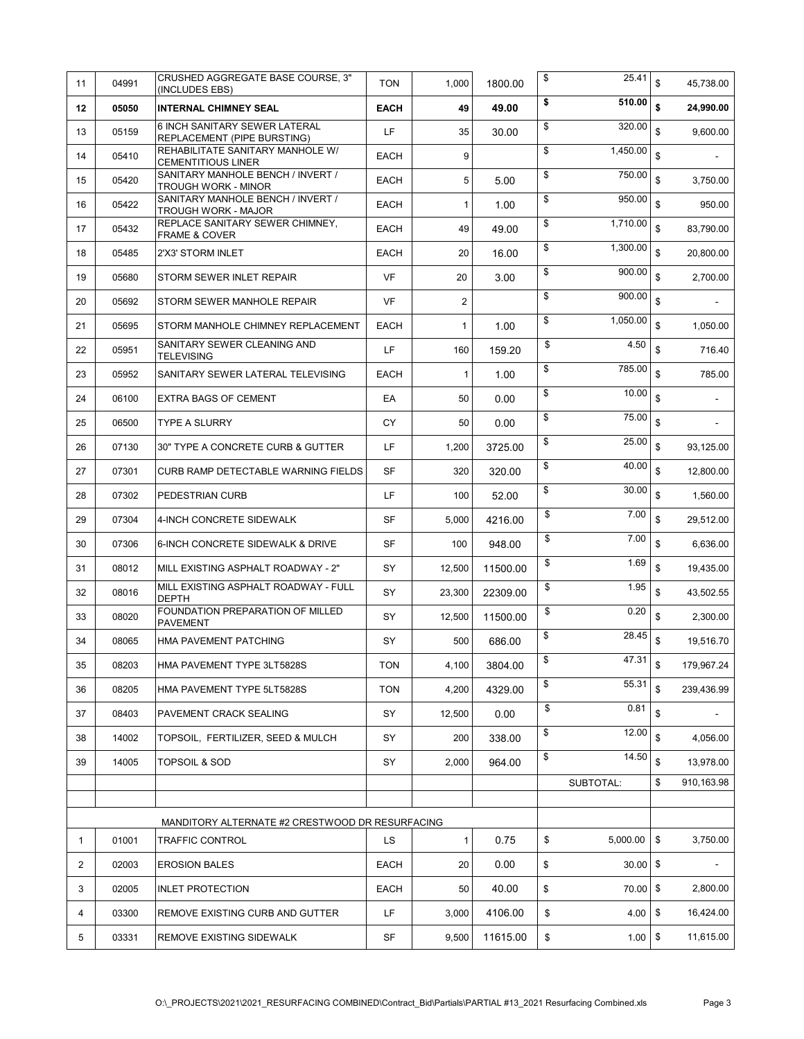| | | | | | | | |
|---|---|---|---|---|---|---|---|
| 11 | 04991 | CRUSHED AGGREGATE BASE COURSE, 3" (INCLUDES EBS) | TON | 1,000 | 1800.00 | $ 25.41 | $ 45,738.00 |
| **12** | **05050** | **INTERNAL CHIMNEY SEAL** | **EACH** | **49** | **49.00** | **$ 510.00** | **$ 24,990.00** |
| 13 | 05159 | 6 INCH SANITARY SEWER LATERAL REPLACEMENT (PIPE BURSTING) | LF | 35 | 30.00 | $ 320.00 | $ 9,600.00 |
| 14 | 05410 | REHABILITATE SANITARY MANHOLE W/ CEMENTITIOUS LINER | EACH | 9 | | $ 1,450.00 | $ - |
| 15 | 05420 | SANITARY MANHOLE BENCH / INVERT / TROUGH WORK - MINOR | EACH | 5 | 5.00 | $ 750.00 | $ 3,750.00 |
| 16 | 05422 | SANITARY MANHOLE BENCH / INVERT / TROUGH WORK - MAJOR | EACH | 1 | 1.00 | $ 950.00 | $ 950.00 |
| 17 | 05432 | REPLACE SANITARY SEWER CHIMNEY, FRAME & COVER | EACH | 49 | 49.00 | $ 1,710.00 | $ 83,790.00 |
| 18 | 05485 | 2'X3' STORM INLET | EACH | 20 | 16.00 | $ 1,300.00 | $ 20,800.00 |
| 19 | 05680 | STORM SEWER INLET REPAIR | VF | 20 | 3.00 | $ 900.00 | $ 2,700.00 |
| 20 | 05692 | STORM SEWER MANHOLE REPAIR | VF | 2 | | $ 900.00 | $ - |
| 21 | 05695 | STORM MANHOLE CHIMNEY REPLACEMENT | EACH | 1 | 1.00 | $ 1,050.00 | $ 1,050.00 |
| 22 | 05951 | SANITARY SEWER CLEANING AND TELEVISING | LF | 160 | 159.20 | $ 4.50 | $ 716.40 |
| 23 | 05952 | SANITARY SEWER LATERAL TELEVISING | EACH | 1 | 1.00 | $ 785.00 | $ 785.00 |
| 24 | 06100 | EXTRA BAGS OF CEMENT | EA | 50 | 0.00 | $ 10.00 | $ - |
| 25 | 06500 | TYPE A SLURRY | CY | 50 | 0.00 | $ 75.00 | $ - |
| 26 | 07130 | 30" TYPE A CONCRETE CURB & GUTTER | LF | 1,200 | 3725.00 | $ 25.00 | $ 93,125.00 |
| 27 | 07301 | CURB RAMP DETECTABLE WARNING FIELDS | SF | 320 | 320.00 | $ 40.00 | $ 12,800.00 |
| 28 | 07302 | PEDESTRIAN CURB | LF | 100 | 52.00 | $ 30.00 | $ 1,560.00 |
| 29 | 07304 | 4-INCH CONCRETE SIDEWALK | SF | 5,000 | 4216.00 | $ 7.00 | $ 29,512.00 |
| 30 | 07306 | 6-INCH CONCRETE SIDEWALK & DRIVE | SF | 100 | 948.00 | $ 7.00 | $ 6,636.00 |
| 31 | 08012 | MILL EXISTING ASPHALT ROADWAY - 2" | SY | 12,500 | 11500.00 | $ 1.69 | $ 19,435.00 |
| 32 | 08016 | MILL EXISTING ASPHALT ROADWAY - FULL DEPTH | SY | 23,300 | 22309.00 | $ 1.95 | $ 43,502.55 |
| 33 | 08020 | FOUNDATION PREPARATION OF MILLED PAVEMENT | SY | 12,500 | 11500.00 | $ 0.20 | $ 2,300.00 |
| 34 | 08065 | HMA PAVEMENT PATCHING | SY | 500 | 686.00 | $ 28.45 | $ 19,516.70 |
| 35 | 08203 | HMA PAVEMENT TYPE 3LT5828S | TON | 4,100 | 3804.00 | $ 47.31 | $ 179,967.24 |
| 36 | 08205 | HMA PAVEMENT TYPE 5LT5828S | TON | 4,200 | 4329.00 | $ 55.31 | $ 239,436.99 |
| 37 | 08403 | PAVEMENT CRACK SEALING | SY | 12,500 | 0.00 | $ 0.81 | $ - |
| 38 | 14002 | TOPSOIL, FERTILIZER, SEED & MULCH | SY | 200 | 338.00 | $ 12.00 | $ 4,056.00 |
| 39 | 14005 | TOPSOIL & SOD | SY | 2,000 | 964.00 | $ 14.50 | $ 13,978.00 |
| | | | | | | SUBTOTAL: | $ 910,163.98 |
| | | | | | | | |
| | | MANDITORY ALTERNATE #2 CRESTWOOD DR RESURFACING | | | | | |
| 1 | 01001 | TRAFFIC CONTROL | LS | 1 | 0.75 | $ 5,000.00 | $ 3,750.00 |
| 2 | 02003 | EROSION BALES | EACH | 20 | 0.00 | $ 30.00 | $ - |
| 3 | 02005 | INLET PROTECTION | EACH | 50 | 40.00 | $ 70.00 | $ 2,800.00 |
| 4 | 03300 | REMOVE EXISTING CURB AND GUTTER | LF | 3,000 | 4106.00 | $ 4.00 | $ 16,424.00 |
| 5 | 03331 | REMOVE EXISTING SIDEWALK | SF | 9,500 | 11615.00 | $ 1.00 | $ 11,615.00 |

O:\_PROJECTS\2021\2021_RESURFACING COMBINED\Contract_Bid\Partials\PARTIAL #13_2021 Resurfacing Combined.xls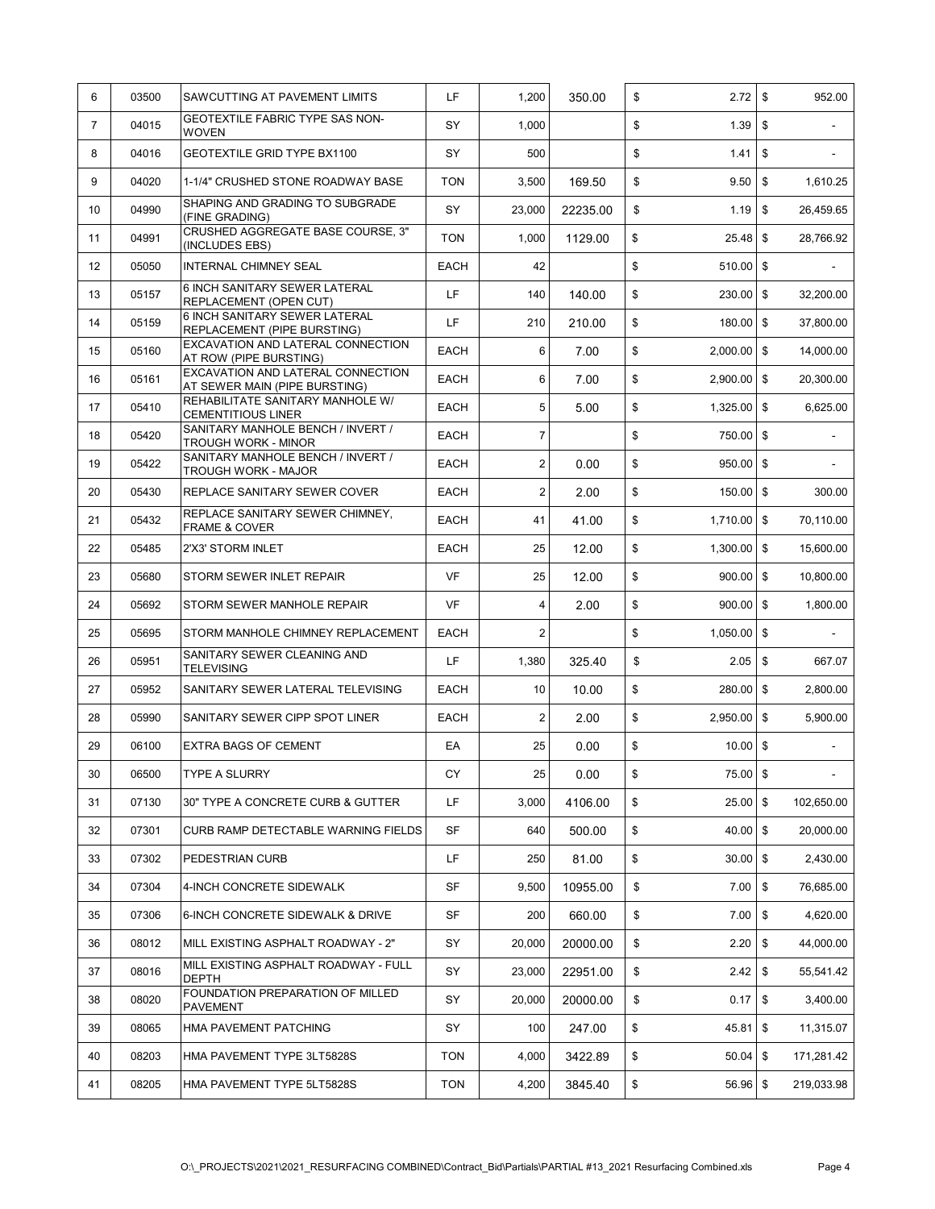| 6 | 03500 | SAWCUTTING AT PAVEMENT LIMITS | LF | 1,200 | 350.00 | $ 2.72 | $ 952.00 |
|---|---|---|---|---|---|---|---|
| 7 | 04015 | GEOTEXTILE FABRIC TYPE SAS NON-WOVEN | SY | 1,000 | | $ 1.39 | $ - |
| 8 | 04016 | GEOTEXTILE GRID TYPE BX1100 | SY | 500 | | $ 1.41 | $ - |
| 9 | 04020 | 1-1/4" CRUSHED STONE ROADWAY BASE | TON | 3,500 | 169.50 | $ 9.50 | $ 1,610.25 |
| 10 | 04990 | SHAPING AND GRADING TO SUBGRADE (FINE GRADING) | SY | 23,000 | 22235.00 | $ 1.19 | $ 26,459.65 |
| 11 | 04991 | CRUSHED AGGREGATE BASE COURSE, 3" (INCLUDES EBS) | TON | 1,000 | 1129.00 | $ 25.48 | $ 28,766.92 |
| 12 | 05050 | INTERNAL CHIMNEY SEAL | EACH | 42 | | $ 510.00 | $ - |
| 13 | 05157 | 6 INCH SANITARY SEWER LATERAL REPLACEMENT (OPEN CUT) | LF | 140 | 140.00 | $ 230.00 | $ 32,200.00 |
| 14 | 05159 | 6 INCH SANITARY SEWER LATERAL REPLACEMENT (PIPE BURSTING) | LF | 210 | 210.00 | $ 180.00 | $ 37,800.00 |
| 15 | 05160 | EXCAVATION AND LATERAL CONNECTION AT ROW (PIPE BURSTING) | EACH | 6 | 7.00 | $ 2,000.00 | $ 14,000.00 |
| 16 | 05161 | EXCAVATION AND LATERAL CONNECTION AT SEWER MAIN (PIPE BURSTING) | EACH | 6 | 7.00 | $ 2,900.00 | $ 20,300.00 |
| 17 | 05410 | REHABILITATE SANITARY MANHOLE W/ CEMENTITIOUS LINER | EACH | 5 | 5.00 | $ 1,325.00 | $ 6,625.00 |
| 18 | 05420 | SANITARY MANHOLE BENCH / INVERT / TROUGH WORK - MINOR | EACH | 7 | | $ 750.00 | $ - |
| 19 | 05422 | SANITARY MANHOLE BENCH / INVERT / TROUGH WORK - MAJOR | EACH | 2 | 0.00 | $ 950.00 | $ - |
| 20 | 05430 | REPLACE SANITARY SEWER COVER | EACH | 2 | 2.00 | $ 150.00 | $ 300.00 |
| 21 | 05432 | REPLACE SANITARY SEWER CHIMNEY, FRAME & COVER | EACH | 41 | 41.00 | $ 1,710.00 | $ 70,110.00 |
| 22 | 05485 | 2'X3' STORM INLET | EACH | 25 | 12.00 | $ 1,300.00 | $ 15,600.00 |
| 23 | 05680 | STORM SEWER INLET REPAIR | VF | 25 | 12.00 | $ 900.00 | $ 10,800.00 |
| 24 | 05692 | STORM SEWER MANHOLE REPAIR | VF | 4 | 2.00 | $ 900.00 | $ 1,800.00 |
| 25 | 05695 | STORM MANHOLE CHIMNEY REPLACEMENT | EACH | 2 | | $ 1,050.00 | $ - |
| 26 | 05951 | SANITARY SEWER CLEANING AND TELEVISING | LF | 1,380 | 325.40 | $ 2.05 | $ 667.07 |
| 27 | 05952 | SANITARY SEWER LATERAL TELEVISING | EACH | 10 | 10.00 | $ 280.00 | $ 2,800.00 |
| 28 | 05990 | SANITARY SEWER CIPP SPOT LINER | EACH | 2 | 2.00 | $ 2,950.00 | $ 5,900.00 |
| 29 | 06100 | EXTRA BAGS OF CEMENT | EA | 25 | 0.00 | $ 10.00 | $ - |
| 30 | 06500 | TYPE A SLURRY | CY | 25 | 0.00 | $ 75.00 | $ - |
| 31 | 07130 | 30" TYPE A CONCRETE CURB & GUTTER | LF | 3,000 | 4106.00 | $ 25.00 | $ 102,650.00 |
| 32 | 07301 | CURB RAMP DETECTABLE WARNING FIELDS | SF | 640 | 500.00 | $ 40.00 | $ 20,000.00 |
| 33 | 07302 | PEDESTRIAN CURB | LF | 250 | 81.00 | $ 30.00 | $ 2,430.00 |
| 34 | 07304 | 4-INCH CONCRETE SIDEWALK | SF | 9,500 | 10955.00 | $ 7.00 | $ 76,685.00 |
| 35 | 07306 | 6-INCH CONCRETE SIDEWALK & DRIVE | SF | 200 | 660.00 | $ 7.00 | $ 4,620.00 |
| 36 | 08012 | MILL EXISTING ASPHALT ROADWAY - 2" | SY | 20,000 | 20000.00 | $ 2.20 | $ 44,000.00 |
| 37 | 08016 | MILL EXISTING ASPHALT ROADWAY - FULL DEPTH | SY | 23,000 | 22951.00 | $ 2.42 | $ 55,541.42 |
| 38 | 08020 | FOUNDATION PREPARATION OF MILLED PAVEMENT | SY | 20,000 | 20000.00 | $ 0.17 | $ 3,400.00 |
| 39 | 08065 | HMA PAVEMENT PATCHING | SY | 100 | 247.00 | $ 45.81 | $ 11,315.07 |
| 40 | 08203 | HMA PAVEMENT TYPE 3LT5828S | TON | 4,000 | 3422.89 | $ 50.04 | $ 171,281.42 |
| 41 | 08205 | HMA PAVEMENT TYPE 5LT5828S | TON | 4,200 | 3845.40 | $ 56.96 | $ 219,033.98 |

O:\_PROJECTS\2021\2021_RESURFACING COMBINED\Contract_Bid\Partials\PARTIAL #13_2021 Resurfacing Combined.xls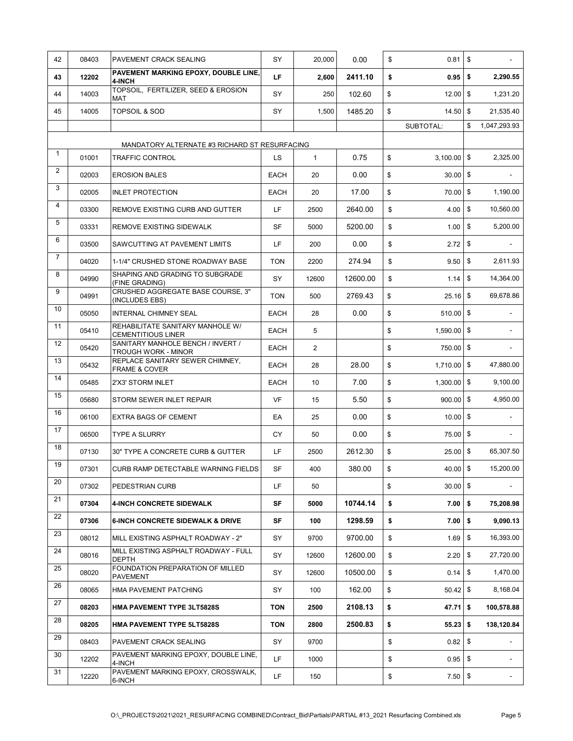| | | | | | | | |
|---|---|---|---|---|---|---|---|
| 42 | 08403 | PAVEMENT CRACK SEALING | SY | 20,000 | 0.00 | $ 0.81 | $ - |
| **43** | **12202** | **PAVEMENT MARKING EPOXY, DOUBLE LINE, 4-INCH** | **LF** | **2,600** | **2411.10** | **$ 0.95** | **$ 2,290.55** |
| 44 | 14003 | TOPSOIL, FERTILIZER, SEED & EROSION MAT | SY | 250 | 102.60 | $ 12.00 | $ 1,231.20 |
| 45 | 14005 | TOPSOIL & SOD | SY | 1,500 | 1485.20 | $ 14.50 | $ 21,535.40 |
| | | | | | | SUBTOTAL: | $ 1,047,293.93 |
| | | MANDATORY ALTERNATE #3 RICHARD ST RESURFACING | | | | | |
| 1 | 01001 | TRAFFIC CONTROL | LS | 1 | 0.75 | $ 3,100.00 | $ 2,325.00 |
| 2 | 02003 | EROSION BALES | EACH | 20 | 0.00 | $ 30.00 | $ - |
| 3 | 02005 | INLET PROTECTION | EACH | 20 | 17.00 | $ 70.00 | $ 1,190.00 |
| 4 | 03300 | REMOVE EXISTING CURB AND GUTTER | LF | 2500 | 2640.00 | $ 4.00 | $ 10,560.00 |
| 5 | 03331 | REMOVE EXISTING SIDEWALK | SF | 5000 | 5200.00 | $ 1.00 | $ 5,200.00 |
| 6 | 03500 | SAWCUTTING AT PAVEMENT LIMITS | LF | 200 | 0.00 | $ 2.72 | $ - |
| 7 | 04020 | 1-1/4" CRUSHED STONE ROADWAY BASE | TON | 2200 | 274.94 | $ 9.50 | $ 2,611.93 |
| 8 | 04990 | SHAPING AND GRADING TO SUBGRADE (FINE GRADING) | SY | 12600 | 12600.00 | $ 1.14 | $ 14,364.00 |
| 9 | 04991 | CRUSHED AGGREGATE BASE COURSE, 3" (INCLUDES EBS) | TON | 500 | 2769.43 | $ 25.16 | $ 69,678.86 |
| 10 | 05050 | INTERNAL CHIMNEY SEAL | EACH | 28 | 0.00 | $ 510.00 | $ - |
| 11 | 05410 | REHABILITATE SANITARY MANHOLE W/ CEMENTITIOUS LINER | EACH | 5 | | $ 1,590.00 | $ - |
| 12 | 05420 | SANITARY MANHOLE BENCH / INVERT / TROUGH WORK - MINOR | EACH | 2 | | $ 750.00 | $ - |
| 13 | 05432 | REPLACE SANITARY SEWER CHIMNEY, FRAME & COVER | EACH | 28 | 28.00 | $ 1,710.00 | $ 47,880.00 |
| 14 | 05485 | 2'X3' STORM INLET | EACH | 10 | 7.00 | $ 1,300.00 | $ 9,100.00 |
| 15 | 05680 | STORM SEWER INLET REPAIR | VF | 15 | 5.50 | $ 900.00 | $ 4,950.00 |
| 16 | 06100 | EXTRA BAGS OF CEMENT | EA | 25 | 0.00 | $ 10.00 | $ - |
| 17 | 06500 | TYPE A SLURRY | CY | 50 | 0.00 | $ 75.00 | $ - |
| 18 | 07130 | 30" TYPE A CONCRETE CURB & GUTTER | LF | 2500 | 2612.30 | $ 25.00 | $ 65,307.50 |
| 19 | 07301 | CURB RAMP DETECTABLE WARNING FIELDS | SF | 400 | 380.00 | $ 40.00 | $ 15,200.00 |
| 20 | 07302 | PEDESTRIAN CURB | LF | 50 | | $ 30.00 | $ - |
| **21** | **07304** | **4-INCH CONCRETE SIDEWALK** | **SF** | **5000** | **10744.14** | **$ 7.00** | **$ 75,208.98** |
| **22** | **07306** | **6-INCH CONCRETE SIDEWALK & DRIVE** | **SF** | **100** | **1298.59** | **$ 7.00** | **$ 9,090.13** |
| 23 | 08012 | MILL EXISTING ASPHALT ROADWAY - 2" | SY | 9700 | 9700.00 | $ 1.69 | $ 16,393.00 |
| 24 | 08016 | MILL EXISTING ASPHALT ROADWAY - FULL DEPTH | SY | 12600 | 12600.00 | $ 2.20 | $ 27,720.00 |
| 25 | 08020 | FOUNDATION PREPARATION OF MILLED PAVEMENT | SY | 12600 | 10500.00 | $ 0.14 | $ 1,470.00 |
| 26 | 08065 | HMA PAVEMENT PATCHING | SY | 100 | 162.00 | $ 50.42 | $ 8,168.04 |
| **27** | **08203** | **HMA PAVEMENT TYPE 3LT5828S** | **TON** | **2500** | **2108.13** | **$ 47.71** | **$ 100,578.88** |
| **28** | **08205** | **HMA PAVEMENT TYPE 5LT5828S** | **TON** | **2800** | **2500.83** | **$ 55.23** | **$ 138,120.84** |
| 29 | 08403 | PAVEMENT CRACK SEALING | SY | 9700 | | $ 0.82 | $ - |
| 30 | 12202 | PAVEMENT MARKING EPOXY, DOUBLE LINE, 4-INCH | LF | 1000 | | $ 0.95 | $ - |
| 31 | 12220 | PAVEMENT MARKING EPOXY, CROSSWALK, 6-INCH | LF | 150 | | $ 7.50 | $ - |

O:\_PROJECTS\2021\2021_RESURFACING COMBINED\Contract_Bid\Partials\PARTIAL #13_2021 Resurfacing Combined.xls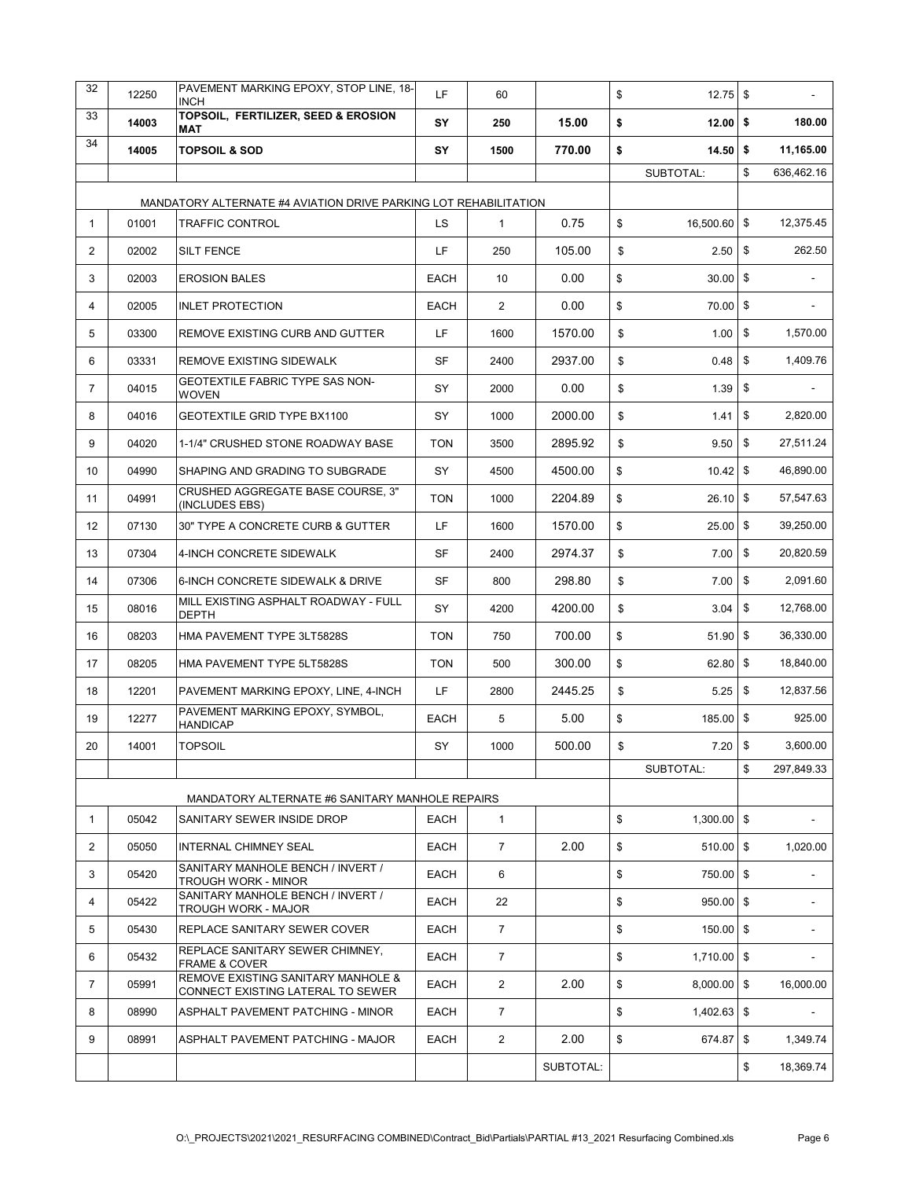| 32 | 12250 | PAVEMENT MARKING EPOXY, STOP LINE, 18-INCH | LF | 60 | | $ 12.75 | $ - |
|---|---|---|---|---|---|---|---|
| 33 | **14003** | **TOPSOIL, FERTILIZER, SEED & EROSION MAT** | **SY** | **250** | **15.00** | **$ 12.00** | **$ 180.00** |
| 34 | **14005** | **TOPSOIL & SOD** | **SY** | **1500** | **770.00** | **$ 14.50** | **$ 11,165.00** |
| | | | | | | SUBTOTAL: | $ 636,462.16 |
| | | MANDATORY ALTERNATE #4 AVIATION DRIVE PARKING LOT REHABILITATION | | | | | |
| 1 | 01001 | TRAFFIC CONTROL | LS | 1 | 0.75 | $ 16,500.60 | $ 12,375.45 |
| 2 | 02002 | SILT FENCE | LF | 250 | 105.00 | $ 2.50 | $ 262.50 |
| 3 | 02003 | EROSION BALES | EACH | 10 | 0.00 | $ 30.00 | $ - |
| 4 | 02005 | INLET PROTECTION | EACH | 2 | 0.00 | $ 70.00 | $ - |
| 5 | 03300 | REMOVE EXISTING CURB AND GUTTER | LF | 1600 | 1570.00 | $ 1.00 | $ 1,570.00 |
| 6 | 03331 | REMOVE EXISTING SIDEWALK | SF | 2400 | 2937.00 | $ 0.48 | $ 1,409.76 |
| 7 | 04015 | GEOTEXTILE FABRIC TYPE SAS NON-WOVEN | SY | 2000 | 0.00 | $ 1.39 | $ - |
| 8 | 04016 | GEOTEXTILE GRID TYPE BX1100 | SY | 1000 | 2000.00 | $ 1.41 | $ 2,820.00 |
| 9 | 04020 | 1-1/4" CRUSHED STONE ROADWAY BASE | TON | 3500 | 2895.92 | $ 9.50 | $ 27,511.24 |
| 10 | 04990 | SHAPING AND GRADING TO SUBGRADE | SY | 4500 | 4500.00 | $ 10.42 | $ 46,890.00 |
| 11 | 04991 | CRUSHED AGGREGATE BASE COURSE, 3" (INCLUDES EBS) | TON | 1000 | 2204.89 | $ 26.10 | $ 57,547.63 |
| 12 | 07130 | 30" TYPE A CONCRETE CURB & GUTTER | LF | 1600 | 1570.00 | $ 25.00 | $ 39,250.00 |
| 13 | 07304 | 4-INCH CONCRETE SIDEWALK | SF | 2400 | 2974.37 | $ 7.00 | $ 20,820.59 |
| 14 | 07306 | 6-INCH CONCRETE SIDEWALK & DRIVE | SF | 800 | 298.80 | $ 7.00 | $ 2,091.60 |
| 15 | 08016 | MILL EXISTING ASPHALT ROADWAY - FULL DEPTH | SY | 4200 | 4200.00 | $ 3.04 | $ 12,768.00 |
| 16 | 08203 | HMA PAVEMENT TYPE 3LT5828S | TON | 750 | 700.00 | $ 51.90 | $ 36,330.00 |
| 17 | 08205 | HMA PAVEMENT TYPE 5LT5828S | TON | 500 | 300.00 | $ 62.80 | $ 18,840.00 |
| 18 | 12201 | PAVEMENT MARKING EPOXY, LINE, 4-INCH | LF | 2800 | 2445.25 | $ 5.25 | $ 12,837.56 |
| 19 | 12277 | PAVEMENT MARKING EPOXY, SYMBOL, HANDICAP | EACH | 5 | 5.00 | $ 185.00 | $ 925.00 |
| 20 | 14001 | TOPSOIL | SY | 1000 | 500.00 | $ 7.20 | $ 3,600.00 |
| | | | | | | SUBTOTAL: | $ 297,849.33 |
| | | MANDATORY ALTERNATE #6 SANITARY MANHOLE REPAIRS | | | | | |
| 1 | 05042 | SANITARY SEWER INSIDE DROP | EACH | 1 | | $ 1,300.00 | $ - |
| 2 | 05050 | INTERNAL CHIMNEY SEAL | EACH | 7 | 2.00 | $ 510.00 | $ 1,020.00 |
| 3 | 05420 | SANITARY MANHOLE BENCH / INVERT / TROUGH WORK - MINOR | EACH | 6 | | $ 750.00 | $ - |
| 4 | 05422 | SANITARY MANHOLE BENCH / INVERT / TROUGH WORK - MAJOR | EACH | 22 | | $ 950.00 | $ - |
| 5 | 05430 | REPLACE SANITARY SEWER COVER | EACH | 7 | | $ 150.00 | $ - |
| 6 | 05432 | REPLACE SANITARY SEWER CHIMNEY, FRAME & COVER | EACH | 7 | | $ 1,710.00 | $ - |
| 7 | 05991 | REMOVE EXISTING SANITARY MANHOLE & CONNECT EXISTING LATERAL TO SEWER | EACH | 2 | 2.00 | $ 8,000.00 | $ 16,000.00 |
| 8 | 08990 | ASPHALT PAVEMENT PATCHING - MINOR | EACH | 7 | | $ 1,402.63 | $ - |
| 9 | 08991 | ASPHALT PAVEMENT PATCHING - MAJOR | EACH | 2 | 2.00 | $ 674.87 | $ 1,349.74 |
| | | | | | SUBTOTAL: | | $ 18,369.74 |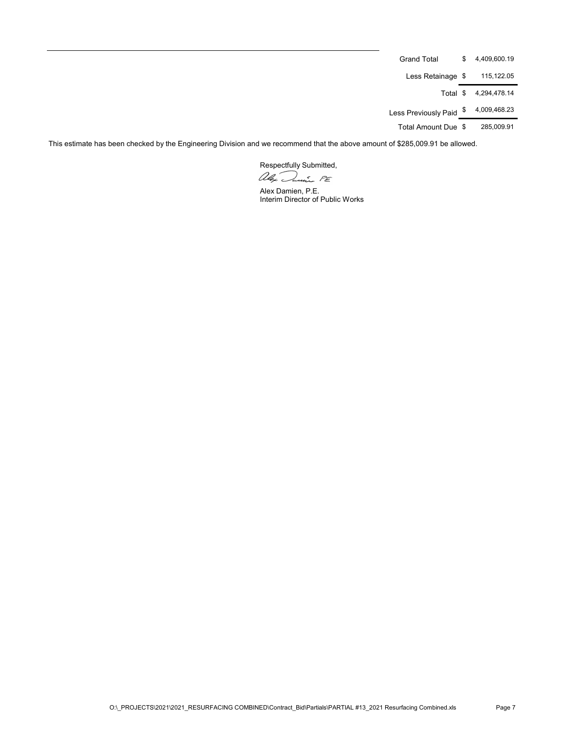| | | |
|---|---|---|
| Grand Total | $ | 4,409,600.19 |
| Less Retainage | $ | 115,122.05 |
| Total | $ | 4,294,478.14 |
| Less Previously Paid | $ | 4,009,468.23 |
| Total Amount Due | $ | 285,009.91 |

This estimate has been checked by the Engineering Division and we recommend that the above amount of $285,009.91 be allowed.

Respectfully Submitted,

Alex Damien PE

Alex Damien, P.E.
Interim Director of Public Works

O:\_PROJECTS\2021\2021_RESURFACING COMBINED\Contract_Bid\Partials\PARTIAL #13_2021 Resurfacing Combined.xls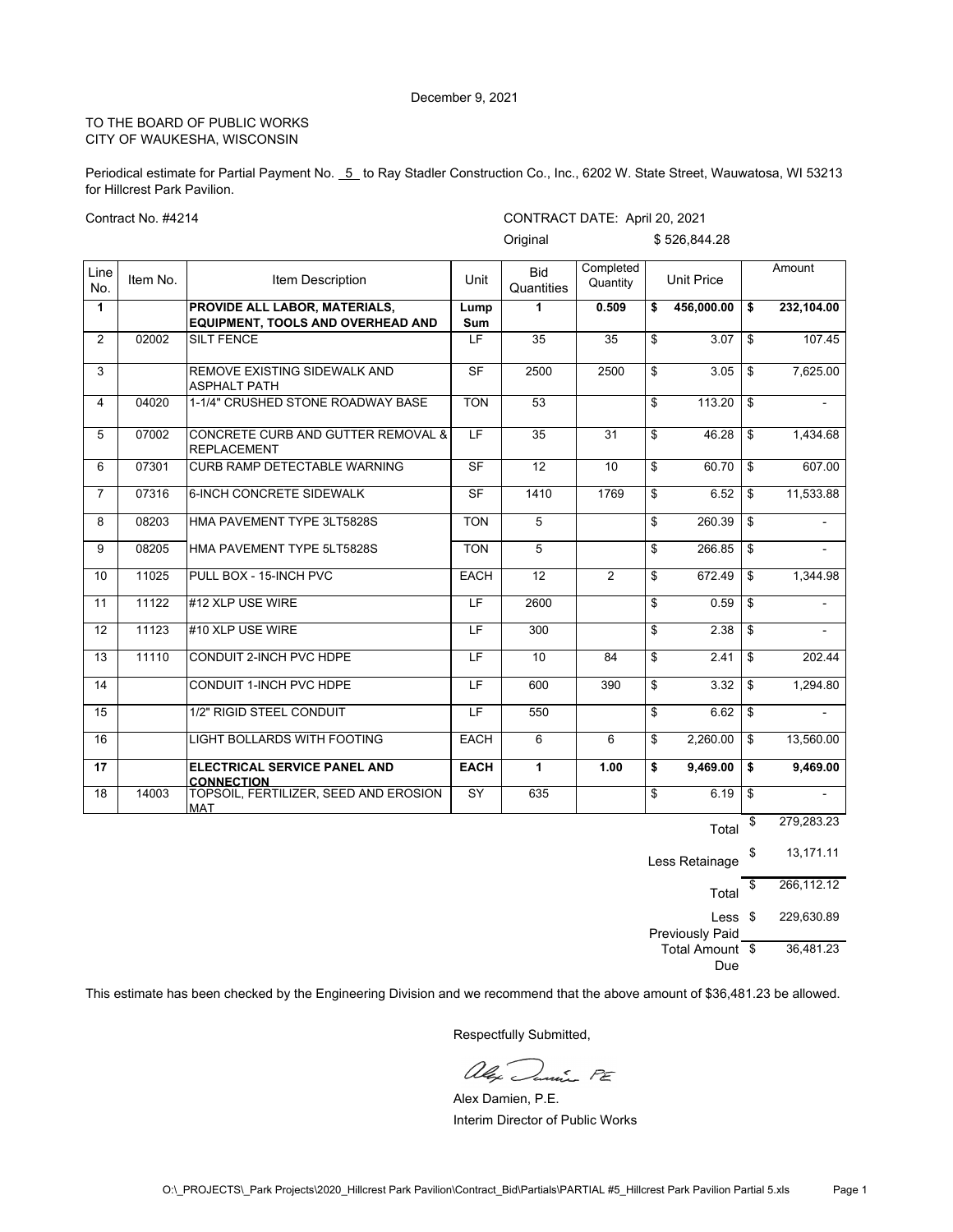December 9, 2021

TO THE BOARD OF PUBLIC WORKS
CITY OF WAUKESHA, WISCONSIN

Periodical estimate for Partial Payment No. 5 to Ray Stadler Construction Co., Inc., 6202 W. State Street, Wauwatosa, WI 53213 for Hillcrest Park Pavilion.

Contract No. #4214

CONTRACT DATE: April 20, 2021

Original $ 526,844.28

| Line No. | Item No. | Item Description | Unit | Bid Quantities | Completed Quantity | Unit Price | Amount |
|---|---|---|---|---|---|---|---|
| **1** | | **PROVIDE ALL LABOR, MATERIALS, EQUIPMENT, TOOLS AND OVERHEAD AND** | **Lump Sum** | **1** | **0.509** | **$ 456,000.00** | **$ 232,104.00** |
| 2 | 02002 | SILT FENCE | LF | 35 | 35 | $ 3.07 | $ 107.45 |
| 3 | | REMOVE EXISTING SIDEWALK AND ASPHALT PATH | SF | 2500 | 2500 | $ 3.05 | $ 7,625.00 |
| 4 | 04020 | 1-1/4" CRUSHED STONE ROADWAY BASE | TON | 53 | | $ 113.20 | $ - |
| 5 | 07002 | CONCRETE CURB AND GUTTER REMOVAL & REPLACEMENT | LF | 35 | 31 | $ 46.28 | $ 1,434.68 |
| 6 | 07301 | CURB RAMP DETECTABLE WARNING | SF | 12 | 10 | $ 60.70 | $ 607.00 |
| 7 | 07316 | 6-INCH CONCRETE SIDEWALK | SF | 1410 | 1769 | $ 6.52 | $ 11,533.88 |
| 8 | 08203 | HMA PAVEMENT TYPE 3LT5828S | TON | 5 | | $ 260.39 | $ - |
| 9 | 08205 | HMA PAVEMENT TYPE 5LT5828S | TON | 5 | | $ 266.85 | $ - |
| 10 | 11025 | PULL BOX - 15-INCH PVC | EACH | 12 | 2 | $ 672.49 | $ 1,344.98 |
| 11 | 11122 | #12 XLP USE WIRE | LF | 2600 | | $ 0.59 | $ - |
| 12 | 11123 | #10 XLP USE WIRE | LF | 300 | | $ 2.38 | $ - |
| 13 | 11110 | CONDUIT 2-INCH PVC HDPE | LF | 10 | 84 | $ 2.41 | $ 202.44 |
| 14 | | CONDUIT 1-INCH PVC HDPE | LF | 600 | 390 | $ 3.32 | $ 1,294.80 |
| 15 | | 1/2" RIGID STEEL CONDUIT | LF | 550 | | $ 6.62 | $ - |
| 16 | | LIGHT BOLLARDS WITH FOOTING | EACH | 6 | 6 | $ 2,260.00 | $ 13,560.00 |
| **17** | | **ELECTRICAL SERVICE PANEL AND CONNECTION** | **EACH** | **1** | **1.00** | **$ 9,469.00** | **$ 9,469.00** |
| 18 | 14003 | TOPSOIL, FERTILIZER, SEED AND EROSION MAT | SY | 635 | | $ 6.19 | $ - |

| | |
|---|---|
| Total | $ 279,283.23 |
| Less Retainage | $ 13,171.11 |
| Total | $ 266,112.12 |
| Less Previously Paid | $ 229,630.89 |
| Total Amount Due | $ 36,481.23 |

This estimate has been checked by the Engineering Division and we recommend that the above amount of $36,481.23 be allowed.

Respectfully Submitted,

Alex Damien, P.E.
Interim Director of Public Works

O:\_PROJECTS\_Park Projects\2020_Hillcrest Park Pavilion\Contract_Bid\Partials\PARTIAL #5_Hillcrest Park Pavilion Partial 5.xls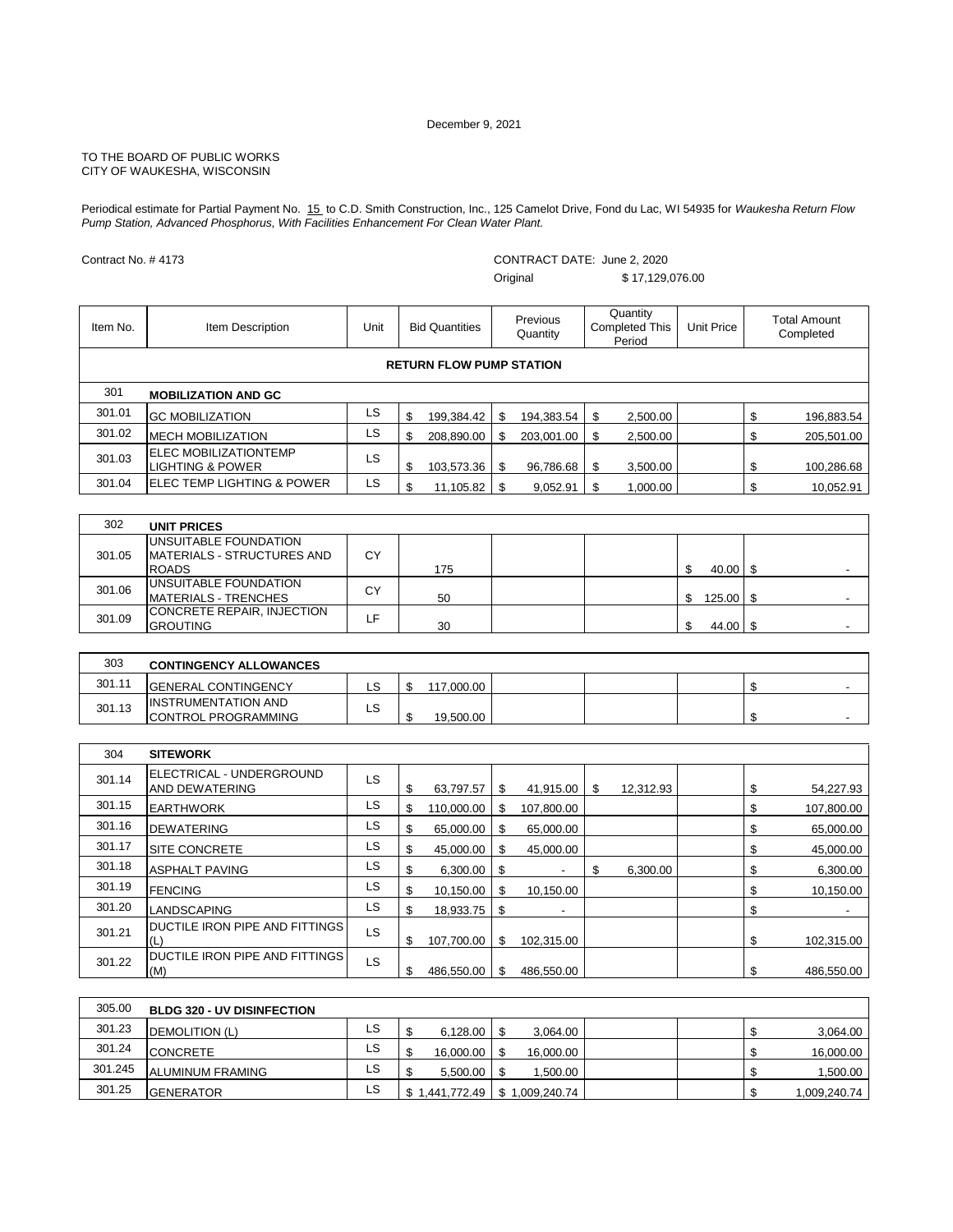December 9, 2021

TO THE BOARD OF PUBLIC WORKS
CITY OF WAUKESHA, WISCONSIN

Periodical estimate for Partial Payment No. 15 to C.D. Smith Construction, Inc., 125 Camelot Drive, Fond du Lac, WI 54935 for *Waukesha Return Flow Pump Station, Advanced Phosphorus, With Facilities Enhancement For Clean Water Plant.*

Contract No. # 4173

CONTRACT DATE: June 2, 2020
Original $ 17,129,076.00

| Item No. | Item Description | Unit | Bid Quantities | Previous Quantity | Quantity Completed This Period | Unit Price | Total Amount Completed |
|---|---|---|---|---|---|---|---|
| | **RETURN FLOW PUMP STATION** | | | | | | |
| 301 | **MOBILIZATION AND GC** | | | | | | |
| 301.01 | GC MOBILIZATION | LS | $ 199,384.42 | $ 194,383.54 | $ 2,500.00 | | $ 196,883.54 |
| 301.02 | MECH MOBILIZATION | LS | $ 208,890.00 | $ 203,001.00 | $ 2,500.00 | | $ 205,501.00 |
| 301.03 | ELEC MOBILIZATIONTEMP LIGHTING & POWER | LS | $ 103,573.36 | $ 96,786.68 | $ 3,500.00 | | $ 100,286.68 |
| 301.04 | ELEC TEMP LIGHTING & POWER | LS | $ 11,105.82 | $ 9,052.91 | $ 1,000.00 | | $ 10,052.91 |
| 302 | **UNIT PRICES** | | | | | | |
| 301.05 | UNSUITABLE FOUNDATION MATERIALS - STRUCTURES AND ROADS | CY | 175 | | | $ 40.00 | $ - |
| 301.06 | UNSUITABLE FOUNDATION MATERIALS - TRENCHES | CY | 50 | | | $ 125.00 | $ - |
| 301.09 | CONCRETE REPAIR, INJECTION GROUTING | LF | 30 | | | $ 44.00 | $ - |
| 303 | **CONTINGENCY ALLOWANCES** | | | | | | |
| 301.11 | GENERAL CONTINGENCY | LS | $ 117,000.00 | | | | $ - |
| 301.13 | INSTRUMENTATION AND CONTROL PROGRAMMING | LS | $ 19,500.00 | | | | $ - |
| 304 | **SITEWORK** | | | | | | |
| 301.14 | ELECTRICAL - UNDERGROUND AND DEWATERING | LS | $ 63,797.57 | $ 41,915.00 | $ 12,312.93 | | $ 54,227.93 |
| 301.15 | EARTHWORK | LS | $ 110,000.00 | $ 107,800.00 | | | $ 107,800.00 |
| 301.16 | DEWATERING | LS | $ 65,000.00 | $ 65,000.00 | | | $ 65,000.00 |
| 301.17 | SITE CONCRETE | LS | $ 45,000.00 | $ 45,000.00 | | | $ 45,000.00 |
| 301.18 | ASPHALT PAVING | LS | $ 6,300.00 | $ - | $ 6,300.00 | | $ 6,300.00 |
| 301.19 | FENCING | LS | $ 10,150.00 | $ 10,150.00 | | | $ 10,150.00 |
| 301.20 | LANDSCAPING | LS | $ 18,933.75 | $ - | | | $ - |
| 301.21 | DUCTILE IRON PIPE AND FITTINGS (L) | LS | $ 107,700.00 | $ 102,315.00 | | | $ 102,315.00 |
| 301.22 | DUCTILE IRON PIPE AND FITTINGS (M) | LS | $ 486,550.00 | $ 486,550.00 | | | $ 486,550.00 |
| 305.00 | **BLDG 320 - UV DISINFECTION** | | | | | | |
| 301.23 | DEMOLITION (L) | LS | $ 6,128.00 | $ 3,064.00 | | | $ 3,064.00 |
| 301.24 | CONCRETE | LS | $ 16,000.00 | $ 16,000.00 | | | $ 16,000.00 |
| 301.245 | ALUMINUM FRAMING | LS | $ 5,500.00 | $ 1,500.00 | | | $ 1,500.00 |
| 301.25 | GENERATOR | LS | $ 1,441,772.49 | $ 1,009,240.74 | | | $ 1,009,240.74 |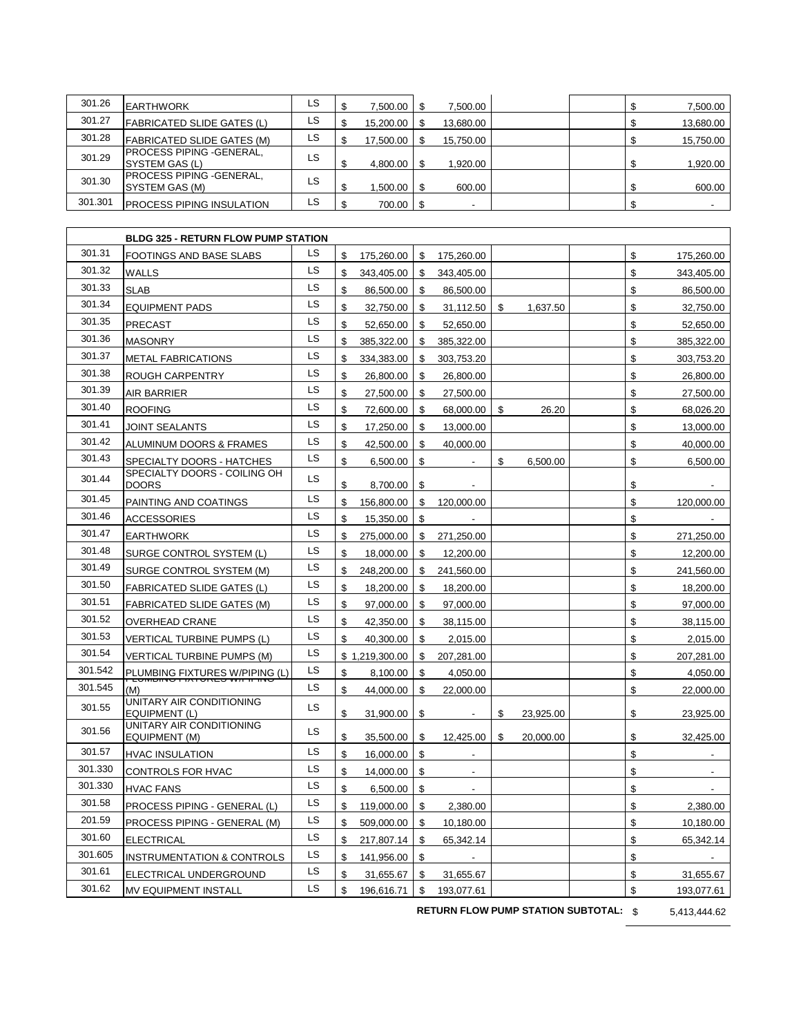| | | | | | | | |
|---|---|---|---|---|---|---|---|
| 301.26 | EARTHWORK | LS | $ 7,500.00 | $ 7,500.00 | | | $ 7,500.00 |
| 301.27 | FABRICATED SLIDE GATES (L) | LS | $ 15,200.00 | $ 13,680.00 | | | $ 13,680.00 |
| 301.28 | FABRICATED SLIDE GATES (M) | LS | $ 17,500.00 | $ 15,750.00 | | | $ 15,750.00 |
| 301.29 | PROCESS PIPING -GENERAL, SYSTEM GAS (L) | LS | $ 4,800.00 | $ 1,920.00 | | | $ 1,920.00 |
| 301.30 | PROCESS PIPING -GENERAL, SYSTEM GAS (M) | LS | $ 1,500.00 | $ 600.00 | | | $ 600.00 |
| 301.301 | PROCESS PIPING INSULATION | LS | $ 700.00 | $ - | | | $ - |

| | | | | | | | |
|---|---|---|---|---|---|---|---|
| | **BLDG 325 - RETURN FLOW PUMP STATION** | | | | | | |
| 301.31 | FOOTINGS AND BASE SLABS | LS | $ 175,260.00 | $ 175,260.00 | | | $ 175,260.00 |
| 301.32 | WALLS | LS | $ 343,405.00 | $ 343,405.00 | | | $ 343,405.00 |
| 301.33 | SLAB | LS | $ 86,500.00 | $ 86,500.00 | | | $ 86,500.00 |
| 301.34 | EQUIPMENT PADS | LS | $ 32,750.00 | $ 31,112.50 | $ 1,637.50 | | $ 32,750.00 |
| 301.35 | PRECAST | LS | $ 52,650.00 | $ 52,650.00 | | | $ 52,650.00 |
| 301.36 | MASONRY | LS | $ 385,322.00 | $ 385,322.00 | | | $ 385,322.00 |
| 301.37 | METAL FABRICATIONS | LS | $ 334,383.00 | $ 303,753.20 | | | $ 303,753.20 |
| 301.38 | ROUGH CARPENTRY | LS | $ 26,800.00 | $ 26,800.00 | | | $ 26,800.00 |
| 301.39 | AIR BARRIER | LS | $ 27,500.00 | $ 27,500.00 | | | $ 27,500.00 |
| 301.40 | ROOFING | LS | $ 72,600.00 | $ 68,000.00 | $ 26.20 | | $ 68,026.20 |
| 301.41 | JOINT SEALANTS | LS | $ 17,250.00 | $ 13,000.00 | | | $ 13,000.00 |
| 301.42 | ALUMINUM DOORS & FRAMES | LS | $ 42,500.00 | $ 40,000.00 | | | $ 40,000.00 |
| 301.43 | SPECIALTY DOORS - HATCHES | LS | $ 6,500.00 | $ - | $ 6,500.00 | | $ 6,500.00 |
| 301.44 | SPECIALTY DOORS - COILING OH DOORS | LS | $ 8,700.00 | $ - | | | $ - |
| 301.45 | PAINTING AND COATINGS | LS | $ 156,800.00 | $ 120,000.00 | | | $ 120,000.00 |
| 301.46 | ACCESSORIES | LS | $ 15,350.00 | $ - | | | $ - |
| 301.47 | EARTHWORK | LS | $ 275,000.00 | $ 271,250.00 | | | $ 271,250.00 |
| 301.48 | SURGE CONTROL SYSTEM (L) | LS | $ 18,000.00 | $ 12,200.00 | | | $ 12,200.00 |
| 301.49 | SURGE CONTROL SYSTEM (M) | LS | $ 248,200.00 | $ 241,560.00 | | | $ 241,560.00 |
| 301.50 | FABRICATED SLIDE GATES (L) | LS | $ 18,200.00 | $ 18,200.00 | | | $ 18,200.00 |
| 301.51 | FABRICATED SLIDE GATES (M) | LS | $ 97,000.00 | $ 97,000.00 | | | $ 97,000.00 |
| 301.52 | OVERHEAD CRANE | LS | $ 42,350.00 | $ 38,115.00 | | | $ 38,115.00 |
| 301.53 | VERTICAL TURBINE PUMPS (L) | LS | $ 40,300.00 | $ 2,015.00 | | | $ 2,015.00 |
| 301.54 | VERTICAL TURBINE PUMPS (M) | LS | $ 1,219,300.00 | $ 207,281.00 | | | $ 207,281.00 |
| 301.542 | PLUMBING FIXTURES W/PIPING (L) | LS | $ 8,100.00 | $ 4,050.00 | | | $ 4,050.00 |
| 301.545 | PLUMBING FIXTURES W/PIPING (M) | LS | $ 44,000.00 | $ 22,000.00 | | | $ 22,000.00 |
| 301.55 | UNITARY AIR CONDITIONING EQUIPMENT (L) | LS | $ 31,900.00 | $ - | $ 23,925.00 | | $ 23,925.00 |
| 301.56 | UNITARY AIR CONDITIONING EQUIPMENT (M) | LS | $ 35,500.00 | $ 12,425.00 | $ 20,000.00 | | $ 32,425.00 |
| 301.57 | HVAC INSULATION | LS | $ 16,000.00 | $ - | | | $ - |
| 301.330 | CONTROLS FOR HVAC | LS | $ 14,000.00 | $ - | | | $ - |
| 301.330 | HVAC FANS | LS | $ 6,500.00 | $ - | | | $ - |
| 301.58 | PROCESS PIPING - GENERAL (L) | LS | $ 119,000.00 | $ 2,380.00 | | | $ 2,380.00 |
| 201.59 | PROCESS PIPING - GENERAL (M) | LS | $ 509,000.00 | $ 10,180.00 | | | $ 10,180.00 |
| 301.60 | ELECTRICAL | LS | $ 217,807.14 | $ 65,342.14 | | | $ 65,342.14 |
| 301.605 | INSTRUMENTATION & CONTROLS | LS | $ 141,956.00 | $ - | | | $ - |
| 301.61 | ELECTRICAL UNDERGROUND | LS | $ 31,655.67 | $ 31,655.67 | | | $ 31,655.67 |
| 301.62 | MV EQUIPMENT INSTALL | LS | $ 196,616.71 | $ 193,077.61 | | | $ 193,077.61 |
| | | | | | | **RETURN FLOW PUMP STATION SUBTOTAL:** | $ 5,413,444.62 |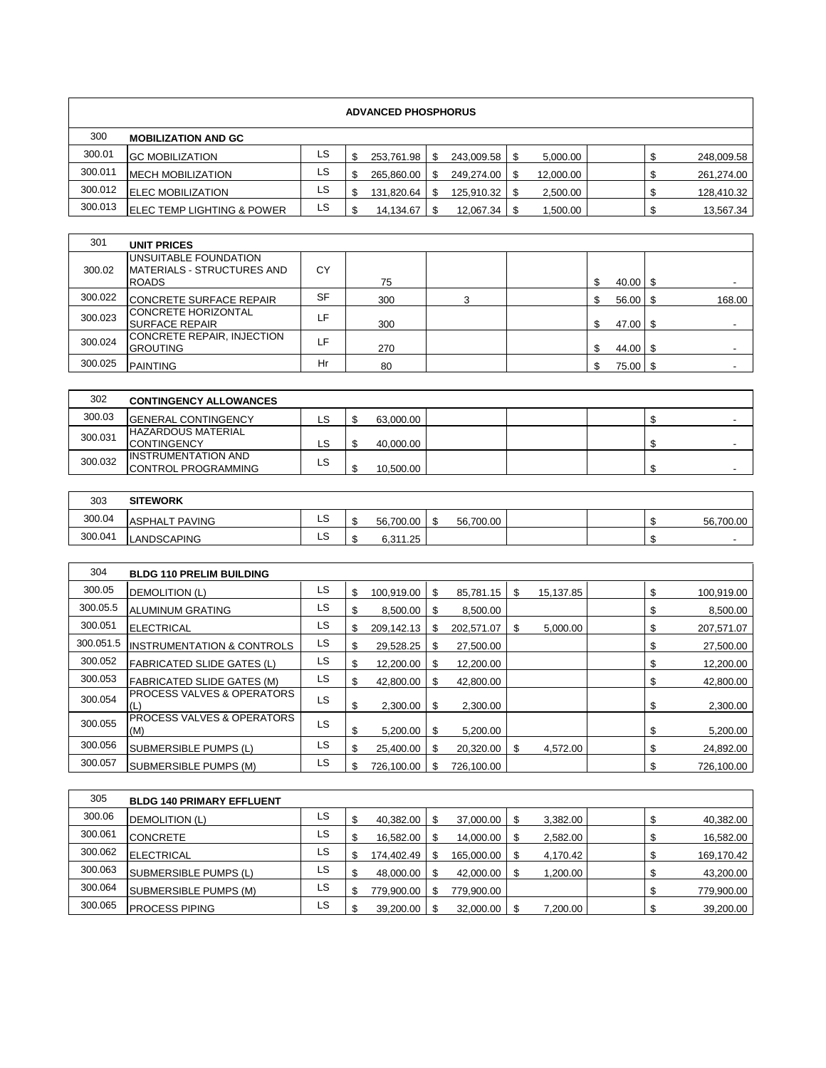**ADVANCED PHOSPHORUS**

| | | | | | | | | |
|---|---|---|---|---|---|---|---|---|
| 300 | **MOBILIZATION AND GC** | | | | | | | |
| 300.01 | GC MOBILIZATION | LS | $ 253,761.98 | $ 243,009.58 | $ 5,000.00 | | | $ 248,009.58 |
| 300.011 | MECH MOBILIZATION | LS | $ 265,860.00 | $ 249,274.00 | $ 12,000.00 | | | $ 261,274.00 |
| 300.012 | ELEC MOBILIZATION | LS | $ 131,820.64 | $ 125,910.32 | $ 2,500.00 | | | $ 128,410.32 |
| 300.013 | ELEC TEMP LIGHTING & POWER | LS | $ 14,134.67 | $ 12,067.34 | $ 1,500.00 | | | $ 13,567.34 |

| | | | | | | | |
|---|---|---|---|---|---|---|---|
| 301 | **UNIT PRICES** | | | | | | |
| 300.02 | UNSUITABLE FOUNDATION MATERIALS - STRUCTURES AND ROADS | CY | 75 | | | $ 40.00 | $ - |
| 300.022 | CONCRETE SURFACE REPAIR | SF | 300 | 3 | | $ 56.00 | $ 168.00 |
| 300.023 | CONCRETE HORIZONTAL SURFACE REPAIR | LF | 300 | | | $ 47.00 | $ - |
| 300.024 | CONCRETE REPAIR, INJECTION GROUTING | LF | 270 | | | $ 44.00 | $ - |
| 300.025 | PAINTING | Hr | 80 | | | $ 75.00 | $ - |

| | | | | | | | |
|---|---|---|---|---|---|---|---|
| 302 | **CONTINGENCY ALLOWANCES** | | | | | | |
| 300.03 | GENERAL CONTINGENCY | LS | $ 63,000.00 | | | | $ - |
| 300.031 | HAZARDOUS MATERIAL CONTINGENCY | LS | $ 40,000.00 | | | | $ - |
| 300.032 | INSTRUMENTATION AND CONTROL PROGRAMMING | LS | $ 10,500.00 | | | | $ - |

| | | | | | | | |
|---|---|---|---|---|---|---|---|
| 303 | **SITEWORK** | | | | | | |
| 300.04 | ASPHALT PAVING | LS | $ 56,700.00 | $ 56,700.00 | | | $ 56,700.00 |
| 300.041 | LANDSCAPING | LS | $ 6,311.25 | | | | $ - |

| | | | | | | | |
|---|---|---|---|---|---|---|---|
| 304 | **BLDG 110 PRELIM BUILDING** | | | | | | |
| 300.05 | DEMOLITION (L) | LS | $ 100,919.00 | $ 85,781.15 | $ 15,137.85 | | $ 100,919.00 |
| 300.05.5 | ALUMINUM GRATING | LS | $ 8,500.00 | $ 8,500.00 | | | $ 8,500.00 |
| 300.051 | ELECTRICAL | LS | $ 209,142.13 | $ 202,571.07 | $ 5,000.00 | | $ 207,571.07 |
| 300.051.5 | INSTRUMENTATION & CONTROLS | LS | $ 29,528.25 | $ 27,500.00 | | | $ 27,500.00 |
| 300.052 | FABRICATED SLIDE GATES (L) | LS | $ 12,200.00 | $ 12,200.00 | | | $ 12,200.00 |
| 300.053 | FABRICATED SLIDE GATES (M) | LS | $ 42,800.00 | $ 42,800.00 | | | $ 42,800.00 |
| 300.054 | PROCESS VALVES & OPERATORS (L) | LS | $ 2,300.00 | $ 2,300.00 | | | $ 2,300.00 |
| 300.055 | PROCESS VALVES & OPERATORS (M) | LS | $ 5,200.00 | $ 5,200.00 | | | $ 5,200.00 |
| 300.056 | SUBMERSIBLE PUMPS (L) | LS | $ 25,400.00 | $ 20,320.00 | $ 4,572.00 | | $ 24,892.00 |
| 300.057 | SUBMERSIBLE PUMPS (M) | LS | $ 726,100.00 | $ 726,100.00 | | | $ 726,100.00 |

| | | | | | | | |
|---|---|---|---|---|---|---|---|
| 305 | **BLDG 140 PRIMARY EFFLUENT** | | | | | | |
| 300.06 | DEMOLITION (L) | LS | $ 40,382.00 | $ 37,000.00 | $ 3,382.00 | | $ 40,382.00 |
| 300.061 | CONCRETE | LS | $ 16,582.00 | $ 14,000.00 | $ 2,582.00 | | $ 16,582.00 |
| 300.062 | ELECTRICAL | LS | $ 174,402.49 | $ 165,000.00 | $ 4,170.42 | | $ 169,170.42 |
| 300.063 | SUBMERSIBLE PUMPS (L) | LS | $ 48,000.00 | $ 42,000.00 | $ 1,200.00 | | $ 43,200.00 |
| 300.064 | SUBMERSIBLE PUMPS (M) | LS | $ 779,900.00 | $ 779,900.00 | | | $ 779,900.00 |
| 300.065 | PROCESS PIPING | LS | $ 39,200.00 | $ 32,000.00 | $ 7,200.00 | | $ 39,200.00 |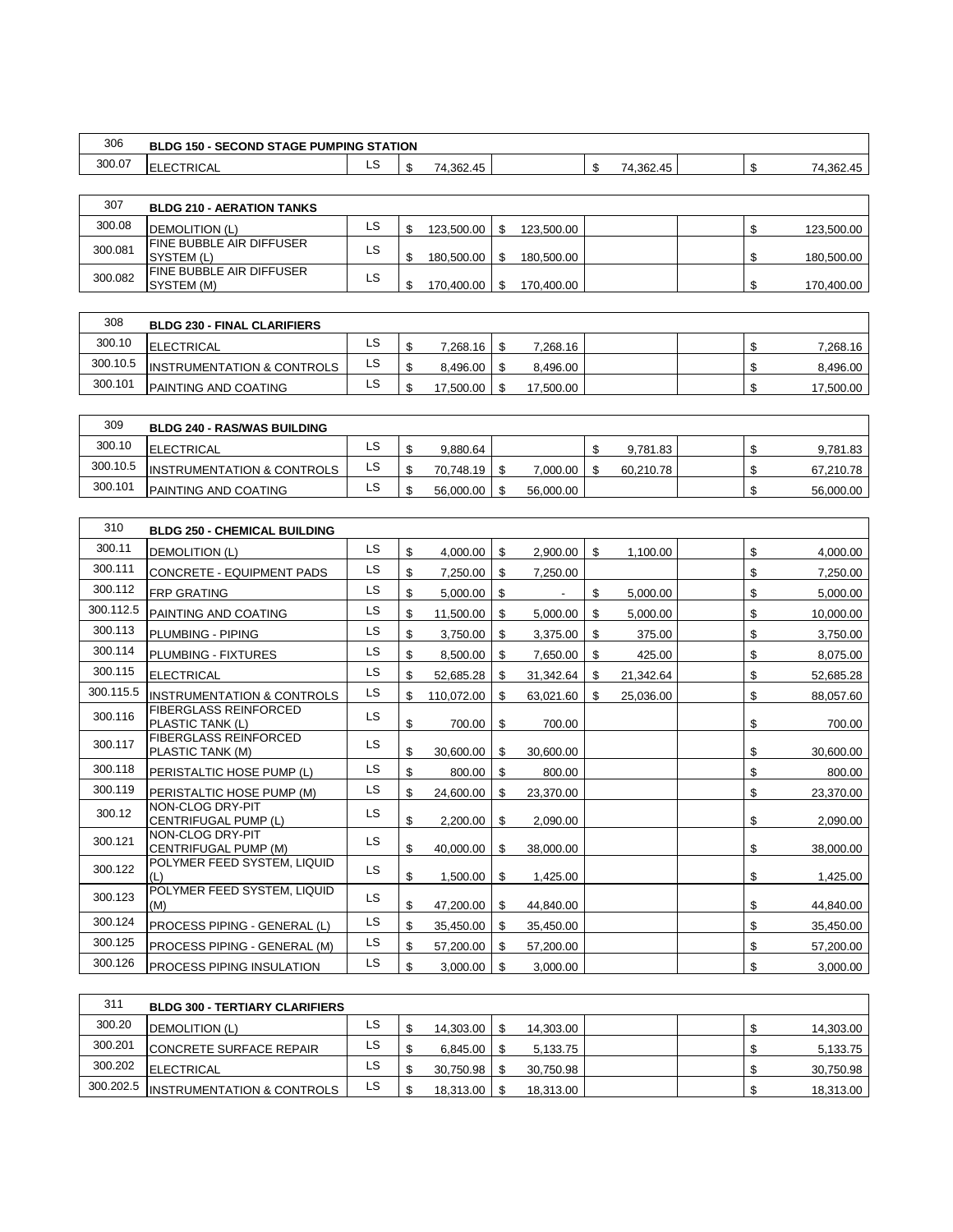| | | | | | | | |
|---|---|---|---|---|---|---|---|
| 306 | **BLDG 150 - SECOND STAGE PUMPING STATION** | | | | | | |
| 300.07 | ELECTRICAL | LS | $ 74,362.45 | | $ 74,362.45 | | $ 74,362.45 |
| | | | | | | | |
| 307 | **BLDG 210 - AERATION TANKS** | | | | | | |
| 300.08 | DEMOLITION (L) | LS | $ 123,500.00 | $ 123,500.00 | | | $ 123,500.00 |
| 300.081 | FINE BUBBLE AIR DIFFUSER SYSTEM (L) | LS | $ 180,500.00 | $ 180,500.00 | | | $ 180,500.00 |
| 300.082 | FINE BUBBLE AIR DIFFUSER SYSTEM (M) | LS | $ 170,400.00 | $ 170,400.00 | | | $ 170,400.00 |
| | | | | | | | |
| 308 | **BLDG 230 - FINAL CLARIFIERS** | | | | | | |
| 300.10 | ELECTRICAL | LS | $ 7,268.16 | $ 7,268.16 | | | $ 7,268.16 |
| 300.10.5 | INSTRUMENTATION & CONTROLS | LS | $ 8,496.00 | $ 8,496.00 | | | $ 8,496.00 |
| 300.101 | PAINTING AND COATING | LS | $ 17,500.00 | $ 17,500.00 | | | $ 17,500.00 |
| | | | | | | | |
| 309 | **BLDG 240 - RAS/WAS BUILDING** | | | | | | |
| 300.10 | ELECTRICAL | LS | $ 9,880.64 | | $ 9,781.83 | | $ 9,781.83 |
| 300.10.5 | INSTRUMENTATION & CONTROLS | LS | $ 70,748.19 | $ 7,000.00 | $ 60,210.78 | | $ 67,210.78 |
| 300.101 | PAINTING AND COATING | LS | $ 56,000.00 | $ 56,000.00 | | | $ 56,000.00 |
| | | | | | | | |
| 310 | **BLDG 250 - CHEMICAL BUILDING** | | | | | | |
| 300.11 | DEMOLITION (L) | LS | $ 4,000.00 | $ 2,900.00 | $ 1,100.00 | | $ 4,000.00 |
| 300.111 | CONCRETE - EQUIPMENT PADS | LS | $ 7,250.00 | $ 7,250.00 | | | $ 7,250.00 |
| 300.112 | FRP GRATING | LS | $ 5,000.00 | $ - | $ 5,000.00 | | $ 5,000.00 |
| 300.112.5 | PAINTING AND COATING | LS | $ 11,500.00 | $ 5,000.00 | $ 5,000.00 | | $ 10,000.00 |
| 300.113 | PLUMBING - PIPING | LS | $ 3,750.00 | $ 3,375.00 | $ 375.00 | | $ 3,750.00 |
| 300.114 | PLUMBING - FIXTURES | LS | $ 8,500.00 | $ 7,650.00 | $ 425.00 | | $ 8,075.00 |
| 300.115 | ELECTRICAL | LS | $ 52,685.28 | $ 31,342.64 | $ 21,342.64 | | $ 52,685.28 |
| 300.115.5 | INSTRUMENTATION & CONTROLS | LS | $ 110,072.00 | $ 63,021.60 | $ 25,036.00 | | $ 88,057.60 |
| 300.116 | FIBERGLASS REINFORCED PLASTIC TANK (L) | LS | $ 700.00 | $ 700.00 | | | $ 700.00 |
| 300.117 | FIBERGLASS REINFORCED PLASTIC TANK (M) | LS | $ 30,600.00 | $ 30,600.00 | | | $ 30,600.00 |
| 300.118 | PERISTALTIC HOSE PUMP (L) | LS | $ 800.00 | $ 800.00 | | | $ 800.00 |
| 300.119 | PERISTALTIC HOSE PUMP (M) | LS | $ 24,600.00 | $ 23,370.00 | | | $ 23,370.00 |
| 300.12 | NON-CLOG DRY-PIT CENTRIFUGAL PUMP (L) | LS | $ 2,200.00 | $ 2,090.00 | | | $ 2,090.00 |
| 300.121 | NON-CLOG DRY-PIT CENTRIFUGAL PUMP (M) | LS | $ 40,000.00 | $ 38,000.00 | | | $ 38,000.00 |
| 300.122 | POLYMER FEED SYSTEM, LIQUID (L) | LS | $ 1,500.00 | $ 1,425.00 | | | $ 1,425.00 |
| 300.123 | POLYMER FEED SYSTEM, LIQUID (M) | LS | $ 47,200.00 | $ 44,840.00 | | | $ 44,840.00 |
| 300.124 | PROCESS PIPING - GENERAL (L) | LS | $ 35,450.00 | $ 35,450.00 | | | $ 35,450.00 |
| 300.125 | PROCESS PIPING - GENERAL (M) | LS | $ 57,200.00 | $ 57,200.00 | | | $ 57,200.00 |
| 300.126 | PROCESS PIPING INSULATION | LS | $ 3,000.00 | $ 3,000.00 | | | $ 3,000.00 |
| | | | | | | | |
| 311 | **BLDG 300 - TERTIARY CLARIFIERS** | | | | | | |
| 300.20 | DEMOLITION (L) | LS | $ 14,303.00 | $ 14,303.00 | | | $ 14,303.00 |
| 300.201 | CONCRETE SURFACE REPAIR | LS | $ 6,845.00 | $ 5,133.75 | | | $ 5,133.75 |
| 300.202 | ELECTRICAL | LS | $ 30,750.98 | $ 30,750.98 | | | $ 30,750.98 |
| 300.202.5 | INSTRUMENTATION & CONTROLS | LS | $ 18,313.00 | $ 18,313.00 | | | $ 18,313.00 |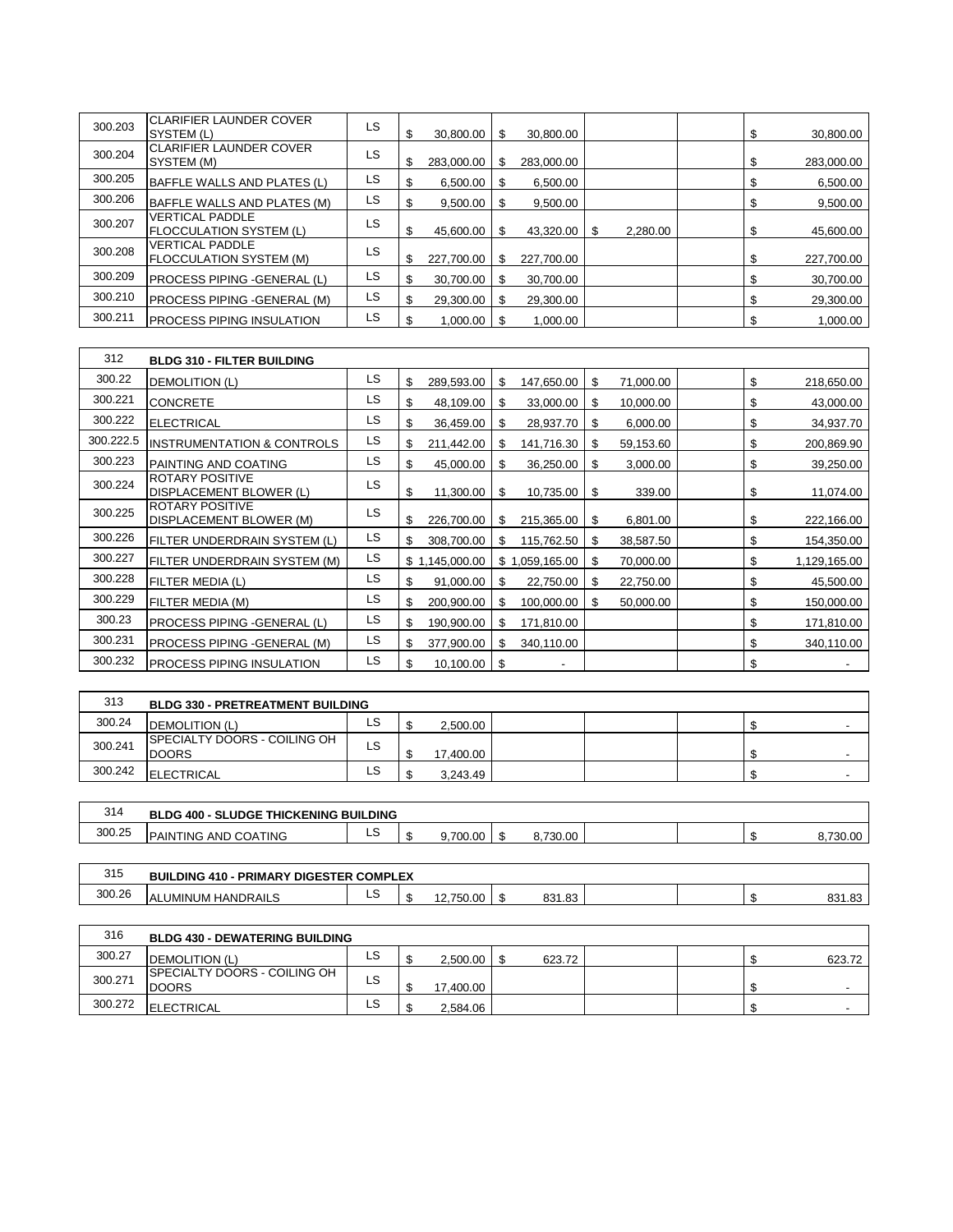| | | | | | | | |
|---|---|---|---|---|---|---|---|
| 300.203 | CLARIFIER LAUNDER COVER SYSTEM (L) | LS | $ 30,800.00 | $ 30,800.00 | | | $ 30,800.00 |
| 300.204 | CLARIFIER LAUNDER COVER SYSTEM (M) | LS | $ 283,000.00 | $ 283,000.00 | | | $ 283,000.00 |
| 300.205 | BAFFLE WALLS AND PLATES (L) | LS | $ 6,500.00 | $ 6,500.00 | | | $ 6,500.00 |
| 300.206 | BAFFLE WALLS AND PLATES (M) | LS | $ 9,500.00 | $ 9,500.00 | | | $ 9,500.00 |
| 300.207 | VERTICAL PADDLE FLOCCULATION SYSTEM (L) | LS | $ 45,600.00 | $ 43,320.00 | $ 2,280.00 | | $ 45,600.00 |
| 300.208 | VERTICAL PADDLE FLOCCULATION SYSTEM (M) | LS | $ 227,700.00 | $ 227,700.00 | | | $ 227,700.00 |
| 300.209 | PROCESS PIPING -GENERAL (L) | LS | $ 30,700.00 | $ 30,700.00 | | | $ 30,700.00 |
| 300.210 | PROCESS PIPING -GENERAL (M) | LS | $ 29,300.00 | $ 29,300.00 | | | $ 29,300.00 |
| 300.211 | PROCESS PIPING INSULATION | LS | $ 1,000.00 | $ 1,000.00 | | | $ 1,000.00 |

| | | | | | | | |
|---|---|---|---|---|---|---|---|
| 312 | **BLDG 310 - FILTER BUILDING** | | | | | | |
| 300.22 | DEMOLITION (L) | LS | $ 289,593.00 | $ 147,650.00 | $ 71,000.00 | | $ 218,650.00 |
| 300.221 | CONCRETE | LS | $ 48,109.00 | $ 33,000.00 | $ 10,000.00 | | $ 43,000.00 |
| 300.222 | ELECTRICAL | LS | $ 36,459.00 | $ 28,937.70 | $ 6,000.00 | | $ 34,937.70 |
| 300.222.5 | INSTRUMENTATION & CONTROLS | LS | $ 211,442.00 | $ 141,716.30 | $ 59,153.60 | | $ 200,869.90 |
| 300.223 | PAINTING AND COATING | LS | $ 45,000.00 | $ 36,250.00 | $ 3,000.00 | | $ 39,250.00 |
| 300.224 | ROTARY POSITIVE DISPLACEMENT BLOWER (L) | LS | $ 11,300.00 | $ 10,735.00 | $ 339.00 | | $ 11,074.00 |
| 300.225 | ROTARY POSITIVE DISPLACEMENT BLOWER (M) | LS | $ 226,700.00 | $ 215,365.00 | $ 6,801.00 | | $ 222,166.00 |
| 300.226 | FILTER UNDERDRAIN SYSTEM (L) | LS | $ 308,700.00 | $ 115,762.50 | $ 38,587.50 | | $ 154,350.00 |
| 300.227 | FILTER UNDERDRAIN SYSTEM (M) | LS | $ 1,145,000.00 | $ 1,059,165.00 | $ 70,000.00 | | $ 1,129,165.00 |
| 300.228 | FILTER MEDIA (L) | LS | $ 91,000.00 | $ 22,750.00 | $ 22,750.00 | | $ 45,500.00 |
| 300.229 | FILTER MEDIA (M) | LS | $ 200,900.00 | $ 100,000.00 | $ 50,000.00 | | $ 150,000.00 |
| 300.23 | PROCESS PIPING -GENERAL (L) | LS | $ 190,900.00 | $ 171,810.00 | | | $ 171,810.00 |
| 300.231 | PROCESS PIPING -GENERAL (M) | LS | $ 377,900.00 | $ 340,110.00 | | | $ 340,110.00 |
| 300.232 | PROCESS PIPING INSULATION | LS | $ 10,100.00 | $ - | | | $ - |

| | | | | | | | |
|---|---|---|---|---|---|---|---|
| 313 | **BLDG 330 - PRETREATMENT BUILDING** | | | | | | |
| 300.24 | DEMOLITION (L) | LS | $ 2,500.00 | | | | $ - |
| 300.241 | SPECIALTY DOORS - COILING OH DOORS | LS | $ 17,400.00 | | | | $ - |
| 300.242 | ELECTRICAL | LS | $ 3,243.49 | | | | $ - |

| | | | | | | | |
|---|---|---|---|---|---|---|---|
| 314 | **BLDG 400 - SLUDGE THICKENING BUILDING** | | | | | | |
| 300.25 | PAINTING AND COATING | LS | $ 9,700.00 | $ 8,730.00 | | | $ 8,730.00 |

| | | | | | | | |
|---|---|---|---|---|---|---|---|
| 315 | **BUILDING 410 - PRIMARY DIGESTER COMPLEX** | | | | | | |
| 300.26 | ALUMINUM HANDRAILS | LS | $ 12,750.00 | $ 831.83 | | | $ 831.83 |

| | | | | | | | |
|---|---|---|---|---|---|---|---|
| 316 | **BLDG 430 - DEWATERING BUILDING** | | | | | | |
| 300.27 | DEMOLITION (L) | LS | $ 2,500.00 | $ 623.72 | | | $ 623.72 |
| 300.271 | SPECIALTY DOORS - COILING OH DOORS | LS | $ 17,400.00 | | | | $ - |
| 300.272 | ELECTRICAL | LS | $ 2,584.06 | | | | $ - |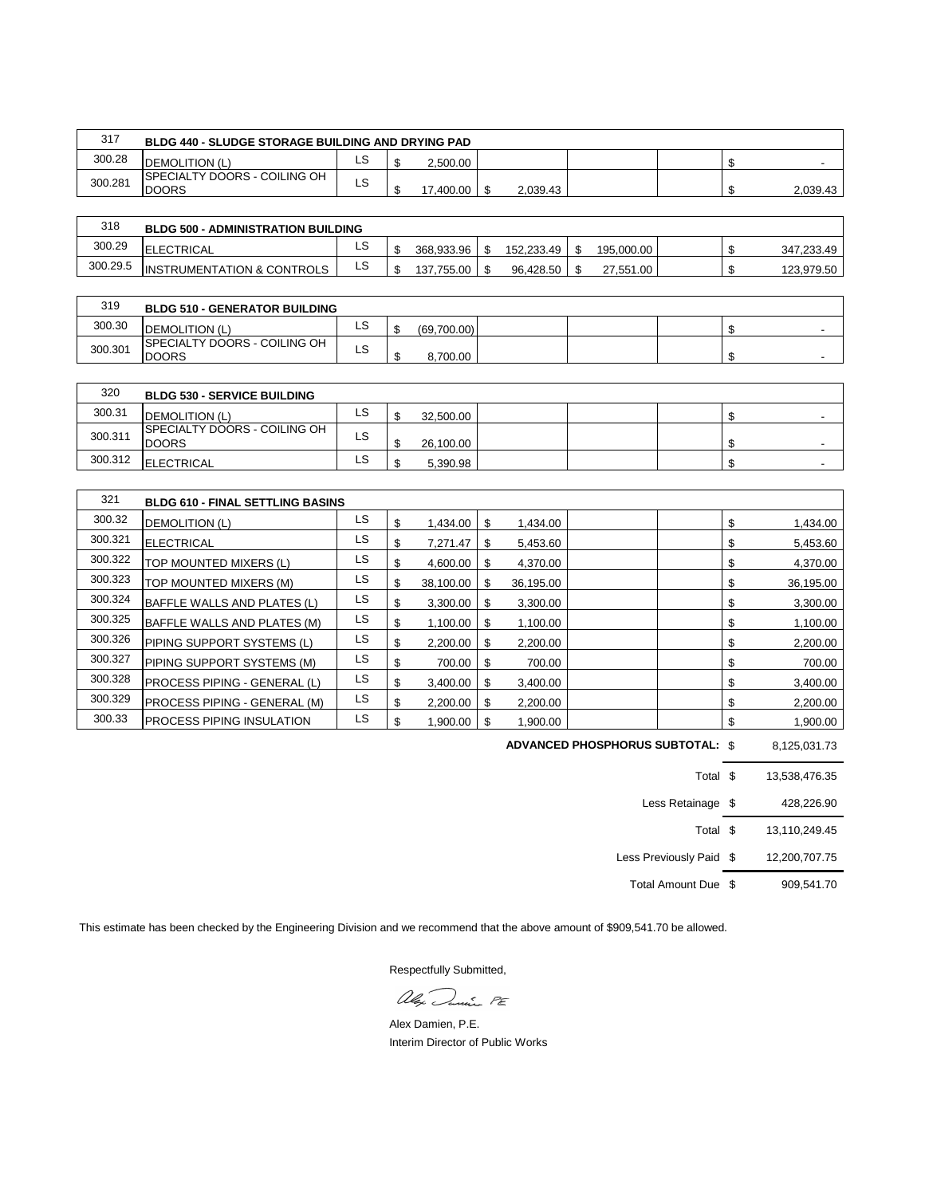| 317 | BLDG 440 - SLUDGE STORAGE BUILDING AND DRYING PAD | | | | | | |
|---|---|---|---|---|---|---|---|
| 300.28 | DEMOLITION (L) | LS | $ 2,500.00 | | | | $ - |
| 300.281 | SPECIALTY DOORS - COILING OH DOORS | LS | $ 17,400.00 | $ 2,039.43 | | | $ 2,039.43 |

| 318 | BLDG 500 - ADMINISTRATION BUILDING | | | | | | |
|---|---|---|---|---|---|---|---|
| 300.29 | ELECTRICAL | LS | $ 368,933.96 | $ 152,233.49 | $ 195,000.00 | | $ 347,233.49 |
| 300.29.5 | INSTRUMENTATION & CONTROLS | LS | $ 137,755.00 | $ 96,428.50 | $ 27,551.00 | | $ 123,979.50 |

| 319 | BLDG 510 - GENERATOR BUILDING | | | | | | |
|---|---|---|---|---|---|---|---|
| 300.30 | DEMOLITION (L) | LS | $ (69,700.00) | | | | $ - |
| 300.301 | SPECIALTY DOORS - COILING OH DOORS | LS | $ 8,700.00 | | | | $ - |

| 320 | BLDG 530 - SERVICE BUILDING | | | | | | |
|---|---|---|---|---|---|---|---|
| 300.31 | DEMOLITION (L) | LS | $ 32,500.00 | | | | $ - |
| 300.311 | SPECIALTY DOORS - COILING OH DOORS | LS | $ 26,100.00 | | | | $ - |
| 300.312 | ELECTRICAL | LS | $ 5,390.98 | | | | $ - |

| 321 | BLDG 610 - FINAL SETTLING BASINS | | | | | | |
|---|---|---|---|---|---|---|---|
| 300.32 | DEMOLITION (L) | LS | $ 1,434.00 | $ 1,434.00 | | | $ 1,434.00 |
| 300.321 | ELECTRICAL | LS | $ 7,271.47 | $ 5,453.60 | | | $ 5,453.60 |
| 300.322 | TOP MOUNTED MIXERS (L) | LS | $ 4,600.00 | $ 4,370.00 | | | $ 4,370.00 |
| 300.323 | TOP MOUNTED MIXERS (M) | LS | $ 38,100.00 | $ 36,195.00 | | | $ 36,195.00 |
| 300.324 | BAFFLE WALLS AND PLATES (L) | LS | $ 3,300.00 | $ 3,300.00 | | | $ 3,300.00 |
| 300.325 | BAFFLE WALLS AND PLATES (M) | LS | $ 1,100.00 | $ 1,100.00 | | | $ 1,100.00 |
| 300.326 | PIPING SUPPORT SYSTEMS (L) | LS | $ 2,200.00 | $ 2,200.00 | | | $ 2,200.00 |
| 300.327 | PIPING SUPPORT SYSTEMS (M) | LS | $ 700.00 | $ 700.00 | | | $ 700.00 |
| 300.328 | PROCESS PIPING - GENERAL (L) | LS | $ 3,400.00 | $ 3,400.00 | | | $ 3,400.00 |
| 300.329 | PROCESS PIPING - GENERAL (M) | LS | $ 2,200.00 | $ 2,200.00 | | | $ 2,200.00 |
| 300.33 | PROCESS PIPING INSULATION | LS | $ 1,900.00 | $ 1,900.00 | | | $ 1,900.00 |

| | |
|---|---|
| **ADVANCED PHOSPHORUS SUBTOTAL:** | $ 8,125,031.73 |
| Total | $ 13,538,476.35 |
| Less Retainage | $ 428,226.90 |
| Total | $ 13,110,249.45 |
| Less Previously Paid | $ 12,200,707.75 |
| Total Amount Due | $ 909,541.70 |

This estimate has been checked by the Engineering Division and we recommend that the above amount of $909,541.70 be allowed.

Respectfully Submitted,

Alex Damien, P.E.
Interim Director of Public Works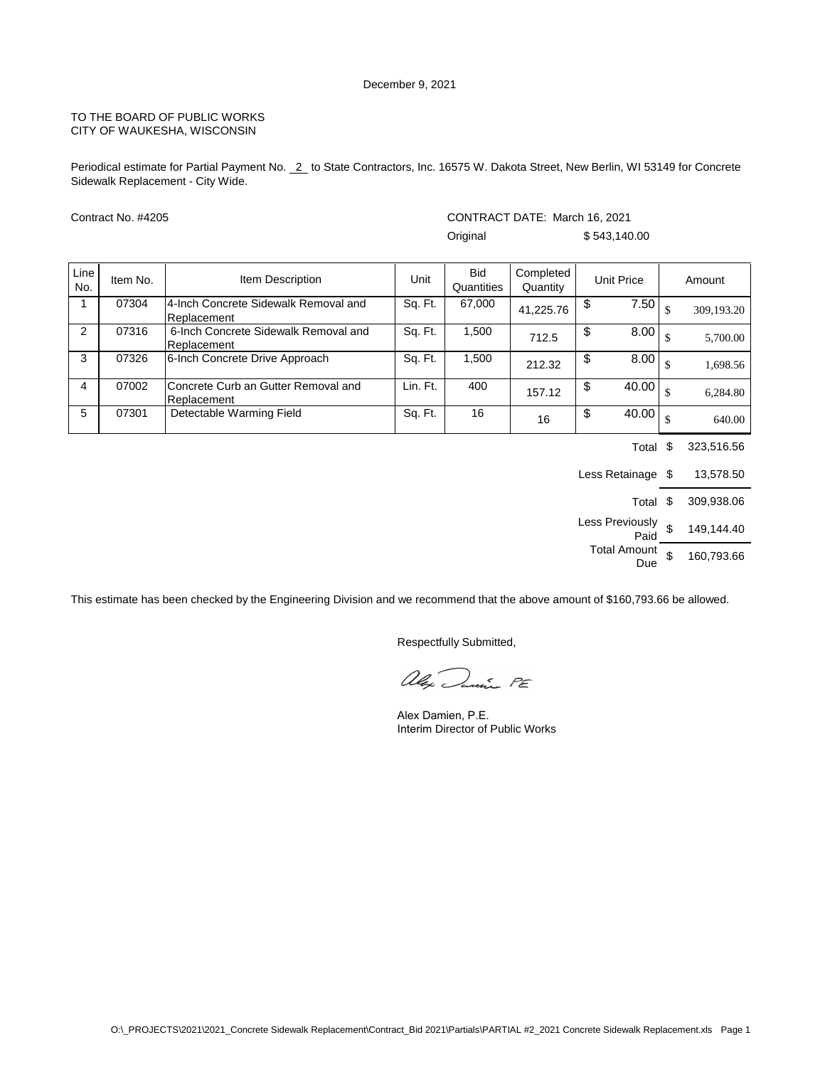December 9, 2021

TO THE BOARD OF PUBLIC WORKS
CITY OF WAUKESHA, WISCONSIN

Periodical estimate for Partial Payment No. 2 to State Contractors, Inc. 16575 W. Dakota Street, New Berlin, WI 53149 for Concrete Sidewalk Replacement - City Wide.

Contract No. #4205

CONTRACT DATE: March 16, 2021

Original $ 543,140.00

| Line No. | Item No. | Item Description | Unit | Bid Quantities | Completed Quantity | Unit Price | Amount |
|---|---|---|---|---|---|---|---|
| 1 | 07304 | 4-Inch Concrete Sidewalk Removal and Replacement | Sq. Ft. | 67,000 | 41,225.76 | $ 7.50 | $ 309,193.20 |
| 2 | 07316 | 6-Inch Concrete Sidewalk Removal and Replacement | Sq. Ft. | 1,500 | 712.5 | $ 8.00 | $ 5,700.00 |
| 3 | 07326 | 6-Inch Concrete Drive Approach | Sq. Ft. | 1,500 | 212.32 | $ 8.00 | $ 1,698.56 |
| 4 | 07002 | Concrete Curb an Gutter Removal and Replacement | Lin. Ft. | 400 | 157.12 | $ 40.00 | $ 6,284.80 |
| 5 | 07301 | Detectable Warming Field | Sq. Ft. | 16 | 16 | $ 40.00 | $ 640.00 |

| | |
|---|---|
| Total | $ 323,516.56 |
| Less Retainage | $ 13,578.50 |
| Total | $ 309,938.06 |
| Less Previously Paid | $ 149,144.40 |
| Total Amount Due | $ 160,793.66 |

This estimate has been checked by the Engineering Division and we recommend that the above amount of $160,793.66 be allowed.

Respectfully Submitted,

Alex Damien PE

Alex Damien, P.E.
Interim Director of Public Works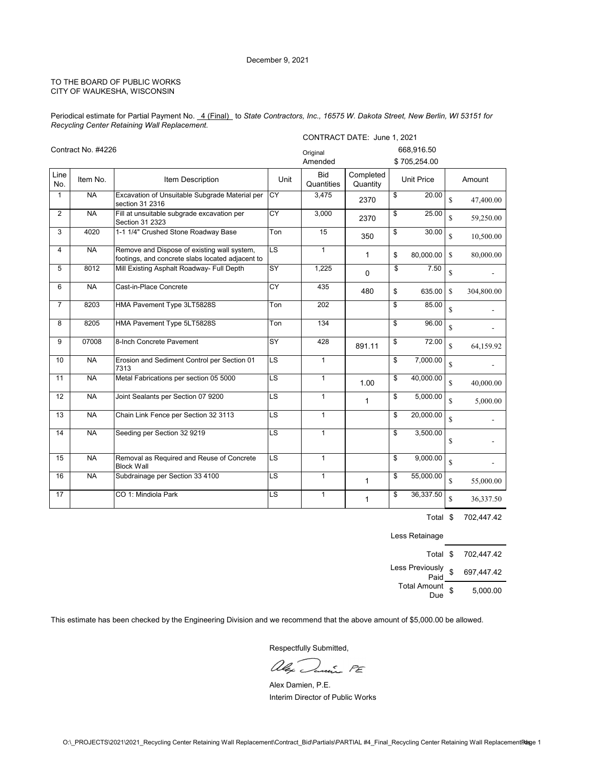December 9, 2021

TO THE BOARD OF PUBLIC WORKS
CITY OF WAUKESHA, WISCONSIN

Periodical estimate for Partial Payment No. 4 (Final) to *State Contractors, Inc., 16575 W. Dakota Street, New Berlin, WI 53151 for Recycling Center Retaining Wall Replacement.*

CONTRACT DATE: June 1, 2021

Contract No. #4226

Original 668,916.50
Amended $ 705,254.00

| Line No. | Item No. | Item Description | Unit | Bid Quantities | Completed Quantity | Unit Price | Amount |
|---|---|---|---|---|---|---|---|
| 1 | NA | Excavation of Unsuitable Subgrade Material per section 31 2316 | CY | 3,475 | 2370 | $ 20.00 | $ 47,400.00 |
| 2 | NA | Fill at unsuitable subgrade excavation per Section 31 2323 | CY | 3,000 | 2370 | $ 25.00 | $ 59,250.00 |
| 3 | 4020 | 1-1 1/4" Crushed Stone Roadway Base | Ton | 15 | 350 | $ 30.00 | $ 10,500.00 |
| 4 | NA | Remove and Dispose of existing wall system, footings, and concrete slabs located adjacent to | LS | 1 | 1 | $ 80,000.00 | $ 80,000.00 |
| 5 | 8012 | Mill Existing Asphalt Roadway- Full Depth | SY | 1,225 | 0 | $ 7.50 | $ - |
| 6 | NA | Cast-in-Place Concrete | CY | 435 | 480 | $ 635.00 | $ 304,800.00 |
| 7 | 8203 | HMA Pavement Type 3LT5828S | Ton | 202 | | $ 85.00 | $ - |
| 8 | 8205 | HMA Pavement Type 5LT5828S | Ton | 134 | | $ 96.00 | $ - |
| 9 | 07008 | 8-Inch Concrete Pavement | SY | 428 | 891.11 | $ 72.00 | $ 64,159.92 |
| 10 | NA | Erosion and Sediment Control per Section 01 7313 | LS | 1 | | $ 7,000.00 | $ - |
| 11 | NA | Metal Fabrications per section 05 5000 | LS | 1 | 1.00 | $ 40,000.00 | $ 40,000.00 |
| 12 | NA | Joint Sealants per Section 07 9200 | LS | 1 | 1 | $ 5,000.00 | $ 5,000.00 |
| 13 | NA | Chain Link Fence per Section 32 3113 | LS | 1 | | $ 20,000.00 | $ - |
| 14 | NA | Seeding per Section 32 9219 | LS | 1 | | $ 3,500.00 | $ - |
| 15 | NA | Removal as Required and Reuse of Concrete Block Wall | LS | 1 | | $ 9,000.00 | $ - |
| 16 | NA | Subdrainage per Section 33 4100 | LS | 1 | 1 | $ 55,000.00 | $ 55,000.00 |
| 17 | | CO 1: Mindiola Park | LS | 1 | 1 | $ 36,337.50 | $ 36,337.50 |

| | |
|---|---|
| Total | $ 702,447.42 |
| Less Retainage | |
| Total | $ 702,447.42 |
| Less Previously Paid | $ 697,447.42 |
| Total Amount Due | $ 5,000.00 |

This estimate has been checked by the Engineering Division and we recommend that the above amount of $5,000.00 be allowed.

Respectfully Submitted,

Alex Damien PE

Alex Damien, P.E.
Interim Director of Public Works

O:\_PROJECTS\2021\2021_Recycling Center Retaining Wall Replacement\Contract_Bid\Partials\PARTIAL #4_Final_Recycling Center Retaining Wall Replacement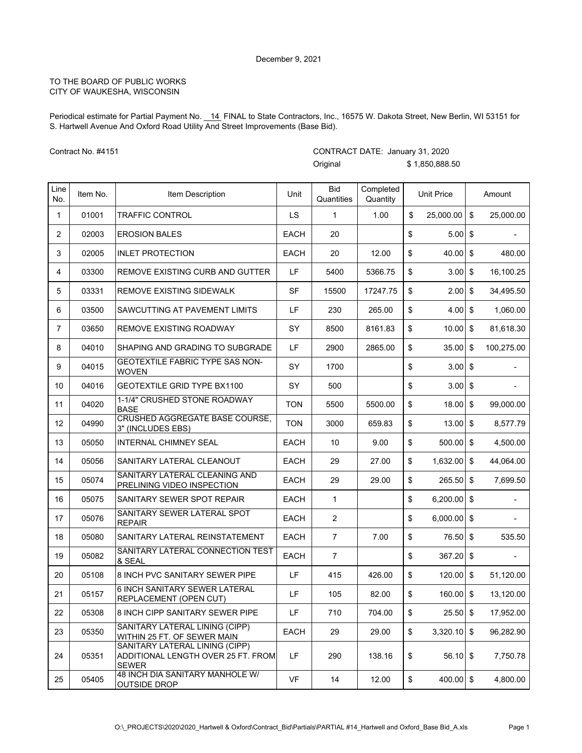December 9, 2021

TO THE BOARD OF PUBLIC WORKS
CITY OF WAUKESHA, WISCONSIN

Periodical estimate for Partial Payment No. 14 FINAL to State Contractors, Inc., 16575 W. Dakota Street, New Berlin, WI 53151 for S. Hartwell Avenue And Oxford Road Utility And Street Improvements (Base Bid).

Contract No. #4151

CONTRACT DATE: January 31, 2020

Original $ 1,850,888.50

| Line No. | Item No. | Item Description | Unit | Bid Quantities | Completed Quantity | Unit Price | Amount |
|---|---|---|---|---|---|---|---|
| 1 | 01001 | TRAFFIC CONTROL | LS | 1 | 1.00 | $ 25,000.00 | $ 25,000.00 |
| 2 | 02003 | EROSION BALES | EACH | 20 | | $ 5.00 | $ - |
| 3 | 02005 | INLET PROTECTION | EACH | 20 | 12.00 | $ 40.00 | $ 480.00 |
| 4 | 03300 | REMOVE EXISTING CURB AND GUTTER | LF | 5400 | 5366.75 | $ 3.00 | $ 16,100.25 |
| 5 | 03331 | REMOVE EXISTING SIDEWALK | SF | 15500 | 17247.75 | $ 2.00 | $ 34,495.50 |
| 6 | 03500 | SAWCUTTING AT PAVEMENT LIMITS | LF | 230 | 265.00 | $ 4.00 | $ 1,060.00 |
| 7 | 03650 | REMOVE EXISTING ROADWAY | SY | 8500 | 8161.83 | $ 10.00 | $ 81,618.30 |
| 8 | 04010 | SHAPING AND GRADING TO SUBGRADE | LF | 2900 | 2865.00 | $ 35.00 | $ 100,275.00 |
| 9 | 04015 | GEOTEXTILE FABRIC TYPE SAS NON-WOVEN | SY | 1700 | | $ 3.00 | $ - |
| 10 | 04016 | GEOTEXTILE GRID TYPE BX1100 | SY | 500 | | $ 3.00 | $ - |
| 11 | 04020 | 1-1/4" CRUSHED STONE ROADWAY BASE | TON | 5500 | 5500.00 | $ 18.00 | $ 99,000.00 |
| 12 | 04990 | CRUSHED AGGREGATE BASE COURSE, 3" (INCLUDES EBS) | TON | 3000 | 659.83 | $ 13.00 | $ 8,577.79 |
| 13 | 05050 | INTERNAL CHIMNEY SEAL | EACH | 10 | 9.00 | $ 500.00 | $ 4,500.00 |
| 14 | 05056 | SANITARY LATERAL CLEANOUT | EACH | 29 | 27.00 | $ 1,632.00 | $ 44,064.00 |
| 15 | 05074 | SANITARY LATERAL CLEANING AND PRELINING VIDEO INSPECTION | EACH | 29 | 29.00 | $ 265.50 | $ 7,699.50 |
| 16 | 05075 | SANITARY SEWER SPOT REPAIR | EACH | 1 | | $ 6,200.00 | $ - |
| 17 | 05076 | SANITARY SEWER LATERAL SPOT REPAIR | EACH | 2 | | $ 6,000.00 | $ - |
| 18 | 05080 | SANITARY LATERAL REINSTATEMENT | EACH | 7 | 7.00 | $ 76.50 | $ 535.50 |
| 19 | 05082 | SANITARY LATERAL CONNECTION TEST & SEAL | EACH | 7 | | $ 367.20 | $ - |
| 20 | 05108 | 8 INCH PVC SANITARY SEWER PIPE | LF | 415 | 426.00 | $ 120.00 | $ 51,120.00 |
| 21 | 05157 | 6 INCH SANITARY SEWER LATERAL REPLACEMENT (OPEN CUT) | LF | 105 | 82.00 | $ 160.00 | $ 13,120.00 |
| 22 | 05308 | 8 INCH CIPP SANITARY SEWER PIPE | LF | 710 | 704.00 | $ 25.50 | $ 17,952.00 |
| 23 | 05350 | SANITARY LATERAL LINING (CIPP) WITHIN 25 FT. OF SEWER MAIN | EACH | 29 | 29.00 | $ 3,320.10 | $ 96,282.90 |
| 24 | 05351 | SANITARY LATERAL LINING (CIPP) ADDITIONAL LENGTH OVER 25 FT. FROM SEWER | LF | 290 | 138.16 | $ 56.10 | $ 7,750.78 |
| 25 | 05405 | 48 INCH DIA SANITARY MANHOLE W/ OUTSIDE DROP | VF | 14 | 12.00 | $ 400.00 | $ 4,800.00 |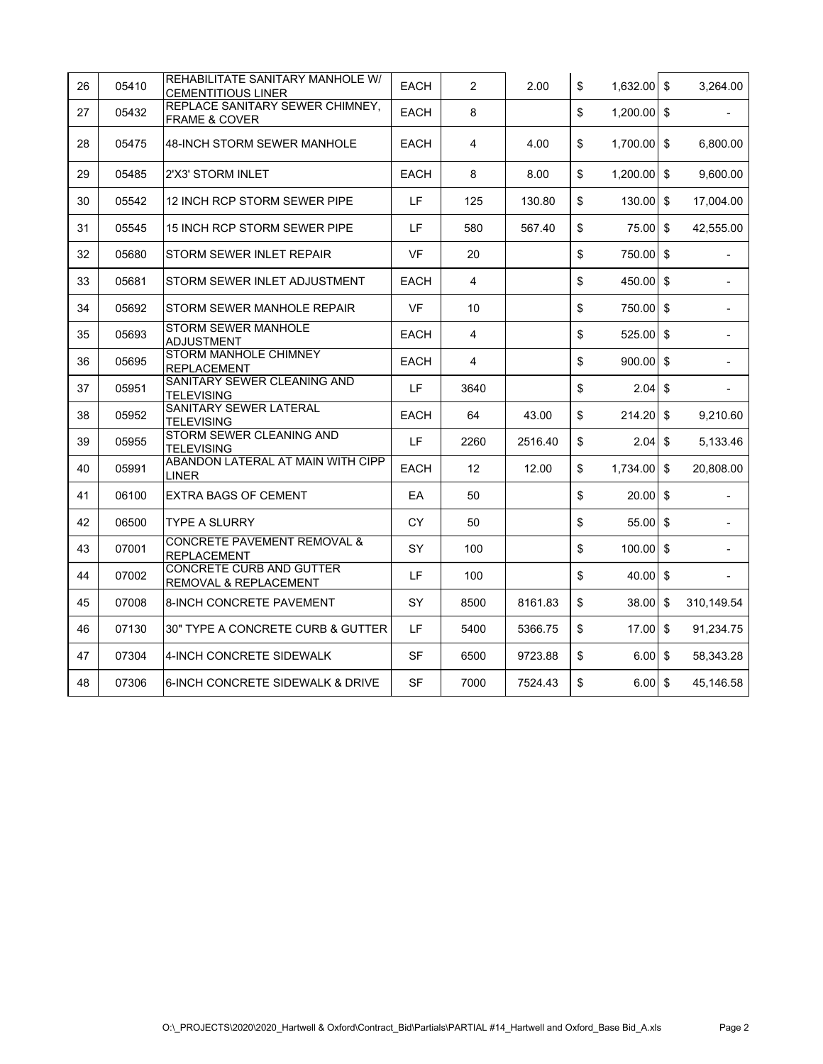| 26 | 05410 | REHABILITATE SANITARY MANHOLE W/ CEMENTITIOUS LINER | EACH | 2 | 2.00 | $ 1,632.00 | $ 3,264.00 |
|---|---|---|---|---|---|---|---|
| 27 | 05432 | REPLACE SANITARY SEWER CHIMNEY, FRAME & COVER | EACH | 8 | | $ 1,200.00 | $ - |
| 28 | 05475 | 48-INCH STORM SEWER MANHOLE | EACH | 4 | 4.00 | $ 1,700.00 | $ 6,800.00 |
| 29 | 05485 | 2'X3' STORM INLET | EACH | 8 | 8.00 | $ 1,200.00 | $ 9,600.00 |
| 30 | 05542 | 12 INCH RCP STORM SEWER PIPE | LF | 125 | 130.80 | $ 130.00 | $ 17,004.00 |
| 31 | 05545 | 15 INCH RCP STORM SEWER PIPE | LF | 580 | 567.40 | $ 75.00 | $ 42,555.00 |
| 32 | 05680 | STORM SEWER INLET REPAIR | VF | 20 | | $ 750.00 | $ - |
| 33 | 05681 | STORM SEWER INLET ADJUSTMENT | EACH | 4 | | $ 450.00 | $ - |
| 34 | 05692 | STORM SEWER MANHOLE REPAIR | VF | 10 | | $ 750.00 | $ - |
| 35 | 05693 | STORM SEWER MANHOLE ADJUSTMENT | EACH | 4 | | $ 525.00 | $ - |
| 36 | 05695 | STORM MANHOLE CHIMNEY REPLACEMENT | EACH | 4 | | $ 900.00 | $ - |
| 37 | 05951 | SANITARY SEWER CLEANING AND TELEVISING | LF | 3640 | | $ 2.04 | $ - |
| 38 | 05952 | SANITARY SEWER LATERAL TELEVISING | EACH | 64 | 43.00 | $ 214.20 | $ 9,210.60 |
| 39 | 05955 | STORM SEWER CLEANING AND TELEVISING | LF | 2260 | 2516.40 | $ 2.04 | $ 5,133.46 |
| 40 | 05991 | ABANDON LATERAL AT MAIN WITH CIPP LINER | EACH | 12 | 12.00 | $ 1,734.00 | $ 20,808.00 |
| 41 | 06100 | EXTRA BAGS OF CEMENT | EA | 50 | | $ 20.00 | $ - |
| 42 | 06500 | TYPE A SLURRY | CY | 50 | | $ 55.00 | $ - |
| 43 | 07001 | CONCRETE PAVEMENT REMOVAL & REPLACEMENT | SY | 100 | | $ 100.00 | $ - |
| 44 | 07002 | CONCRETE CURB AND GUTTER REMOVAL & REPLACEMENT | LF | 100 | | $ 40.00 | $ - |
| 45 | 07008 | 8-INCH CONCRETE PAVEMENT | SY | 8500 | 8161.83 | $ 38.00 | $ 310,149.54 |
| 46 | 07130 | 30" TYPE A CONCRETE CURB & GUTTER | LF | 5400 | 5366.75 | $ 17.00 | $ 91,234.75 |
| 47 | 07304 | 4-INCH CONCRETE SIDEWALK | SF | 6500 | 9723.88 | $ 6.00 | $ 58,343.28 |
| 48 | 07306 | 6-INCH CONCRETE SIDEWALK & DRIVE | SF | 7000 | 7524.43 | $ 6.00 | $ 45,146.58 |

O:\_PROJECTS\2020\2020_Hartwell & Oxford\Contract_Bid\Partials\PARTIAL #14_Hartwell and Oxford_Base Bid_A.xls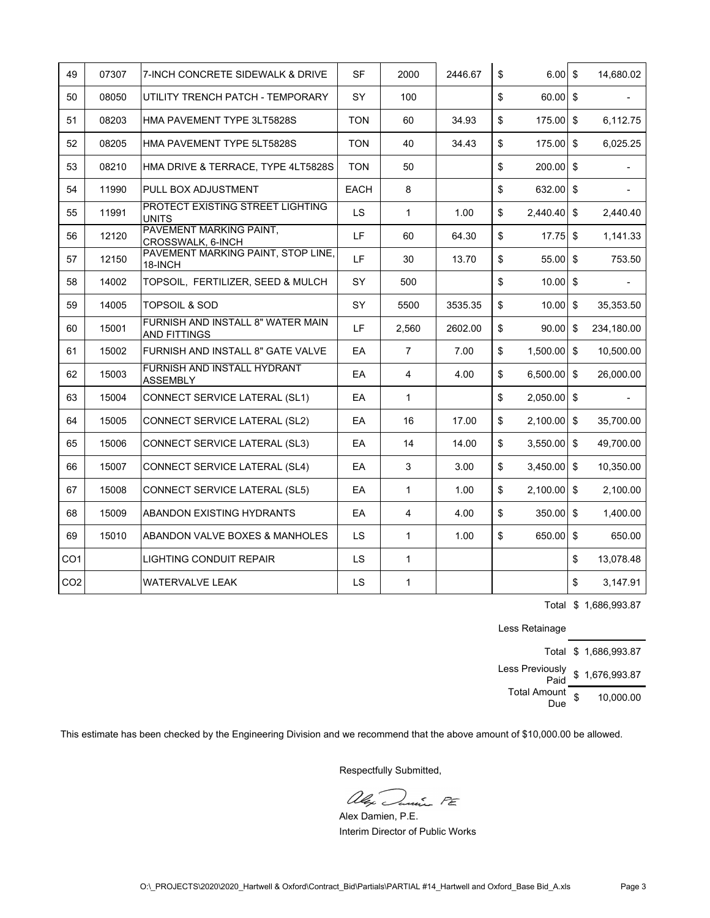| | | | | | | | |
|---|---|---|---|---|---|---|---|
| 49 | 07307 | 7-INCH CONCRETE SIDEWALK & DRIVE | SF | 2000 | 2446.67 | $ 6.00 | $ 14,680.02 |
| 50 | 08050 | UTILITY TRENCH PATCH - TEMPORARY | SY | 100 | | $ 60.00 | $ - |
| 51 | 08203 | HMA PAVEMENT TYPE 3LT5828S | TON | 60 | 34.93 | $ 175.00 | $ 6,112.75 |
| 52 | 08205 | HMA PAVEMENT TYPE 5LT5828S | TON | 40 | 34.43 | $ 175.00 | $ 6,025.25 |
| 53 | 08210 | HMA DRIVE & TERRACE, TYPE 4LT5828S | TON | 50 | | $ 200.00 | $ - |
| 54 | 11990 | PULL BOX ADJUSTMENT | EACH | 8 | | $ 632.00 | $ - |
| 55 | 11991 | PROTECT EXISTING STREET LIGHTING UNITS | LS | 1 | 1.00 | $ 2,440.40 | $ 2,440.40 |
| 56 | 12120 | PAVEMENT MARKING PAINT, CROSSWALK, 6-INCH | LF | 60 | 64.30 | $ 17.75 | $ 1,141.33 |
| 57 | 12150 | PAVEMENT MARKING PAINT, STOP LINE, 18-INCH | LF | 30 | 13.70 | $ 55.00 | $ 753.50 |
| 58 | 14002 | TOPSOIL, FERTILIZER, SEED & MULCH | SY | 500 | | $ 10.00 | $ - |
| 59 | 14005 | TOPSOIL & SOD | SY | 5500 | 3535.35 | $ 10.00 | $ 35,353.50 |
| 60 | 15001 | FURNISH AND INSTALL 8" WATER MAIN AND FITTINGS | LF | 2,560 | 2602.00 | $ 90.00 | $ 234,180.00 |
| 61 | 15002 | FURNISH AND INSTALL 8" GATE VALVE | EA | 7 | 7.00 | $ 1,500.00 | $ 10,500.00 |
| 62 | 15003 | FURNISH AND INSTALL HYDRANT ASSEMBLY | EA | 4 | 4.00 | $ 6,500.00 | $ 26,000.00 |
| 63 | 15004 | CONNECT SERVICE LATERAL (SL1) | EA | 1 | | $ 2,050.00 | $ - |
| 64 | 15005 | CONNECT SERVICE LATERAL (SL2) | EA | 16 | 17.00 | $ 2,100.00 | $ 35,700.00 |
| 65 | 15006 | CONNECT SERVICE LATERAL (SL3) | EA | 14 | 14.00 | $ 3,550.00 | $ 49,700.00 |
| 66 | 15007 | CONNECT SERVICE LATERAL (SL4) | EA | 3 | 3.00 | $ 3,450.00 | $ 10,350.00 |
| 67 | 15008 | CONNECT SERVICE LATERAL (SL5) | EA | 1 | 1.00 | $ 2,100.00 | $ 2,100.00 |
| 68 | 15009 | ABANDON EXISTING HYDRANTS | EA | 4 | 4.00 | $ 350.00 | $ 1,400.00 |
| 69 | 15010 | ABANDON VALVE BOXES & MANHOLES | LS | 1 | 1.00 | $ 650.00 | $ 650.00 |
| CO1 | | LIGHTING CONDUIT REPAIR | LS | 1 | | | $ 13,078.48 |
| CO2 | | WATERVALVE LEAK | LS | 1 | | | $ 3,147.91 |

| | |
|---|---|
| Total | $ 1,686,993.87 |
| Less Retainage | |
| Total | $ 1,686,993.87 |
| Less Previously Paid | $ 1,676,993.87 |
| Total Amount Due | $ 10,000.00 |

This estimate has been checked by the Engineering Division and we recommend that the above amount of $10,000.00 be allowed.

Respectfully Submitted,

Alex Damien PE

Alex Damien, P.E.
Interim Director of Public Works

O:\_PROJECTS\2020\2020_Hartwell & Oxford\Contract_Bid\Partials\PARTIAL #14_Hartwell and Oxford_Base Bid_A.xls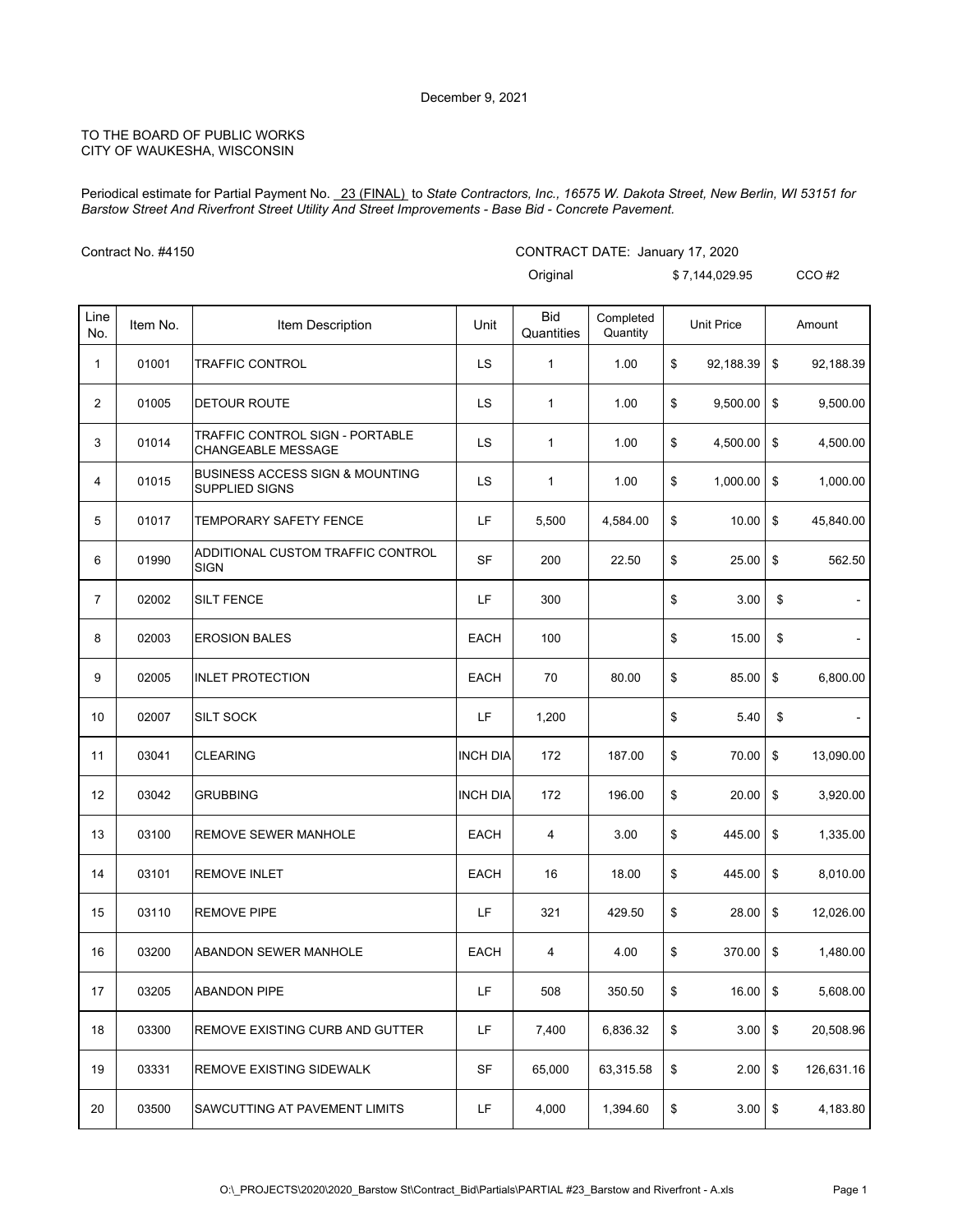December 9, 2021

TO THE BOARD OF PUBLIC WORKS
CITY OF WAUKESHA, WISCONSIN

Periodical estimate for Partial Payment No. 23 (FINAL) to *State Contractors, Inc., 16575 W. Dakota Street, New Berlin, WI 53151 for Barstow Street And Riverfront Street Utility And Street Improvements - Base Bid - Concrete Pavement.*

Contract No. #4150

CONTRACT DATE: January 17, 2020

Original $ 7,144,029.95 CCO #2

| Line No. | Item No. | Item Description | Unit | Bid Quantities | Completed Quantity | Unit Price | Amount |
|---|---|---|---|---|---|---|---|
| 1 | 01001 | TRAFFIC CONTROL | LS | 1 | 1.00 | $ 92,188.39 | $ 92,188.39 |
| 2 | 01005 | DETOUR ROUTE | LS | 1 | 1.00 | $ 9,500.00 | $ 9,500.00 |
| 3 | 01014 | TRAFFIC CONTROL SIGN - PORTABLE CHANGEABLE MESSAGE | LS | 1 | 1.00 | $ 4,500.00 | $ 4,500.00 |
| 4 | 01015 | BUSINESS ACCESS SIGN & MOUNTING SUPPLIED SIGNS | LS | 1 | 1.00 | $ 1,000.00 | $ 1,000.00 |
| 5 | 01017 | TEMPORARY SAFETY FENCE | LF | 5,500 | 4,584.00 | $ 10.00 | $ 45,840.00 |
| 6 | 01990 | ADDITIONAL CUSTOM TRAFFIC CONTROL SIGN | SF | 200 | 22.50 | $ 25.00 | $ 562.50 |
| 7 | 02002 | SILT FENCE | LF | 300 | | $ 3.00 | $ - |
| 8 | 02003 | EROSION BALES | EACH | 100 | | $ 15.00 | $ - |
| 9 | 02005 | INLET PROTECTION | EACH | 70 | 80.00 | $ 85.00 | $ 6,800.00 |
| 10 | 02007 | SILT SOCK | LF | 1,200 | | $ 5.40 | $ - |
| 11 | 03041 | CLEARING | INCH DIA | 172 | 187.00 | $ 70.00 | $ 13,090.00 |
| 12 | 03042 | GRUBBING | INCH DIA | 172 | 196.00 | $ 20.00 | $ 3,920.00 |
| 13 | 03100 | REMOVE SEWER MANHOLE | EACH | 4 | 3.00 | $ 445.00 | $ 1,335.00 |
| 14 | 03101 | REMOVE INLET | EACH | 16 | 18.00 | $ 445.00 | $ 8,010.00 |
| 15 | 03110 | REMOVE PIPE | LF | 321 | 429.50 | $ 28.00 | $ 12,026.00 |
| 16 | 03200 | ABANDON SEWER MANHOLE | EACH | 4 | 4.00 | $ 370.00 | $ 1,480.00 |
| 17 | 03205 | ABANDON PIPE | LF | 508 | 350.50 | $ 16.00 | $ 5,608.00 |
| 18 | 03300 | REMOVE EXISTING CURB AND GUTTER | LF | 7,400 | 6,836.32 | $ 3.00 | $ 20,508.96 |
| 19 | 03331 | REMOVE EXISTING SIDEWALK | SF | 65,000 | 63,315.58 | $ 2.00 | $ 126,631.16 |
| 20 | 03500 | SAWCUTTING AT PAVEMENT LIMITS | LF | 4,000 | 1,394.60 | $ 3.00 | $ 4,183.80 |

O:\_PROJECTS\2020\2020_Barstow St\Contract_Bid\Partials\PARTIAL #23_Barstow and Riverfront - A.xls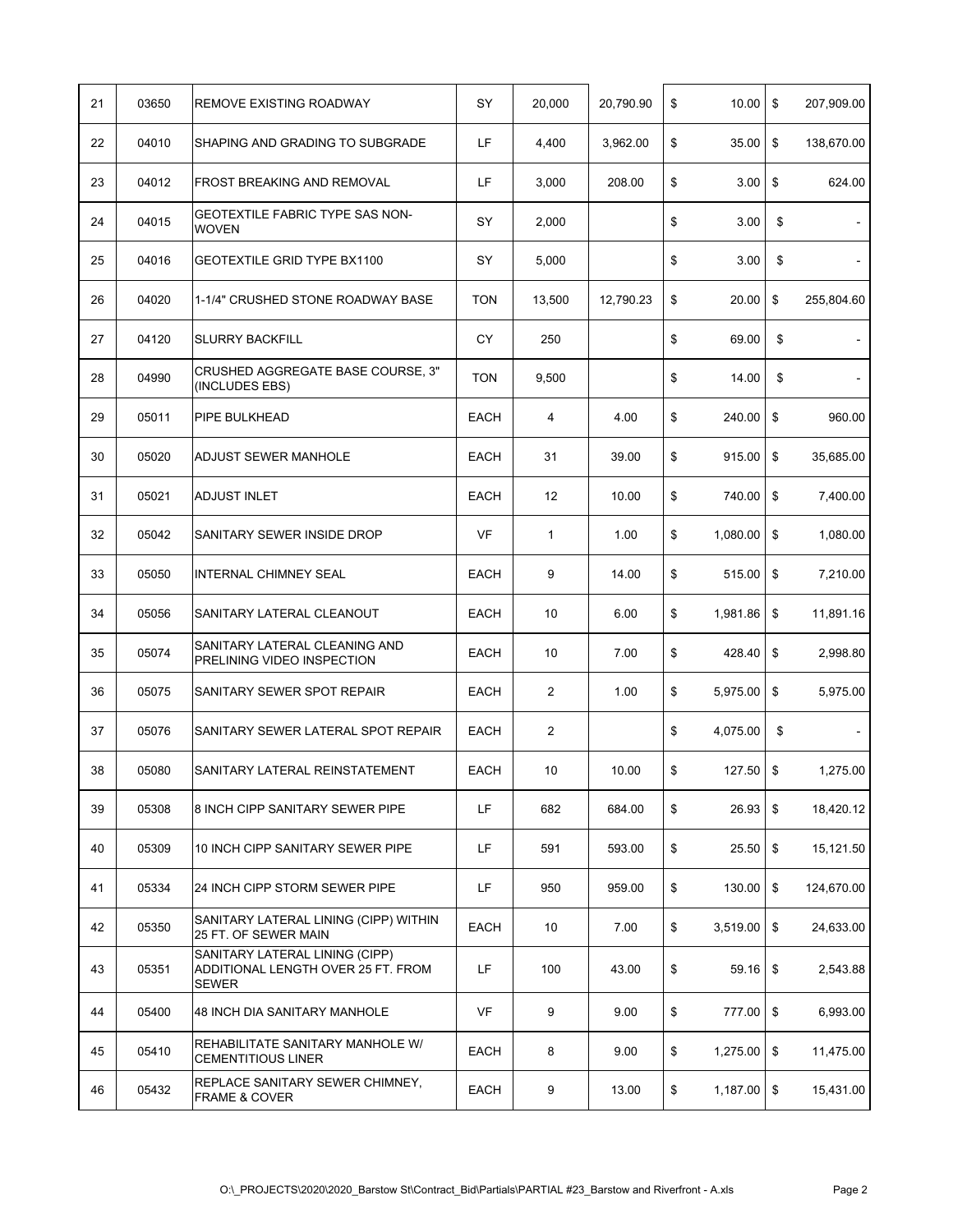| | | | | | | | |
|---|---|---|---|---|---|---|---|
| 21 | 03650 | REMOVE EXISTING ROADWAY | SY | 20,000 | 20,790.90 | $ 10.00 | $ 207,909.00 |
| 22 | 04010 | SHAPING AND GRADING TO SUBGRADE | LF | 4,400 | 3,962.00 | $ 35.00 | $ 138,670.00 |
| 23 | 04012 | FROST BREAKING AND REMOVAL | LF | 3,000 | 208.00 | $ 3.00 | $ 624.00 |
| 24 | 04015 | GEOTEXTILE FABRIC TYPE SAS NON-WOVEN | SY | 2,000 | | $ 3.00 | $ - |
| 25 | 04016 | GEOTEXTILE GRID TYPE BX1100 | SY | 5,000 | | $ 3.00 | $ - |
| 26 | 04020 | 1-1/4" CRUSHED STONE ROADWAY BASE | TON | 13,500 | 12,790.23 | $ 20.00 | $ 255,804.60 |
| 27 | 04120 | SLURRY BACKFILL | CY | 250 | | $ 69.00 | $ - |
| 28 | 04990 | CRUSHED AGGREGATE BASE COURSE, 3" (INCLUDES EBS) | TON | 9,500 | | $ 14.00 | $ - |
| 29 | 05011 | PIPE BULKHEAD | EACH | 4 | 4.00 | $ 240.00 | $ 960.00 |
| 30 | 05020 | ADJUST SEWER MANHOLE | EACH | 31 | 39.00 | $ 915.00 | $ 35,685.00 |
| 31 | 05021 | ADJUST INLET | EACH | 12 | 10.00 | $ 740.00 | $ 7,400.00 |
| 32 | 05042 | SANITARY SEWER INSIDE DROP | VF | 1 | 1.00 | $ 1,080.00 | $ 1,080.00 |
| 33 | 05050 | INTERNAL CHIMNEY SEAL | EACH | 9 | 14.00 | $ 515.00 | $ 7,210.00 |
| 34 | 05056 | SANITARY LATERAL CLEANOUT | EACH | 10 | 6.00 | $ 1,981.86 | $ 11,891.16 |
| 35 | 05074 | SANITARY LATERAL CLEANING AND PRELINING VIDEO INSPECTION | EACH | 10 | 7.00 | $ 428.40 | $ 2,998.80 |
| 36 | 05075 | SANITARY SEWER SPOT REPAIR | EACH | 2 | 1.00 | $ 5,975.00 | $ 5,975.00 |
| 37 | 05076 | SANITARY SEWER LATERAL SPOT REPAIR | EACH | 2 | | $ 4,075.00 | $ - |
| 38 | 05080 | SANITARY LATERAL REINSTATEMENT | EACH | 10 | 10.00 | $ 127.50 | $ 1,275.00 |
| 39 | 05308 | 8 INCH CIPP SANITARY SEWER PIPE | LF | 682 | 684.00 | $ 26.93 | $ 18,420.12 |
| 40 | 05309 | 10 INCH CIPP SANITARY SEWER PIPE | LF | 591 | 593.00 | $ 25.50 | $ 15,121.50 |
| 41 | 05334 | 24 INCH CIPP STORM SEWER PIPE | LF | 950 | 959.00 | $ 130.00 | $ 124,670.00 |
| 42 | 05350 | SANITARY LATERAL LINING (CIPP) WITHIN 25 FT. OF SEWER MAIN | EACH | 10 | 7.00 | $ 3,519.00 | $ 24,633.00 |
| 43 | 05351 | SANITARY LATERAL LINING (CIPP) ADDITIONAL LENGTH OVER 25 FT. FROM SEWER | LF | 100 | 43.00 | $ 59.16 | $ 2,543.88 |
| 44 | 05400 | 48 INCH DIA SANITARY MANHOLE | VF | 9 | 9.00 | $ 777.00 | $ 6,993.00 |
| 45 | 05410 | REHABILITATE SANITARY MANHOLE W/ CEMENTITIOUS LINER | EACH | 8 | 9.00 | $ 1,275.00 | $ 11,475.00 |
| 46 | 05432 | REPLACE SANITARY SEWER CHIMNEY, FRAME & COVER | EACH | 9 | 13.00 | $ 1,187.00 | $ 15,431.00 |

O:\_PROJECTS\2020\2020_Barstow St\Contract_Bid\Partials\PARTIAL #23_Barstow and Riverfront - A.xls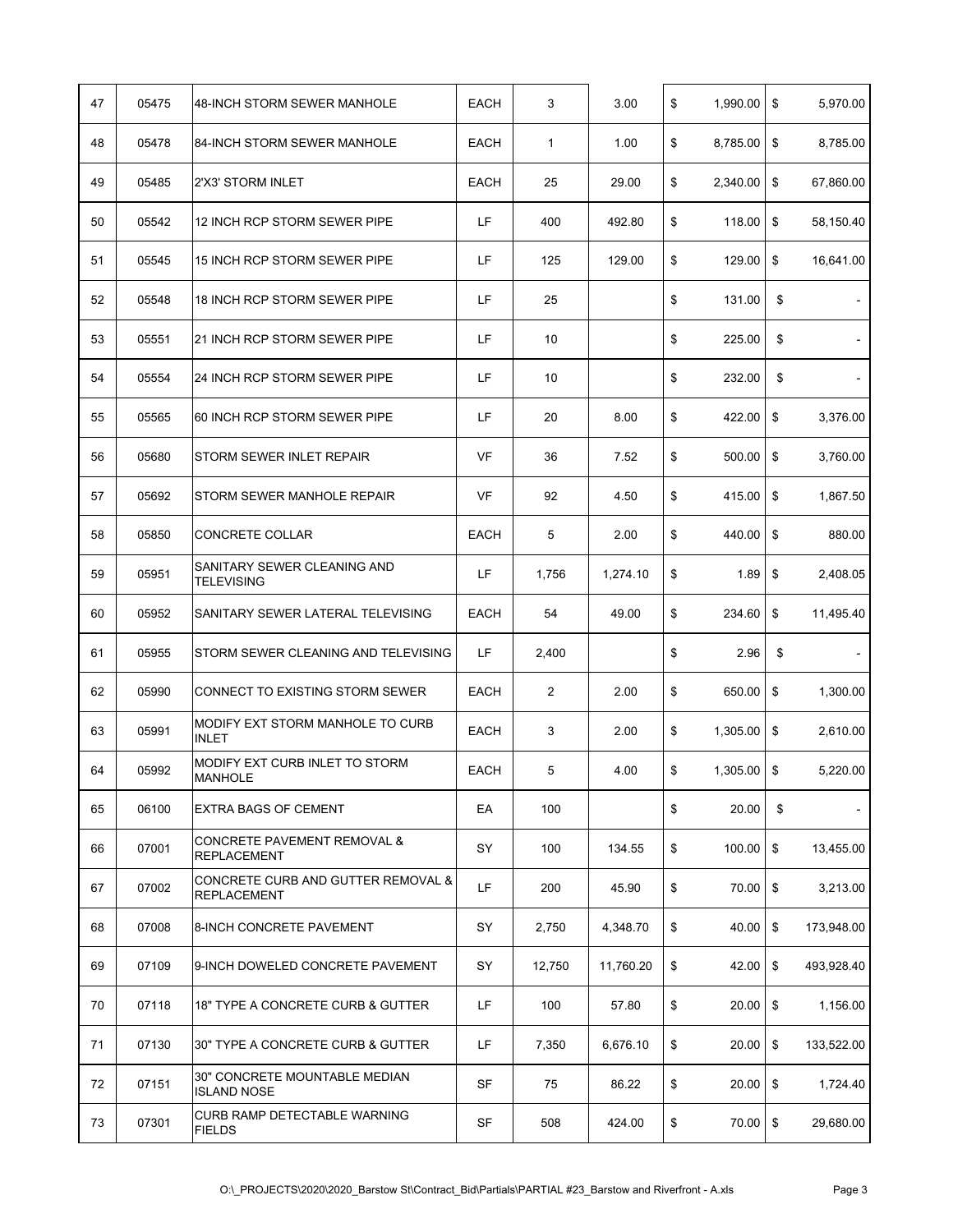| 47 | 05475 | 48-INCH STORM SEWER MANHOLE | EACH | 3 | 3.00 | $ 1,990.00 | $ 5,970.00 |
|---|---|---|---|---|---|---|---|
| 48 | 05478 | 84-INCH STORM SEWER MANHOLE | EACH | 1 | 1.00 | $ 8,785.00 | $ 8,785.00 |
| 49 | 05485 | 2'X3' STORM INLET | EACH | 25 | 29.00 | $ 2,340.00 | $ 67,860.00 |
| 50 | 05542 | 12 INCH RCP STORM SEWER PIPE | LF | 400 | 492.80 | $ 118.00 | $ 58,150.40 |
| 51 | 05545 | 15 INCH RCP STORM SEWER PIPE | LF | 125 | 129.00 | $ 129.00 | $ 16,641.00 |
| 52 | 05548 | 18 INCH RCP STORM SEWER PIPE | LF | 25 | | $ 131.00 | $ - |
| 53 | 05551 | 21 INCH RCP STORM SEWER PIPE | LF | 10 | | $ 225.00 | $ - |
| 54 | 05554 | 24 INCH RCP STORM SEWER PIPE | LF | 10 | | $ 232.00 | $ - |
| 55 | 05565 | 60 INCH RCP STORM SEWER PIPE | LF | 20 | 8.00 | $ 422.00 | $ 3,376.00 |
| 56 | 05680 | STORM SEWER INLET REPAIR | VF | 36 | 7.52 | $ 500.00 | $ 3,760.00 |
| 57 | 05692 | STORM SEWER MANHOLE REPAIR | VF | 92 | 4.50 | $ 415.00 | $ 1,867.50 |
| 58 | 05850 | CONCRETE COLLAR | EACH | 5 | 2.00 | $ 440.00 | $ 880.00 |
| 59 | 05951 | SANITARY SEWER CLEANING AND TELEVISING | LF | 1,756 | 1,274.10 | $ 1.89 | $ 2,408.05 |
| 60 | 05952 | SANITARY SEWER LATERAL TELEVISING | EACH | 54 | 49.00 | $ 234.60 | $ 11,495.40 |
| 61 | 05955 | STORM SEWER CLEANING AND TELEVISING | LF | 2,400 | | $ 2.96 | $ - |
| 62 | 05990 | CONNECT TO EXISTING STORM SEWER | EACH | 2 | 2.00 | $ 650.00 | $ 1,300.00 |
| 63 | 05991 | MODIFY EXT STORM MANHOLE TO CURB INLET | EACH | 3 | 2.00 | $ 1,305.00 | $ 2,610.00 |
| 64 | 05992 | MODIFY EXT CURB INLET TO STORM MANHOLE | EACH | 5 | 4.00 | $ 1,305.00 | $ 5,220.00 |
| 65 | 06100 | EXTRA BAGS OF CEMENT | EA | 100 | | $ 20.00 | $ - |
| 66 | 07001 | CONCRETE PAVEMENT REMOVAL & REPLACEMENT | SY | 100 | 134.55 | $ 100.00 | $ 13,455.00 |
| 67 | 07002 | CONCRETE CURB AND GUTTER REMOVAL & REPLACEMENT | LF | 200 | 45.90 | $ 70.00 | $ 3,213.00 |
| 68 | 07008 | 8-INCH CONCRETE PAVEMENT | SY | 2,750 | 4,348.70 | $ 40.00 | $ 173,948.00 |
| 69 | 07109 | 9-INCH DOWELED CONCRETE PAVEMENT | SY | 12,750 | 11,760.20 | $ 42.00 | $ 493,928.40 |
| 70 | 07118 | 18" TYPE A CONCRETE CURB & GUTTER | LF | 100 | 57.80 | $ 20.00 | $ 1,156.00 |
| 71 | 07130 | 30" TYPE A CONCRETE CURB & GUTTER | LF | 7,350 | 6,676.10 | $ 20.00 | $ 133,522.00 |
| 72 | 07151 | 30" CONCRETE MOUNTABLE MEDIAN ISLAND NOSE | SF | 75 | 86.22 | $ 20.00 | $ 1,724.40 |
| 73 | 07301 | CURB RAMP DETECTABLE WARNING FIELDS | SF | 508 | 424.00 | $ 70.00 | $ 29,680.00 |

O:\_PROJECTS\2020\2020_Barstow St\Contract_Bid\Partials\PARTIAL #23_Barstow and Riverfront - A.xls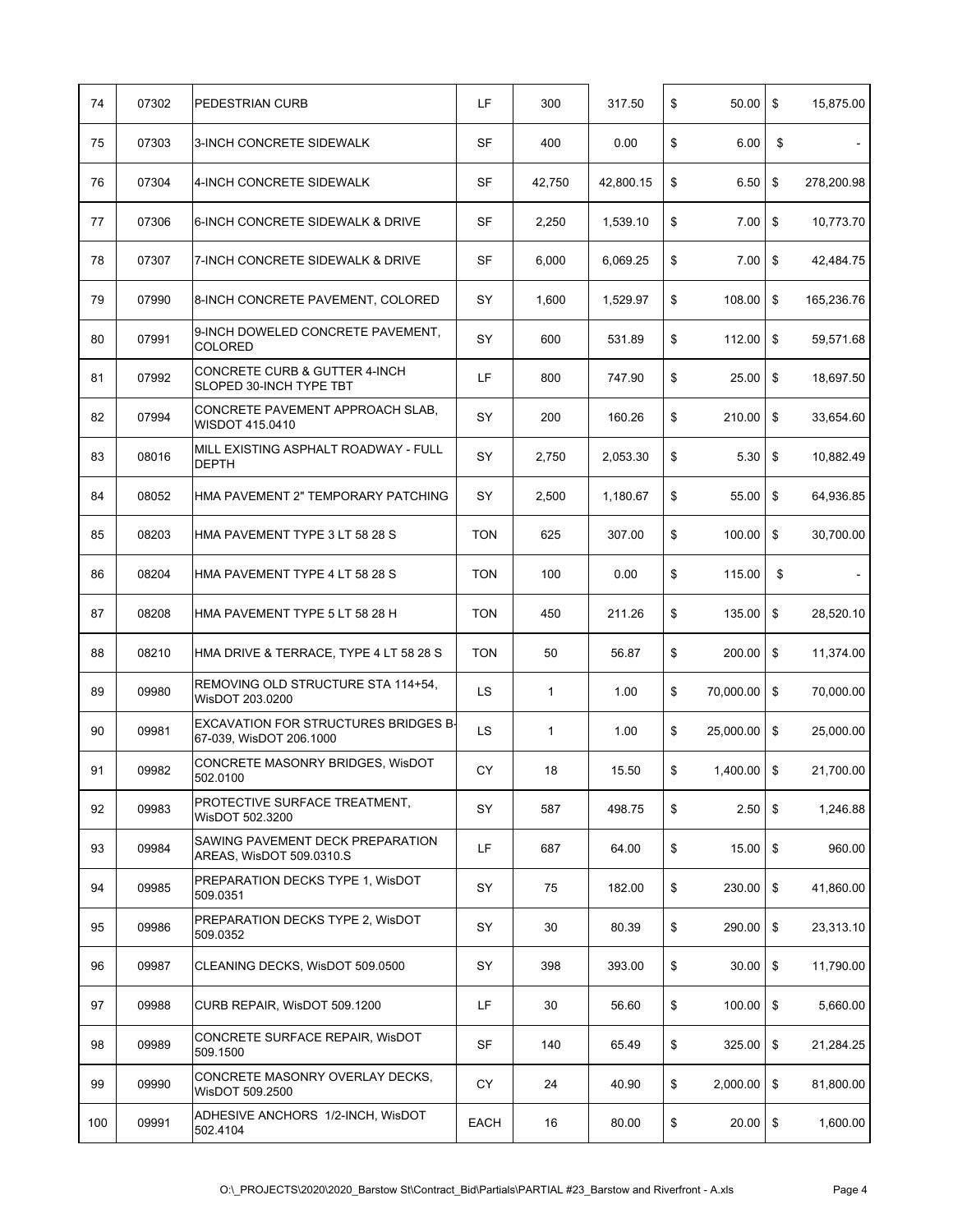| 74 | 07302 | PEDESTRIAN CURB | LF | 300 | 317.50 | $ 50.00 | $ 15,875.00 |
|---|---|---|---|---|---|---|---|
| 75 | 07303 | 3-INCH CONCRETE SIDEWALK | SF | 400 | 0.00 | $ 6.00 | $ - |
| 76 | 07304 | 4-INCH CONCRETE SIDEWALK | SF | 42,750 | 42,800.15 | $ 6.50 | $ 278,200.98 |
| 77 | 07306 | 6-INCH CONCRETE SIDEWALK & DRIVE | SF | 2,250 | 1,539.10 | $ 7.00 | $ 10,773.70 |
| 78 | 07307 | 7-INCH CONCRETE SIDEWALK & DRIVE | SF | 6,000 | 6,069.25 | $ 7.00 | $ 42,484.75 |
| 79 | 07990 | 8-INCH CONCRETE PAVEMENT, COLORED | SY | 1,600 | 1,529.97 | $ 108.00 | $ 165,236.76 |
| 80 | 07991 | 9-INCH DOWELED CONCRETE PAVEMENT, COLORED | SY | 600 | 531.89 | $ 112.00 | $ 59,571.68 |
| 81 | 07992 | CONCRETE CURB & GUTTER 4-INCH SLOPED 30-INCH TYPE TBT | LF | 800 | 747.90 | $ 25.00 | $ 18,697.50 |
| 82 | 07994 | CONCRETE PAVEMENT APPROACH SLAB, WISDOT 415.0410 | SY | 200 | 160.26 | $ 210.00 | $ 33,654.60 |
| 83 | 08016 | MILL EXISTING ASPHALT ROADWAY - FULL DEPTH | SY | 2,750 | 2,053.30 | $ 5.30 | $ 10,882.49 |
| 84 | 08052 | HMA PAVEMENT 2" TEMPORARY PATCHING | SY | 2,500 | 1,180.67 | $ 55.00 | $ 64,936.85 |
| 85 | 08203 | HMA PAVEMENT TYPE 3 LT 58 28 S | TON | 625 | 307.00 | $ 100.00 | $ 30,700.00 |
| 86 | 08204 | HMA PAVEMENT TYPE 4 LT 58 28 S | TON | 100 | 0.00 | $ 115.00 | $ - |
| 87 | 08208 | HMA PAVEMENT TYPE 5 LT 58 28 H | TON | 450 | 211.26 | $ 135.00 | $ 28,520.10 |
| 88 | 08210 | HMA DRIVE & TERRACE, TYPE 4 LT 58 28 S | TON | 50 | 56.87 | $ 200.00 | $ 11,374.00 |
| 89 | 09980 | REMOVING OLD STRUCTURE STA 114+54, WisDOT 203.0200 | LS | 1 | 1.00 | $ 70,000.00 | $ 70,000.00 |
| 90 | 09981 | EXCAVATION FOR STRUCTURES BRIDGES B-67-039, WisDOT 206.1000 | LS | 1 | 1.00 | $ 25,000.00 | $ 25,000.00 |
| 91 | 09982 | CONCRETE MASONRY BRIDGES, WisDOT 502.0100 | CY | 18 | 15.50 | $ 1,400.00 | $ 21,700.00 |
| 92 | 09983 | PROTECTIVE SURFACE TREATMENT, WisDOT 502.3200 | SY | 587 | 498.75 | $ 2.50 | $ 1,246.88 |
| 93 | 09984 | SAWING PAVEMENT DECK PREPARATION AREAS, WisDOT 509.0310.S | LF | 687 | 64.00 | $ 15.00 | $ 960.00 |
| 94 | 09985 | PREPARATION DECKS TYPE 1, WisDOT 509.0351 | SY | 75 | 182.00 | $ 230.00 | $ 41,860.00 |
| 95 | 09986 | PREPARATION DECKS TYPE 2, WisDOT 509.0352 | SY | 30 | 80.39 | $ 290.00 | $ 23,313.10 |
| 96 | 09987 | CLEANING DECKS, WisDOT 509.0500 | SY | 398 | 393.00 | $ 30.00 | $ 11,790.00 |
| 97 | 09988 | CURB REPAIR, WisDOT 509.1200 | LF | 30 | 56.60 | $ 100.00 | $ 5,660.00 |
| 98 | 09989 | CONCRETE SURFACE REPAIR, WisDOT 509.1500 | SF | 140 | 65.49 | $ 325.00 | $ 21,284.25 |
| 99 | 09990 | CONCRETE MASONRY OVERLAY DECKS, WisDOT 509.2500 | CY | 24 | 40.90 | $ 2,000.00 | $ 81,800.00 |
| 100 | 09991 | ADHESIVE ANCHORS 1/2-INCH, WisDOT 502.4104 | EACH | 16 | 80.00 | $ 20.00 | $ 1,600.00 |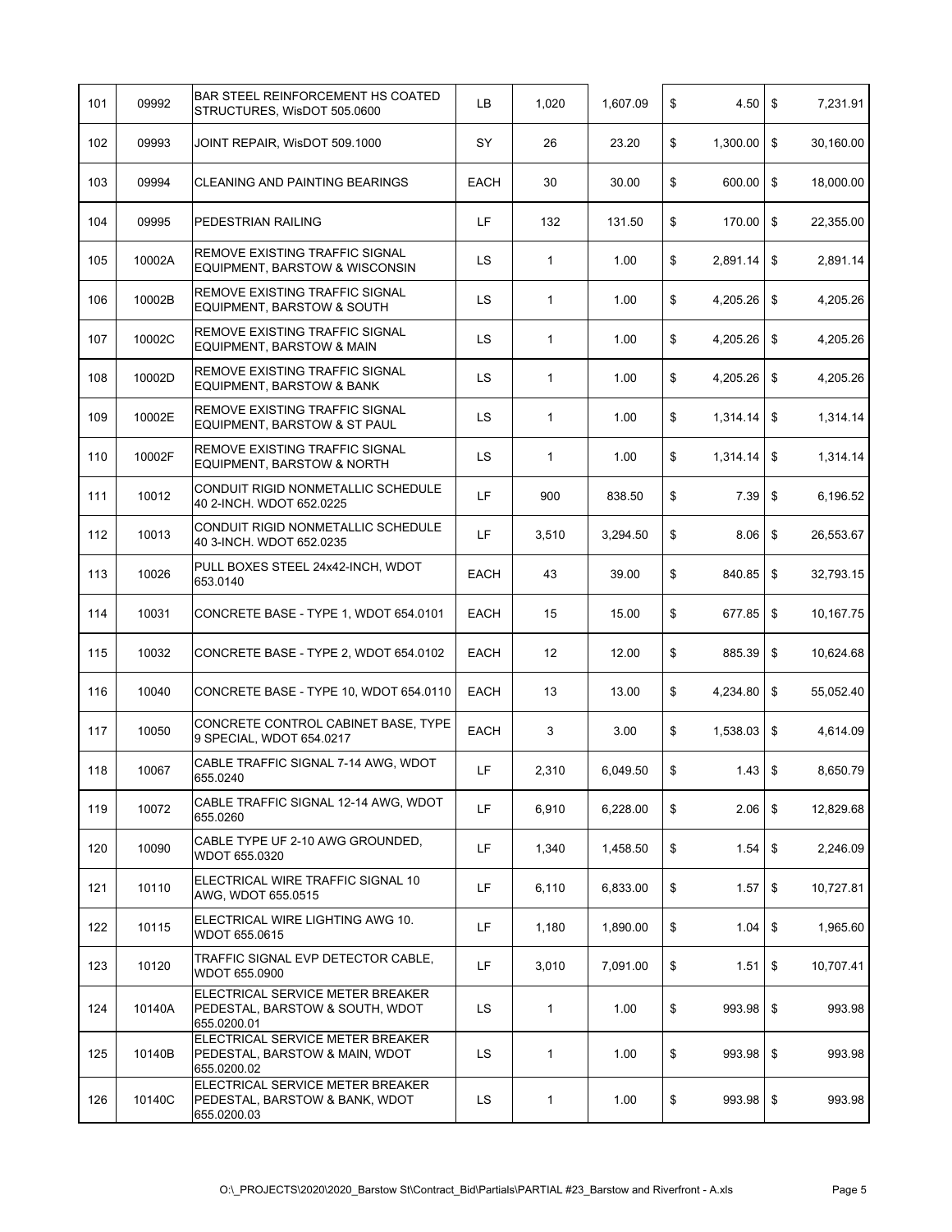| 101 | 09992 | BAR STEEL REINFORCEMENT HS COATED STRUCTURES, WisDOT 505.0600 | LB | 1,020 | 1,607.09 | $ 4.50 | $ 7,231.91 |
|---|---|---|---|---|---|---|---|
| 102 | 09993 | JOINT REPAIR, WisDOT 509.1000 | SY | 26 | 23.20 | $ 1,300.00 | $ 30,160.00 |
| 103 | 09994 | CLEANING AND PAINTING BEARINGS | EACH | 30 | 30.00 | $ 600.00 | $ 18,000.00 |
| 104 | 09995 | PEDESTRIAN RAILING | LF | 132 | 131.50 | $ 170.00 | $ 22,355.00 |
| 105 | 10002A | REMOVE EXISTING TRAFFIC SIGNAL EQUIPMENT, BARSTOW & WISCONSIN | LS | 1 | 1.00 | $ 2,891.14 | $ 2,891.14 |
| 106 | 10002B | REMOVE EXISTING TRAFFIC SIGNAL EQUIPMENT, BARSTOW & SOUTH | LS | 1 | 1.00 | $ 4,205.26 | $ 4,205.26 |
| 107 | 10002C | REMOVE EXISTING TRAFFIC SIGNAL EQUIPMENT, BARSTOW & MAIN | LS | 1 | 1.00 | $ 4,205.26 | $ 4,205.26 |
| 108 | 10002D | REMOVE EXISTING TRAFFIC SIGNAL EQUIPMENT, BARSTOW & BANK | LS | 1 | 1.00 | $ 4,205.26 | $ 4,205.26 |
| 109 | 10002E | REMOVE EXISTING TRAFFIC SIGNAL EQUIPMENT, BARSTOW & ST PAUL | LS | 1 | 1.00 | $ 1,314.14 | $ 1,314.14 |
| 110 | 10002F | REMOVE EXISTING TRAFFIC SIGNAL EQUIPMENT, BARSTOW & NORTH | LS | 1 | 1.00 | $ 1,314.14 | $ 1,314.14 |
| 111 | 10012 | CONDUIT RIGID NONMETALLIC SCHEDULE 40 2-INCH. WDOT 652.0225 | LF | 900 | 838.50 | $ 7.39 | $ 6,196.52 |
| 112 | 10013 | CONDUIT RIGID NONMETALLIC SCHEDULE 40 3-INCH. WDOT 652.0235 | LF | 3,510 | 3,294.50 | $ 8.06 | $ 26,553.67 |
| 113 | 10026 | PULL BOXES STEEL 24x42-INCH, WDOT 653.0140 | EACH | 43 | 39.00 | $ 840.85 | $ 32,793.15 |
| 114 | 10031 | CONCRETE BASE - TYPE 1, WDOT 654.0101 | EACH | 15 | 15.00 | $ 677.85 | $ 10,167.75 |
| 115 | 10032 | CONCRETE BASE - TYPE 2, WDOT 654.0102 | EACH | 12 | 12.00 | $ 885.39 | $ 10,624.68 |
| 116 | 10040 | CONCRETE BASE - TYPE 10, WDOT 654.0110 | EACH | 13 | 13.00 | $ 4,234.80 | $ 55,052.40 |
| 117 | 10050 | CONCRETE CONTROL CABINET BASE, TYPE 9 SPECIAL, WDOT 654.0217 | EACH | 3 | 3.00 | $ 1,538.03 | $ 4,614.09 |
| 118 | 10067 | CABLE TRAFFIC SIGNAL 7-14 AWG, WDOT 655.0240 | LF | 2,310 | 6,049.50 | $ 1.43 | $ 8,650.79 |
| 119 | 10072 | CABLE TRAFFIC SIGNAL 12-14 AWG, WDOT 655.0260 | LF | 6,910 | 6,228.00 | $ 2.06 | $ 12,829.68 |
| 120 | 10090 | CABLE TYPE UF 2-10 AWG GROUNDED, WDOT 655.0320 | LF | 1,340 | 1,458.50 | $ 1.54 | $ 2,246.09 |
| 121 | 10110 | ELECTRICAL WIRE TRAFFIC SIGNAL 10 AWG, WDOT 655.0515 | LF | 6,110 | 6,833.00 | $ 1.57 | $ 10,727.81 |
| 122 | 10115 | ELECTRICAL WIRE LIGHTING AWG 10. WDOT 655.0615 | LF | 1,180 | 1,890.00 | $ 1.04 | $ 1,965.60 |
| 123 | 10120 | TRAFFIC SIGNAL EVP DETECTOR CABLE, WDOT 655.0900 | LF | 3,010 | 7,091.00 | $ 1.51 | $ 10,707.41 |
| 124 | 10140A | ELECTRICAL SERVICE METER BREAKER PEDESTAL, BARSTOW & SOUTH, WDOT 655.0200.01 | LS | 1 | 1.00 | $ 993.98 | $ 993.98 |
| 125 | 10140B | ELECTRICAL SERVICE METER BREAKER PEDESTAL, BARSTOW & MAIN, WDOT 655.0200.02 | LS | 1 | 1.00 | $ 993.98 | $ 993.98 |
| 126 | 10140C | ELECTRICAL SERVICE METER BREAKER PEDESTAL, BARSTOW & BANK, WDOT 655.0200.03 | LS | 1 | 1.00 | $ 993.98 | $ 993.98 |

O:\_PROJECTS\2020\2020_Barstow St\Contract_Bid\Partials\PARTIAL #23_Barstow and Riverfront - A.xls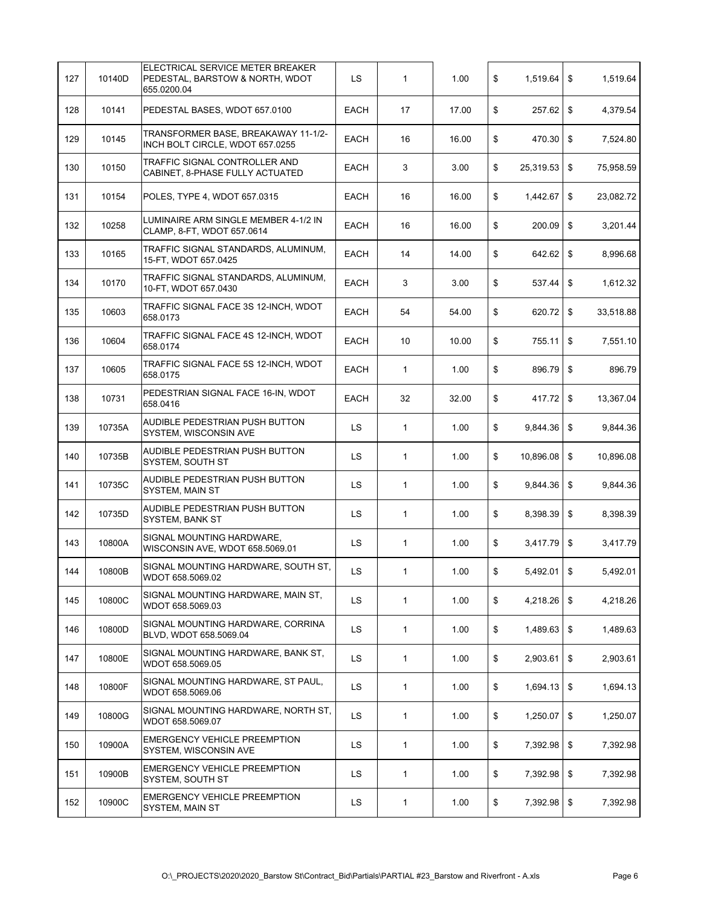| 127 | 10140D | ELECTRICAL SERVICE METER BREAKER PEDESTAL, BARSTOW & NORTH, WDOT 655.0200.04 | LS | 1 | 1.00 | $ 1,519.64 | $ 1,519.64 |
|---|---|---|---|---|---|---|---|
| 128 | 10141 | PEDESTAL BASES, WDOT 657.0100 | EACH | 17 | 17.00 | $ 257.62 | $ 4,379.54 |
| 129 | 10145 | TRANSFORMER BASE, BREAKAWAY 11-1/2-INCH BOLT CIRCLE, WDOT 657.0255 | EACH | 16 | 16.00 | $ 470.30 | $ 7,524.80 |
| 130 | 10150 | TRAFFIC SIGNAL CONTROLLER AND CABINET, 8-PHASE FULLY ACTUATED | EACH | 3 | 3.00 | $ 25,319.53 | $ 75,958.59 |
| 131 | 10154 | POLES, TYPE 4, WDOT 657.0315 | EACH | 16 | 16.00 | $ 1,442.67 | $ 23,082.72 |
| 132 | 10258 | LUMINAIRE ARM SINGLE MEMBER 4-1/2 IN CLAMP, 8-FT, WDOT 657.0614 | EACH | 16 | 16.00 | $ 200.09 | $ 3,201.44 |
| 133 | 10165 | TRAFFIC SIGNAL STANDARDS, ALUMINUM, 15-FT, WDOT 657.0425 | EACH | 14 | 14.00 | $ 642.62 | $ 8,996.68 |
| 134 | 10170 | TRAFFIC SIGNAL STANDARDS, ALUMINUM, 10-FT, WDOT 657.0430 | EACH | 3 | 3.00 | $ 537.44 | $ 1,612.32 |
| 135 | 10603 | TRAFFIC SIGNAL FACE 3S 12-INCH, WDOT 658.0173 | EACH | 54 | 54.00 | $ 620.72 | $ 33,518.88 |
| 136 | 10604 | TRAFFIC SIGNAL FACE 4S 12-INCH, WDOT 658.0174 | EACH | 10 | 10.00 | $ 755.11 | $ 7,551.10 |
| 137 | 10605 | TRAFFIC SIGNAL FACE 5S 12-INCH, WDOT 658.0175 | EACH | 1 | 1.00 | $ 896.79 | $ 896.79 |
| 138 | 10731 | PEDESTRIAN SIGNAL FACE 16-IN, WDOT 658.0416 | EACH | 32 | 32.00 | $ 417.72 | $ 13,367.04 |
| 139 | 10735A | AUDIBLE PEDESTRIAN PUSH BUTTON SYSTEM, WISCONSIN AVE | LS | 1 | 1.00 | $ 9,844.36 | $ 9,844.36 |
| 140 | 10735B | AUDIBLE PEDESTRIAN PUSH BUTTON SYSTEM, SOUTH ST | LS | 1 | 1.00 | $ 10,896.08 | $ 10,896.08 |
| 141 | 10735C | AUDIBLE PEDESTRIAN PUSH BUTTON SYSTEM, MAIN ST | LS | 1 | 1.00 | $ 9,844.36 | $ 9,844.36 |
| 142 | 10735D | AUDIBLE PEDESTRIAN PUSH BUTTON SYSTEM, BANK ST | LS | 1 | 1.00 | $ 8,398.39 | $ 8,398.39 |
| 143 | 10800A | SIGNAL MOUNTING HARDWARE, WISCONSIN AVE, WDOT 658.5069.01 | LS | 1 | 1.00 | $ 3,417.79 | $ 3,417.79 |
| 144 | 10800B | SIGNAL MOUNTING HARDWARE, SOUTH ST, WDOT 658.5069.02 | LS | 1 | 1.00 | $ 5,492.01 | $ 5,492.01 |
| 145 | 10800C | SIGNAL MOUNTING HARDWARE, MAIN ST, WDOT 658.5069.03 | LS | 1 | 1.00 | $ 4,218.26 | $ 4,218.26 |
| 146 | 10800D | SIGNAL MOUNTING HARDWARE, CORRINA BLVD, WDOT 658.5069.04 | LS | 1 | 1.00 | $ 1,489.63 | $ 1,489.63 |
| 147 | 10800E | SIGNAL MOUNTING HARDWARE, BANK ST, WDOT 658.5069.05 | LS | 1 | 1.00 | $ 2,903.61 | $ 2,903.61 |
| 148 | 10800F | SIGNAL MOUNTING HARDWARE, ST PAUL, WDOT 658.5069.06 | LS | 1 | 1.00 | $ 1,694.13 | $ 1,694.13 |
| 149 | 10800G | SIGNAL MOUNTING HARDWARE, NORTH ST, WDOT 658.5069.07 | LS | 1 | 1.00 | $ 1,250.07 | $ 1,250.07 |
| 150 | 10900A | EMERGENCY VEHICLE PREEMPTION SYSTEM, WISCONSIN AVE | LS | 1 | 1.00 | $ 7,392.98 | $ 7,392.98 |
| 151 | 10900B | EMERGENCY VEHICLE PREEMPTION SYSTEM, SOUTH ST | LS | 1 | 1.00 | $ 7,392.98 | $ 7,392.98 |
| 152 | 10900C | EMERGENCY VEHICLE PREEMPTION SYSTEM, MAIN ST | LS | 1 | 1.00 | $ 7,392.98 | $ 7,392.98 |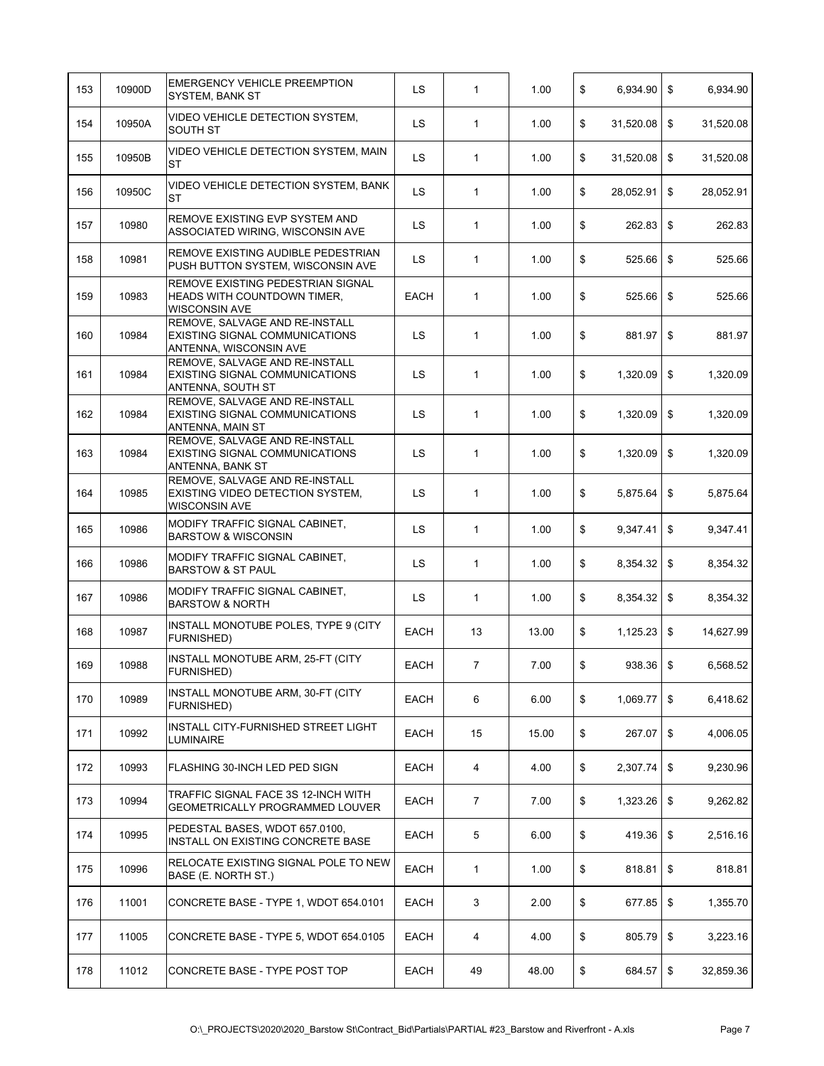| | | | | | | | |
|---|---|---|---|---|---|---|---|
| 153 | 10900D | EMERGENCY VEHICLE PREEMPTION SYSTEM, BANK ST | LS | 1 | 1.00 | $ 6,934.90 | $ 6,934.90 |
| 154 | 10950A | VIDEO VEHICLE DETECTION SYSTEM, SOUTH ST | LS | 1 | 1.00 | $ 31,520.08 | $ 31,520.08 |
| 155 | 10950B | VIDEO VEHICLE DETECTION SYSTEM, MAIN ST | LS | 1 | 1.00 | $ 31,520.08 | $ 31,520.08 |
| 156 | 10950C | VIDEO VEHICLE DETECTION SYSTEM, BANK ST | LS | 1 | 1.00 | $ 28,052.91 | $ 28,052.91 |
| 157 | 10980 | REMOVE EXISTING EVP SYSTEM AND ASSOCIATED WIRING, WISCONSIN AVE | LS | 1 | 1.00 | $ 262.83 | $ 262.83 |
| 158 | 10981 | REMOVE EXISTING AUDIBLE PEDESTRIAN PUSH BUTTON SYSTEM, WISCONSIN AVE | LS | 1 | 1.00 | $ 525.66 | $ 525.66 |
| 159 | 10983 | REMOVE EXISTING PEDESTRIAN SIGNAL HEADS WITH COUNTDOWN TIMER, WISCONSIN AVE | EACH | 1 | 1.00 | $ 525.66 | $ 525.66 |
| 160 | 10984 | REMOVE, SALVAGE AND RE-INSTALL EXISTING SIGNAL COMMUNICATIONS ANTENNA, WISCONSIN AVE | LS | 1 | 1.00 | $ 881.97 | $ 881.97 |
| 161 | 10984 | REMOVE, SALVAGE AND RE-INSTALL EXISTING SIGNAL COMMUNICATIONS ANTENNA, SOUTH ST | LS | 1 | 1.00 | $ 1,320.09 | $ 1,320.09 |
| 162 | 10984 | REMOVE, SALVAGE AND RE-INSTALL EXISTING SIGNAL COMMUNICATIONS ANTENNA, MAIN ST | LS | 1 | 1.00 | $ 1,320.09 | $ 1,320.09 |
| 163 | 10984 | REMOVE, SALVAGE AND RE-INSTALL EXISTING SIGNAL COMMUNICATIONS ANTENNA, BANK ST | LS | 1 | 1.00 | $ 1,320.09 | $ 1,320.09 |
| 164 | 10985 | REMOVE, SALVAGE AND RE-INSTALL EXISTING VIDEO DETECTION SYSTEM, WISCONSIN AVE | LS | 1 | 1.00 | $ 5,875.64 | $ 5,875.64 |
| 165 | 10986 | MODIFY TRAFFIC SIGNAL CABINET, BARSTOW & WISCONSIN | LS | 1 | 1.00 | $ 9,347.41 | $ 9,347.41 |
| 166 | 10986 | MODIFY TRAFFIC SIGNAL CABINET, BARSTOW & ST PAUL | LS | 1 | 1.00 | $ 8,354.32 | $ 8,354.32 |
| 167 | 10986 | MODIFY TRAFFIC SIGNAL CABINET, BARSTOW & NORTH | LS | 1 | 1.00 | $ 8,354.32 | $ 8,354.32 |
| 168 | 10987 | INSTALL MONOTUBE POLES, TYPE 9 (CITY FURNISHED) | EACH | 13 | 13.00 | $ 1,125.23 | $ 14,627.99 |
| 169 | 10988 | INSTALL MONOTUBE ARM, 25-FT (CITY FURNISHED) | EACH | 7 | 7.00 | $ 938.36 | $ 6,568.52 |
| 170 | 10989 | INSTALL MONOTUBE ARM, 30-FT (CITY FURNISHED) | EACH | 6 | 6.00 | $ 1,069.77 | $ 6,418.62 |
| 171 | 10992 | INSTALL CITY-FURNISHED STREET LIGHT LUMINAIRE | EACH | 15 | 15.00 | $ 267.07 | $ 4,006.05 |
| 172 | 10993 | FLASHING 30-INCH LED PED SIGN | EACH | 4 | 4.00 | $ 2,307.74 | $ 9,230.96 |
| 173 | 10994 | TRAFFIC SIGNAL FACE 3S 12-INCH WITH GEOMETRICALLY PROGRAMMED LOUVER | EACH | 7 | 7.00 | $ 1,323.26 | $ 9,262.82 |
| 174 | 10995 | PEDESTAL BASES, WDOT 657.0100, INSTALL ON EXISTING CONCRETE BASE | EACH | 5 | 6.00 | $ 419.36 | $ 2,516.16 |
| 175 | 10996 | RELOCATE EXISTING SIGNAL POLE TO NEW BASE (E. NORTH ST.) | EACH | 1 | 1.00 | $ 818.81 | $ 818.81 |
| 176 | 11001 | CONCRETE BASE - TYPE 1, WDOT 654.0101 | EACH | 3 | 2.00 | $ 677.85 | $ 1,355.70 |
| 177 | 11005 | CONCRETE BASE - TYPE 5, WDOT 654.0105 | EACH | 4 | 4.00 | $ 805.79 | $ 3,223.16 |
| 178 | 11012 | CONCRETE BASE - TYPE POST TOP | EACH | 49 | 48.00 | $ 684.57 | $ 32,859.36 |

O:\_PROJECTS\2020\2020_Barstow St\Contract_Bid\Partials\PARTIAL #23_Barstow and Riverfront - A.xls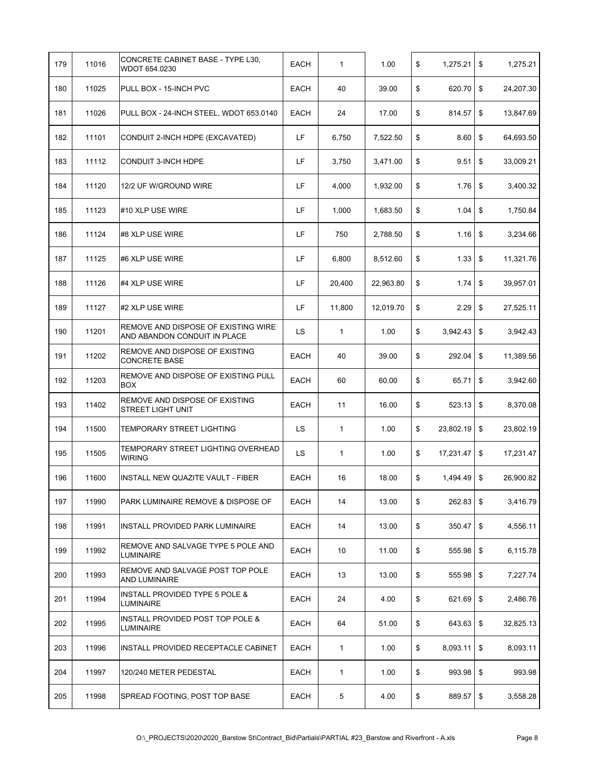| 179 | 11016 | CONCRETE CABINET BASE - TYPE L30, WDOT 654.0230 | EACH | 1 | 1.00 | $ 1,275.21 | $ 1,275.21 |
|---|---|---|---|---|---|---|---|
| 180 | 11025 | PULL BOX - 15-INCH PVC | EACH | 40 | 39.00 | $ 620.70 | $ 24,207.30 |
| 181 | 11026 | PULL BOX - 24-INCH STEEL, WDOT 653.0140 | EACH | 24 | 17.00 | $ 814.57 | $ 13,847.69 |
| 182 | 11101 | CONDUIT 2-INCH HDPE (EXCAVATED) | LF | 6,750 | 7,522.50 | $ 8.60 | $ 64,693.50 |
| 183 | 11112 | CONDUIT 3-INCH HDPE | LF | 3,750 | 3,471.00 | $ 9.51 | $ 33,009.21 |
| 184 | 11120 | 12/2 UF W/GROUND WIRE | LF | 4,000 | 1,932.00 | $ 1.76 | $ 3,400.32 |
| 185 | 11123 | #10 XLP USE WIRE | LF | 1,000 | 1,683.50 | $ 1.04 | $ 1,750.84 |
| 186 | 11124 | #8 XLP USE WIRE | LF | 750 | 2,788.50 | $ 1.16 | $ 3,234.66 |
| 187 | 11125 | #6 XLP USE WIRE | LF | 6,800 | 8,512.60 | $ 1.33 | $ 11,321.76 |
| 188 | 11126 | #4 XLP USE WIRE | LF | 20,400 | 22,963.80 | $ 1.74 | $ 39,957.01 |
| 189 | 11127 | #2 XLP USE WIRE | LF | 11,800 | 12,019.70 | $ 2.29 | $ 27,525.11 |
| 190 | 11201 | REMOVE AND DISPOSE OF EXISTING WIRE AND ABANDON CONDUIT IN PLACE | LS | 1 | 1.00 | $ 3,942.43 | $ 3,942.43 |
| 191 | 11202 | REMOVE AND DISPOSE OF EXISTING CONCRETE BASE | EACH | 40 | 39.00 | $ 292.04 | $ 11,389.56 |
| 192 | 11203 | REMOVE AND DISPOSE OF EXISTING PULL BOX | EACH | 60 | 60.00 | $ 65.71 | $ 3,942.60 |
| 193 | 11402 | REMOVE AND DISPOSE OF EXISTING STREET LIGHT UNIT | EACH | 11 | 16.00 | $ 523.13 | $ 8,370.08 |
| 194 | 11500 | TEMPORARY STREET LIGHTING | LS | 1 | 1.00 | $ 23,802.19 | $ 23,802.19 |
| 195 | 11505 | TEMPORARY STREET LIGHTING OVERHEAD WIRING | LS | 1 | 1.00 | $ 17,231.47 | $ 17,231.47 |
| 196 | 11600 | INSTALL NEW QUAZITE VAULT - FIBER | EACH | 16 | 18.00 | $ 1,494.49 | $ 26,900.82 |
| 197 | 11990 | PARK LUMINAIRE REMOVE & DISPOSE OF | EACH | 14 | 13.00 | $ 262.83 | $ 3,416.79 |
| 198 | 11991 | INSTALL PROVIDED PARK LUMINAIRE | EACH | 14 | 13.00 | $ 350.47 | $ 4,556.11 |
| 199 | 11992 | REMOVE AND SALVAGE TYPE 5 POLE AND LUMINAIRE | EACH | 10 | 11.00 | $ 555.98 | $ 6,115.78 |
| 200 | 11993 | REMOVE AND SALVAGE POST TOP POLE AND LUMINAIRE | EACH | 13 | 13.00 | $ 555.98 | $ 7,227.74 |
| 201 | 11994 | INSTALL PROVIDED TYPE 5 POLE & LUMINAIRE | EACH | 24 | 4.00 | $ 621.69 | $ 2,486.76 |
| 202 | 11995 | INSTALL PROVIDED POST TOP POLE & LUMINAIRE | EACH | 64 | 51.00 | $ 643.63 | $ 32,825.13 |
| 203 | 11996 | INSTALL PROVIDED RECEPTACLE CABINET | EACH | 1 | 1.00 | $ 8,093.11 | $ 8,093.11 |
| 204 | 11997 | 120/240 METER PEDESTAL | EACH | 1 | 1.00 | $ 993.98 | $ 993.98 |
| 205 | 11998 | SPREAD FOOTING, POST TOP BASE | EACH | 5 | 4.00 | $ 889.57 | $ 3,558.28 |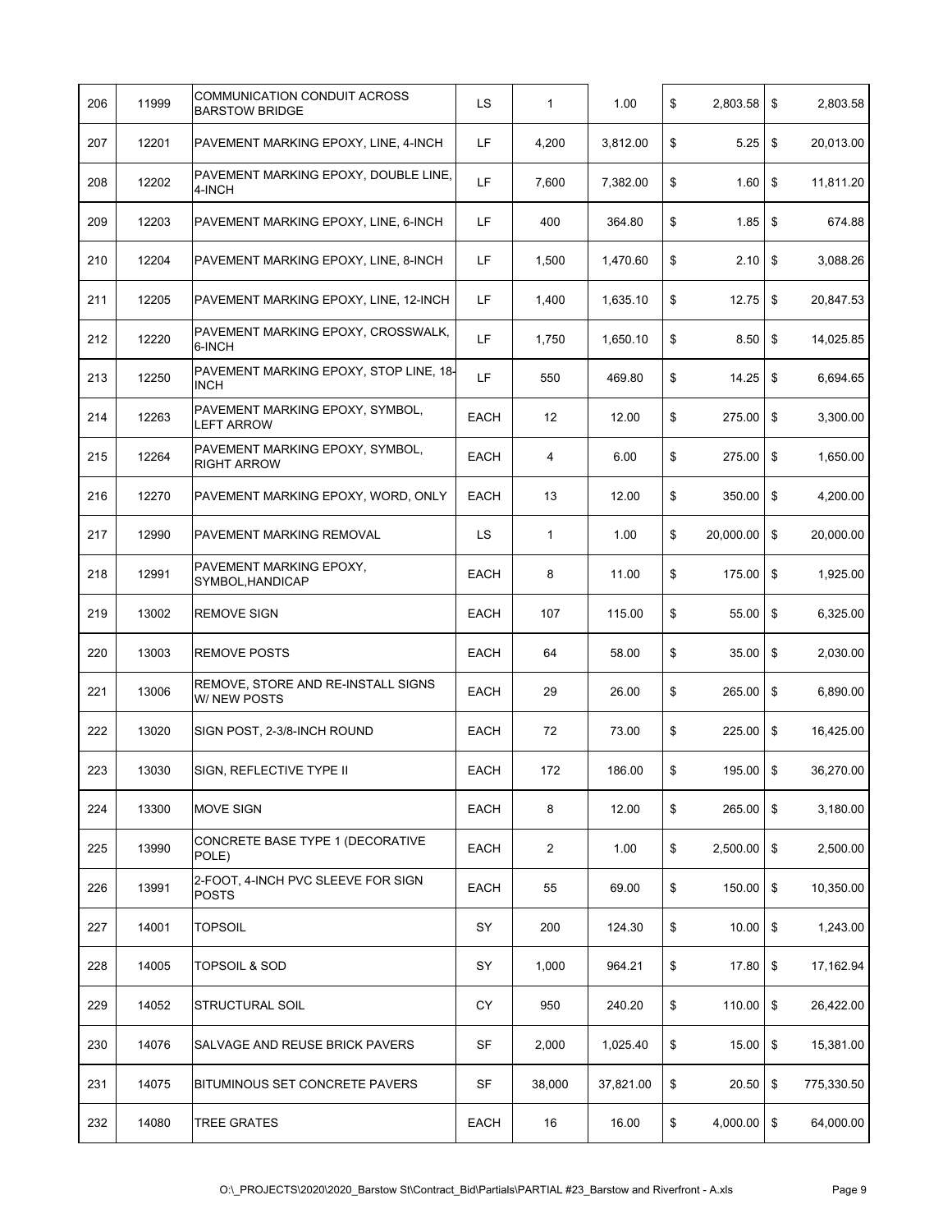| | | | | | | | |
|---|---|---|---|---|---|---|---|
| 206 | 11999 | COMMUNICATION CONDUIT ACROSS BARSTOW BRIDGE | LS | 1 | 1.00 | $ 2,803.58 | $ 2,803.58 |
| 207 | 12201 | PAVEMENT MARKING EPOXY, LINE, 4-INCH | LF | 4,200 | 3,812.00 | $ 5.25 | $ 20,013.00 |
| 208 | 12202 | PAVEMENT MARKING EPOXY, DOUBLE LINE, 4-INCH | LF | 7,600 | 7,382.00 | $ 1.60 | $ 11,811.20 |
| 209 | 12203 | PAVEMENT MARKING EPOXY, LINE, 6-INCH | LF | 400 | 364.80 | $ 1.85 | $ 674.88 |
| 210 | 12204 | PAVEMENT MARKING EPOXY, LINE, 8-INCH | LF | 1,500 | 1,470.60 | $ 2.10 | $ 3,088.26 |
| 211 | 12205 | PAVEMENT MARKING EPOXY, LINE, 12-INCH | LF | 1,400 | 1,635.10 | $ 12.75 | $ 20,847.53 |
| 212 | 12220 | PAVEMENT MARKING EPOXY, CROSSWALK, 6-INCH | LF | 1,750 | 1,650.10 | $ 8.50 | $ 14,025.85 |
| 213 | 12250 | PAVEMENT MARKING EPOXY, STOP LINE, 18-INCH | LF | 550 | 469.80 | $ 14.25 | $ 6,694.65 |
| 214 | 12263 | PAVEMENT MARKING EPOXY, SYMBOL, LEFT ARROW | EACH | 12 | 12.00 | $ 275.00 | $ 3,300.00 |
| 215 | 12264 | PAVEMENT MARKING EPOXY, SYMBOL, RIGHT ARROW | EACH | 4 | 6.00 | $ 275.00 | $ 1,650.00 |
| 216 | 12270 | PAVEMENT MARKING EPOXY, WORD, ONLY | EACH | 13 | 12.00 | $ 350.00 | $ 4,200.00 |
| 217 | 12990 | PAVEMENT MARKING REMOVAL | LS | 1 | 1.00 | $ 20,000.00 | $ 20,000.00 |
| 218 | 12991 | PAVEMENT MARKING EPOXY, SYMBOL,HANDICAP | EACH | 8 | 11.00 | $ 175.00 | $ 1,925.00 |
| 219 | 13002 | REMOVE SIGN | EACH | 107 | 115.00 | $ 55.00 | $ 6,325.00 |
| 220 | 13003 | REMOVE POSTS | EACH | 64 | 58.00 | $ 35.00 | $ 2,030.00 |
| 221 | 13006 | REMOVE, STORE AND RE-INSTALL SIGNS W/ NEW POSTS | EACH | 29 | 26.00 | $ 265.00 | $ 6,890.00 |
| 222 | 13020 | SIGN POST, 2-3/8-INCH ROUND | EACH | 72 | 73.00 | $ 225.00 | $ 16,425.00 |
| 223 | 13030 | SIGN, REFLECTIVE TYPE II | EACH | 172 | 186.00 | $ 195.00 | $ 36,270.00 |
| 224 | 13300 | MOVE SIGN | EACH | 8 | 12.00 | $ 265.00 | $ 3,180.00 |
| 225 | 13990 | CONCRETE BASE TYPE 1 (DECORATIVE POLE) | EACH | 2 | 1.00 | $ 2,500.00 | $ 2,500.00 |
| 226 | 13991 | 2-FOOT, 4-INCH PVC SLEEVE FOR SIGN POSTS | EACH | 55 | 69.00 | $ 150.00 | $ 10,350.00 |
| 227 | 14001 | TOPSOIL | SY | 200 | 124.30 | $ 10.00 | $ 1,243.00 |
| 228 | 14005 | TOPSOIL & SOD | SY | 1,000 | 964.21 | $ 17.80 | $ 17,162.94 |
| 229 | 14052 | STRUCTURAL SOIL | CY | 950 | 240.20 | $ 110.00 | $ 26,422.00 |
| 230 | 14076 | SALVAGE AND REUSE BRICK PAVERS | SF | 2,000 | 1,025.40 | $ 15.00 | $ 15,381.00 |
| 231 | 14075 | BITUMINOUS SET CONCRETE PAVERS | SF | 38,000 | 37,821.00 | $ 20.50 | $ 775,330.50 |
| 232 | 14080 | TREE GRATES | EACH | 16 | 16.00 | $ 4,000.00 | $ 64,000.00 |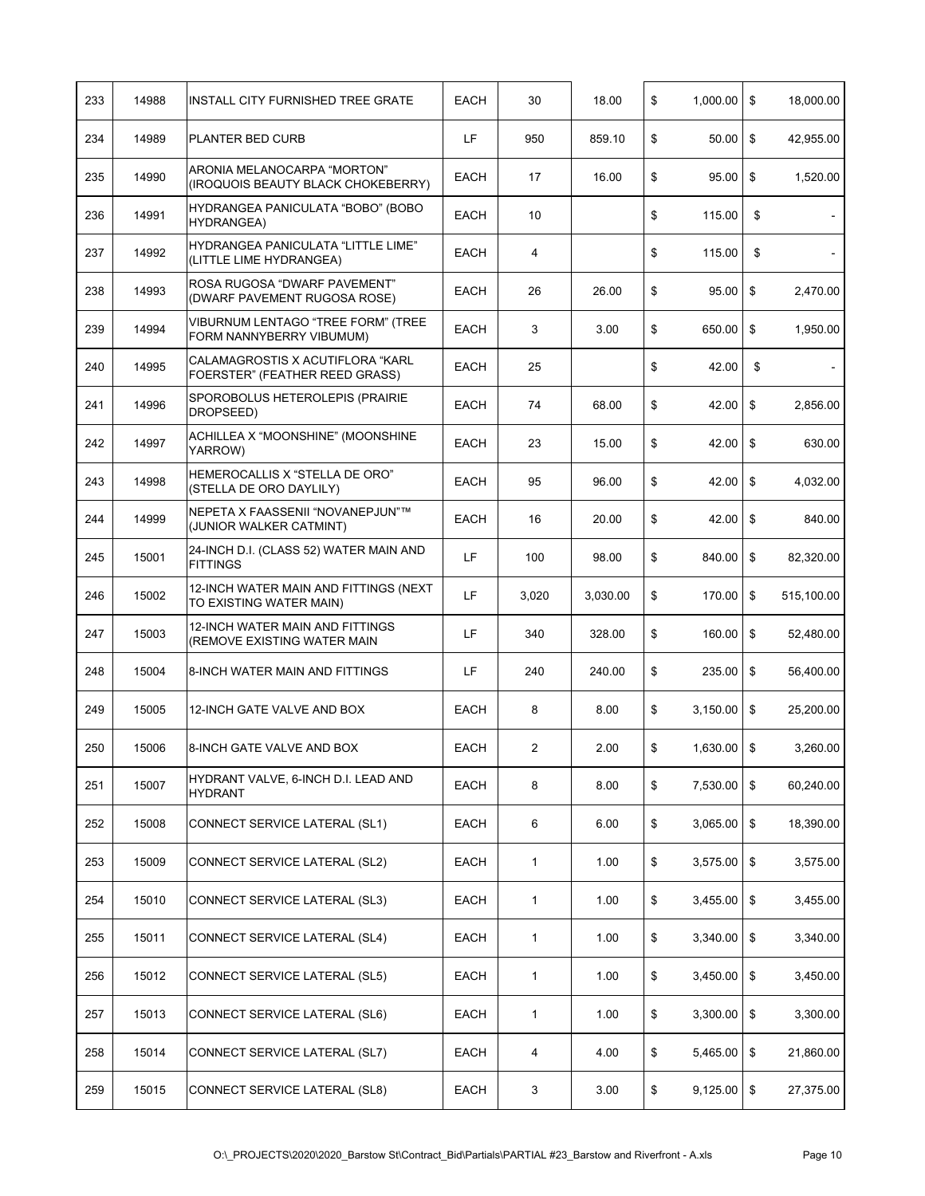| 233 | 14988 | INSTALL CITY FURNISHED TREE GRATE | EACH | 30 | 18.00 | $ 1,000.00 | $ 18,000.00 |
|---|---|---|---|---|---|---|---|
| 234 | 14989 | PLANTER BED CURB | LF | 950 | 859.10 | $ 50.00 | $ 42,955.00 |
| 235 | 14990 | ARONIA MELANOCARPA "MORTON" (IROQUOIS BEAUTY BLACK CHOKEBERRY) | EACH | 17 | 16.00 | $ 95.00 | $ 1,520.00 |
| 236 | 14991 | HYDRANGEA PANICULATA "BOBO" (BOBO HYDRANGEA) | EACH | 10 | | $ 115.00 | $ - |
| 237 | 14992 | HYDRANGEA PANICULATA "LITTLE LIME" (LITTLE LIME HYDRANGEA) | EACH | 4 | | $ 115.00 | $ - |
| 238 | 14993 | ROSA RUGOSA "DWARF PAVEMENT" (DWARF PAVEMENT RUGOSA ROSE) | EACH | 26 | 26.00 | $ 95.00 | $ 2,470.00 |
| 239 | 14994 | VIBURNUM LENTAGO "TREE FORM" (TREE FORM NANNYBERRY VIBUMUM) | EACH | 3 | 3.00 | $ 650.00 | $ 1,950.00 |
| 240 | 14995 | CALAMAGROSTIS X ACUTIFLORA "KARL FOERSTER" (FEATHER REED GRASS) | EACH | 25 | | $ 42.00 | $ - |
| 241 | 14996 | SPOROBOLUS HETEROLEPIS (PRAIRIE DROPSEED) | EACH | 74 | 68.00 | $ 42.00 | $ 2,856.00 |
| 242 | 14997 | ACHILLEA X "MOONSHINE" (MOONSHINE YARROW) | EACH | 23 | 15.00 | $ 42.00 | $ 630.00 |
| 243 | 14998 | HEMEROCALLIS X "STELLA DE ORO" (STELLA DE ORO DAYLILY) | EACH | 95 | 96.00 | $ 42.00 | $ 4,032.00 |
| 244 | 14999 | NEPETA X FAASSENII "NOVANEPJUN"™ (JUNIOR WALKER CATMINT) | EACH | 16 | 20.00 | $ 42.00 | $ 840.00 |
| 245 | 15001 | 24-INCH D.I. (CLASS 52) WATER MAIN AND FITTINGS | LF | 100 | 98.00 | $ 840.00 | $ 82,320.00 |
| 246 | 15002 | 12-INCH WATER MAIN AND FITTINGS (NEXT TO EXISTING WATER MAIN) | LF | 3,020 | 3,030.00 | $ 170.00 | $ 515,100.00 |
| 247 | 15003 | 12-INCH WATER MAIN AND FITTINGS (REMOVE EXISTING WATER MAIN | LF | 340 | 328.00 | $ 160.00 | $ 52,480.00 |
| 248 | 15004 | 8-INCH WATER MAIN AND FITTINGS | LF | 240 | 240.00 | $ 235.00 | $ 56,400.00 |
| 249 | 15005 | 12-INCH GATE VALVE AND BOX | EACH | 8 | 8.00 | $ 3,150.00 | $ 25,200.00 |
| 250 | 15006 | 8-INCH GATE VALVE AND BOX | EACH | 2 | 2.00 | $ 1,630.00 | $ 3,260.00 |
| 251 | 15007 | HYDRANT VALVE, 6-INCH D.I. LEAD AND HYDRANT | EACH | 8 | 8.00 | $ 7,530.00 | $ 60,240.00 |
| 252 | 15008 | CONNECT SERVICE LATERAL (SL1) | EACH | 6 | 6.00 | $ 3,065.00 | $ 18,390.00 |
| 253 | 15009 | CONNECT SERVICE LATERAL (SL2) | EACH | 1 | 1.00 | $ 3,575.00 | $ 3,575.00 |
| 254 | 15010 | CONNECT SERVICE LATERAL (SL3) | EACH | 1 | 1.00 | $ 3,455.00 | $ 3,455.00 |
| 255 | 15011 | CONNECT SERVICE LATERAL (SL4) | EACH | 1 | 1.00 | $ 3,340.00 | $ 3,340.00 |
| 256 | 15012 | CONNECT SERVICE LATERAL (SL5) | EACH | 1 | 1.00 | $ 3,450.00 | $ 3,450.00 |
| 257 | 15013 | CONNECT SERVICE LATERAL (SL6) | EACH | 1 | 1.00 | $ 3,300.00 | $ 3,300.00 |
| 258 | 15014 | CONNECT SERVICE LATERAL (SL7) | EACH | 4 | 4.00 | $ 5,465.00 | $ 21,860.00 |
| 259 | 15015 | CONNECT SERVICE LATERAL (SL8) | EACH | 3 | 3.00 | $ 9,125.00 | $ 27,375.00 |

O:\_PROJECTS\2020\2020_Barstow St\Contract_Bid\Partials\PARTIAL #23_Barstow and Riverfront - A.xls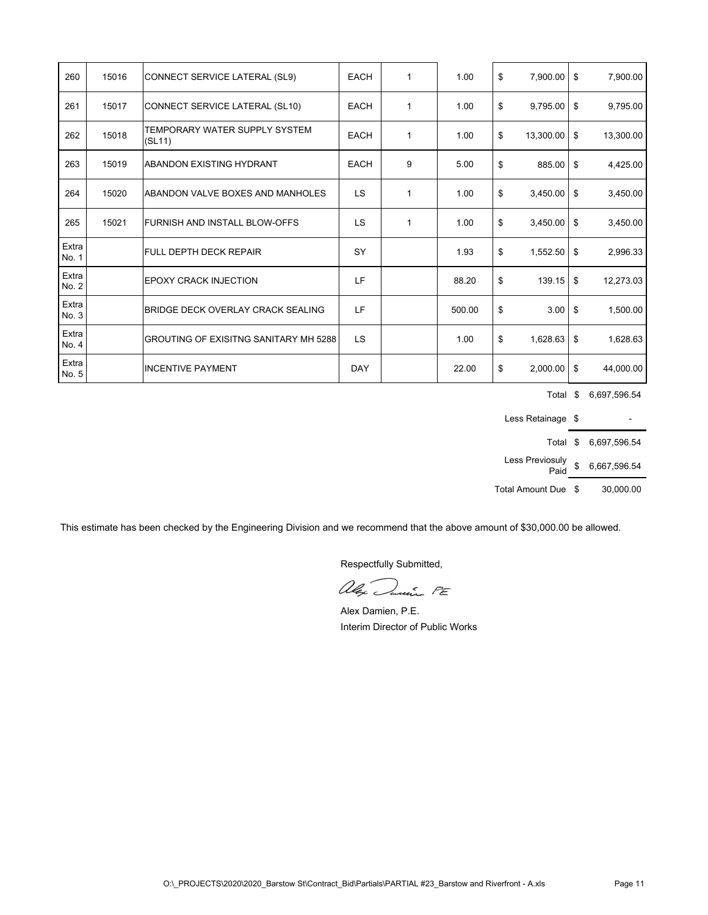| | | | | | | | |
|---|---|---|---|---|---|---|---|
| 260 | 15016 | CONNECT SERVICE LATERAL (SL9) | EACH | 1 | 1.00 | $ 7,900.00 | $ 7,900.00 |
| 261 | 15017 | CONNECT SERVICE LATERAL (SL10) | EACH | 1 | 1.00 | $ 9,795.00 | $ 9,795.00 |
| 262 | 15018 | TEMPORARY WATER SUPPLY SYSTEM (SL11) | EACH | 1 | 1.00 | $ 13,300.00 | $ 13,300.00 |
| 263 | 15019 | ABANDON EXISTING HYDRANT | EACH | 9 | 5.00 | $ 885.00 | $ 4,425.00 |
| 264 | 15020 | ABANDON VALVE BOXES AND MANHOLES | LS | 1 | 1.00 | $ 3,450.00 | $ 3,450.00 |
| 265 | 15021 | FURNISH AND INSTALL BLOW-OFFS | LS | 1 | 1.00 | $ 3,450.00 | $ 3,450.00 |
| Extra No. 1 | | FULL DEPTH DECK REPAIR | SY | | 1.93 | $ 1,552.50 | $ 2,996.33 |
| Extra No. 2 | | EPOXY CRACK INJECTION | LF | | 88.20 | $ 139.15 | $ 12,273.03 |
| Extra No. 3 | | BRIDGE DECK OVERLAY CRACK SEALING | LF | | 500.00 | $ 3.00 | $ 1,500.00 |
| Extra No. 4 | | GROUTING OF EXISITNG SANITARY MH 5288 | LS | | 1.00 | $ 1,628.63 | $ 1,628.63 |
| Extra No. 5 | | INCENTIVE PAYMENT | DAY | | 22.00 | $ 2,000.00 | $ 44,000.00 |

| | |
|---|---|
| Total | $ 6,697,596.54 |
| Less Retainage | $ - |
| Total | $ 6,697,596.54 |
| Less Previosuly Paid | $ 6,667,596.54 |
| Total Amount Due | $ 30,000.00 |

This estimate has been checked by the Engineering Division and we recommend that the above amount of $30,000.00 be allowed.

Respectfully Submitted,

Alex Damien PE

Alex Damien, P.E.
Interim Director of Public Works

O:\_PROJECTS\2020\2020_Barstow St\Contract_Bid\Partials\PARTIAL #23_Barstow and Riverfront - A.xls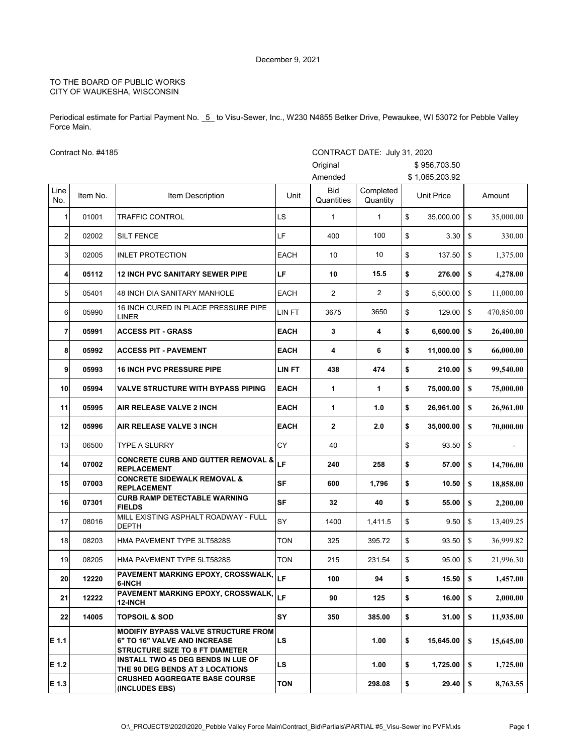December 9, 2021

TO THE BOARD OF PUBLIC WORKS
CITY OF WAUKESHA, WISCONSIN

Periodical estimate for Partial Payment No. 5 to Visu-Sewer, Inc., W230 N4855 Betker Drive, Pewaukee, WI 53072 for Pebble Valley Force Main.

Contract No. #4185

CONTRACT DATE: July 31, 2020

Original $ 956,703.50

Amended $ 1,065,203.92

| Line No. | Item No. | Item Description | Unit | Bid Quantities | Completed Quantity | Unit Price | Amount |
|---|---|---|---|---|---|---|---|
| 1 | 01001 | TRAFFIC CONTROL | LS | 1 | 1 | $ 35,000.00 | $ 35,000.00 |
| 2 | 02002 | SILT FENCE | LF | 400 | 100 | $ 3.30 | $ 330.00 |
| 3 | 02005 | INLET PROTECTION | EACH | 10 | 10 | $ 137.50 | $ 1,375.00 |
| **4** | **05112** | **12 INCH PVC SANITARY SEWER PIPE** | **LF** | **10** | **15.5** | **$ 276.00** | **$ 4,278.00** |
| 5 | 05401 | 48 INCH DIA SANITARY MANHOLE | EACH | 2 | 2 | $ 5,500.00 | $ 11,000.00 |
| 6 | 05990 | 16 INCH CURED IN PLACE PRESSURE PIPE LINER | LIN FT | 3675 | 3650 | $ 129.00 | $ 470,850.00 |
| **7** | **05991** | **ACCESS PIT - GRASS** | **EACH** | **3** | **4** | **$ 6,600.00** | **$ 26,400.00** |
| **8** | **05992** | **ACCESS PIT - PAVEMENT** | **EACH** | **4** | **6** | **$ 11,000.00** | **$ 66,000.00** |
| **9** | **05993** | **16 INCH PVC PRESSURE PIPE** | **LIN FT** | **438** | **474** | **$ 210.00** | **$ 99,540.00** |
| **10** | **05994** | **VALVE STRUCTURE WITH BYPASS PIPING** | **EACH** | **1** | **1** | **$ 75,000.00** | **$ 75,000.00** |
| **11** | **05995** | **AIR RELEASE VALVE 2 INCH** | **EACH** | **1** | **1.0** | **$ 26,961.00** | **$ 26,961.00** |
| **12** | **05996** | **AIR RELEASE VALVE 3 INCH** | **EACH** | **2** | **2.0** | **$ 35,000.00** | **$ 70,000.00** |
| 13 | 06500 | TYPE A SLURRY | CY | 40 | | $ 93.50 | $ - |
| **14** | **07002** | **CONCRETE CURB AND GUTTER REMOVAL & REPLACEMENT** | **LF** | **240** | **258** | **$ 57.00** | **$ 14,706.00** |
| **15** | **07003** | **CONCRETE SIDEWALK REMOVAL & REPLACEMENT** | **SF** | **600** | **1,796** | **$ 10.50** | **$ 18,858.00** |
| **16** | **07301** | **CURB RAMP DETECTABLE WARNING FIELDS** | **SF** | **32** | **40** | **$ 55.00** | **$ 2,200.00** |
| 17 | 08016 | MILL EXISTING ASPHALT ROADWAY - FULL DEPTH | SY | 1400 | 1,411.5 | $ 9.50 | $ 13,409.25 |
| 18 | 08203 | HMA PAVEMENT TYPE 3LT5828S | TON | 325 | 395.72 | $ 93.50 | $ 36,999.82 |
| 19 | 08205 | HMA PAVEMENT TYPE 5LT5828S | TON | 215 | 231.54 | $ 95.00 | $ 21,996.30 |
| **20** | **12220** | **PAVEMENT MARKING EPOXY, CROSSWALK, 6-INCH** | **LF** | **100** | **94** | **$ 15.50** | **$ 1,457.00** |
| **21** | **12222** | **PAVEMENT MARKING EPOXY, CROSSWALK, 12-INCH** | **LF** | **90** | **125** | **$ 16.00** | **$ 2,000.00** |
| **22** | **14005** | **TOPSOIL & SOD** | **SY** | **350** | **385.00** | **$ 31.00** | **$ 11,935.00** |
| **E 1.1** | | **MODIFIY BYPASS VALVE STRUCTURE FROM 6" TO 16" VALVE AND INCREASE STRUCTURE SIZE TO 8 FT DIAMETER** | **LS** | | **1.00** | **$ 15,645.00** | **$ 15,645.00** |
| **E 1.2** | | **INSTALL TWO 45 DEG BENDS IN LUE OF THE 90 DEG BENDS AT 3 LOCATIONS** | **LS** | | **1.00** | **$ 1,725.00** | **$ 1,725.00** |
| **E 1.3** | | **CRUSHED AGGREGATE BASE COURSE (INCLUDES EBS)** | **TON** | | **298.08** | **$ 29.40** | **$ 8,763.55** |

O:\_PROJECTS\2020\2020_Pebble Valley Force Main\Contract_Bid\Partials\PARTIAL #5_Visu-Sewer Inc PVFM.xls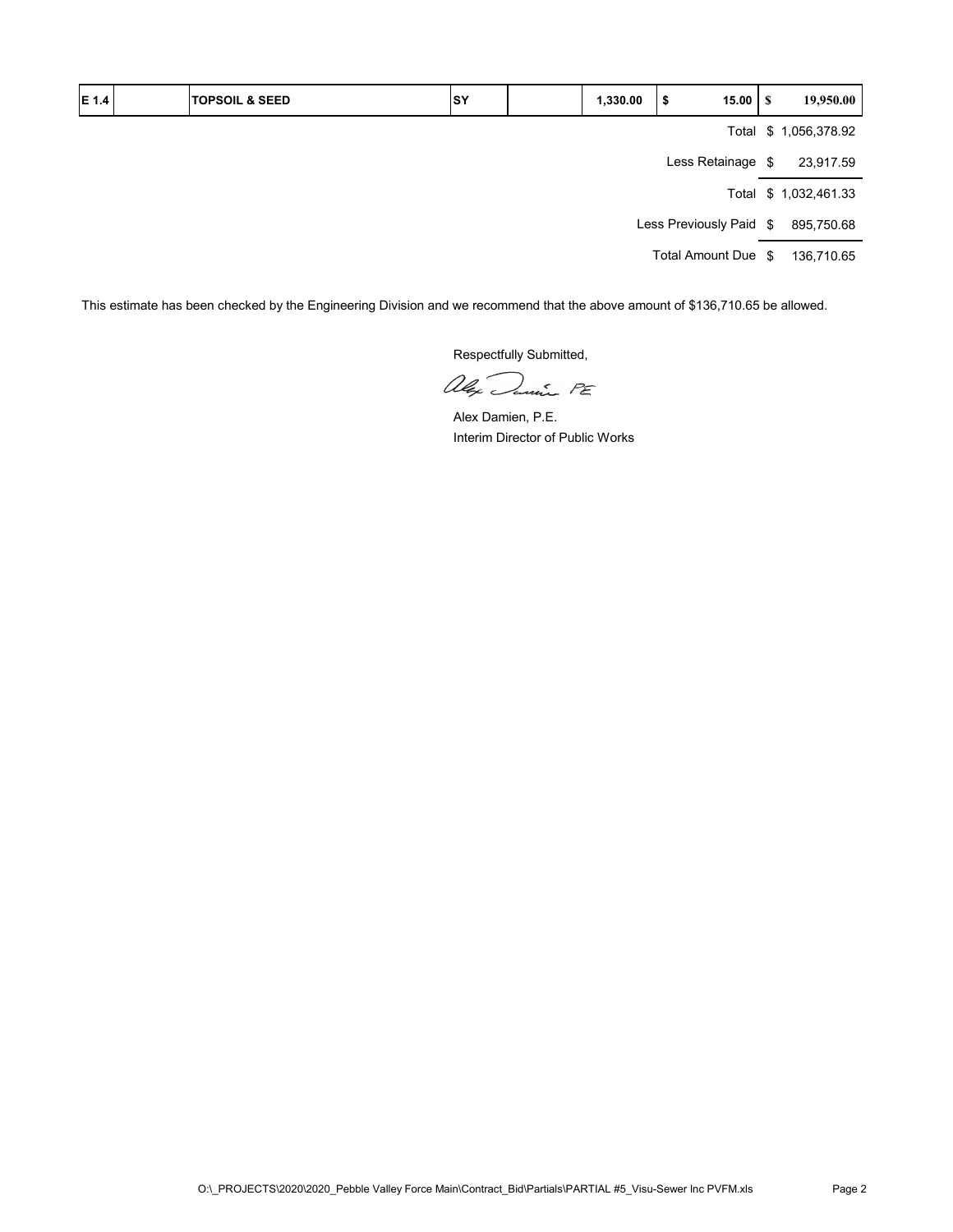| E 1.4 | | TOPSOIL & SEED | SY | | 1,330.00 | $ 15.00 | $ 19,950.00 |
|---|---|---|---|---|---|---|---|

| | |
|---|---|
| Total | $ 1,056,378.92 |
| Less Retainage | $ 23,917.59 |
| Total | $ 1,032,461.33 |
| Less Previously Paid | $ 895,750.68 |
| Total Amount Due | $ 136,710.65 |

This estimate has been checked by the Engineering Division and we recommend that the above amount of $136,710.65 be allowed.

Respectfully Submitted,

Alex Damien PE

Alex Damien, P.E.
Interim Director of Public Works

O:\_PROJECTS\2020\2020_Pebble Valley Force Main\Contract_Bid\Partials\PARTIAL #5_Visu-Sewer Inc PVFM.xls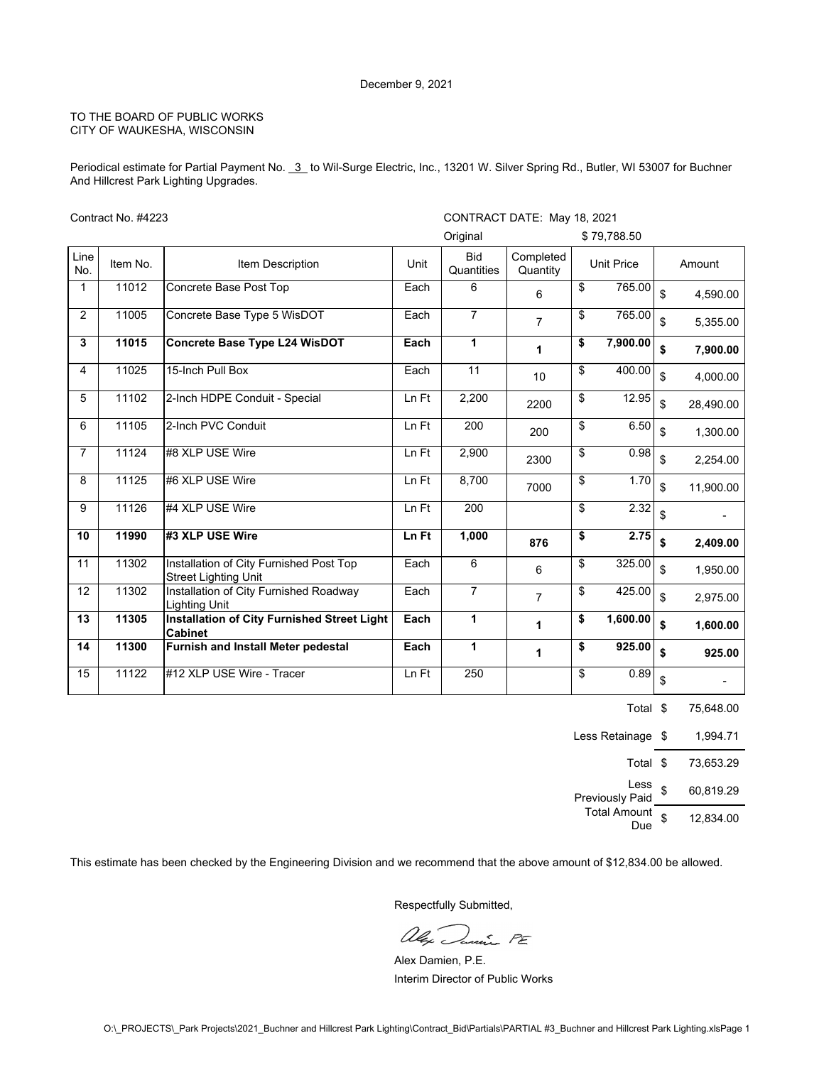December 9, 2021

TO THE BOARD OF PUBLIC WORKS
CITY OF WAUKESHA, WISCONSIN

Periodical estimate for Partial Payment No. 3 to Wil-Surge Electric, Inc., 13201 W. Silver Spring Rd., Butler, WI 53007 for Buchner And Hillcrest Park Lighting Upgrades.

Contract No. #4223

CONTRACT DATE: May 18, 2021

Original $ 79,788.50

| Line No. | Item No. | Item Description | Unit | Bid Quantities | Completed Quantity | Unit Price | Amount |
|---|---|---|---|---|---|---|---|
| 1 | 11012 | Concrete Base Post Top | Each | 6 | 6 | $ 765.00 | $ 4,590.00 |
| 2 | 11005 | Concrete Base Type 5 WisDOT | Each | 7 | 7 | $ 765.00 | $ 5,355.00 |
| **3** | **11015** | **Concrete Base Type L24 WisDOT** | **Each** | **1** | **1** | **$ 7,900.00** | **$ 7,900.00** |
| 4 | 11025 | 15-Inch Pull Box | Each | 11 | 10 | $ 400.00 | $ 4,000.00 |
| 5 | 11102 | 2-Inch HDPE Conduit - Special | Ln Ft | 2,200 | 2200 | $ 12.95 | $ 28,490.00 |
| 6 | 11105 | 2-Inch PVC Conduit | Ln Ft | 200 | 200 | $ 6.50 | $ 1,300.00 |
| 7 | 11124 | #8 XLP USE Wire | Ln Ft | 2,900 | 2300 | $ 0.98 | $ 2,254.00 |
| 8 | 11125 | #6 XLP USE Wire | Ln Ft | 8,700 | 7000 | $ 1.70 | $ 11,900.00 |
| 9 | 11126 | #4 XLP USE Wire | Ln Ft | 200 | | $ 2.32 | $ - |
| **10** | **11990** | **#3 XLP USE Wire** | **Ln Ft** | **1,000** | **876** | **$ 2.75** | **$ 2,409.00** |
| 11 | 11302 | Installation of City Furnished Post Top Street Lighting Unit | Each | 6 | 6 | $ 325.00 | $ 1,950.00 |
| 12 | 11302 | Installation of City Furnished Roadway Lighting Unit | Each | 7 | 7 | $ 425.00 | $ 2,975.00 |
| **13** | **11305** | **Installation of City Furnished Street Light Cabinet** | **Each** | **1** | **1** | **$ 1,600.00** | **$ 1,600.00** |
| **14** | **11300** | **Furnish and Install Meter pedestal** | **Each** | **1** | **1** | **$ 925.00** | **$ 925.00** |
| 15 | 11122 | #12 XLP USE Wire - Tracer | Ln Ft | 250 | | $ 0.89 | $ - |

| | |
|---|---|
| Total | $ 75,648.00 |
| Less Retainage | $ 1,994.71 |
| Total | $ 73,653.29 |
| Less Previously Paid | $ 60,819.29 |
| Total Amount Due | $ 12,834.00 |

This estimate has been checked by the Engineering Division and we recommend that the above amount of $12,834.00 be allowed.

Respectfully Submitted,

Alex Damien PE

Alex Damien, P.E.
Interim Director of Public Works

O:\_PROJECTS\_Park Projects\2021_Buchner and Hillcrest Park Lighting\Contract_Bid\Partials\PARTIAL #3_Buchner and Hillcrest Park Lighting.xls